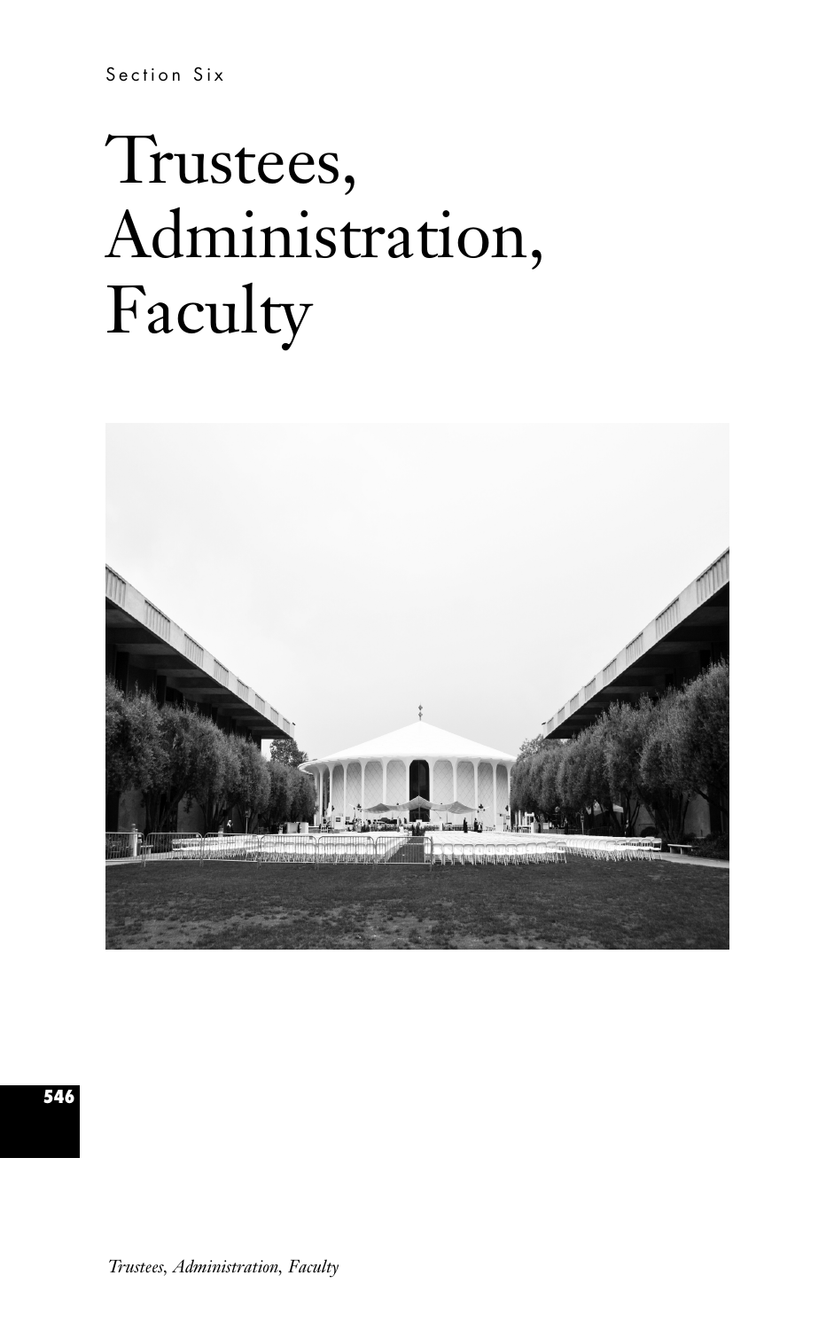Section Six

# Trustees, Administration, Faculty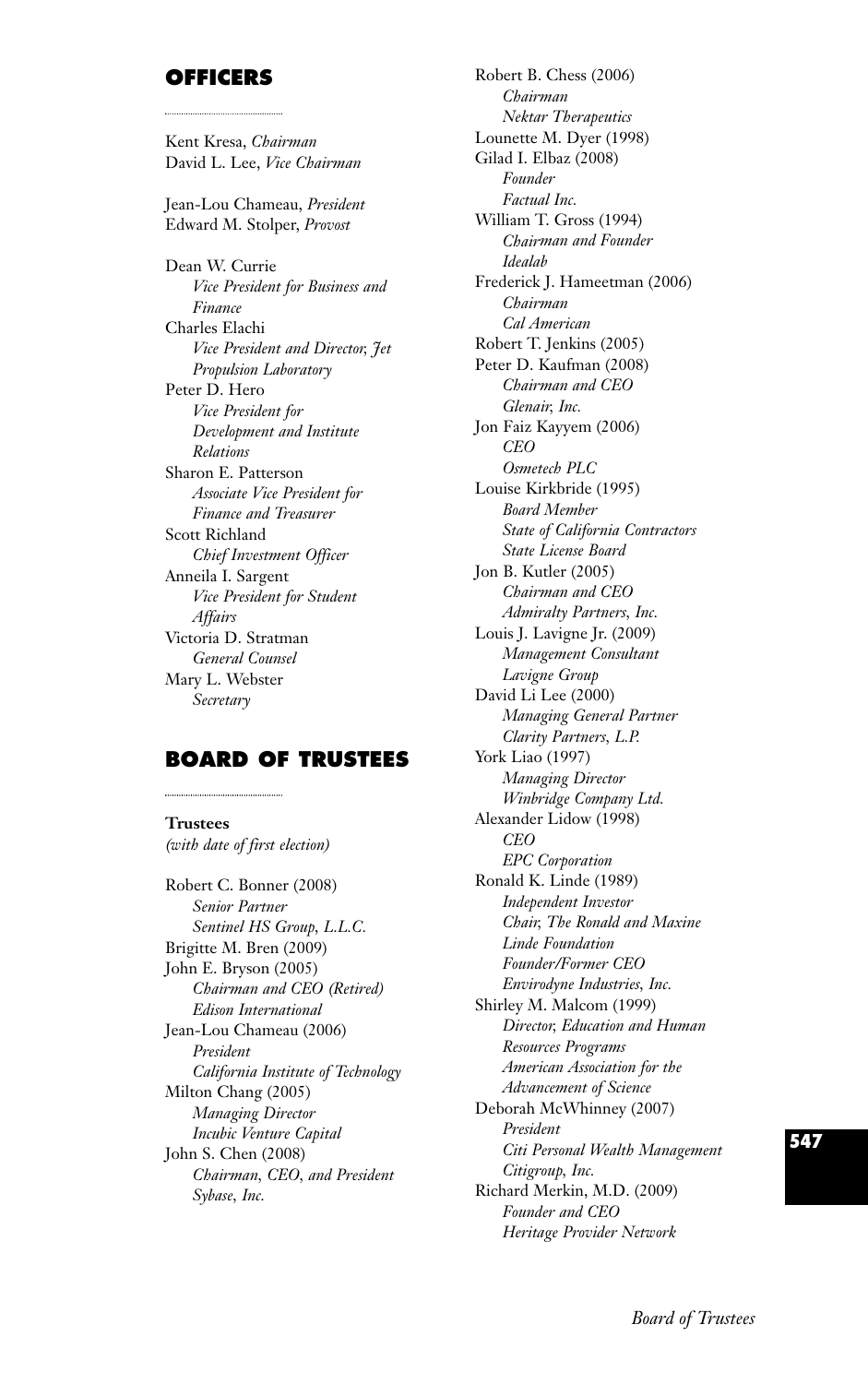## OFFICERS

Kent Kresa, *Chairman*
David L. Lee, *Vice Chairman*

Jean-Lou Chameau, *President*
Edward M. Stolper, *Provost*

Dean W. Currie
*Vice President for Business and Finance*

Charles Elachi
*Vice President and Director, Jet Propulsion Laboratory*

Peter D. Hero
*Vice President for Development and Institute Relations*

Sharon E. Patterson
*Associate Vice President for Finance and Treasurer*

Scott Richland
*Chief Investment Officer*

Anneila I. Sargent
*Vice President for Student Affairs*

Victoria D. Stratman
*General Counsel*

Mary L. Webster
*Secretary*

## BOARD OF TRUSTEES

**Trustees**
*(with date of first election)*

Robert C. Bonner (2008)
*Senior Partner*
*Sentinel HS Group, L.L.C.*

Brigitte M. Bren (2009)

John E. Bryson (2005)
*Chairman and CEO (Retired)*
*Edison International*

Jean-Lou Chameau (2006)
*President*
*California Institute of Technology*

Milton Chang (2005)
*Managing Director*
*Incubic Venture Capital*

John S. Chen (2008)
*Chairman, CEO, and President*
*Sybase, Inc.*

Robert B. Chess (2006)
*Chairman*
*Nektar Therapeutics*

Lounette M. Dyer (1998)

Gilad I. Elbaz (2008)
*Founder*
*Factual Inc.*

William T. Gross (1994)
*Chairman and Founder*
*Idealab*

Frederick J. Hameetman (2006)
*Chairman*
*Cal American*

Robert T. Jenkins (2005)

Peter D. Kaufman (2008)
*Chairman and CEO*
*Glenair, Inc.*

Jon Faiz Kayyem (2006)
*CEO*
*Osmetech PLC*

Louise Kirkbride (1995)
*Board Member*
*State of California Contractors State License Board*

Jon B. Kutler (2005)
*Chairman and CEO*
*Admiralty Partners, Inc.*

Louis J. Lavigne Jr. (2009)
*Management Consultant*
*Lavigne Group*

David Li Lee (2000)
*Managing General Partner*
*Clarity Partners, L.P.*

York Liao (1997)
*Managing Director*
*Winbridge Company Ltd.*

Alexander Lidow (1998)
*CEO*
*EPC Corporation*

Ronald K. Linde (1989)
*Independent Investor*
*Chair, The Ronald and Maxine Linde Foundation*
*Founder/Former CEO*
*Envirodyne Industries, Inc.*

Shirley M. Malcom (1999)
*Director, Education and Human Resources Programs*
*American Association for the Advancement of Science*

Deborah McWhinney (2007)
*President*
*Citi Personal Wealth Management*
*Citigroup, Inc.*

Richard Merkin, M.D. (2009)
*Founder and CEO*
*Heritage Provider Network*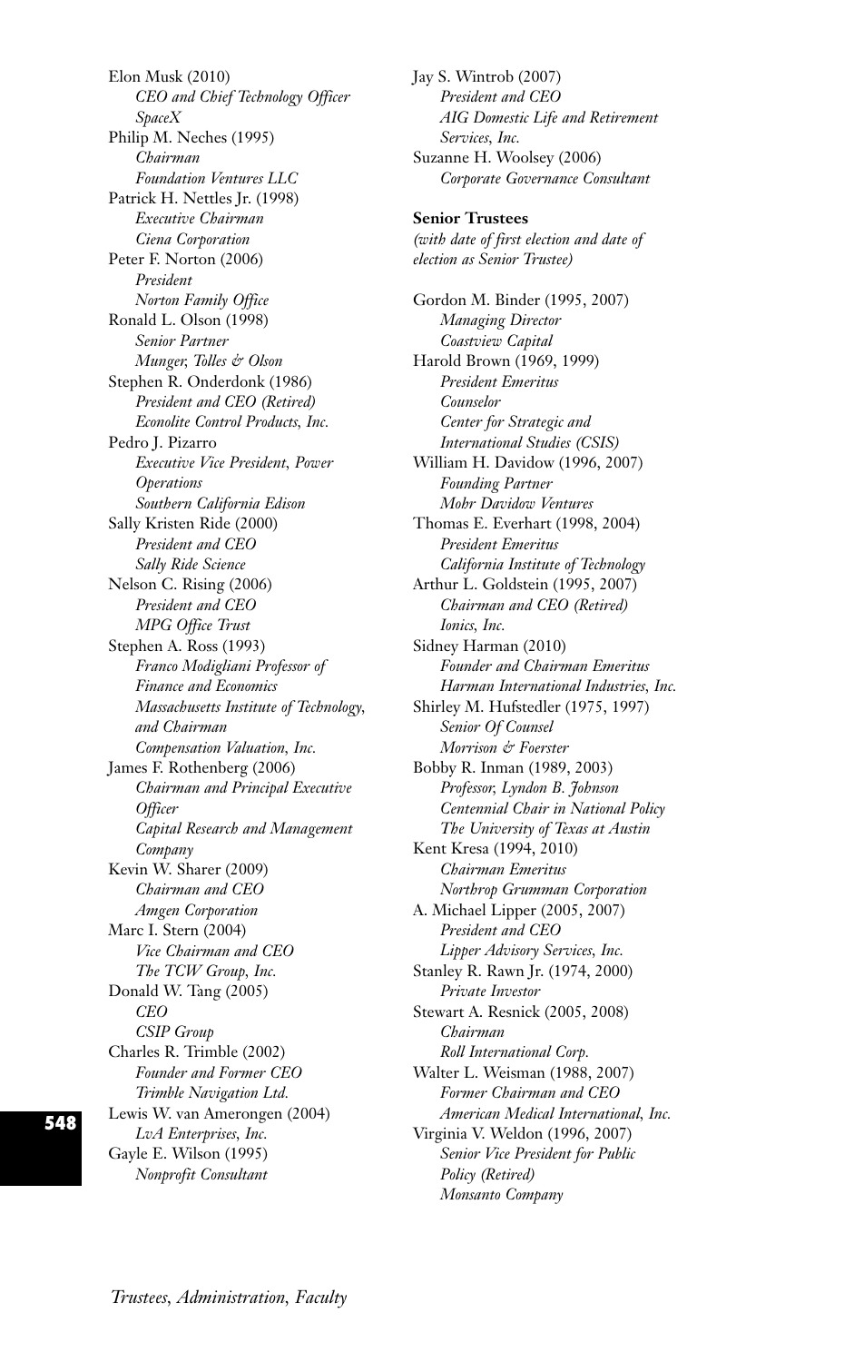Elon Musk (2010)
*CEO and Chief Technology Officer*
*SpaceX*

Philip M. Neches (1995)
*Chairman*
*Foundation Ventures LLC*

Patrick H. Nettles Jr. (1998)
*Executive Chairman*
*Ciena Corporation*

Peter F. Norton (2006)
*President*
*Norton Family Office*

Ronald L. Olson (1998)
*Senior Partner*
*Munger, Tolles & Olson*

Stephen R. Onderdonk (1986)
*President and CEO (Retired)*
*Econolite Control Products, Inc.*

Pedro J. Pizarro
*Executive Vice President, Power Operations*
*Southern California Edison*

Sally Kristen Ride (2000)
*President and CEO*
*Sally Ride Science*

Nelson C. Rising (2006)
*President and CEO*
*MPG Office Trust*

Stephen A. Ross (1993)
*Franco Modigliani Professor of Finance and Economics*
*Massachusetts Institute of Technology, and Chairman*
*Compensation Valuation, Inc.*

James F. Rothenberg (2006)
*Chairman and Principal Executive Officer*
*Capital Research and Management Company*

Kevin W. Sharer (2009)
*Chairman and CEO*
*Amgen Corporation*

Marc I. Stern (2004)
*Vice Chairman and CEO*
*The TCW Group, Inc.*

Donald W. Tang (2005)
*CEO*
*CSIP Group*

Charles R. Trimble (2002)
*Founder and Former CEO*
*Trimble Navigation Ltd.*

Lewis W. van Amerongen (2004)
*LvA Enterprises, Inc.*

Gayle E. Wilson (1995)
*Nonprofit Consultant*

Jay S. Wintrob (2007)
*President and CEO*
*AIG Domestic Life and Retirement Services, Inc.*

Suzanne H. Woolsey (2006)
*Corporate Governance Consultant*

**Senior Trustees**
*(with date of first election and date of election as Senior Trustee)*

Gordon M. Binder (1995, 2007)
*Managing Director*
*Coastview Capital*

Harold Brown (1969, 1999)
*President Emeritus*
*Counselor*
*Center for Strategic and International Studies (CSIS)*

William H. Davidow (1996, 2007)
*Founding Partner*
*Mohr Davidow Ventures*

Thomas E. Everhart (1998, 2004)
*President Emeritus*
*California Institute of Technology*

Arthur L. Goldstein (1995, 2007)
*Chairman and CEO (Retired)*
*Ionics, Inc.*

Sidney Harman (2010)
*Founder and Chairman Emeritus*
*Harman International Industries, Inc.*

Shirley M. Hufstedler (1975, 1997)
*Senior Of Counsel*
*Morrison & Foerster*

Bobby R. Inman (1989, 2003)
*Professor, Lyndon B. Johnson Centennial Chair in National Policy*
*The University of Texas at Austin*

Kent Kresa (1994, 2010)
*Chairman Emeritus*
*Northrop Grumman Corporation*

A. Michael Lipper (2005, 2007)
*President and CEO*
*Lipper Advisory Services, Inc.*

Stanley R. Rawn Jr. (1974, 2000)
*Private Investor*

Stewart A. Resnick (2005, 2008)
*Chairman*
*Roll International Corp.*

Walter L. Weisman (1988, 2007)
*Former Chairman and CEO*
*American Medical International, Inc.*

Virginia V. Weldon (1996, 2007)
*Senior Vice President for Public Policy (Retired)*
*Monsanto Company*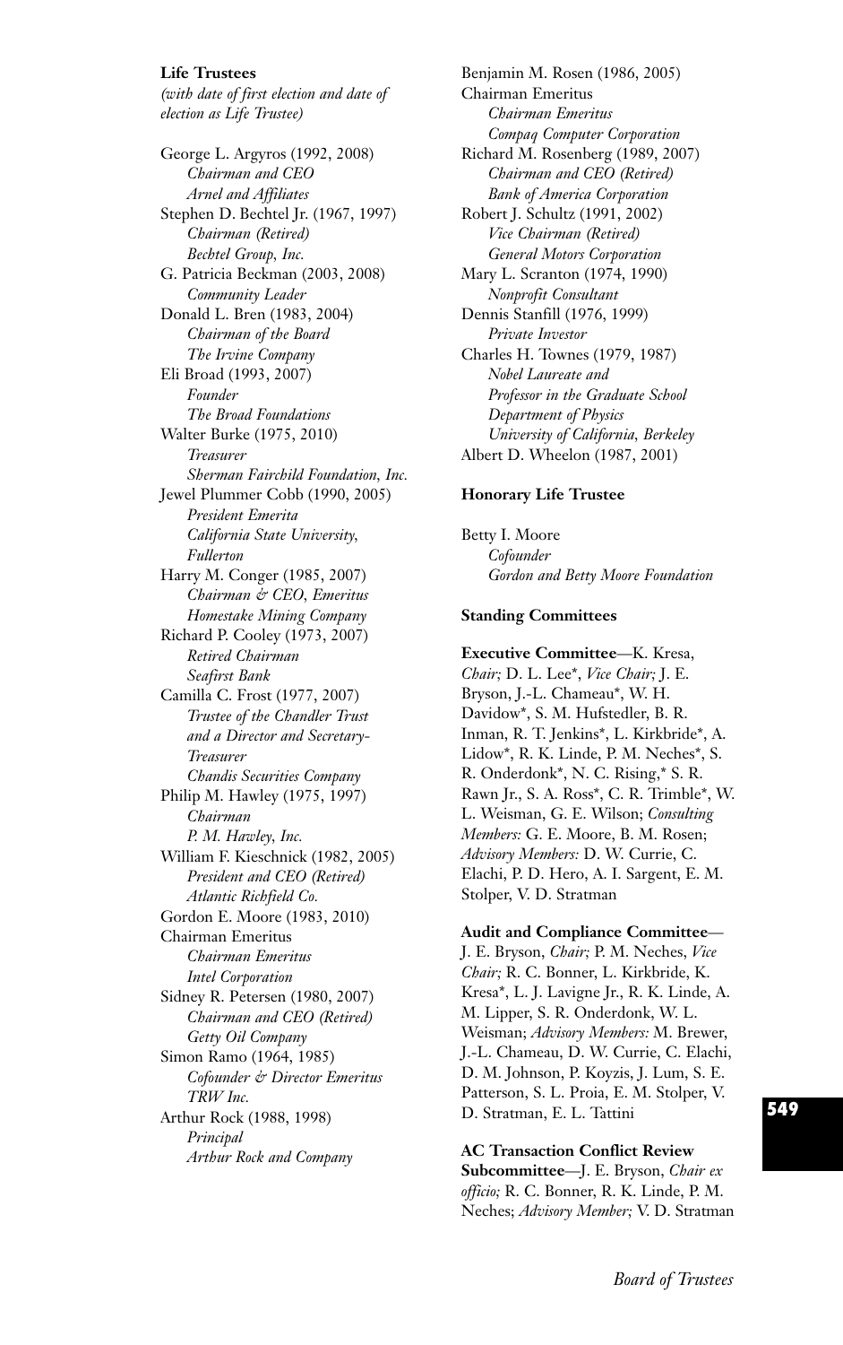**Life Trustees**
*(with date of first election and date of election as Life Trustee)*

George L. Argyros (1992, 2008)
*Chairman and CEO*
*Arnel and Affiliates*

Stephen D. Bechtel Jr. (1967, 1997)
*Chairman (Retired)*
*Bechtel Group, Inc.*

G. Patricia Beckman (2003, 2008)
*Community Leader*

Donald L. Bren (1983, 2004)
*Chairman of the Board*
*The Irvine Company*

Eli Broad (1993, 2007)
*Founder*
*The Broad Foundations*

Walter Burke (1975, 2010)
*Treasurer*
*Sherman Fairchild Foundation, Inc.*

Jewel Plummer Cobb (1990, 2005)
*President Emerita*
*California State University, Fullerton*

Harry M. Conger (1985, 2007)
*Chairman & CEO, Emeritus*
*Homestake Mining Company*

Richard P. Cooley (1973, 2007)
*Retired Chairman*
*Seafirst Bank*

Camilla C. Frost (1977, 2007)
*Trustee of the Chandler Trust and a Director and Secretary-Treasurer*
*Chandis Securities Company*

Philip M. Hawley (1975, 1997)
*Chairman*
*P. M. Hawley, Inc.*

William F. Kieschnick (1982, 2005)
*President and CEO (Retired)*
*Atlantic Richfield Co.*

Gordon E. Moore (1983, 2010)
Chairman Emeritus
*Chairman Emeritus*
*Intel Corporation*

Sidney R. Petersen (1980, 2007)
*Chairman and CEO (Retired)*
*Getty Oil Company*

Simon Ramo (1964, 1985)
*Cofounder & Director Emeritus*
*TRW Inc.*

Arthur Rock (1988, 1998)
*Principal*
*Arthur Rock and Company*

Benjamin M. Rosen (1986, 2005)
Chairman Emeritus
*Chairman Emeritus*
*Compaq Computer Corporation*

Richard M. Rosenberg (1989, 2007)
*Chairman and CEO (Retired)*
*Bank of America Corporation*

Robert J. Schultz (1991, 2002)
*Vice Chairman (Retired)*
*General Motors Corporation*

Mary L. Scranton (1974, 1990)
*Nonprofit Consultant*

Dennis Stanfill (1976, 1999)
*Private Investor*

Charles H. Townes (1979, 1987)
*Nobel Laureate and Professor in the Graduate School*
*Department of Physics*
*University of California, Berkeley*

Albert D. Wheelon (1987, 2001)

**Honorary Life Trustee**

Betty I. Moore
*Cofounder*
*Gordon and Betty Moore Foundation*

**Standing Committees**

**Executive Committee**—K. Kresa, *Chair;* D. L. Lee*, *Vice Chair;* J. E. Bryson, J.-L. Chameau*, W. H. Davidow*, S. M. Hufstedler, B. R. Inman, R. T. Jenkins*, L. Kirkbride*, A. Lidow*, R. K. Linde, P. M. Neches*, S. R. Onderdonk*, N. C. Rising,* S. R. Rawn Jr., S. A. Ross*, C. R. Trimble*, W. L. Weisman, G. E. Wilson; *Consulting Members:* G. E. Moore, B. M. Rosen; *Advisory Members:* D. W. Currie, C. Elachi, P. D. Hero, A. I. Sargent, E. M. Stolper, V. D. Stratman

**Audit and Compliance Committee**—J. E. Bryson, *Chair;* P. M. Neches, *Vice Chair;* R. C. Bonner, L. Kirkbride, K. Kresa*, L. J. Lavigne Jr., R. K. Linde, A. M. Lipper, S. R. Onderdonk, W. L. Weisman; *Advisory Members:* M. Brewer, J.-L. Chameau, D. W. Currie, C. Elachi, D. M. Johnson, P. Koyzis, J. Lum, S. E. Patterson, S. L. Proia, E. M. Stolper, V. D. Stratman, E. L. Tattini

**AC Transaction Conflict Review Subcommittee**—J. E. Bryson, *Chair ex officio;* R. C. Bonner, R. K. Linde, P. M. Neches; *Advisory Member;* V. D. Stratman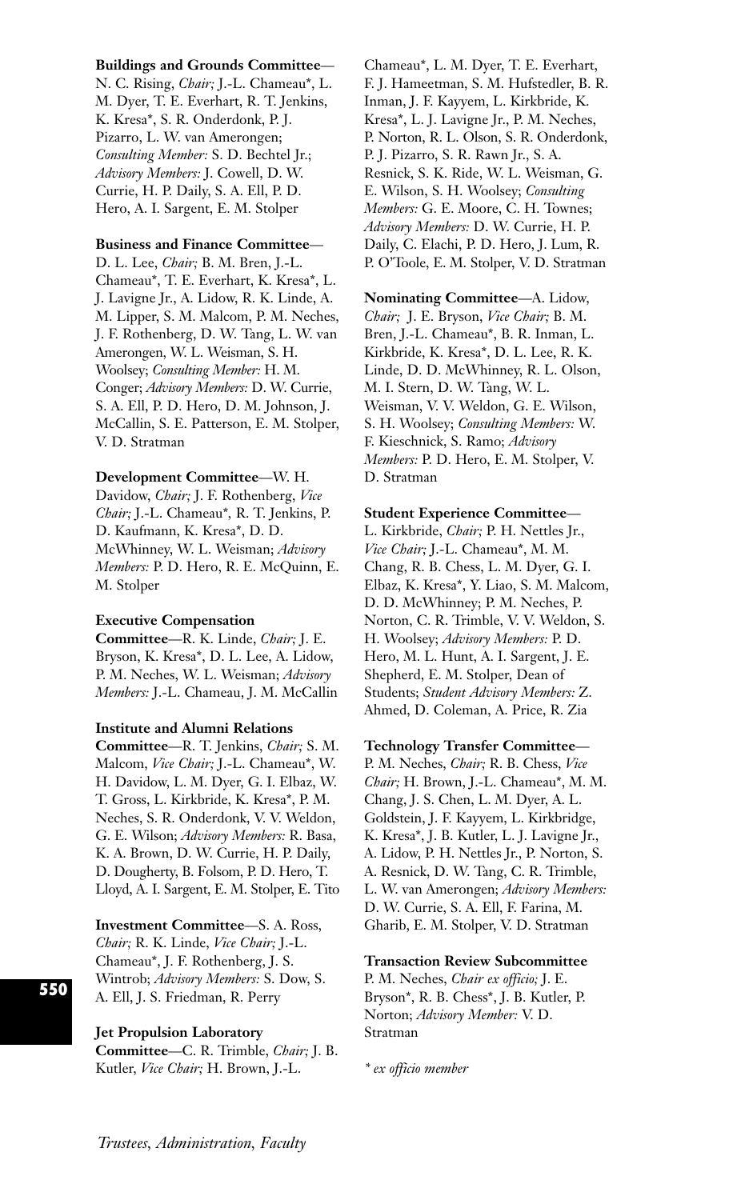**Buildings and Grounds Committee**—N. C. Rising, *Chair;* J.-L. Chameau*, L. M. Dyer, T. E. Everhart, R. T. Jenkins, K. Kresa*, S. R. Onderdonk, P. J. Pizarro, L. W. van Amerongen; *Consulting Member:* S. D. Bechtel Jr.; *Advisory Members:* J. Cowell, D. W. Currie, H. P. Daily, S. A. Ell, P. D. Hero, A. I. Sargent, E. M. Stolper

**Business and Finance Committee**—D. L. Lee, *Chair;* B. M. Bren, J.-L. Chameau*, T. E. Everhart, K. Kresa*, L. J. Lavigne Jr., A. Lidow, R. K. Linde, A. M. Lipper, S. M. Malcom, P. M. Neches, J. F. Rothenberg, D. W. Tang, L. W. van Amerongen, W. L. Weisman, S. H. Woolsey; *Consulting Member:* H. M. Conger; *Advisory Members:* D. W. Currie, S. A. Ell, P. D. Hero, D. M. Johnson, J. McCallin, S. E. Patterson, E. M. Stolper, V. D. Stratman

**Development Committee**—W. H. Davidow, *Chair;* J. F. Rothenberg, *Vice Chair;* J.-L. Chameau*, R. T. Jenkins, P. D. Kaufmann, K. Kresa*, D. D. McWhinney, W. L. Weisman; *Advisory Members:* P. D. Hero, R. E. McQuinn, E. M. Stolper

**Executive Compensation Committee**—R. K. Linde, *Chair;* J. E. Bryson, K. Kresa*, D. L. Lee, A. Lidow, P. M. Neches, W. L. Weisman; *Advisory Members:* J.-L. Chameau, J. M. McCallin

**Institute and Alumni Relations Committee**—R. T. Jenkins, *Chair;* S. M. Malcom, *Vice Chair;* J.-L. Chameau*, W. H. Davidow, L. M. Dyer, G. I. Elbaz, W. T. Gross, L. Kirkbride, K. Kresa*, P. M. Neches, S. R. Onderdonk, V. V. Weldon, G. E. Wilson; *Advisory Members:* R. Basa, K. A. Brown, D. W. Currie, H. P. Daily, D. Dougherty, B. Folsom, P. D. Hero, T. Lloyd, A. I. Sargent, E. M. Stolper, E. Tito

**Investment Committee**—S. A. Ross, *Chair;* R. K. Linde, *Vice Chair;* J.-L. Chameau*, J. F. Rothenberg, J. S. Wintrob; *Advisory Members:* S. Dow, S. A. Ell, J. S. Friedman, R. Perry

**Jet Propulsion Laboratory Committee**—C. R. Trimble, *Chair;* J. B. Kutler, *Vice Chair;* H. Brown, J.-L. Chameau*, L. M. Dyer, T. E. Everhart, F. J. Hameetman, S. M. Hufstedler, B. R. Inman, J. F. Kayyem, L. Kirkbride, K. Kresa*, L. J. Lavigne Jr., P. M. Neches, P. Norton, R. L. Olson, S. R. Onderdonk, P. J. Pizarro, S. R. Rawn Jr., S. A. Resnick, S. K. Ride, W. L. Weisman, G. E. Wilson, S. H. Woolsey; *Consulting Members:* G. E. Moore, C. H. Townes; *Advisory Members:* D. W. Currie, H. P. Daily, C. Elachi, P. D. Hero, J. Lum, R. P. O'Toole, E. M. Stolper, V. D. Stratman

**Nominating Committee**—A. Lidow, *Chair;* J. E. Bryson, *Vice Chair;* B. M. Bren, J.-L. Chameau*, B. R. Inman, L. Kirkbride, K. Kresa*, D. L. Lee, R. K. Linde, D. D. McWhinney, R. L. Olson, M. I. Stern, D. W. Tang, W. L. Weisman, V. V. Weldon, G. E. Wilson, S. H. Woolsey; *Consulting Members:* W. F. Kieschnick, S. Ramo; *Advisory Members:* P. D. Hero, E. M. Stolper, V. D. Stratman

**Student Experience Committee**—L. Kirkbride, *Chair;* P. H. Nettles Jr., *Vice Chair;* J.-L. Chameau*, M. M. Chang, R. B. Chess, L. M. Dyer, G. I. Elbaz, K. Kresa*, Y. Liao, S. M. Malcom, D. D. McWhinney; P. M. Neches, P. Norton, C. R. Trimble, V. V. Weldon, S. H. Woolsey; *Advisory Members:* P. D. Hero, M. L. Hunt, A. I. Sargent, J. E. Shepherd, E. M. Stolper, Dean of Students; *Student Advisory Members:* Z. Ahmed, D. Coleman, A. Price, R. Zia

**Technology Transfer Committee**—P. M. Neches, *Chair;* R. B. Chess, *Vice Chair;* H. Brown, J.-L. Chameau*, M. M. Chang, J. S. Chen, L. M. Dyer, A. L. Goldstein, J. F. Kayyem, L. Kirkbridge, K. Kresa*, J. B. Kutler, L. J. Lavigne Jr., A. Lidow, P. H. Nettles Jr., P. Norton, S. A. Resnick, D. W. Tang, C. R. Trimble, L. W. van Amerongen; *Advisory Members:* D. W. Currie, S. A. Ell, F. Farina, M. Gharib, E. M. Stolper, V. D. Stratman

**Transaction Review Subcommittee**
P. M. Neches, *Chair ex officio;* J. E. Bryson*, R. B. Chess*, J. B. Kutler, P. Norton; *Advisory Member:* V. D. Stratman

*\* ex officio member*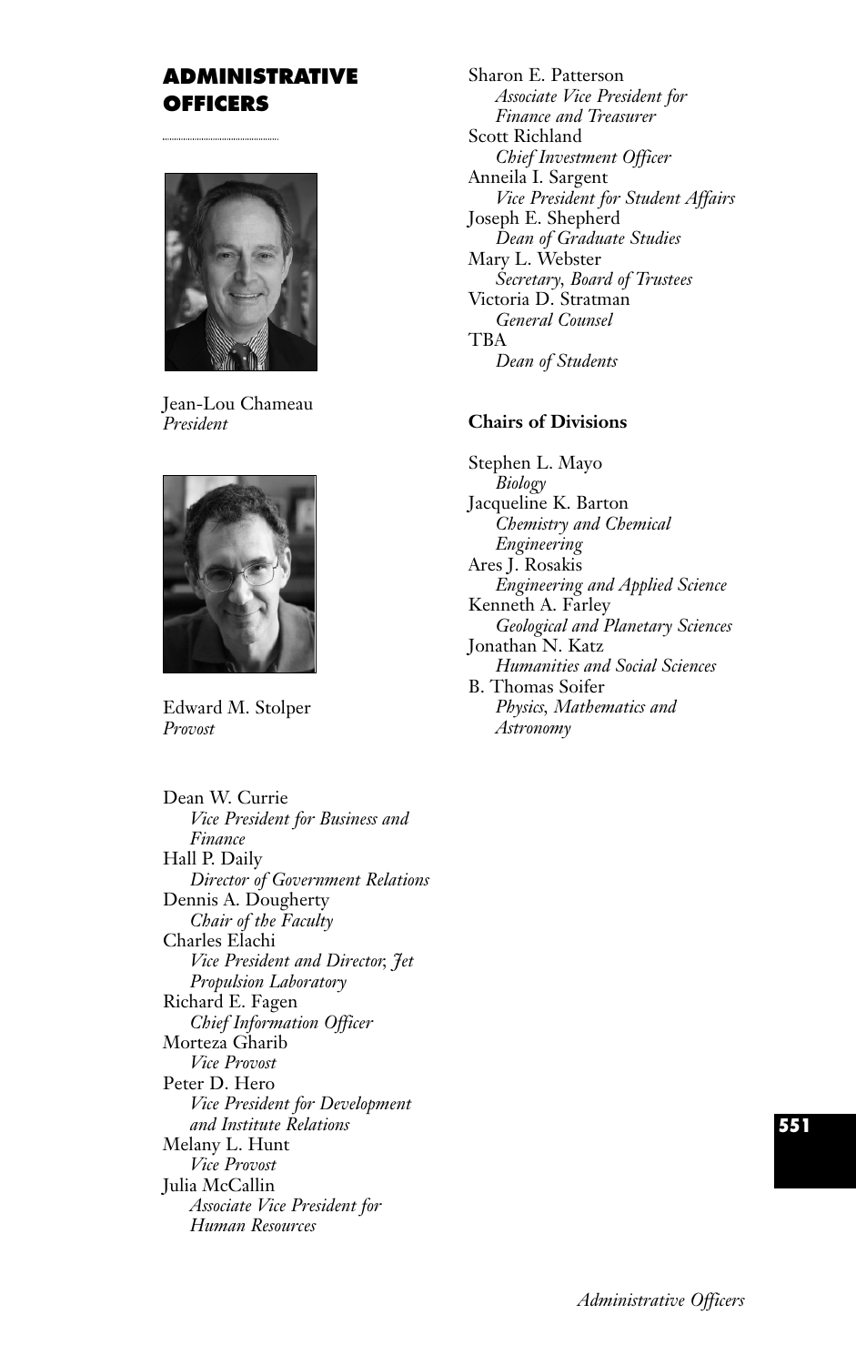## ADMINISTRATIVE OFFICERS

Jean-Lou Chameau
*President*

Edward M. Stolper
*Provost*

Dean W. Currie
*Vice President for Business and Finance*

Hall P. Daily
*Director of Government Relations*

Dennis A. Dougherty
*Chair of the Faculty*

Charles Elachi
*Vice President and Director, Jet Propulsion Laboratory*

Richard E. Fagen
*Chief Information Officer*

Morteza Gharib
*Vice Provost*

Peter D. Hero
*Vice President for Development and Institute Relations*

Melany L. Hunt
*Vice Provost*

Julia McCallin
*Associate Vice President for Human Resources*

Sharon E. Patterson
*Associate Vice President for Finance and Treasurer*

Scott Richland
*Chief Investment Officer*

Anneila I. Sargent
*Vice President for Student Affairs*

Joseph E. Shepherd
*Dean of Graduate Studies*

Mary L. Webster
*Secretary, Board of Trustees*

Victoria D. Stratman
*General Counsel*

TBA
*Dean of Students*

### Chairs of Divisions

Stephen L. Mayo
*Biology*

Jacqueline K. Barton
*Chemistry and Chemical Engineering*

Ares J. Rosakis
*Engineering and Applied Science*

Kenneth A. Farley
*Geological and Planetary Sciences*

Jonathan N. Katz
*Humanities and Social Sciences*

B. Thomas Soifer
*Physics, Mathematics and Astronomy*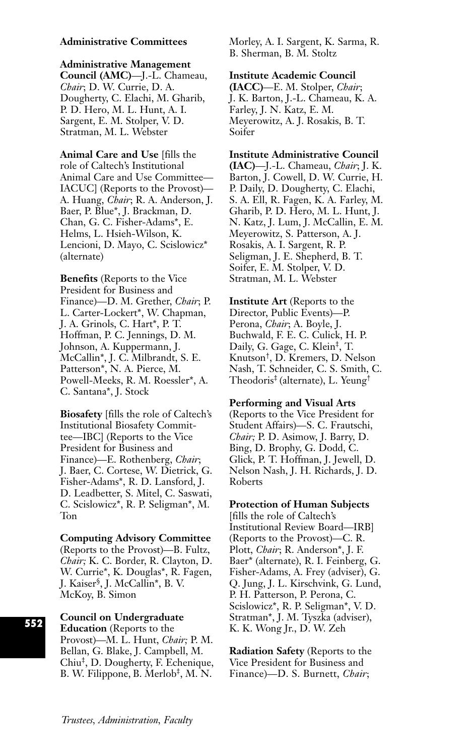## Administrative Committees

**Administrative Management Council (AMC)**—J.-L. Chameau, *Chair*; D. W. Currie, D. A. Dougherty, C. Elachi, M. Gharib, P. D. Hero, M. L. Hunt, A. I. Sargent, E. M. Stolper, V. D. Stratman, M. L. Webster

**Animal Care and Use** [fills the role of Caltech's Institutional Animal Care and Use Committee—IACUC] (Reports to the Provost)—A. Huang, *Chair*; R. A. Anderson, J. Baer, P. Blue*, J. Brackman, D. Chan, G. C. Fisher-Adams*, E. Helms, L. Hsieh-Wilson, K. Lencioni, D. Mayo, C. Scislowicz* (alternate)

**Benefits** (Reports to the Vice President for Business and Finance)—D. M. Grether, *Chair*; P. L. Carter-Lockert*, W. Chapman, J. A. Grinols, C. Hart*, P. T. Hoffman, P. C. Jennings, D. M. Johnson, A. Kuppermann, J. McCallin*, J. C. Milbrandt, S. E. Patterson*, N. A. Pierce, M. Powell-Meeks, R. M. Roessler*, A. C. Santana*, J. Stock

**Biosafety** [fills the role of Caltech's Institutional Biosafety Committee—IBC] (Reports to the Vice President for Business and Finance)—E. Rothenberg, *Chair*; J. Baer, C. Cortese, W. Dietrick, G. Fisher-Adams*, R. D. Lansford, J. D. Leadbetter, S. Mitel, C. Saswati, C. Scislowicz*, R. P. Seligman*, M. Ton

**Computing Advisory Committee** (Reports to the Provost)—B. Fultz, *Chair;* K. C. Border, R. Clayton, D. W. Currie*, K. Douglas*, R. Fagen, J. Kaiser§, J. McCallin*, B. V. McKoy, B. Simon

**Council on Undergraduate Education** (Reports to the Provost)—M. L. Hunt, *Chair;* P. M. Bellan, G. Blake, J. Campbell, M. Chiu‡, D. Dougherty, F. Echenique, B. W. Filippone, B. Merlob‡, M. N. Morley, A. I. Sargent, K. Sarma, R. B. Sherman, B. M. Stoltz

**Institute Academic Council (IACC)**—E. M. Stolper, *Chair*; J. K. Barton, J.-L. Chameau, K. A. Farley, J. N. Katz, E. M. Meyerowitz, A. J. Rosakis, B. T. Soifer

**Institute Administrative Council (IAC)**—J.-L. Chameau, *Chair*; J. K. Barton, J. Cowell, D. W. Currie, H. P. Daily, D. Dougherty, C. Elachi, S. A. Ell, R. Fagen, K. A. Farley, M. Gharib, P. D. Hero, M. L. Hunt, J. N. Katz, J. Lum, J. McCallin, E. M. Meyerowitz, S. Patterson, A. J. Rosakis, A. I. Sargent, R. P. Seligman, J. E. Shepherd, B. T. Soifer, E. M. Stolper, V. D. Stratman, M. L. Webster

**Institute Art** (Reports to the Director, Public Events)—P. Perona, *Chair*; A. Boyle, J. Buchwald, F. E. C. Culick, H. P. Daily, G. Gage, C. Klein‡, T. Knutson†, D. Kremers, D. Nelson Nash, T. Schneider, C. S. Smith, C. Theodoris‡ (alternate), L. Yeung†

**Performing and Visual Arts** (Reports to the Vice President for Student Affairs)—S. C. Frautschi, *Chair;* P. D. Asimow, J. Barry, D. Bing, D. Brophy, G. Dodd, C. Glick, P. T. Hoffman, J. Jewell, D. Nelson Nash, J. H. Richards, J. D. Roberts

**Protection of Human Subjects** [fills the role of Caltech's Institutional Review Board—IRB] (Reports to the Provost)—C. R. Plott, *Chair*; R. Anderson*, J. F. Baer* (alternate), R. I. Feinberg, G. Fisher-Adams, A. Frey (adviser), G. Q. Jung, J. L. Kirschvink, G. Lund, P. H. Patterson, P. Perona, C. Scislowicz*, R. P. Seligman*, V. D. Stratman*, J. M. Tyszka (adviser), K. K. Wong Jr., D. W. Zeh

**Radiation Safety** (Reports to the Vice President for Business and Finance)—D. S. Burnett, *Chair*;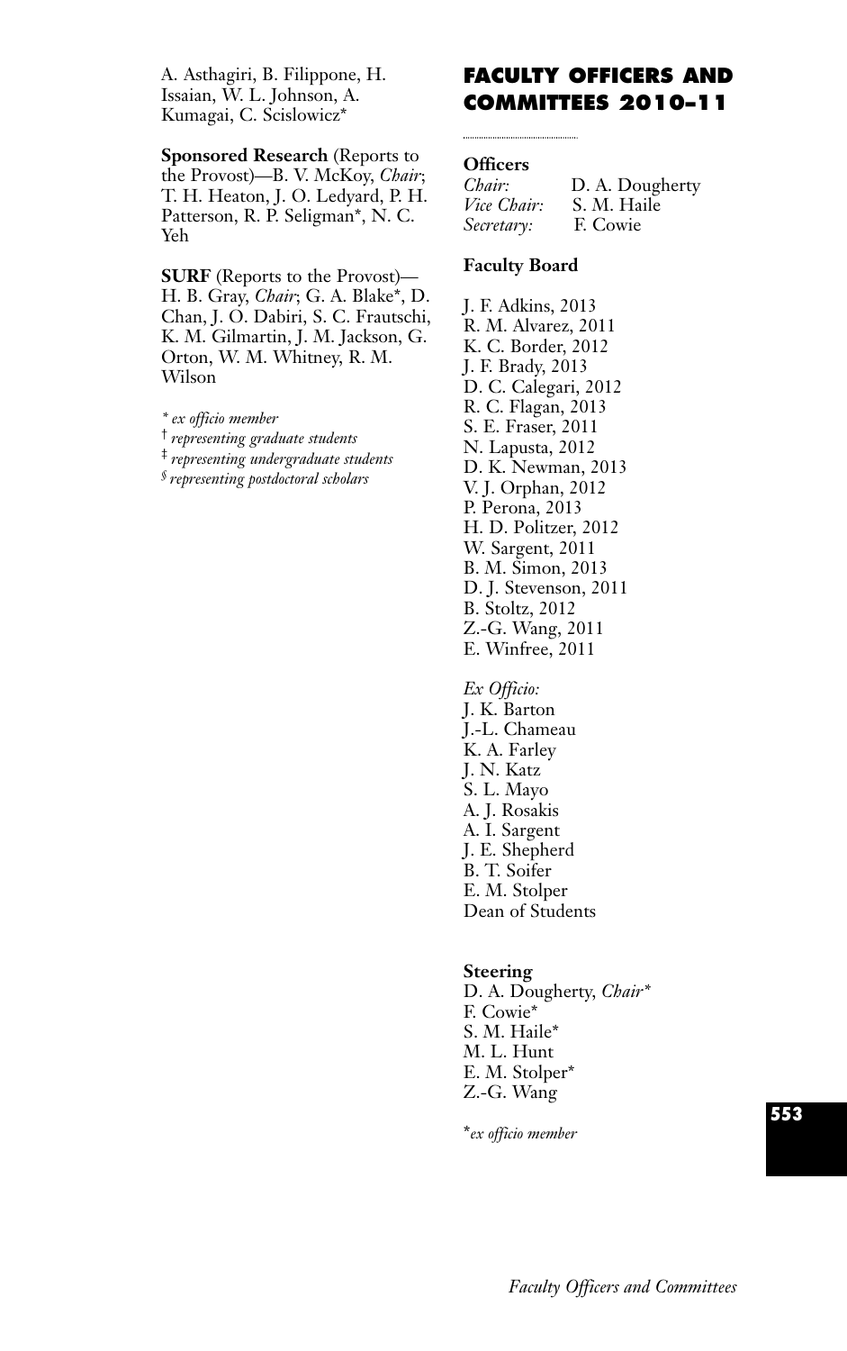A. Asthagiri, B. Filippone, H. Issaian, W. L. Johnson, A. Kumagai, C. Scislowicz*

**Sponsored Research** (Reports to the Provost)—B. V. McKoy, *Chair*; T. H. Heaton, J. O. Ledyard, P. H. Patterson, R. P. Seligman*, N. C. Yeh

**SURF** (Reports to the Provost)—H. B. Gray, *Chair*; G. A. Blake*, D. Chan, J. O. Dabiri, S. C. Frautschi, K. M. Gilmartin, J. M. Jackson, G. Orton, W. M. Whitney, R. M. Wilson

\* *ex officio member*
† *representing graduate students*
‡ *representing undergraduate students*
§ *representing postdoctoral scholars*

# FACULTY OFFICERS AND COMMITTEES 2010–11

## Officers

*Chair:* D. A. Dougherty
*Vice Chair:* S. M. Haile
*Secretary:* F. Cowie

## Faculty Board

J. F. Adkins, 2013
R. M. Alvarez, 2011
K. C. Border, 2012
J. F. Brady, 2013
D. C. Calegari, 2012
R. C. Flagan, 2013
S. E. Fraser, 2011
N. Lapusta, 2012
D. K. Newman, 2013
V. J. Orphan, 2012
P. Perona, 2013
H. D. Politzer, 2012
W. Sargent, 2011
B. M. Simon, 2013
D. J. Stevenson, 2011
B. Stoltz, 2012
Z.-G. Wang, 2011
E. Winfree, 2011

*Ex Officio:*
J. K. Barton
J.-L. Chameau
K. A. Farley
J. N. Katz
S. L. Mayo
A. J. Rosakis
A. I. Sargent
J. E. Shepherd
B. T. Soifer
E. M. Stolper
Dean of Students

## Steering

D. A. Dougherty, *Chair**
F. Cowie*
S. M. Haile*
M. L. Hunt
E. M. Stolper*
Z.-G. Wang

\**ex officio member*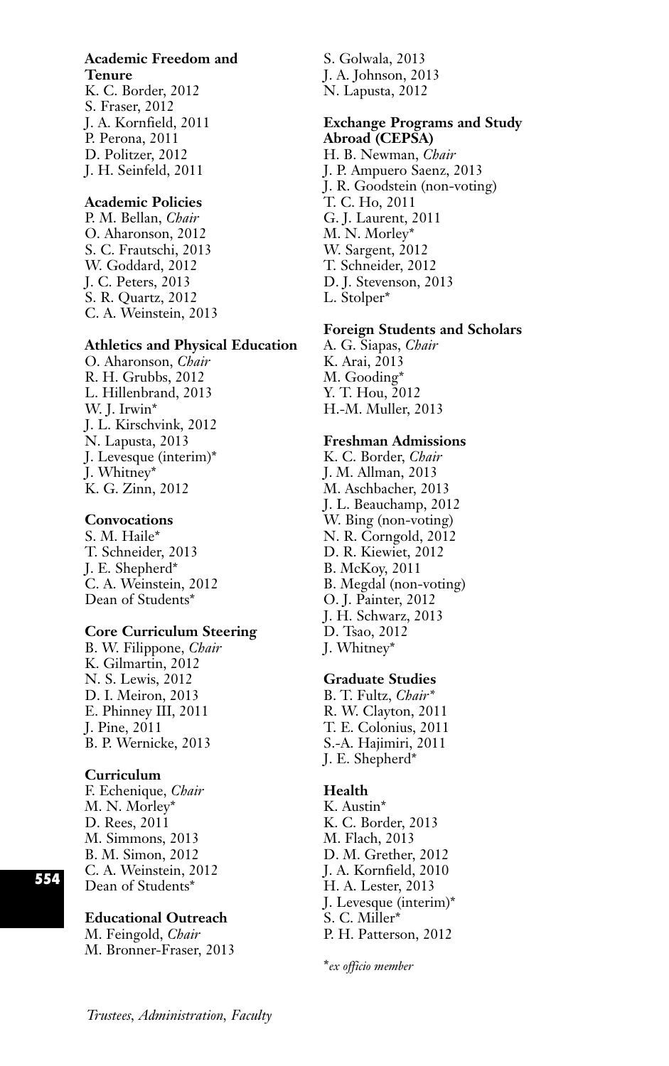**Academic Freedom and Tenure**

K. C. Border, 2012
S. Fraser, 2012
J. A. Kornfield, 2011
P. Perona, 2011
D. Politzer, 2012
J. H. Seinfeld, 2011

**Academic Policies**

P. M. Bellan, *Chair*
O. Aharonson, 2012
S. C. Frautschi, 2013
W. Goddard, 2012
J. C. Peters, 2013
S. R. Quartz, 2012
C. A. Weinstein, 2013

**Athletics and Physical Education**

O. Aharonson, *Chair*
R. H. Grubbs, 2012
L. Hillenbrand, 2013
W. J. Irwin*
J. L. Kirschvink, 2012
N. Lapusta, 2013
J. Levesque (interim)*
J. Whitney*
K. G. Zinn, 2012

**Convocations**

S. M. Haile*
T. Schneider, 2013
J. E. Shepherd*
C. A. Weinstein, 2012
Dean of Students*

**Core Curriculum Steering**

B. W. Filippone, *Chair*
K. Gilmartin, 2012
N. S. Lewis, 2012
D. I. Meiron, 2013
E. Phinney III, 2011
J. Pine, 2011
B. P. Wernicke, 2013

**Curriculum**

F. Echenique, *Chair*
M. N. Morley*
D. Rees, 2011
M. Simmons, 2013
B. M. Simon, 2012
C. A. Weinstein, 2012
Dean of Students*

**Educational Outreach**

M. Feingold, *Chair*
M. Bronner-Fraser, 2013
S. Golwala, 2013
J. A. Johnson, 2013
N. Lapusta, 2012

**Exchange Programs and Study Abroad (CEPSA)**

H. B. Newman, *Chair*
J. P. Ampuero Saenz, 2013
J. R. Goodstein (non-voting)
T. C. Ho, 2011
G. J. Laurent, 2011
M. N. Morley*
W. Sargent, 2012
T. Schneider, 2012
D. J. Stevenson, 2013
L. Stolper*

**Foreign Students and Scholars**

A. G. Siapas, *Chair*
K. Arai, 2013
M. Gooding*
Y. T. Hou, 2012
H.-M. Muller, 2013

**Freshman Admissions**

K. C. Border, *Chair*
J. M. Allman, 2013
M. Aschbacher, 2013
J. L. Beauchamp, 2012
W. Bing (non-voting)
N. R. Corngold, 2012
D. R. Kiewiet, 2012
B. McKoy, 2011
B. Megdal (non-voting)
O. J. Painter, 2012
J. H. Schwarz, 2013
D. Tsao, 2012
J. Whitney*

**Graduate Studies**

B. T. Fultz, *Chair**
R. W. Clayton, 2011
T. E. Colonius, 2011
S.-A. Hajimiri, 2011
J. E. Shepherd*

**Health**

K. Austin*
K. C. Border, 2013
M. Flach, 2013
D. M. Grether, 2012
J. A. Kornfield, 2010
H. A. Lester, 2013
J. Levesque (interim)*
S. C. Miller*
P. H. Patterson, 2012

**ex officio member*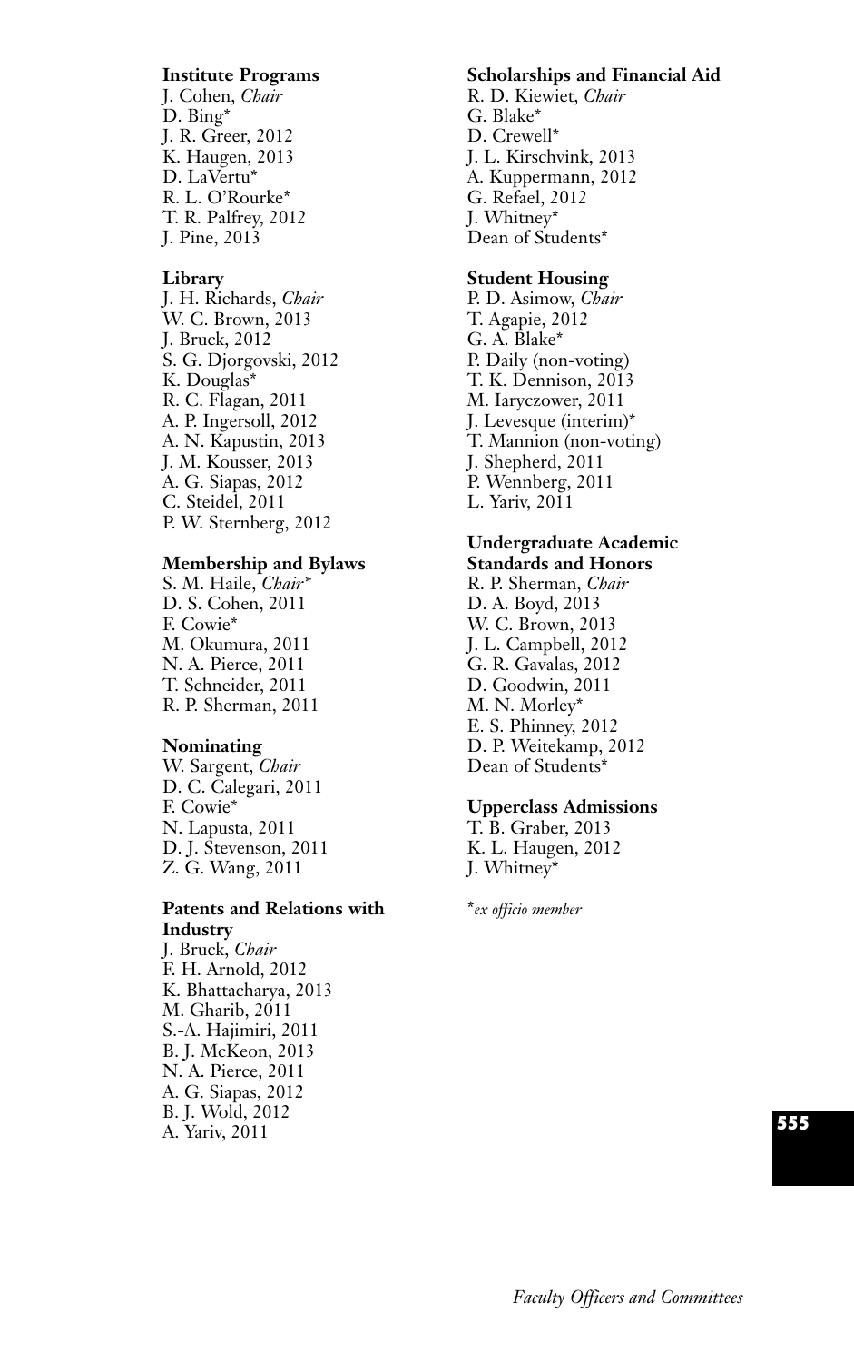**Institute Programs**
J. Cohen, *Chair*
D. Bing*
J. R. Greer, 2012
K. Haugen, 2013
D. LaVertu*
R. L. O'Rourke*
T. R. Palfrey, 2012
J. Pine, 2013

**Library**
J. H. Richards, *Chair*
W. C. Brown, 2013
J. Bruck, 2012
S. G. Djorgovski, 2012
K. Douglas*
R. C. Flagan, 2011
A. P. Ingersoll, 2012
A. N. Kapustin, 2013
J. M. Kousser, 2013
A. G. Siapas, 2012
C. Steidel, 2011
P. W. Sternberg, 2012

**Membership and Bylaws**
S. M. Haile, *Chair**
D. S. Cohen, 2011
F. Cowie*
M. Okumura, 2011
N. A. Pierce, 2011
T. Schneider, 2011
R. P. Sherman, 2011

**Nominating**
W. Sargent, *Chair*
D. C. Calegari, 2011
F. Cowie*
N. Lapusta, 2011
D. J. Stevenson, 2011
Z. G. Wang, 2011

**Patents and Relations with Industry**
J. Bruck, *Chair*
F. H. Arnold, 2012
K. Bhattacharya, 2013
M. Gharib, 2011
S.-A. Hajimiri, 2011
B. J. McKeon, 2013
N. A. Pierce, 2011
A. G. Siapas, 2012
B. J. Wold, 2012
A. Yariv, 2011

**Scholarships and Financial Aid**
R. D. Kiewiet, *Chair*
G. Blake*
D. Crewell*
J. L. Kirschvink, 2013
A. Kuppermann, 2012
G. Refael, 2012
J. Whitney*
Dean of Students*

**Student Housing**
P. D. Asimow, *Chair*
T. Agapie, 2012
G. A. Blake*
P. Daily (non-voting)
T. K. Dennison, 2013
M. Iaryczower, 2011
J. Levesque (interim)*
T. Mannion (non-voting)
J. Shepherd, 2011
P. Wennberg, 2011
L. Yariv, 2011

**Undergraduate Academic Standards and Honors**
R. P. Sherman, *Chair*
D. A. Boyd, 2013
W. C. Brown, 2013
J. L. Campbell, 2012
G. R. Gavalas, 2012
D. Goodwin, 2011
M. N. Morley*
E. S. Phinney, 2012
D. P. Weitekamp, 2012
Dean of Students*

**Upperclass Admissions**
T. B. Graber, 2013
K. L. Haugen, 2012
J. Whitney*

**ex officio member*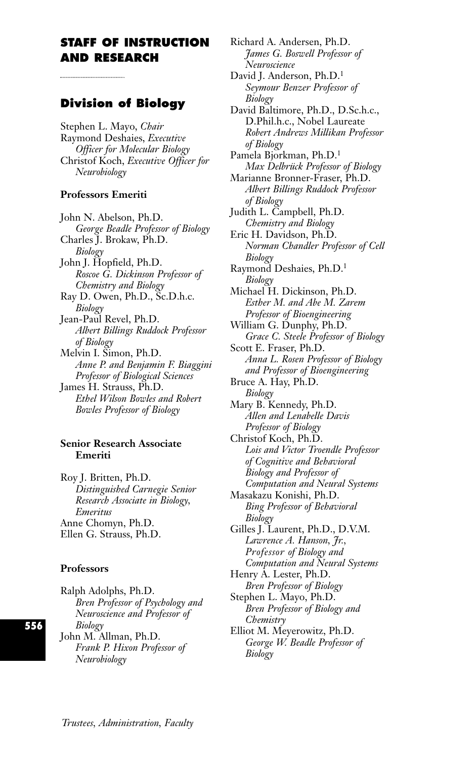# STAFF OF INSTRUCTION AND RESEARCH

## Division of Biology

Stephen L. Mayo, *Chair*
Raymond Deshaies, *Executive Officer for Molecular Biology*
Christof Koch, *Executive Officer for Neurobiology*

### Professors Emeriti

John N. Abelson, Ph.D.
*George Beadle Professor of Biology*
Charles J. Brokaw, Ph.D.
*Biology*
John J. Hopfield, Ph.D.
*Roscoe G. Dickinson Professor of Chemistry and Biology*
Ray D. Owen, Ph.D., Sc.D.h.c.
*Biology*
Jean-Paul Revel, Ph.D.
*Albert Billings Ruddock Professor of Biology*
Melvin I. Simon, Ph.D.
*Anne P. and Benjamin F. Biaggini Professor of Biological Sciences*
James H. Strauss, Ph.D.
*Ethel Wilson Bowles and Robert Bowles Professor of Biology*

### Senior Research Associate Emeriti

Roy J. Britten, Ph.D.
*Distinguished Carnegie Senior Research Associate in Biology, Emeritus*
Anne Chomyn, Ph.D.
Ellen G. Strauss, Ph.D.

### Professors

Ralph Adolphs, Ph.D.
*Bren Professor of Psychology and Neuroscience and Professor of Biology*
John M. Allman, Ph.D.
*Frank P. Hixon Professor of Neurobiology*
Richard A. Andersen, Ph.D.
*James G. Boswell Professor of Neuroscience*
David J. Anderson, Ph.D.[1]
*Seymour Benzer Professor of Biology*
David Baltimore, Ph.D., D.Sc.h.c., D.Phil.h.c., Nobel Laureate
*Robert Andrews Millikan Professor of Biology*
Pamela Bjorkman, Ph.D.[1]
*Max Delbrück Professor of Biology*
Marianne Bronner-Fraser, Ph.D.
*Albert Billings Ruddock Professor of Biology*
Judith L. Campbell, Ph.D.
*Chemistry and Biology*
Eric H. Davidson, Ph.D.
*Norman Chandler Professor of Cell Biology*
Raymond Deshaies, Ph.D.[1]
*Biology*
Michael H. Dickinson, Ph.D.
*Esther M. and Abe M. Zarem Professor of Bioengineering*
William G. Dunphy, Ph.D.
*Grace C. Steele Professor of Biology*
Scott E. Fraser, Ph.D.
*Anna L. Rosen Professor of Biology and Professor of Bioengineering*
Bruce A. Hay, Ph.D.
*Biology*
Mary B. Kennedy, Ph.D.
*Allen and Lenabelle Davis Professor of Biology*
Christof Koch, Ph.D.
*Lois and Victor Troendle Professor of Cognitive and Behavioral Biology and Professor of Computation and Neural Systems*
Masakazu Konishi, Ph.D.
*Bing Professor of Behavioral Biology*
Gilles J. Laurent, Ph.D., D.V.M.
*Lawrence A. Hanson, Jr., Professor of Biology and Computation and Neural Systems*
Henry A. Lester, Ph.D.
*Bren Professor of Biology*
Stephen L. Mayo, Ph.D.
*Bren Professor of Biology and Chemistry*
Elliot M. Meyerowitz, Ph.D.
*George W. Beadle Professor of Biology*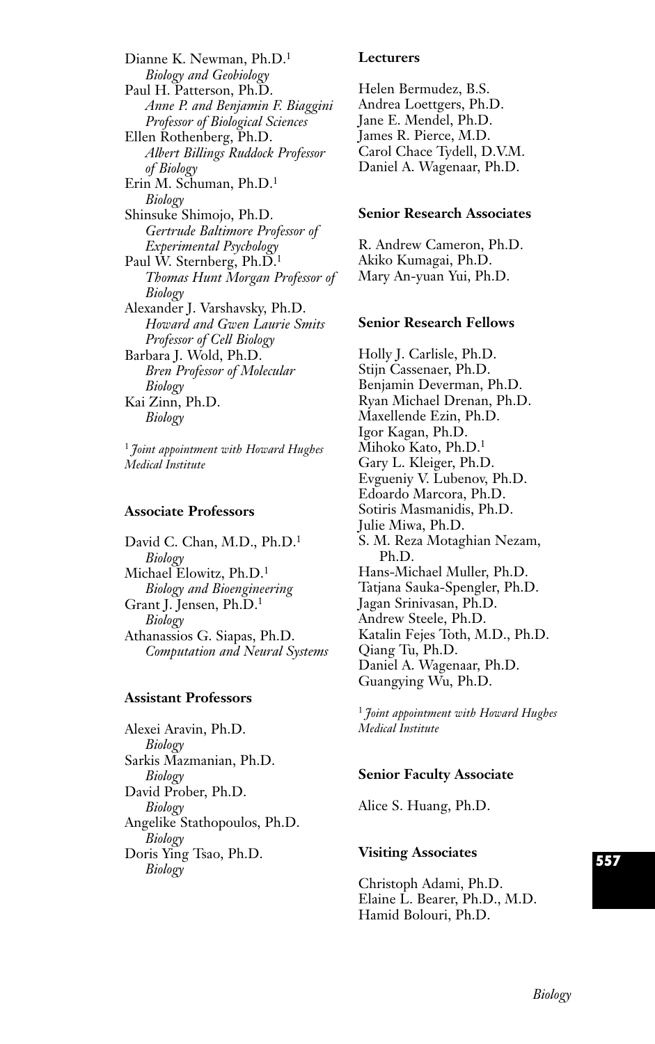Dianne K. Newman, Ph.D.[1]
*Biology and Geobiology*
Paul H. Patterson, Ph.D.
*Anne P. and Benjamin F. Biaggini Professor of Biological Sciences*
Ellen Rothenberg, Ph.D.
*Albert Billings Ruddock Professor of Biology*
Erin M. Schuman, Ph.D.[1]
*Biology*
Shinsuke Shimojo, Ph.D.
*Gertrude Baltimore Professor of Experimental Psychology*
Paul W. Sternberg, Ph.D.[1]
*Thomas Hunt Morgan Professor of Biology*
Alexander J. Varshavsky, Ph.D.
*Howard and Gwen Laurie Smits Professor of Cell Biology*
Barbara J. Wold, Ph.D.
*Bren Professor of Molecular Biology*
Kai Zinn, Ph.D.
*Biology*

[1] *Joint appointment with Howard Hughes Medical Institute*

**Associate Professors**

David C. Chan, M.D., Ph.D.[1]
*Biology*
Michael Elowitz, Ph.D.[1]
*Biology and Bioengineering*
Grant J. Jensen, Ph.D.[1]
*Biology*
Athanassios G. Siapas, Ph.D.
*Computation and Neural Systems*

**Assistant Professors**

Alexei Aravin, Ph.D.
*Biology*
Sarkis Mazmanian, Ph.D.
*Biology*
David Prober, Ph.D.
*Biology*
Angelike Stathopoulos, Ph.D.
*Biology*
Doris Ying Tsao, Ph.D.
*Biology*

**Lecturers**

Helen Bermudez, B.S.
Andrea Loettgers, Ph.D.
Jane E. Mendel, Ph.D.
James R. Pierce, M.D.
Carol Chace Tydell, D.V.M.
Daniel A. Wagenaar, Ph.D.

**Senior Research Associates**

R. Andrew Cameron, Ph.D.
Akiko Kumagai, Ph.D.
Mary An-yuan Yui, Ph.D.

**Senior Research Fellows**

Holly J. Carlisle, Ph.D.
Stijn Cassenaer, Ph.D.
Benjamin Deverman, Ph.D.
Ryan Michael Drenan, Ph.D.
Maxellende Ezin, Ph.D.
Igor Kagan, Ph.D.
Mihoko Kato, Ph.D.[1]
Gary L. Kleiger, Ph.D.
Evgueniy V. Lubenov, Ph.D.
Edoardo Marcora, Ph.D.
Sotiris Masmanidis, Ph.D.
Julie Miwa, Ph.D.
S. M. Reza Motaghian Nezam, Ph.D.
Hans-Michael Muller, Ph.D.
Tatjana Sauka-Spengler, Ph.D.
Jagan Srinivasan, Ph.D.
Andrew Steele, Ph.D.
Katalin Fejes Toth, M.D., Ph.D.
Qiang Tu, Ph.D.
Daniel A. Wagenaar, Ph.D.
Guangying Wu, Ph.D.

[1] *Joint appointment with Howard Hughes Medical Institute*

**Senior Faculty Associate**

Alice S. Huang, Ph.D.

**Visiting Associates**

Christoph Adami, Ph.D.
Elaine L. Bearer, Ph.D., M.D.
Hamid Bolouri, Ph.D.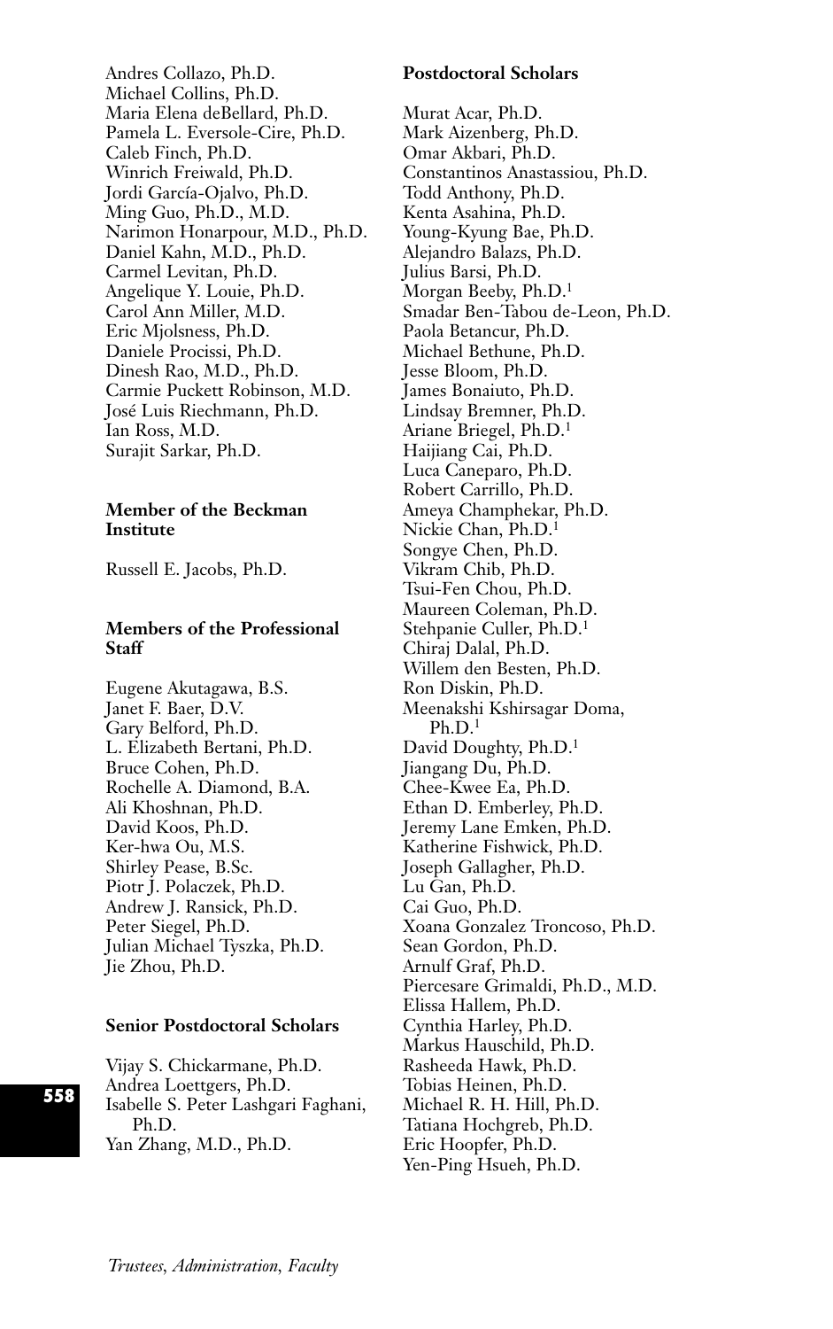Andres Collazo, Ph.D.
Michael Collins, Ph.D.
Maria Elena deBellard, Ph.D.
Pamela L. Eversole-Cire, Ph.D.
Caleb Finch, Ph.D.
Winrich Freiwald, Ph.D.
Jordi García-Ojalvo, Ph.D.
Ming Guo, Ph.D., M.D.
Narimon Honarpour, M.D., Ph.D.
Daniel Kahn, M.D., Ph.D.
Carmel Levitan, Ph.D.
Angelique Y. Louie, Ph.D.
Carol Ann Miller, M.D.
Eric Mjolsness, Ph.D.
Daniele Procissi, Ph.D.
Dinesh Rao, M.D., Ph.D.
Carmie Puckett Robinson, M.D.
José Luis Riechmann, Ph.D.
Ian Ross, M.D.
Surajit Sarkar, Ph.D.

**Member of the Beckman Institute**

Russell E. Jacobs, Ph.D.

**Members of the Professional Staff**

Eugene Akutagawa, B.S.
Janet F. Baer, D.V.
Gary Belford, Ph.D.
L. Elizabeth Bertani, Ph.D.
Bruce Cohen, Ph.D.
Rochelle A. Diamond, B.A.
Ali Khoshnan, Ph.D.
David Koos, Ph.D.
Ker-hwa Ou, M.S.
Shirley Pease, B.Sc.
Piotr J. Polaczek, Ph.D.
Andrew J. Ransick, Ph.D.
Peter Siegel, Ph.D.
Julian Michael Tyszka, Ph.D.
Jie Zhou, Ph.D.

**Senior Postdoctoral Scholars**

Vijay S. Chickarmane, Ph.D.
Andrea Loettgers, Ph.D.
Isabelle S. Peter Lashgari Faghani, Ph.D.
Yan Zhang, M.D., Ph.D.

**Postdoctoral Scholars**

Murat Acar, Ph.D.
Mark Aizenberg, Ph.D.
Omar Akbari, Ph.D.
Constantinos Anastassiou, Ph.D.
Todd Anthony, Ph.D.
Kenta Asahina, Ph.D.
Young-Kyung Bae, Ph.D.
Alejandro Balazs, Ph.D.
Julius Barsi, Ph.D.
Morgan Beeby, Ph.D.[1]
Smadar Ben-Tabou de-Leon, Ph.D.
Paola Betancur, Ph.D.
Michael Bethune, Ph.D.
Jesse Bloom, Ph.D.
James Bonaiuto, Ph.D.
Lindsay Bremner, Ph.D.
Ariane Briegel, Ph.D.[1]
Haijiang Cai, Ph.D.
Luca Caneparo, Ph.D.
Robert Carrillo, Ph.D.
Ameya Champhekar, Ph.D.
Nickie Chan, Ph.D.[1]
Songye Chen, Ph.D.
Vikram Chib, Ph.D.
Tsui-Fen Chou, Ph.D.
Maureen Coleman, Ph.D.
Stehpanie Culler, Ph.D.[1]
Chiraj Dalal, Ph.D.
Willem den Besten, Ph.D.
Ron Diskin, Ph.D.
Meenakshi Kshirsagar Doma, Ph.D.[1]
David Doughty, Ph.D.[1]
Jiangang Du, Ph.D.
Chee-Kwee Ea, Ph.D.
Ethan D. Emberley, Ph.D.
Jeremy Lane Emken, Ph.D.
Katherine Fishwick, Ph.D.
Joseph Gallagher, Ph.D.
Lu Gan, Ph.D.
Cai Guo, Ph.D.
Xoana Gonzalez Troncoso, Ph.D.
Sean Gordon, Ph.D.
Arnulf Graf, Ph.D.
Piercesare Grimaldi, Ph.D., M.D.
Elissa Hallem, Ph.D.
Cynthia Harley, Ph.D.
Markus Hauschild, Ph.D.
Rasheeda Hawk, Ph.D.
Tobias Heinen, Ph.D.
Michael R. H. Hill, Ph.D.
Tatiana Hochgreb, Ph.D.
Eric Hoopfer, Ph.D.
Yen-Ping Hsueh, Ph.D.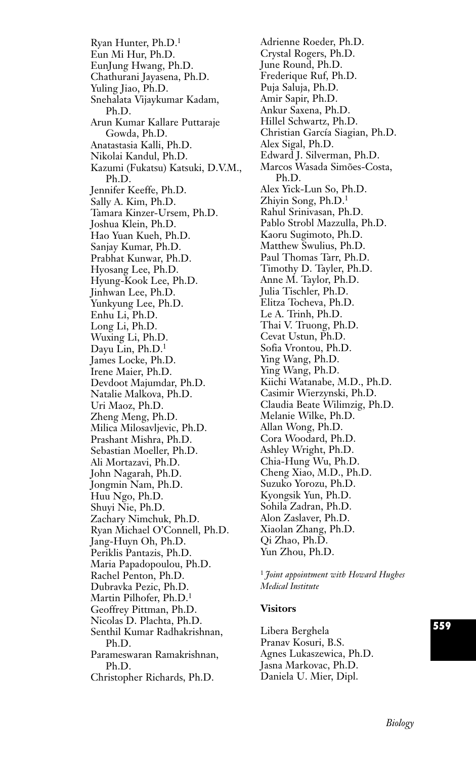Ryan Hunter, Ph.D.[1]
Eun Mi Hur, Ph.D.
EunJung Hwang, Ph.D.
Chathurani Jayasena, Ph.D.
Yuling Jiao, Ph.D.
Snehalata Vijaykumar Kadam, Ph.D.
Arun Kumar Kallare Puttaraje Gowda, Ph.D.
Anatastasia Kalli, Ph.D.
Nikolai Kandul, Ph.D.
Kazumi (Fukatsu) Katsuki, D.V.M., Ph.D.
Jennifer Keeffe, Ph.D.
Sally A. Kim, Ph.D.
Tamara Kinzer-Ursem, Ph.D.
Joshua Klein, Ph.D.
Hao Yuan Kueh, Ph.D.
Sanjay Kumar, Ph.D.
Prabhat Kunwar, Ph.D.
Hyosang Lee, Ph.D.
Hyung-Kook Lee, Ph.D.
Jinhwan Lee, Ph.D.
Yunkyung Lee, Ph.D.
Enhu Li, Ph.D.
Long Li, Ph.D.
Wuxing Li, Ph.D.
Dayu Lin, Ph.D.[1]
James Locke, Ph.D.
Irene Maier, Ph.D.
Devdoot Majumdar, Ph.D.
Natalie Malkova, Ph.D.
Uri Maoz, Ph.D.
Zheng Meng, Ph.D.
Milica Milosavljevic, Ph.D.
Prashant Mishra, Ph.D.
Sebastian Moeller, Ph.D.
Ali Mortazavi, Ph.D.
John Nagarah, Ph.D.
Jongmin Nam, Ph.D.
Huu Ngo, Ph.D.
Shuyi Nie, Ph.D.
Zachary Nimchuk, Ph.D.
Ryan Michael O'Connell, Ph.D.
Jang-Huyn Oh, Ph.D.
Periklis Pantazis, Ph.D.
Maria Papadopoulou, Ph.D.
Rachel Penton, Ph.D.
Dubravka Pezic, Ph.D.
Martin Pilhofer, Ph.D.[1]
Geoffrey Pittman, Ph.D.
Nicolas D. Plachta, Ph.D.
Senthil Kumar Radhakrishnan, Ph.D.
Parameswaran Ramakrishnan, Ph.D.
Christopher Richards, Ph.D.
Adrienne Roeder, Ph.D.
Crystal Rogers, Ph.D.
June Round, Ph.D.
Frederique Ruf, Ph.D.
Puja Saluja, Ph.D.
Amir Sapir, Ph.D.
Ankur Saxena, Ph.D.
Hillel Schwartz, Ph.D.
Christian García Siagian, Ph.D.
Alex Sigal, Ph.D.
Edward J. Silverman, Ph.D.
Marcos Wasada Simões-Costa, Ph.D.
Alex Yick-Lun So, Ph.D.
Zhiyin Song, Ph.D.[1]
Rahul Srinivasan, Ph.D.
Pablo Strobl Mazzulla, Ph.D.
Kaoru Sugimoto, Ph.D.
Matthew Swulius, Ph.D.
Paul Thomas Tarr, Ph.D.
Timothy D. Tayler, Ph.D.
Anne M. Taylor, Ph.D.
Julia Tischler, Ph.D.
Elitza Tocheva, Ph.D.
Le A. Trinh, Ph.D.
Thai V. Truong, Ph.D.
Cevat Ustun, Ph.D.
Sofia Vrontou, Ph.D.
Ying Wang, Ph.D.
Ying Wang, Ph.D.
Kiichi Watanabe, M.D., Ph.D.
Casimir Wierzynski, Ph.D.
Claudia Beate Wilimzig, Ph.D.
Melanie Wilke, Ph.D.
Allan Wong, Ph.D.
Cora Woodard, Ph.D.
Ashley Wright, Ph.D.
Chia-Hung Wu, Ph.D.
Cheng Xiao, M.D., Ph.D.
Suzuko Yorozu, Ph.D.
Kyongsik Yun, Ph.D.
Sohila Zadran, Ph.D.
Alon Zaslaver, Ph.D.
Xiaolan Zhang, Ph.D.
Qi Zhao, Ph.D.
Yun Zhou, Ph.D.

[1] *Joint appointment with Howard Hughes Medical Institute*

**Visitors**

Libera Berghela
Pranav Kosuri, B.S.
Agnes Lukaszewica, Ph.D.
Jasna Markovac, Ph.D.
Daniela U. Mier, Dipl.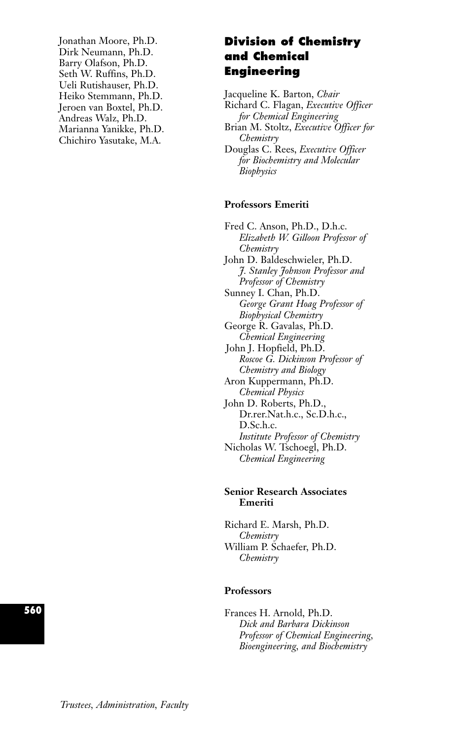Jonathan Moore, Ph.D.
Dirk Neumann, Ph.D.
Barry Olafson, Ph.D.
Seth W. Ruffins, Ph.D.
Ueli Rutishauser, Ph.D.
Heiko Stemmann, Ph.D.
Jeroen van Boxtel, Ph.D.
Andreas Walz, Ph.D.
Marianna Yanikke, Ph.D.
Chichiro Yasutake, M.A.

## Division of Chemistry and Chemical Engineering

Jacqueline K. Barton, *Chair*
Richard C. Flagan, *Executive Officer for Chemical Engineering*
Brian M. Stoltz, *Executive Officer for Chemistry*
Douglas C. Rees, *Executive Officer for Biochemistry and Molecular Biophysics*

### Professors Emeriti

Fred C. Anson, Ph.D., D.h.c.
*Elizabeth W. Gilloon Professor of Chemistry*
John D. Baldeschwieler, Ph.D.
*J. Stanley Johnson Professor and Professor of Chemistry*
Sunney I. Chan, Ph.D.
*George Grant Hoag Professor of Biophysical Chemistry*
George R. Gavalas, Ph.D.
*Chemical Engineering*
John J. Hopfield, Ph.D.
*Roscoe G. Dickinson Professor of Chemistry and Biology*
Aron Kuppermann, Ph.D.
*Chemical Physics*
John D. Roberts, Ph.D., Dr.rer.Nat.h.c., Sc.D.h.c., D.Sc.h.c.
*Institute Professor of Chemistry*
Nicholas W. Tschoegl, Ph.D.
*Chemical Engineering*

### Senior Research Associates Emeriti

Richard E. Marsh, Ph.D.
*Chemistry*
William P. Schaefer, Ph.D.
*Chemistry*

### Professors

Frances H. Arnold, Ph.D.
*Dick and Barbara Dickinson Professor of Chemical Engineering, Bioengineering, and Biochemistry*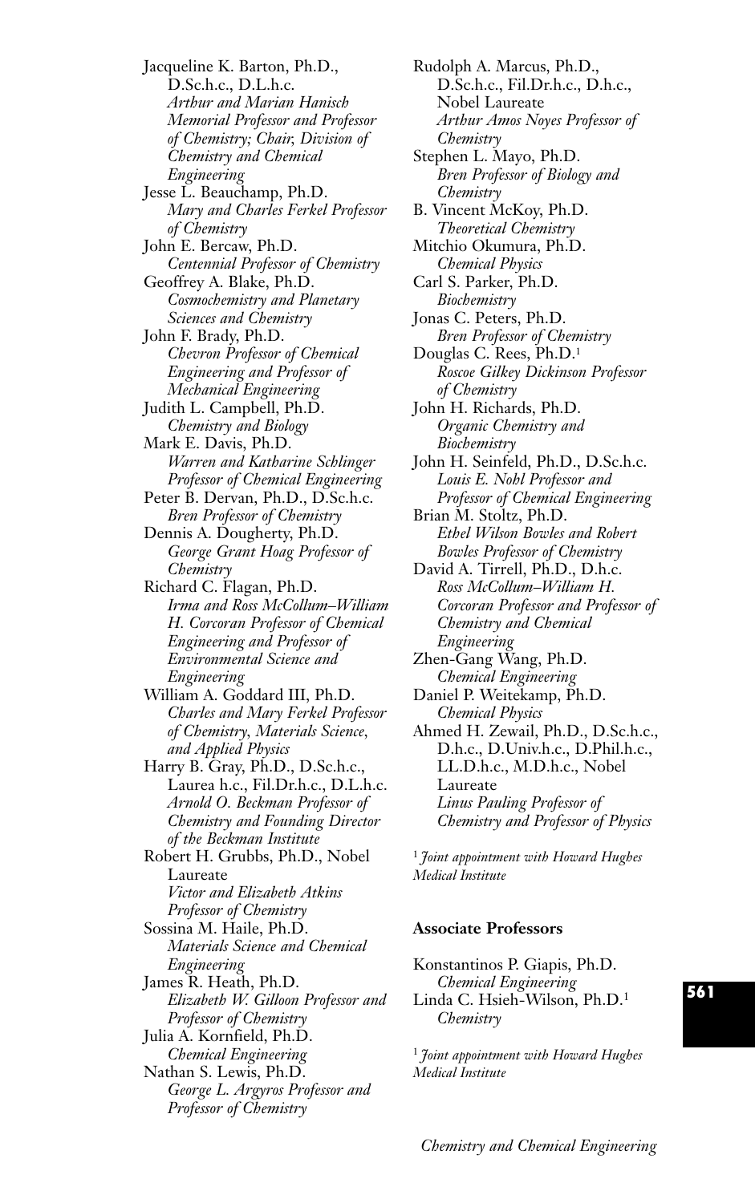Jacqueline K. Barton, Ph.D., D.Sc.h.c., D.L.h.c.
*Arthur and Marian Hanisch Memorial Professor and Professor of Chemistry; Chair, Division of Chemistry and Chemical Engineering*

Jesse L. Beauchamp, Ph.D.
*Mary and Charles Ferkel Professor of Chemistry*

John E. Bercaw, Ph.D.
*Centennial Professor of Chemistry*

Geoffrey A. Blake, Ph.D.
*Cosmochemistry and Planetary Sciences and Chemistry*

John F. Brady, Ph.D.
*Chevron Professor of Chemical Engineering and Professor of Mechanical Engineering*

Judith L. Campbell, Ph.D.
*Chemistry and Biology*

Mark E. Davis, Ph.D.
*Warren and Katharine Schlinger Professor of Chemical Engineering*

Peter B. Dervan, Ph.D., D.Sc.h.c.
*Bren Professor of Chemistry*

Dennis A. Dougherty, Ph.D.
*George Grant Hoag Professor of Chemistry*

Richard C. Flagan, Ph.D.
*Irma and Ross McCollum–William H. Corcoran Professor of Chemical Engineering and Professor of Environmental Science and Engineering*

William A. Goddard III, Ph.D.
*Charles and Mary Ferkel Professor of Chemistry, Materials Science, and Applied Physics*

Harry B. Gray, Ph.D., D.Sc.h.c., Laurea h.c., Fil.Dr.h.c., D.L.h.c.
*Arnold O. Beckman Professor of Chemistry and Founding Director of the Beckman Institute*

Robert H. Grubbs, Ph.D., Nobel Laureate
*Victor and Elizabeth Atkins Professor of Chemistry*

Sossina M. Haile, Ph.D.
*Materials Science and Chemical Engineering*

James R. Heath, Ph.D.
*Elizabeth W. Gilloon Professor and Professor of Chemistry*

Julia A. Kornfield, Ph.D.
*Chemical Engineering*

Nathan S. Lewis, Ph.D.
*George L. Argyros Professor and Professor of Chemistry*

Rudolph A. Marcus, Ph.D., D.Sc.h.c., Fil.Dr.h.c., D.h.c., Nobel Laureate
*Arthur Amos Noyes Professor of Chemistry*

Stephen L. Mayo, Ph.D.
*Bren Professor of Biology and Chemistry*

B. Vincent McKoy, Ph.D.
*Theoretical Chemistry*

Mitchio Okumura, Ph.D.
*Chemical Physics*

Carl S. Parker, Ph.D.
*Biochemistry*

Jonas C. Peters, Ph.D.
*Bren Professor of Chemistry*

Douglas C. Rees, Ph.D.[1]
*Roscoe Gilkey Dickinson Professor of Chemistry*

John H. Richards, Ph.D.
*Organic Chemistry and Biochemistry*

John H. Seinfeld, Ph.D., D.Sc.h.c.
*Louis E. Nohl Professor and Professor of Chemical Engineering*

Brian M. Stoltz, Ph.D.
*Ethel Wilson Bowles and Robert Bowles Professor of Chemistry*

David A. Tirrell, Ph.D., D.h.c.
*Ross McCollum–William H. Corcoran Professor and Professor of Chemistry and Chemical Engineering*

Zhen-Gang Wang, Ph.D.
*Chemical Engineering*

Daniel P. Weitekamp, Ph.D.
*Chemical Physics*

Ahmed H. Zewail, Ph.D., D.Sc.h.c., D.h.c., D.Univ.h.c., D.Phil.h.c., LL.D.h.c., M.D.h.c., Nobel Laureate
*Linus Pauling Professor of Chemistry and Professor of Physics*

[1] *Joint appointment with Howard Hughes Medical Institute*

### Associate Professors

Konstantinos P. Giapis, Ph.D.
*Chemical Engineering*

Linda C. Hsieh-Wilson, Ph.D.[1]
*Chemistry*

[1] *Joint appointment with Howard Hughes Medical Institute*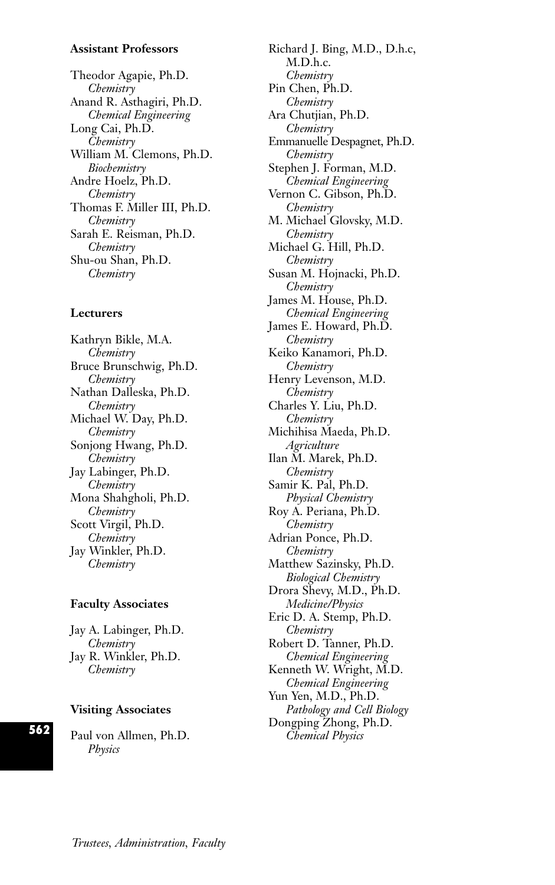**Assistant Professors**

Theodor Agapie, Ph.D.
*Chemistry*
Anand R. Asthagiri, Ph.D.
*Chemical Engineering*
Long Cai, Ph.D.
*Chemistry*
William M. Clemons, Ph.D.
*Biochemistry*
Andre Hoelz, Ph.D.
*Chemistry*
Thomas F. Miller III, Ph.D.
*Chemistry*
Sarah E. Reisman, Ph.D.
*Chemistry*
Shu-ou Shan, Ph.D.
*Chemistry*

**Lecturers**

Kathryn Bikle, M.A.
*Chemistry*
Bruce Brunschwig, Ph.D.
*Chemistry*
Nathan Dalleska, Ph.D.
*Chemistry*
Michael W. Day, Ph.D.
*Chemistry*
Sonjong Hwang, Ph.D.
*Chemistry*
Jay Labinger, Ph.D.
*Chemistry*
Mona Shahgholi, Ph.D.
*Chemistry*
Scott Virgil, Ph.D.
*Chemistry*
Jay Winkler, Ph.D.
*Chemistry*

**Faculty Associates**

Jay A. Labinger, Ph.D.
*Chemistry*
Jay R. Winkler, Ph.D.
*Chemistry*

**Visiting Associates**

Paul von Allmen, Ph.D.
*Physics*
Richard J. Bing, M.D., D.h.c, M.D.h.c.
*Chemistry*
Pin Chen, Ph.D.
*Chemistry*
Ara Chutjian, Ph.D.
*Chemistry*
Emmanuelle Despagnet, Ph.D.
*Chemistry*
Stephen J. Forman, M.D.
*Chemical Engineering*
Vernon C. Gibson, Ph.D.
*Chemistry*
M. Michael Glovsky, M.D.
*Chemistry*
Michael G. Hill, Ph.D.
*Chemistry*
Susan M. Hojnacki, Ph.D.
*Chemistry*
James M. House, Ph.D.
*Chemical Engineering*
James E. Howard, Ph.D.
*Chemistry*
Keiko Kanamori, Ph.D.
*Chemistry*
Henry Levenson, M.D.
*Chemistry*
Charles Y. Liu, Ph.D.
*Chemistry*
Michihisa Maeda, Ph.D.
*Agriculture*
Ilan M. Marek, Ph.D.
*Chemistry*
Samir K. Pal, Ph.D.
*Physical Chemistry*
Roy A. Periana, Ph.D.
*Chemistry*
Adrian Ponce, Ph.D.
*Chemistry*
Matthew Sazinsky, Ph.D.
*Biological Chemistry*
Drora Shevy, M.D., Ph.D.
*Medicine/Physics*
Eric D. A. Stemp, Ph.D.
*Chemistry*
Robert D. Tanner, Ph.D.
*Chemical Engineering*
Kenneth W. Wright, M.D.
*Chemical Engineering*
Yun Yen, M.D., Ph.D.
*Pathology and Cell Biology*
Dongping Zhong, Ph.D.
*Chemical Physics*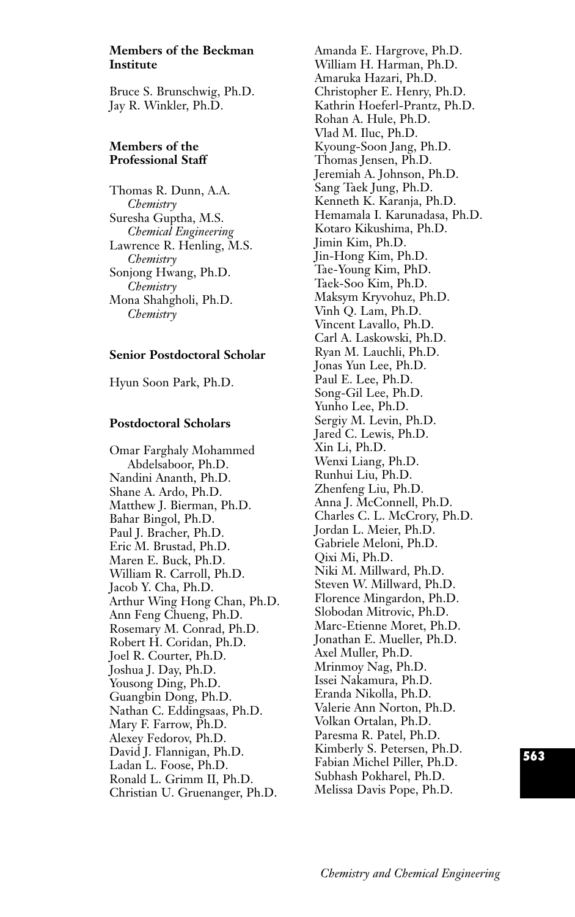**Members of the Beckman Institute**

Bruce S. Brunschwig, Ph.D.
Jay R. Winkler, Ph.D.

**Members of the Professional Staff**

Thomas R. Dunn, A.A.
*Chemistry*
Suresha Guptha, M.S.
*Chemical Engineering*
Lawrence R. Henling, M.S.
*Chemistry*
Sonjong Hwang, Ph.D.
*Chemistry*
Mona Shahgholi, Ph.D.
*Chemistry*

**Senior Postdoctoral Scholar**

Hyun Soon Park, Ph.D.

**Postdoctoral Scholars**

Omar Farghaly Mohammed Abdelsaboor, Ph.D.
Nandini Ananth, Ph.D.
Shane A. Ardo, Ph.D.
Matthew J. Bierman, Ph.D.
Bahar Bingol, Ph.D.
Paul J. Bracher, Ph.D.
Eric M. Brustad, Ph.D.
Maren E. Buck, Ph.D.
William R. Carroll, Ph.D.
Jacob Y. Cha, Ph.D.
Arthur Wing Hong Chan, Ph.D.
Ann Feng Chueng, Ph.D.
Rosemary M. Conrad, Ph.D.
Robert H. Coridan, Ph.D.
Joel R. Courter, Ph.D.
Joshua J. Day, Ph.D.
Yousong Ding, Ph.D.
Guangbin Dong, Ph.D.
Nathan C. Eddingsaas, Ph.D.
Mary F. Farrow, Ph.D.
Alexey Fedorov, Ph.D.
David J. Flannigan, Ph.D.
Ladan L. Foose, Ph.D.
Ronald L. Grimm II, Ph.D.
Christian U. Gruenanger, Ph.D.
Amanda E. Hargrove, Ph.D.
William H. Harman, Ph.D.
Amaruka Hazari, Ph.D.
Christopher E. Henry, Ph.D.
Kathrin Hoeferl-Prantz, Ph.D.
Rohan A. Hule, Ph.D.
Vlad M. Iluc, Ph.D.
Kyoung-Soon Jang, Ph.D.
Thomas Jensen, Ph.D.
Jeremiah A. Johnson, Ph.D.
Sang Taek Jung, Ph.D.
Kenneth K. Karanja, Ph.D.
Hemamala I. Karunadasa, Ph.D.
Kotaro Kikushima, Ph.D.
Jimin Kim, Ph.D.
Jin-Hong Kim, Ph.D.
Tae-Young Kim, PhD.
Taek-Soo Kim, Ph.D.
Maksym Kryvohuz, Ph.D.
Vinh Q. Lam, Ph.D.
Vincent Lavallo, Ph.D.
Carl A. Laskowski, Ph.D.
Ryan M. Lauchli, Ph.D.
Jonas Yun Lee, Ph.D.
Paul E. Lee, Ph.D.
Song-Gil Lee, Ph.D.
Yunho Lee, Ph.D.
Sergiy M. Levin, Ph.D.
Jared C. Lewis, Ph.D.
Xin Li, Ph.D.
Wenxi Liang, Ph.D.
Runhui Liu, Ph.D.
Zhenfeng Liu, Ph.D.
Anna J. McConnell, Ph.D.
Charles C. L. McCrory, Ph.D.
Jordan L. Meier, Ph.D.
Gabriele Meloni, Ph.D.
Qixi Mi, Ph.D.
Niki M. Millward, Ph.D.
Steven W. Millward, Ph.D.
Florence Mingardon, Ph.D.
Slobodan Mitrovic, Ph.D.
Marc-Etienne Moret, Ph.D.
Jonathan E. Mueller, Ph.D.
Axel Muller, Ph.D.
Mrinmoy Nag, Ph.D.
Issei Nakamura, Ph.D.
Eranda Nikolla, Ph.D.
Valerie Ann Norton, Ph.D.
Volkan Ortalan, Ph.D.
Paresma R. Patel, Ph.D.
Kimberly S. Petersen, Ph.D.
Fabian Michel Piller, Ph.D.
Subhash Pokharel, Ph.D.
Melissa Davis Pope, Ph.D.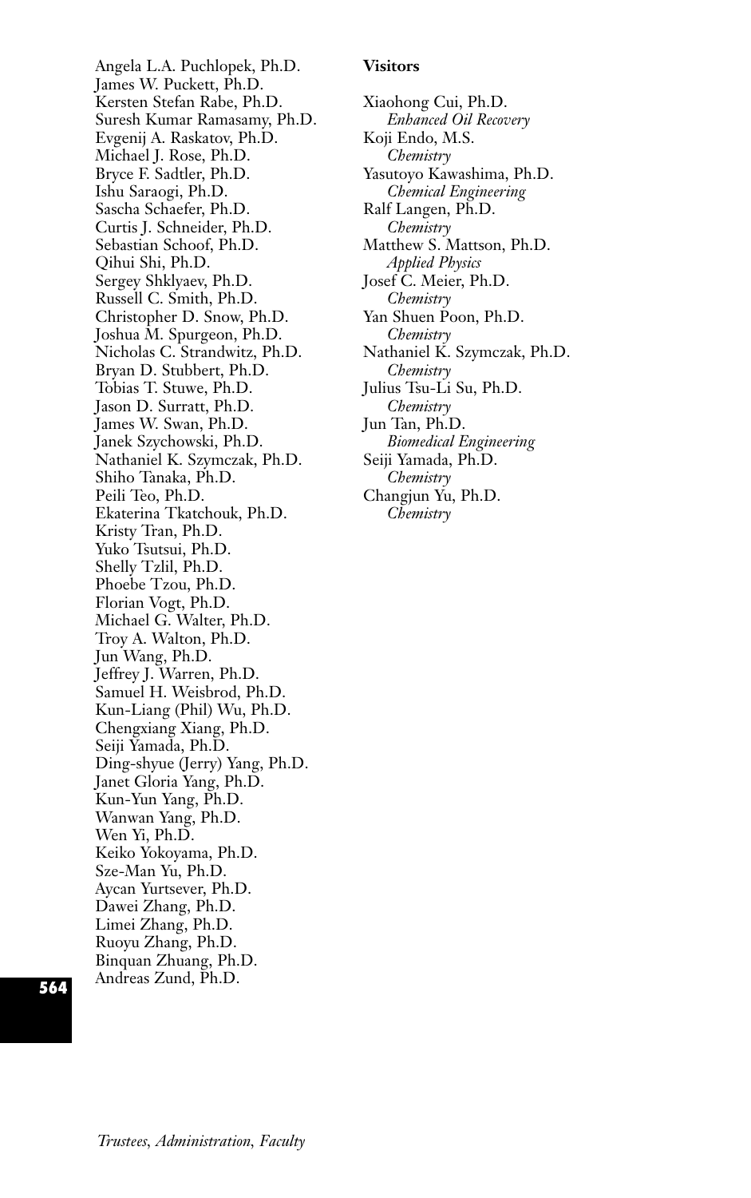Angela L.A. Puchlopek, Ph.D.
James W. Puckett, Ph.D.
Kersten Stefan Rabe, Ph.D.
Suresh Kumar Ramasamy, Ph.D.
Evgenij A. Raskatov, Ph.D.
Michael J. Rose, Ph.D.
Bryce F. Sadtler, Ph.D.
Ishu Saraogi, Ph.D.
Sascha Schaefer, Ph.D.
Curtis J. Schneider, Ph.D.
Sebastian Schoof, Ph.D.
Qihui Shi, Ph.D.
Sergey Shklyaev, Ph.D.
Russell C. Smith, Ph.D.
Christopher D. Snow, Ph.D.
Joshua M. Spurgeon, Ph.D.
Nicholas C. Strandwitz, Ph.D.
Bryan D. Stubbert, Ph.D.
Tobias T. Stuwe, Ph.D.
Jason D. Surratt, Ph.D.
James W. Swan, Ph.D.
Janek Szychowski, Ph.D.
Nathaniel K. Szymczak, Ph.D.
Shiho Tanaka, Ph.D.
Peili Teo, Ph.D.
Ekaterina Tkatchouk, Ph.D.
Kristy Tran, Ph.D.
Yuko Tsutsui, Ph.D.
Shelly Tzlil, Ph.D.
Phoebe Tzou, Ph.D.
Florian Vogt, Ph.D.
Michael G. Walter, Ph.D.
Troy A. Walton, Ph.D.
Jun Wang, Ph.D.
Jeffrey J. Warren, Ph.D.
Samuel H. Weisbrod, Ph.D.
Kun-Liang (Phil) Wu, Ph.D.
Chengxiang Xiang, Ph.D.
Seiji Yamada, Ph.D.
Ding-shyue (Jerry) Yang, Ph.D.
Janet Gloria Yang, Ph.D.
Kun-Yun Yang, Ph.D.
Wanwan Yang, Ph.D.
Wen Yi, Ph.D.
Keiko Yokoyama, Ph.D.
Sze-Man Yu, Ph.D.
Aycan Yurtsever, Ph.D.
Dawei Zhang, Ph.D.
Limei Zhang, Ph.D.
Ruoyu Zhang, Ph.D.
Binquan Zhuang, Ph.D.
Andreas Zund, Ph.D.

**Visitors**

Xiaohong Cui, Ph.D.
*Enhanced Oil Recovery*
Koji Endo, M.S.
*Chemistry*
Yasutoyo Kawashima, Ph.D.
*Chemical Engineering*
Ralf Langen, Ph.D.
*Chemistry*
Matthew S. Mattson, Ph.D.
*Applied Physics*
Josef C. Meier, Ph.D.
*Chemistry*
Yan Shuen Poon, Ph.D.
*Chemistry*
Nathaniel K. Szymczak, Ph.D.
*Chemistry*
Julius Tsu-Li Su, Ph.D.
*Chemistry*
Jun Tan, Ph.D.
*Biomedical Engineering*
Seiji Yamada, Ph.D.
*Chemistry*
Changjun Yu, Ph.D.
*Chemistry*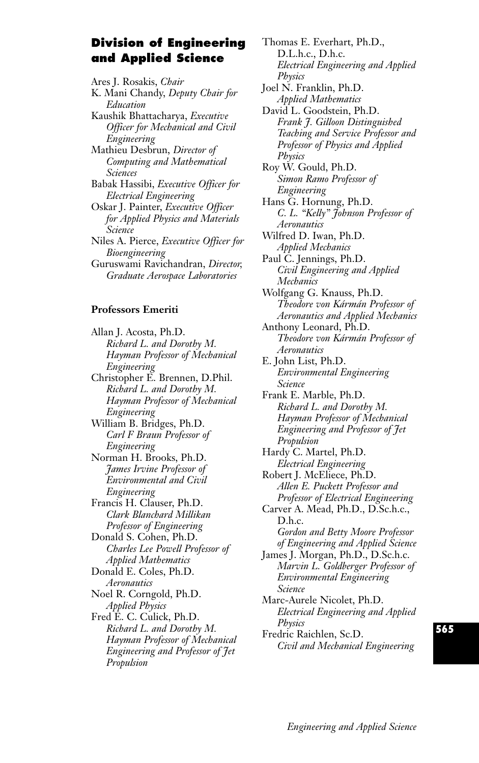## Division of Engineering and Applied Science

Ares J. Rosakis, *Chair*
K. Mani Chandy, *Deputy Chair for Education*
Kaushik Bhattacharya, *Executive Officer for Mechanical and Civil Engineering*
Mathieu Desbrun, *Director of Computing and Mathematical Sciences*
Babak Hassibi, *Executive Officer for Electrical Engineering*
Oskar J. Painter, *Executive Officer for Applied Physics and Materials Science*
Niles A. Pierce, *Executive Officer for Bioengineering*
Guruswami Ravichandran, *Director, Graduate Aerospace Laboratories*

### Professors Emeriti

Allan J. Acosta, Ph.D.
*Richard L. and Dorothy M. Hayman Professor of Mechanical Engineering*

Christopher E. Brennen, D.Phil.
*Richard L. and Dorothy M. Hayman Professor of Mechanical Engineering*

William B. Bridges, Ph.D.
*Carl F Braun Professor of Engineering*

Norman H. Brooks, Ph.D.
*James Irvine Professor of Environmental and Civil Engineering*

Francis H. Clauser, Ph.D.
*Clark Blanchard Millikan Professor of Engineering*

Donald S. Cohen, Ph.D.
*Charles Lee Powell Professor of Applied Mathematics*

Donald E. Coles, Ph.D.
*Aeronautics*

Noel R. Corngold, Ph.D.
*Applied Physics*

Fred E. C. Culick, Ph.D.
*Richard L. and Dorothy M. Hayman Professor of Mechanical Engineering and Professor of Jet Propulsion*

Thomas E. Everhart, Ph.D., D.L.h.c., D.h.c.
*Electrical Engineering and Applied Physics*

Joel N. Franklin, Ph.D.
*Applied Mathematics*

David L. Goodstein, Ph.D.
*Frank J. Gilloon Distinguished Teaching and Service Professor and Professor of Physics and Applied Physics*

Roy W. Gould, Ph.D.
*Simon Ramo Professor of Engineering*

Hans G. Hornung, Ph.D.
*C. L. "Kelly" Johnson Professor of Aeronautics*

Wilfred D. Iwan, Ph.D.
*Applied Mechanics*

Paul C. Jennings, Ph.D.
*Civil Engineering and Applied Mechanics*

Wolfgang G. Knauss, Ph.D.
*Theodore von Kármán Professor of Aeronautics and Applied Mechanics*

Anthony Leonard, Ph.D.
*Theodore von Kármán Professor of Aeronautics*

E. John List, Ph.D.
*Environmental Engineering Science*

Frank E. Marble, Ph.D.
*Richard L. and Dorothy M. Hayman Professor of Mechanical Engineering and Professor of Jet Propulsion*

Hardy C. Martel, Ph.D.
*Electrical Engineering*

Robert J. McEliece, Ph.D.
*Allen E. Puckett Professor and Professor of Electrical Engineering*

Carver A. Mead, Ph.D., D.Sc.h.c., D.h.c.
*Gordon and Betty Moore Professor of Engineering and Applied Science*

James J. Morgan, Ph.D., D.Sc.h.c.
*Marvin L. Goldberger Professor of Environmental Engineering Science*

Marc-Aurele Nicolet, Ph.D.
*Electrical Engineering and Applied Physics*

Fredric Raichlen, Sc.D.
*Civil and Mechanical Engineering*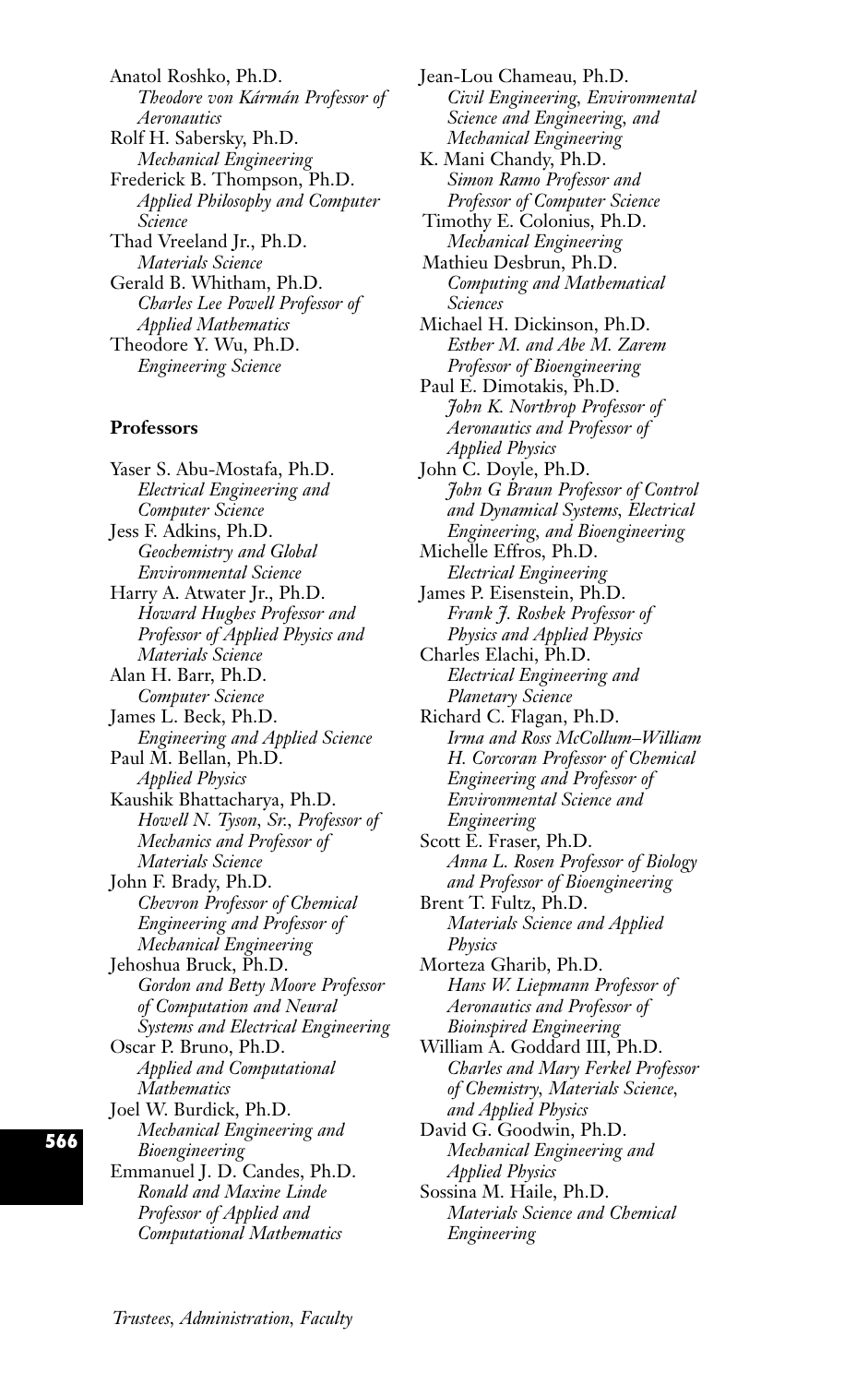Anatol Roshko, Ph.D.
*Theodore von Kármán Professor of Aeronautics*

Rolf H. Sabersky, Ph.D.
*Mechanical Engineering*

Frederick B. Thompson, Ph.D.
*Applied Philosophy and Computer Science*

Thad Vreeland Jr., Ph.D.
*Materials Science*

Gerald B. Whitham, Ph.D.
*Charles Lee Powell Professor of Applied Mathematics*

Theodore Y. Wu, Ph.D.
*Engineering Science*

### Professors

Yaser S. Abu-Mostafa, Ph.D.
*Electrical Engineering and Computer Science*

Jess F. Adkins, Ph.D.
*Geochemistry and Global Environmental Science*

Harry A. Atwater Jr., Ph.D.
*Howard Hughes Professor and Professor of Applied Physics and Materials Science*

Alan H. Barr, Ph.D.
*Computer Science*

James L. Beck, Ph.D.
*Engineering and Applied Science*

Paul M. Bellan, Ph.D.
*Applied Physics*

Kaushik Bhattacharya, Ph.D.
*Howell N. Tyson, Sr., Professor of Mechanics and Professor of Materials Science*

John F. Brady, Ph.D.
*Chevron Professor of Chemical Engineering and Professor of Mechanical Engineering*

Jehoshua Bruck, Ph.D.
*Gordon and Betty Moore Professor of Computation and Neural Systems and Electrical Engineering*

Oscar P. Bruno, Ph.D.
*Applied and Computational Mathematics*

Joel W. Burdick, Ph.D.
*Mechanical Engineering and Bioengineering*

Emmanuel J. D. Candes, Ph.D.
*Ronald and Maxine Linde Professor of Applied and Computational Mathematics*

Jean-Lou Chameau, Ph.D.
*Civil Engineering, Environmental Science and Engineering, and Mechanical Engineering*

K. Mani Chandy, Ph.D.
*Simon Ramo Professor and Professor of Computer Science*

Timothy E. Colonius, Ph.D.
*Mechanical Engineering*

Mathieu Desbrun, Ph.D.
*Computing and Mathematical Sciences*

Michael H. Dickinson, Ph.D.
*Esther M. and Abe M. Zarem Professor of Bioengineering*

Paul E. Dimotakis, Ph.D.
*John K. Northrop Professor of Aeronautics and Professor of Applied Physics*

John C. Doyle, Ph.D.
*John G Braun Professor of Control and Dynamical Systems, Electrical Engineering, and Bioengineering*

Michelle Effros, Ph.D.
*Electrical Engineering*

James P. Eisenstein, Ph.D.
*Frank J. Roshek Professor of Physics and Applied Physics*

Charles Elachi, Ph.D.
*Electrical Engineering and Planetary Science*

Richard C. Flagan, Ph.D.
*Irma and Ross McCollum–William H. Corcoran Professor of Chemical Engineering and Professor of Environmental Science and Engineering*

Scott E. Fraser, Ph.D.
*Anna L. Rosen Professor of Biology and Professor of Bioengineering*

Brent T. Fultz, Ph.D.
*Materials Science and Applied Physics*

Morteza Gharib, Ph.D.
*Hans W. Liepmann Professor of Aeronautics and Professor of Bioinspired Engineering*

William A. Goddard III, Ph.D.
*Charles and Mary Ferkel Professor of Chemistry, Materials Science, and Applied Physics*

David G. Goodwin, Ph.D.
*Mechanical Engineering and Applied Physics*

Sossina M. Haile, Ph.D.
*Materials Science and Chemical Engineering*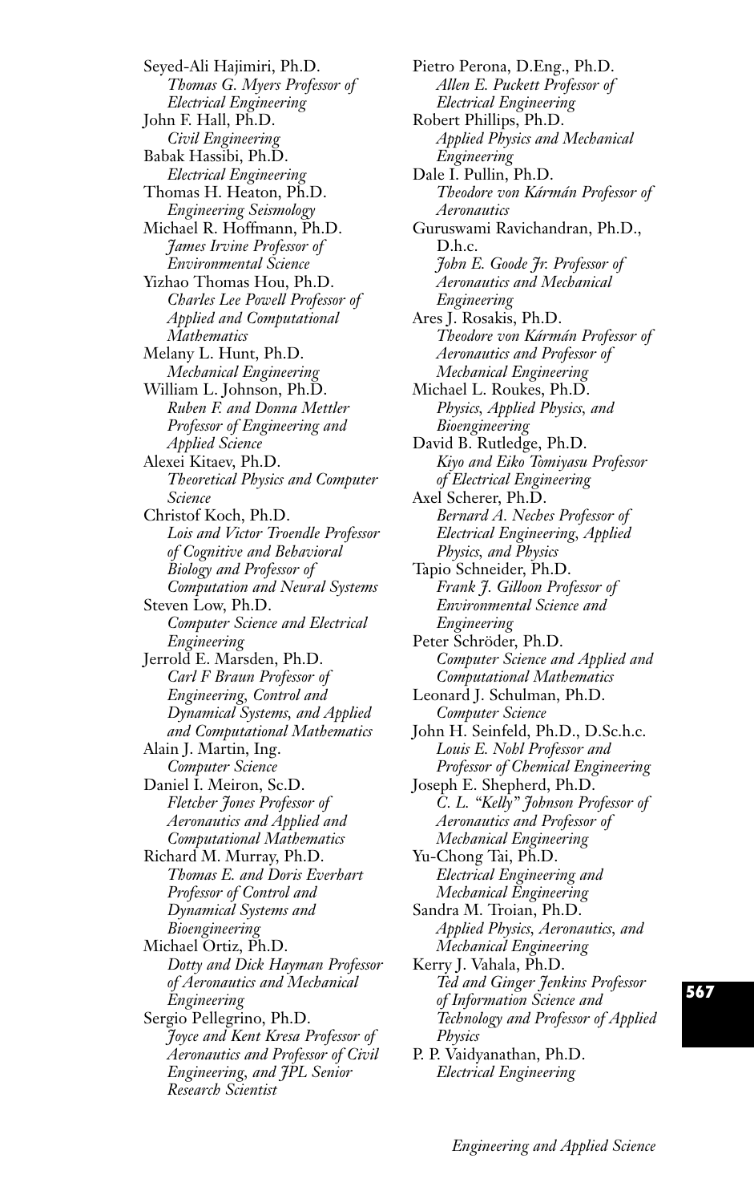Seyed-Ali Hajimiri, Ph.D.
*Thomas G. Myers Professor of Electrical Engineering*
John F. Hall, Ph.D.
*Civil Engineering*
Babak Hassibi, Ph.D.
*Electrical Engineering*
Thomas H. Heaton, Ph.D.
*Engineering Seismology*
Michael R. Hoffmann, Ph.D.
*James Irvine Professor of Environmental Science*
Yizhao Thomas Hou, Ph.D.
*Charles Lee Powell Professor of Applied and Computational Mathematics*
Melany L. Hunt, Ph.D.
*Mechanical Engineering*
William L. Johnson, Ph.D.
*Ruben F. and Donna Mettler Professor of Engineering and Applied Science*
Alexei Kitaev, Ph.D.
*Theoretical Physics and Computer Science*
Christof Koch, Ph.D.
*Lois and Victor Troendle Professor of Cognitive and Behavioral Biology and Professor of Computation and Neural Systems*
Steven Low, Ph.D.
*Computer Science and Electrical Engineering*
Jerrold E. Marsden, Ph.D.
*Carl F Braun Professor of Engineering, Control and Dynamical Systems, and Applied and Computational Mathematics*
Alain J. Martin, Ing.
*Computer Science*
Daniel I. Meiron, Sc.D.
*Fletcher Jones Professor of Aeronautics and Applied and Computational Mathematics*
Richard M. Murray, Ph.D.
*Thomas E. and Doris Everhart Professor of Control and Dynamical Systems and Bioengineering*
Michael Ortiz, Ph.D.
*Dotty and Dick Hayman Professor of Aeronautics and Mechanical Engineering*
Sergio Pellegrino, Ph.D.
*Joyce and Kent Kresa Professor of Aeronautics and Professor of Civil Engineering, and JPL Senior Research Scientist*
Pietro Perona, D.Eng., Ph.D.
*Allen E. Puckett Professor of Electrical Engineering*
Robert Phillips, Ph.D.
*Applied Physics and Mechanical Engineering*
Dale I. Pullin, Ph.D.
*Theodore von Kármán Professor of Aeronautics*
Guruswami Ravichandran, Ph.D., D.h.c.
*John E. Goode Jr. Professor of Aeronautics and Mechanical Engineering*
Ares J. Rosakis, Ph.D.
*Theodore von Kármán Professor of Aeronautics and Professor of Mechanical Engineering*
Michael L. Roukes, Ph.D.
*Physics, Applied Physics, and Bioengineering*
David B. Rutledge, Ph.D.
*Kiyo and Eiko Tomiyasu Professor of Electrical Engineering*
Axel Scherer, Ph.D.
*Bernard A. Neches Professor of Electrical Engineering, Applied Physics, and Physics*
Tapio Schneider, Ph.D.
*Frank J. Gilloon Professor of Environmental Science and Engineering*
Peter Schröder, Ph.D.
*Computer Science and Applied and Computational Mathematics*
Leonard J. Schulman, Ph.D.
*Computer Science*
John H. Seinfeld, Ph.D., D.Sc.h.c.
*Louis E. Nohl Professor and Professor of Chemical Engineering*
Joseph E. Shepherd, Ph.D.
*C. L. "Kelly" Johnson Professor of Aeronautics and Professor of Mechanical Engineering*
Yu-Chong Tai, Ph.D.
*Electrical Engineering and Mechanical Engineering*
Sandra M. Troian, Ph.D.
*Applied Physics, Aeronautics, and Mechanical Engineering*
Kerry J. Vahala, Ph.D.
*Ted and Ginger Jenkins Professor of Information Science and Technology and Professor of Applied Physics*
P. P. Vaidyanathan, Ph.D.
*Electrical Engineering*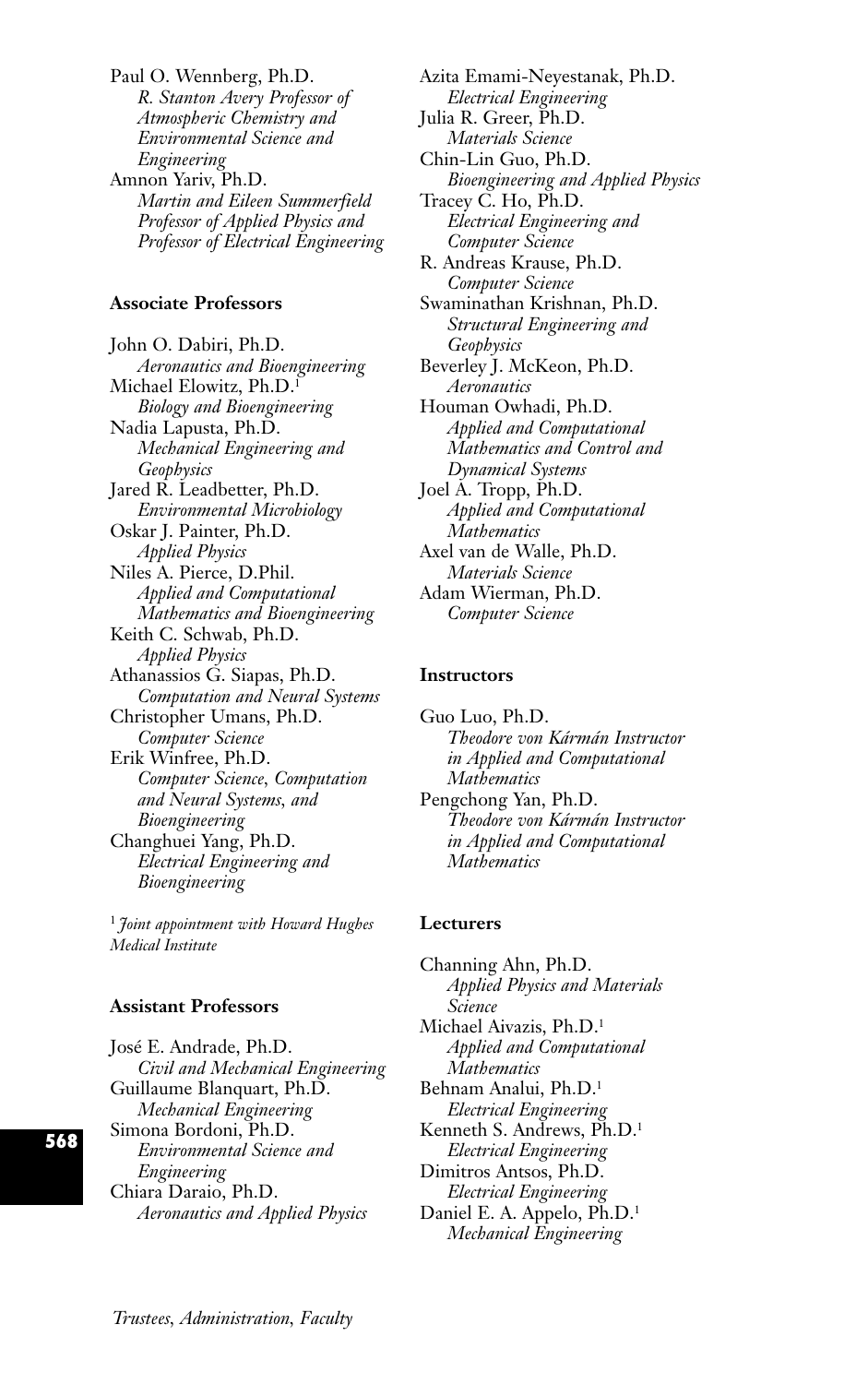Paul O. Wennberg, Ph.D.
*R. Stanton Avery Professor of Atmospheric Chemistry and Environmental Science and Engineering*

Amnon Yariv, Ph.D.
*Martin and Eileen Summerfield Professor of Applied Physics and Professor of Electrical Engineering*

### Associate Professors

John O. Dabiri, Ph.D.
*Aeronautics and Bioengineering*

Michael Elowitz, Ph.D.[1]
*Biology and Bioengineering*

Nadia Lapusta, Ph.D.
*Mechanical Engineering and Geophysics*

Jared R. Leadbetter, Ph.D.
*Environmental Microbiology*

Oskar J. Painter, Ph.D.
*Applied Physics*

Niles A. Pierce, D.Phil.
*Applied and Computational Mathematics and Bioengineering*

Keith C. Schwab, Ph.D.
*Applied Physics*

Athanassios G. Siapas, Ph.D.
*Computation and Neural Systems*

Christopher Umans, Ph.D.
*Computer Science*

Erik Winfree, Ph.D.
*Computer Science, Computation and Neural Systems, and Bioengineering*

Changhuei Yang, Ph.D.
*Electrical Engineering and Bioengineering*

[1] *Joint appointment with Howard Hughes Medical Institute*

### Assistant Professors

José E. Andrade, Ph.D.
*Civil and Mechanical Engineering*

Guillaume Blanquart, Ph.D.
*Mechanical Engineering*

Simona Bordoni, Ph.D.
*Environmental Science and Engineering*

Chiara Daraio, Ph.D.
*Aeronautics and Applied Physics*

Azita Emami-Neyestanak, Ph.D.
*Electrical Engineering*

Julia R. Greer, Ph.D.
*Materials Science*

Chin-Lin Guo, Ph.D.
*Bioengineering and Applied Physics*

Tracey C. Ho, Ph.D.
*Electrical Engineering and Computer Science*

R. Andreas Krause, Ph.D.
*Computer Science*

Swaminathan Krishnan, Ph.D.
*Structural Engineering and Geophysics*

Beverley J. McKeon, Ph.D.
*Aeronautics*

Houman Owhadi, Ph.D.
*Applied and Computational Mathematics and Control and Dynamical Systems*

Joel A. Tropp, Ph.D.
*Applied and Computational Mathematics*

Axel van de Walle, Ph.D.
*Materials Science*

Adam Wierman, Ph.D.
*Computer Science*

### Instructors

Guo Luo, Ph.D.
*Theodore von Kármán Instructor in Applied and Computational Mathematics*

Pengchong Yan, Ph.D.
*Theodore von Kármán Instructor in Applied and Computational Mathematics*

### Lecturers

Channing Ahn, Ph.D.
*Applied Physics and Materials Science*

Michael Aivazis, Ph.D.[1]
*Applied and Computational Mathematics*

Behnam Analui, Ph.D.[1]
*Electrical Engineering*

Kenneth S. Andrews, Ph.D.[1]
*Electrical Engineering*

Dimitros Antsos, Ph.D.
*Electrical Engineering*

Daniel E. A. Appelo, Ph.D.[1]
*Mechanical Engineering*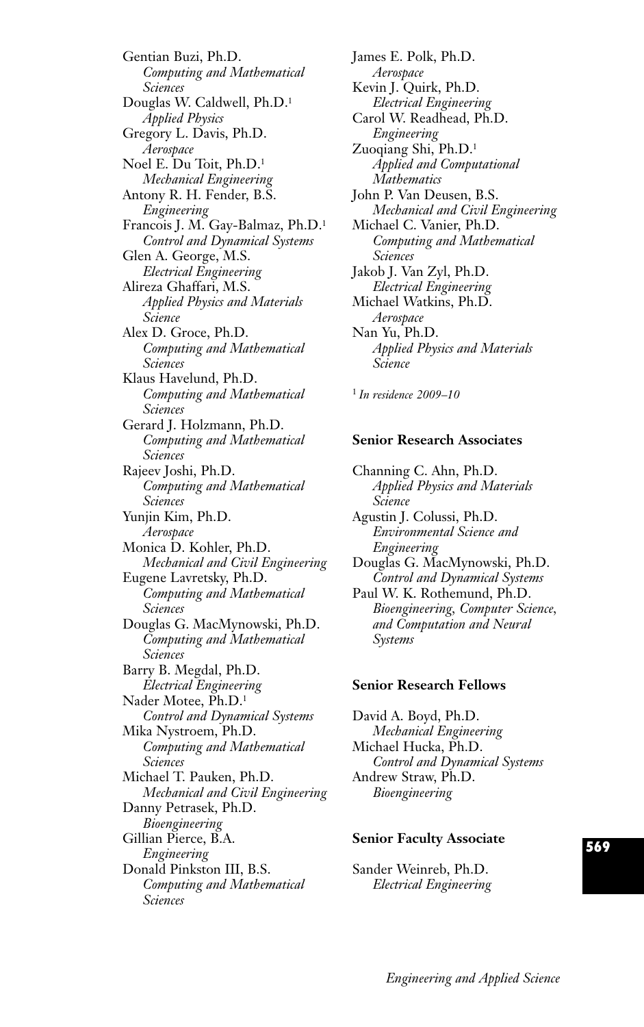Gentian Buzi, Ph.D.
*Computing and Mathematical Sciences*

Douglas W. Caldwell, Ph.D.[1]
*Applied Physics*

Gregory L. Davis, Ph.D.
*Aerospace*

Noel E. Du Toit, Ph.D.[1]
*Mechanical Engineering*

Antony R. H. Fender, B.S.
*Engineering*

Francois J. M. Gay-Balmaz, Ph.D.[1]
*Control and Dynamical Systems*

Glen A. George, M.S.
*Electrical Engineering*

Alireza Ghaffari, M.S.
*Applied Physics and Materials Science*

Alex D. Groce, Ph.D.
*Computing and Mathematical Sciences*

Klaus Havelund, Ph.D.
*Computing and Mathematical Sciences*

Gerard J. Holzmann, Ph.D.
*Computing and Mathematical Sciences*

Rajeev Joshi, Ph.D.
*Computing and Mathematical Sciences*

Yunjin Kim, Ph.D.
*Aerospace*

Monica D. Kohler, Ph.D.
*Mechanical and Civil Engineering*

Eugene Lavretsky, Ph.D.
*Computing and Mathematical Sciences*

Douglas G. MacMynowski, Ph.D.
*Computing and Mathematical Sciences*

Barry B. Megdal, Ph.D.
*Electrical Engineering*

Nader Motee, Ph.D.[1]
*Control and Dynamical Systems*

Mika Nystroem, Ph.D.
*Computing and Mathematical Sciences*

Michael T. Pauken, Ph.D.
*Mechanical and Civil Engineering*

Danny Petrasek, Ph.D.
*Bioengineering*

Gillian Pierce, B.A.
*Engineering*

Donald Pinkston III, B.S.
*Computing and Mathematical Sciences*

James E. Polk, Ph.D.
*Aerospace*

Kevin J. Quirk, Ph.D.
*Electrical Engineering*

Carol W. Readhead, Ph.D.
*Engineering*

Zuoqiang Shi, Ph.D.[1]
*Applied and Computational Mathematics*

John P. Van Deusen, B.S.
*Mechanical and Civil Engineering*

Michael C. Vanier, Ph.D.
*Computing and Mathematical Sciences*

Jakob J. Van Zyl, Ph.D.
*Electrical Engineering*

Michael Watkins, Ph.D.
*Aerospace*

Nan Yu, Ph.D.
*Applied Physics and Materials Science*

[1] *In residence 2009–10*

**Senior Research Associates**

Channing C. Ahn, Ph.D.
*Applied Physics and Materials Science*

Agustin J. Colussi, Ph.D.
*Environmental Science and Engineering*

Douglas G. MacMynowski, Ph.D.
*Control and Dynamical Systems*

Paul W. K. Rothemund, Ph.D.
*Bioengineering, Computer Science, and Computation and Neural Systems*

**Senior Research Fellows**

David A. Boyd, Ph.D.
*Mechanical Engineering*

Michael Hucka, Ph.D.
*Control and Dynamical Systems*

Andrew Straw, Ph.D.
*Bioengineering*

**Senior Faculty Associate**

Sander Weinreb, Ph.D.
*Electrical Engineering*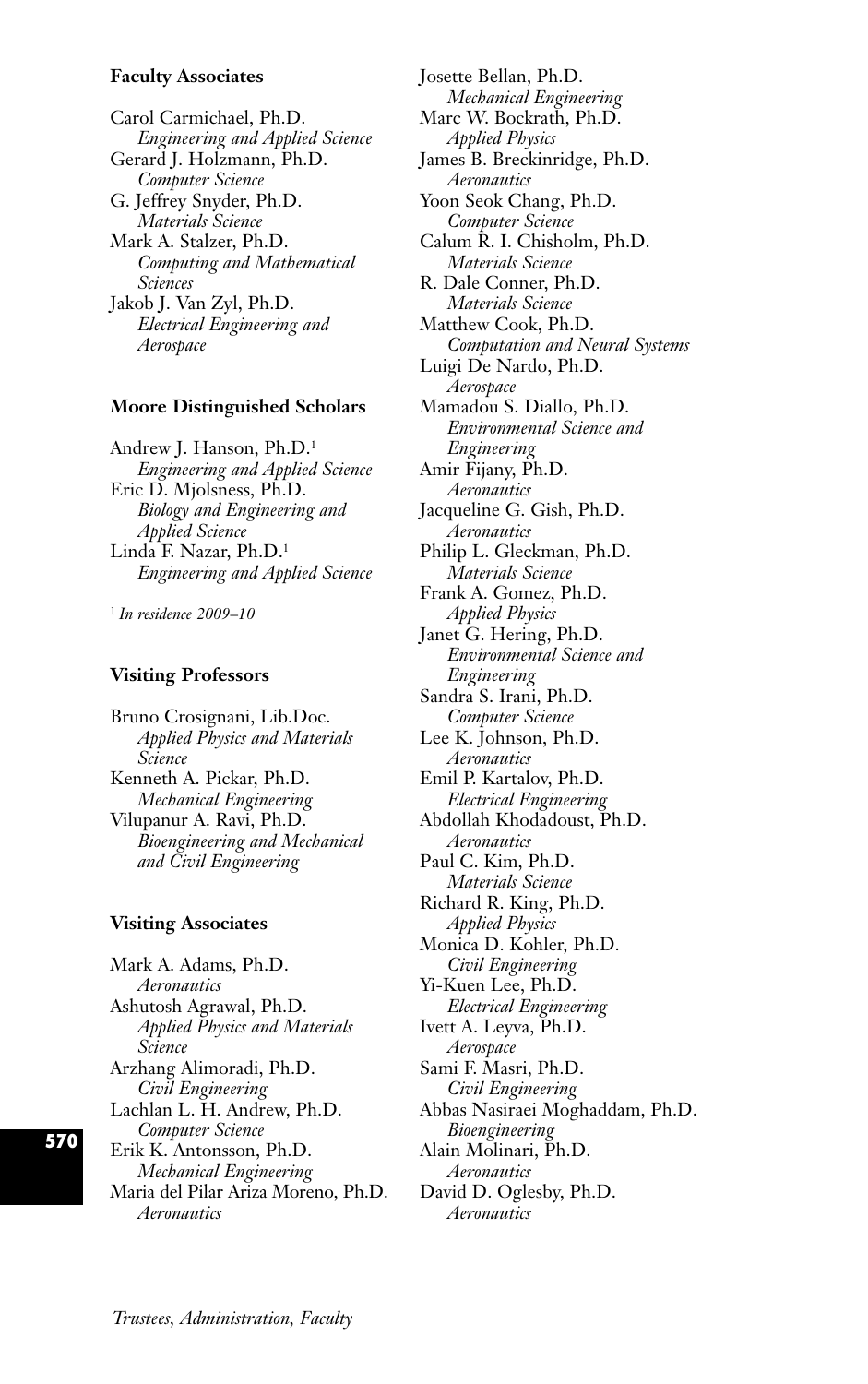### Faculty Associates

Carol Carmichael, Ph.D.
*Engineering and Applied Science*

Gerard J. Holzmann, Ph.D.
*Computer Science*

G. Jeffrey Snyder, Ph.D.
*Materials Science*

Mark A. Stalzer, Ph.D.
*Computing and Mathematical Sciences*

Jakob J. Van Zyl, Ph.D.
*Electrical Engineering and Aerospace*

### Moore Distinguished Scholars

Andrew J. Hanson, Ph.D.[1]
*Engineering and Applied Science*

Eric D. Mjolsness, Ph.D.
*Biology and Engineering and Applied Science*

Linda F. Nazar, Ph.D.[1]
*Engineering and Applied Science*

[1] *In residence 2009–10*

### Visiting Professors

Bruno Crosignani, Lib.Doc.
*Applied Physics and Materials Science*

Kenneth A. Pickar, Ph.D.
*Mechanical Engineering*

Vilupanur A. Ravi, Ph.D.
*Bioengineering and Mechanical and Civil Engineering*

### Visiting Associates

Mark A. Adams, Ph.D.
*Aeronautics*

Ashutosh Agrawal, Ph.D.
*Applied Physics and Materials Science*

Arzhang Alimoradi, Ph.D.
*Civil Engineering*

Lachlan L. H. Andrew, Ph.D.
*Computer Science*

Erik K. Antonsson, Ph.D.
*Mechanical Engineering*

Maria del Pilar Ariza Moreno, Ph.D.
*Aeronautics*

Josette Bellan, Ph.D.
*Mechanical Engineering*

Marc W. Bockrath, Ph.D.
*Applied Physics*

James B. Breckinridge, Ph.D.
*Aeronautics*

Yoon Seok Chang, Ph.D.
*Computer Science*

Calum R. I. Chisholm, Ph.D.
*Materials Science*

R. Dale Conner, Ph.D.
*Materials Science*

Matthew Cook, Ph.D.
*Computation and Neural Systems*

Luigi De Nardo, Ph.D.
*Aerospace*

Mamadou S. Diallo, Ph.D.
*Environmental Science and Engineering*

Amir Fijany, Ph.D.
*Aeronautics*

Jacqueline G. Gish, Ph.D.
*Aeronautics*

Philip L. Gleckman, Ph.D.
*Materials Science*

Frank A. Gomez, Ph.D.
*Applied Physics*

Janet G. Hering, Ph.D.
*Environmental Science and Engineering*

Sandra S. Irani, Ph.D.
*Computer Science*

Lee K. Johnson, Ph.D.
*Aeronautics*

Emil P. Kartalov, Ph.D.
*Electrical Engineering*

Abdollah Khodadoust, Ph.D.
*Aeronautics*

Paul C. Kim, Ph.D.
*Materials Science*

Richard R. King, Ph.D.
*Applied Physics*

Monica D. Kohler, Ph.D.
*Civil Engineering*

Yi-Kuen Lee, Ph.D.
*Electrical Engineering*

Ivett A. Leyva, Ph.D.
*Aerospace*

Sami F. Masri, Ph.D.
*Civil Engineering*

Abbas Nasiraei Moghaddam, Ph.D.
*Bioengineering*

Alain Molinari, Ph.D.
*Aeronautics*

David D. Oglesby, Ph.D.
*Aeronautics*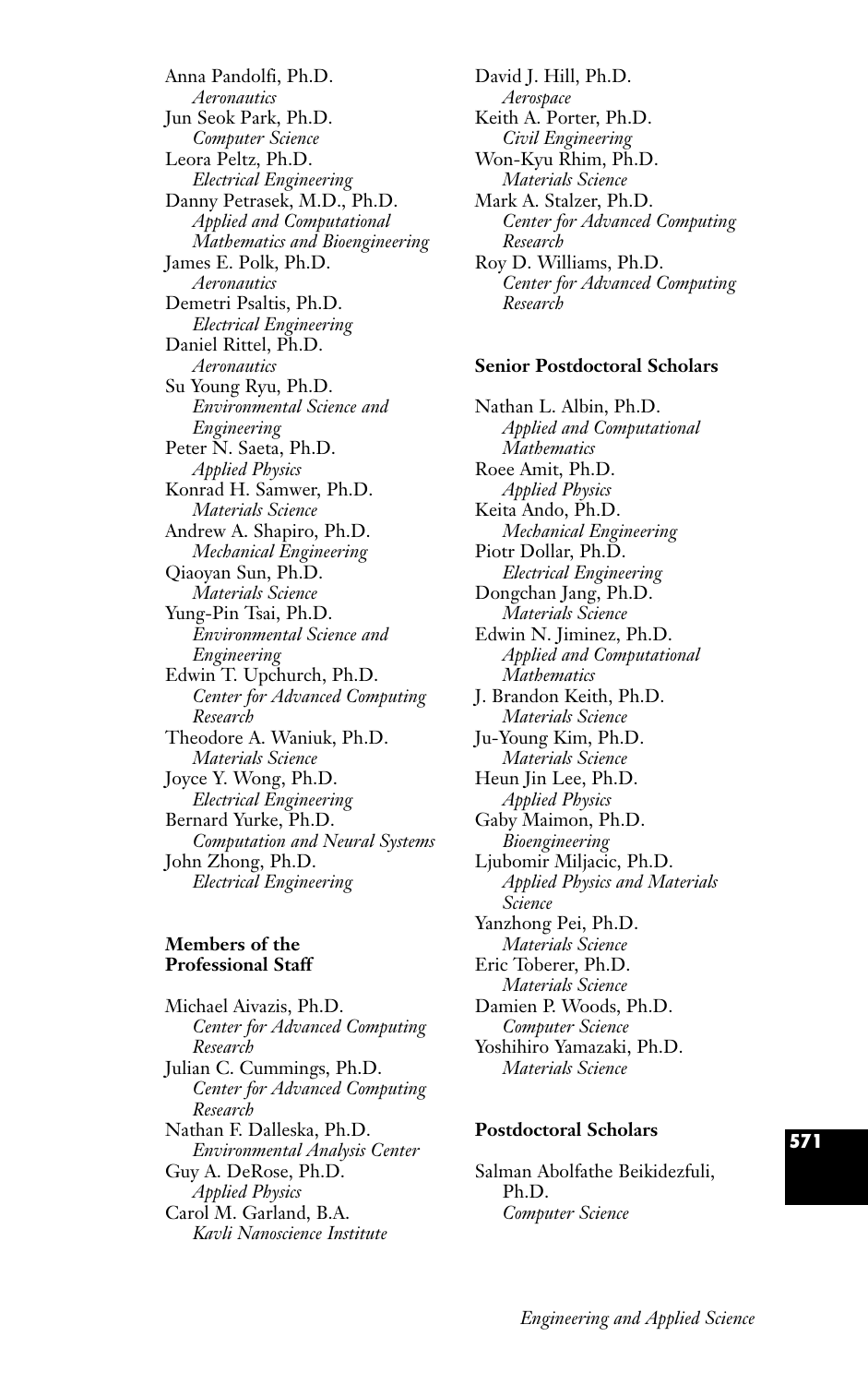Anna Pandolfi, Ph.D.
*Aeronautics*

Jun Seok Park, Ph.D.
*Computer Science*

Leora Peltz, Ph.D.
*Electrical Engineering*

Danny Petrasek, M.D., Ph.D.
*Applied and Computational Mathematics and Bioengineering*

James E. Polk, Ph.D.
*Aeronautics*

Demetri Psaltis, Ph.D.
*Electrical Engineering*

Daniel Rittel, Ph.D.
*Aeronautics*

Su Young Ryu, Ph.D.
*Environmental Science and Engineering*

Peter N. Saeta, Ph.D.
*Applied Physics*

Konrad H. Samwer, Ph.D.
*Materials Science*

Andrew A. Shapiro, Ph.D.
*Mechanical Engineering*

Qiaoyan Sun, Ph.D.
*Materials Science*

Yung-Pin Tsai, Ph.D.
*Environmental Science and Engineering*

Edwin T. Upchurch, Ph.D.
*Center for Advanced Computing Research*

Theodore A. Waniuk, Ph.D.
*Materials Science*

Joyce Y. Wong, Ph.D.
*Electrical Engineering*

Bernard Yurke, Ph.D.
*Computation and Neural Systems*

John Zhong, Ph.D.
*Electrical Engineering*

**Members of the Professional Staff**

Michael Aivazis, Ph.D.
*Center for Advanced Computing Research*

Julian C. Cummings, Ph.D.
*Center for Advanced Computing Research*

Nathan F. Dalleska, Ph.D.
*Environmental Analysis Center*

Guy A. DeRose, Ph.D.
*Applied Physics*

Carol M. Garland, B.A.
*Kavli Nanoscience Institute*

David J. Hill, Ph.D.
*Aerospace*

Keith A. Porter, Ph.D.
*Civil Engineering*

Won-Kyu Rhim, Ph.D.
*Materials Science*

Mark A. Stalzer, Ph.D.
*Center for Advanced Computing Research*

Roy D. Williams, Ph.D.
*Center for Advanced Computing Research*

**Senior Postdoctoral Scholars**

Nathan L. Albin, Ph.D.
*Applied and Computational Mathematics*

Roee Amit, Ph.D.
*Applied Physics*

Keita Ando, Ph.D.
*Mechanical Engineering*

Piotr Dollar, Ph.D.
*Electrical Engineering*

Dongchan Jang, Ph.D.
*Materials Science*

Edwin N. Jiminez, Ph.D.
*Applied and Computational Mathematics*

J. Brandon Keith, Ph.D.
*Materials Science*

Ju-Young Kim, Ph.D.
*Materials Science*

Heun Jin Lee, Ph.D.
*Applied Physics*

Gaby Maimon, Ph.D.
*Bioengineering*

Ljubomir Miljacic, Ph.D.
*Applied Physics and Materials Science*

Yanzhong Pei, Ph.D.
*Materials Science*

Eric Toberer, Ph.D.
*Materials Science*

Damien P. Woods, Ph.D.
*Computer Science*

Yoshihiro Yamazaki, Ph.D.
*Materials Science*

**Postdoctoral Scholars**

Salman Abolfathe Beikidezfuli, Ph.D.
*Computer Science*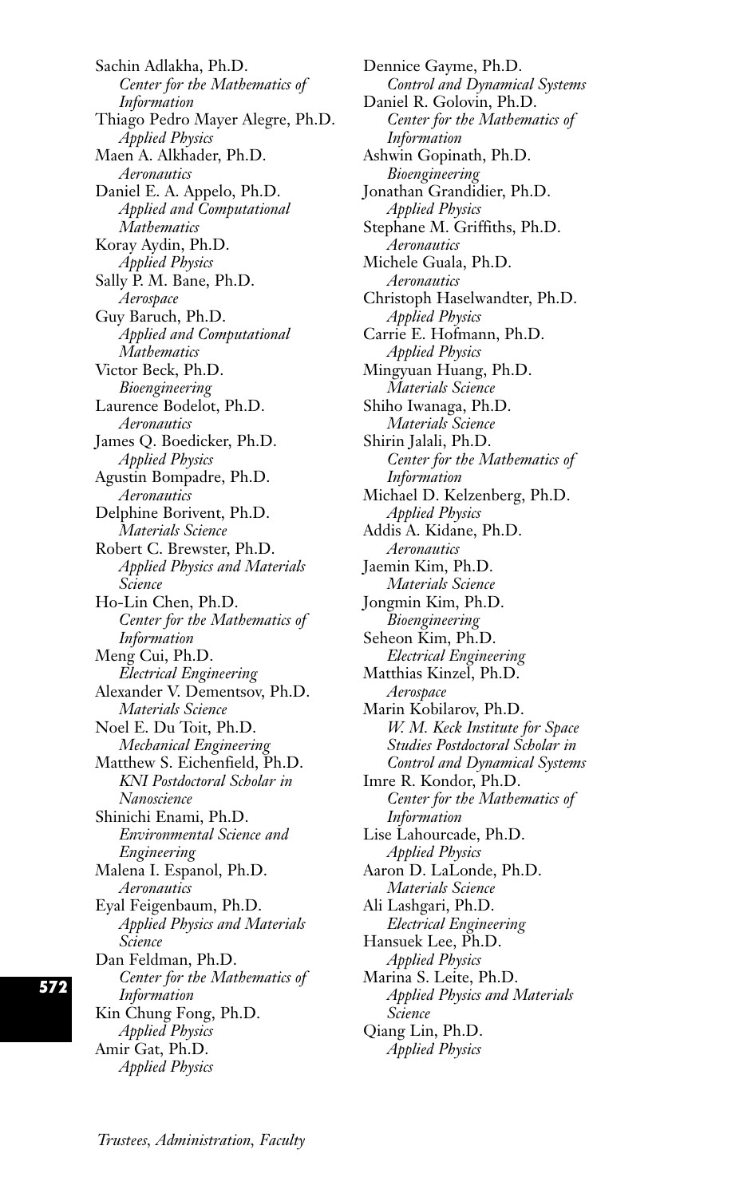Sachin Adlakha, Ph.D.
*Center for the Mathematics of Information*

Thiago Pedro Mayer Alegre, Ph.D.
*Applied Physics*

Maen A. Alkhader, Ph.D.
*Aeronautics*

Daniel E. A. Appelo, Ph.D.
*Applied and Computational Mathematics*

Koray Aydin, Ph.D.
*Applied Physics*

Sally P. M. Bane, Ph.D.
*Aerospace*

Guy Baruch, Ph.D.
*Applied and Computational Mathematics*

Victor Beck, Ph.D.
*Bioengineering*

Laurence Bodelot, Ph.D.
*Aeronautics*

James Q. Boedicker, Ph.D.
*Applied Physics*

Agustin Bompadre, Ph.D.
*Aeronautics*

Delphine Borivent, Ph.D.
*Materials Science*

Robert C. Brewster, Ph.D.
*Applied Physics and Materials Science*

Ho-Lin Chen, Ph.D.
*Center for the Mathematics of Information*

Meng Cui, Ph.D.
*Electrical Engineering*

Alexander V. Dementsov, Ph.D.
*Materials Science*

Noel E. Du Toit, Ph.D.
*Mechanical Engineering*

Matthew S. Eichenfield, Ph.D.
*KNI Postdoctoral Scholar in Nanoscience*

Shinichi Enami, Ph.D.
*Environmental Science and Engineering*

Malena I. Espanol, Ph.D.
*Aeronautics*

Eyal Feigenbaum, Ph.D.
*Applied Physics and Materials Science*

Dan Feldman, Ph.D.
*Center for the Mathematics of Information*

Kin Chung Fong, Ph.D.
*Applied Physics*

Amir Gat, Ph.D.
*Applied Physics*

Dennice Gayme, Ph.D.
*Control and Dynamical Systems*

Daniel R. Golovin, Ph.D.
*Center for the Mathematics of Information*

Ashwin Gopinath, Ph.D.
*Bioengineering*

Jonathan Grandidier, Ph.D.
*Applied Physics*

Stephane M. Griffiths, Ph.D.
*Aeronautics*

Michele Guala, Ph.D.
*Aeronautics*

Christoph Haselwandter, Ph.D.
*Applied Physics*

Carrie E. Hofmann, Ph.D.
*Applied Physics*

Mingyuan Huang, Ph.D.
*Materials Science*

Shiho Iwanaga, Ph.D.
*Materials Science*

Shirin Jalali, Ph.D.
*Center for the Mathematics of Information*

Michael D. Kelzenberg, Ph.D.
*Applied Physics*

Addis A. Kidane, Ph.D.
*Aeronautics*

Jaemin Kim, Ph.D.
*Materials Science*

Jongmin Kim, Ph.D.
*Bioengineering*

Seheon Kim, Ph.D.
*Electrical Engineering*

Matthias Kinzel, Ph.D.
*Aerospace*

Marin Kobilarov, Ph.D.
*W. M. Keck Institute for Space Studies Postdoctoral Scholar in Control and Dynamical Systems*

Imre R. Kondor, Ph.D.
*Center for the Mathematics of Information*

Lise Lahourcade, Ph.D.
*Applied Physics*

Aaron D. LaLonde, Ph.D.
*Materials Science*

Ali Lashgari, Ph.D.
*Electrical Engineering*

Hansuek Lee, Ph.D.
*Applied Physics*

Marina S. Leite, Ph.D.
*Applied Physics and Materials Science*

Qiang Lin, Ph.D.
*Applied Physics*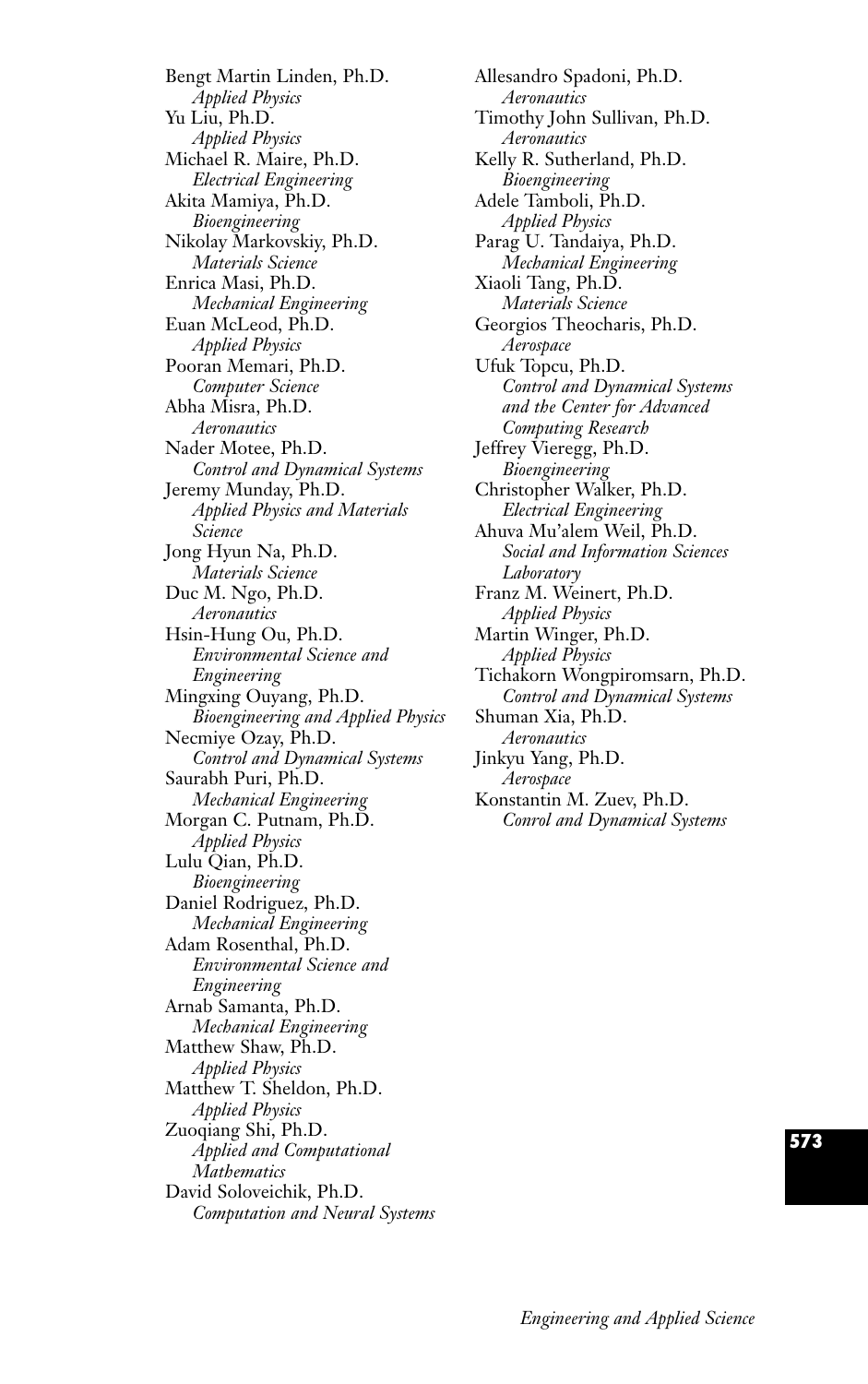Bengt Martin Linden, Ph.D.
*Applied Physics*
Yu Liu, Ph.D.
*Applied Physics*
Michael R. Maire, Ph.D.
*Electrical Engineering*
Akita Mamiya, Ph.D.
*Bioengineering*
Nikolay Markovskiy, Ph.D.
*Materials Science*
Enrica Masi, Ph.D.
*Mechanical Engineering*
Euan McLeod, Ph.D.
*Applied Physics*
Pooran Memari, Ph.D.
*Computer Science*
Abha Misra, Ph.D.
*Aeronautics*
Nader Motee, Ph.D.
*Control and Dynamical Systems*
Jeremy Munday, Ph.D.
*Applied Physics and Materials Science*
Jong Hyun Na, Ph.D.
*Materials Science*
Duc M. Ngo, Ph.D.
*Aeronautics*
Hsin-Hung Ou, Ph.D.
*Environmental Science and Engineering*
Mingxing Ouyang, Ph.D.
*Bioengineering and Applied Physics*
Necmiye Ozay, Ph.D.
*Control and Dynamical Systems*
Saurabh Puri, Ph.D.
*Mechanical Engineering*
Morgan C. Putnam, Ph.D.
*Applied Physics*
Lulu Qian, Ph.D.
*Bioengineering*
Daniel Rodriguez, Ph.D.
*Mechanical Engineering*
Adam Rosenthal, Ph.D.
*Environmental Science and Engineering*
Arnab Samanta, Ph.D.
*Mechanical Engineering*
Matthew Shaw, Ph.D.
*Applied Physics*
Matthew T. Sheldon, Ph.D.
*Applied Physics*
Zuoqiang Shi, Ph.D.
*Applied and Computational Mathematics*
David Soloveichik, Ph.D.
*Computation and Neural Systems*
Allesandro Spadoni, Ph.D.
*Aeronautics*
Timothy John Sullivan, Ph.D.
*Aeronautics*
Kelly R. Sutherland, Ph.D.
*Bioengineering*
Adele Tamboli, Ph.D.
*Applied Physics*
Parag U. Tandaiya, Ph.D.
*Mechanical Engineering*
Xiaoli Tang, Ph.D.
*Materials Science*
Georgios Theocharis, Ph.D.
*Aerospace*
Ufuk Topcu, Ph.D.
*Control and Dynamical Systems and the Center for Advanced Computing Research*
Jeffrey Vieregg, Ph.D.
*Bioengineering*
Christopher Walker, Ph.D.
*Electrical Engineering*
Ahuva Mu'alem Weil, Ph.D.
*Social and Information Sciences Laboratory*
Franz M. Weinert, Ph.D.
*Applied Physics*
Martin Winger, Ph.D.
*Applied Physics*
Tichakorn Wongpiromsarn, Ph.D.
*Control and Dynamical Systems*
Shuman Xia, Ph.D.
*Aeronautics*
Jinkyu Yang, Ph.D.
*Aerospace*
Konstantin M. Zuev, Ph.D.
*Conrol and Dynamical Systems*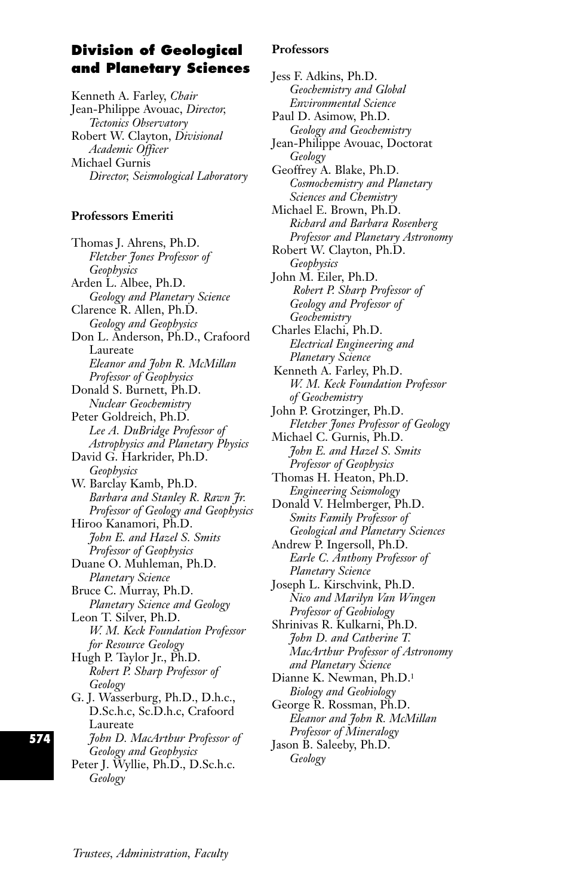## Division of Geological and Planetary Sciences

Kenneth A. Farley, *Chair*
Jean-Philippe Avouac, *Director, Tectonics Observatory*
Robert W. Clayton, *Divisional Academic Officer*
Michael Gurnis
*Director, Seismological Laboratory*

### Professors Emeriti

Thomas J. Ahrens, Ph.D.
*Fletcher Jones Professor of Geophysics*
Arden L. Albee, Ph.D.
*Geology and Planetary Science*
Clarence R. Allen, Ph.D.
*Geology and Geophysics*
Don L. Anderson, Ph.D., Crafoord Laureate
*Eleanor and John R. McMillan Professor of Geophysics*
Donald S. Burnett, Ph.D.
*Nuclear Geochemistry*
Peter Goldreich, Ph.D.
*Lee A. DuBridge Professor of Astrophysics and Planetary Physics*
David G. Harkrider, Ph.D.
*Geophysics*
W. Barclay Kamb, Ph.D.
*Barbara and Stanley R. Rawn Jr. Professor of Geology and Geophysics*
Hiroo Kanamori, Ph.D.
*John E. and Hazel S. Smits Professor of Geophysics*
Duane O. Muhleman, Ph.D.
*Planetary Science*
Bruce C. Murray, Ph.D.
*Planetary Science and Geology*
Leon T. Silver, Ph.D.
*W. M. Keck Foundation Professor for Resource Geology*
Hugh P. Taylor Jr., Ph.D.
*Robert P. Sharp Professor of Geology*
G. J. Wasserburg, Ph.D., D.h.c., D.Sc.h.c, Sc.D.h.c, Crafoord Laureate
*John D. MacArthur Professor of Geology and Geophysics*
Peter J. Wyllie, Ph.D., D.Sc.h.c.
*Geology*

### Professors

Jess F. Adkins, Ph.D.
*Geochemistry and Global Environmental Science*
Paul D. Asimow, Ph.D.
*Geology and Geochemistry*
Jean-Philippe Avouac, Doctorat
*Geology*
Geoffrey A. Blake, Ph.D.
*Cosmochemistry and Planetary Sciences and Chemistry*
Michael E. Brown, Ph.D.
*Richard and Barbara Rosenberg Professor and Planetary Astronomy*
Robert W. Clayton, Ph.D.
*Geophysics*
John M. Eiler, Ph.D.
*Robert P. Sharp Professor of Geology and Professor of Geochemistry*
Charles Elachi, Ph.D.
*Electrical Engineering and Planetary Science*
Kenneth A. Farley, Ph.D.
*W. M. Keck Foundation Professor of Geochemistry*
John P. Grotzinger, Ph.D.
*Fletcher Jones Professor of Geology*
Michael C. Gurnis, Ph.D.
*John E. and Hazel S. Smits Professor of Geophysics*
Thomas H. Heaton, Ph.D.
*Engineering Seismology*
Donald V. Helmberger, Ph.D.
*Smits Family Professor of Geological and Planetary Sciences*
Andrew P. Ingersoll, Ph.D.
*Earle C. Anthony Professor of Planetary Science*
Joseph L. Kirschvink, Ph.D.
*Nico and Marilyn Van Wingen Professor of Geobiology*
Shrinivas R. Kulkarni, Ph.D.
*John D. and Catherine T. MacArthur Professor of Astronomy and Planetary Science*
Dianne K. Newman, Ph.D.[1]
*Biology and Geobiology*
George R. Rossman, Ph.D.
*Eleanor and John R. McMillan Professor of Mineralogy*
Jason B. Saleeby, Ph.D.
*Geology*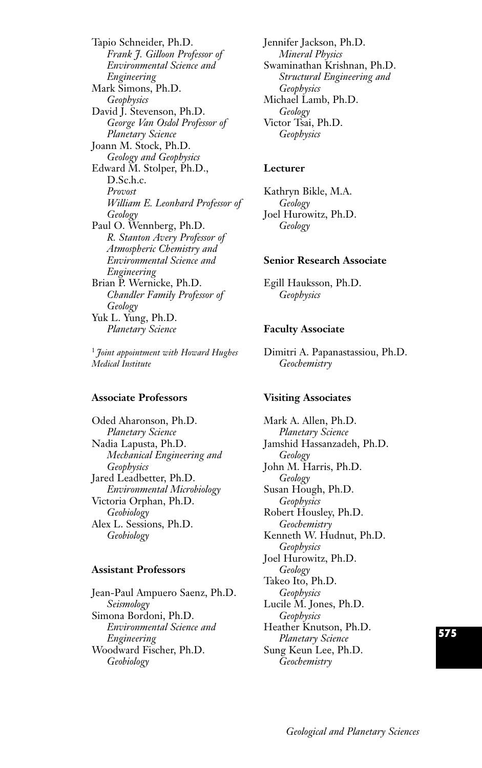Tapio Schneider, Ph.D.
*Frank J. Gilloon Professor of Environmental Science and Engineering*

Mark Simons, Ph.D.
*Geophysics*

David J. Stevenson, Ph.D.
*George Van Osdol Professor of Planetary Science*

Joann M. Stock, Ph.D.
*Geology and Geophysics*

Edward M. Stolper, Ph.D., D.Sc.h.c.
*Provost*
*William E. Leonhard Professor of Geology*

Paul O. Wennberg, Ph.D.
*R. Stanton Avery Professor of Atmospheric Chemistry and Environmental Science and Engineering*

Brian P. Wernicke, Ph.D.
*Chandler Family Professor of Geology*

Yuk L. Yung, Ph.D.
*Planetary Science*

[1] *Joint appointment with Howard Hughes Medical Institute*

### Associate Professors

Oded Aharonson, Ph.D.
*Planetary Science*

Nadia Lapusta, Ph.D.
*Mechanical Engineering and Geophysics*

Jared Leadbetter, Ph.D.
*Environmental Microbiology*

Victoria Orphan, Ph.D.
*Geobiology*

Alex L. Sessions, Ph.D.
*Geobiology*

### Assistant Professors

Jean-Paul Ampuero Saenz, Ph.D.
*Seismology*

Simona Bordoni, Ph.D.
*Environmental Science and Engineering*

Woodward Fischer, Ph.D.
*Geobiology*

Jennifer Jackson, Ph.D.
*Mineral Physics*

Swaminathan Krishnan, Ph.D.
*Structural Engineering and Geophysics*

Michael Lamb, Ph.D.
*Geology*

Victor Tsai, Ph.D.
*Geophysics*

### Lecturer

Kathryn Bikle, M.A.
*Geology*

Joel Hurowitz, Ph.D.
*Geology*

### Senior Research Associate

Egill Hauksson, Ph.D.
*Geophysics*

### Faculty Associate

Dimitri A. Papanastassiou, Ph.D.
*Geochemistry*

### Visiting Associates

Mark A. Allen, Ph.D.
*Planetary Science*

Jamshid Hassanzadeh, Ph.D.
*Geology*

John M. Harris, Ph.D.
*Geology*

Susan Hough, Ph.D.
*Geophysics*

Robert Housley, Ph.D.
*Geochemistry*

Kenneth W. Hudnut, Ph.D.
*Geophysics*

Joel Hurowitz, Ph.D.
*Geology*

Takeo Ito, Ph.D.
*Geophysics*

Lucile M. Jones, Ph.D.
*Geophysics*

Heather Knutson, Ph.D.
*Planetary Science*

Sung Keun Lee, Ph.D.
*Geochemistry*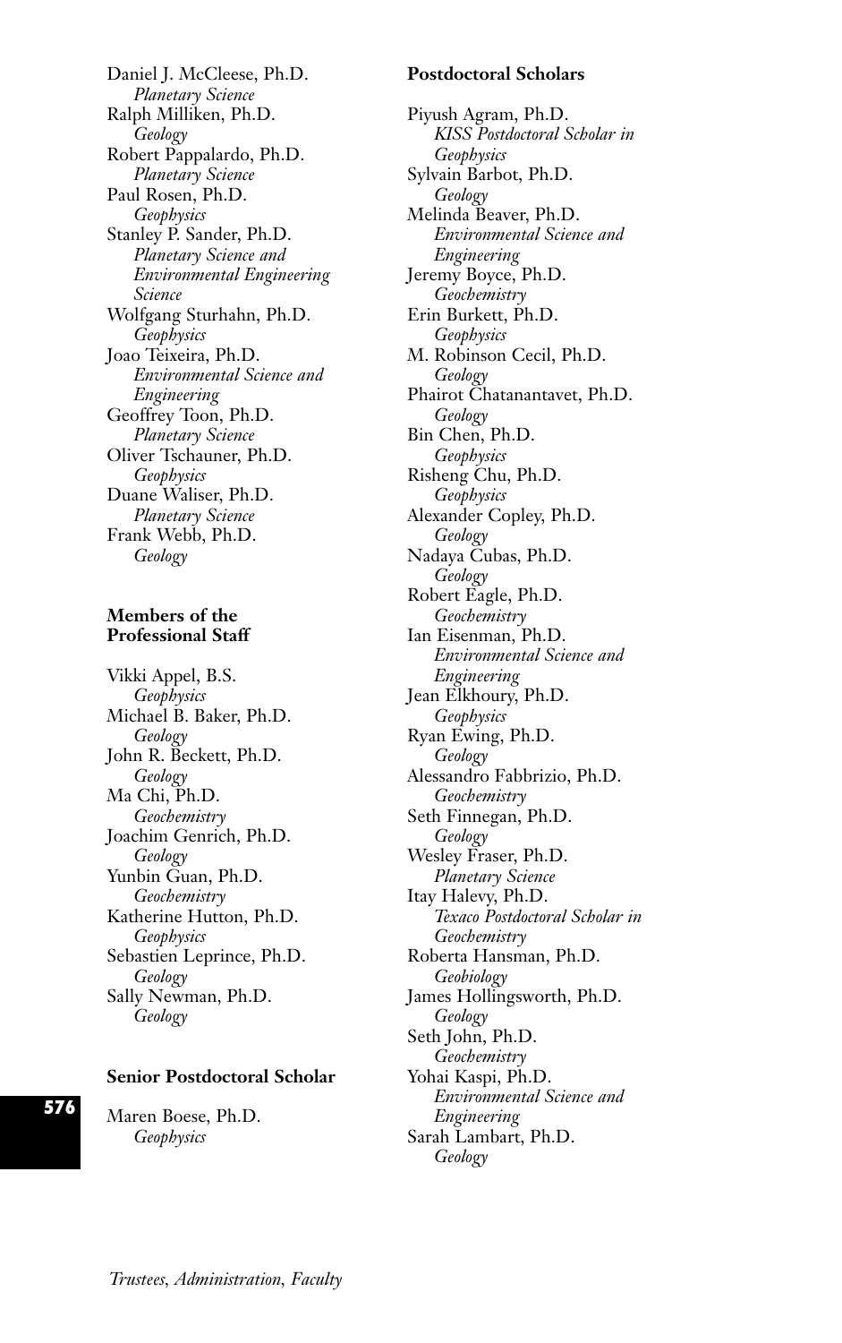Daniel J. McCleese, Ph.D.
*Planetary Science*
Ralph Milliken, Ph.D.
*Geology*
Robert Pappalardo, Ph.D.
*Planetary Science*
Paul Rosen, Ph.D.
*Geophysics*
Stanley P. Sander, Ph.D.
*Planetary Science and Environmental Engineering Science*
Wolfgang Sturhahn, Ph.D.
*Geophysics*
Joao Teixeira, Ph.D.
*Environmental Science and Engineering*
Geoffrey Toon, Ph.D.
*Planetary Science*
Oliver Tschauner, Ph.D.
*Geophysics*
Duane Waliser, Ph.D.
*Planetary Science*
Frank Webb, Ph.D.
*Geology*

**Members of the Professional Staff**

Vikki Appel, B.S.
*Geophysics*
Michael B. Baker, Ph.D.
*Geology*
John R. Beckett, Ph.D.
*Geology*
Ma Chi, Ph.D.
*Geochemistry*
Joachim Genrich, Ph.D.
*Geology*
Yunbin Guan, Ph.D.
*Geochemistry*
Katherine Hutton, Ph.D.
*Geophysics*
Sebastien Leprince, Ph.D.
*Geology*
Sally Newman, Ph.D.
*Geology*

**Senior Postdoctoral Scholar**

Maren Boese, Ph.D.
*Geophysics*

**Postdoctoral Scholars**

Piyush Agram, Ph.D.
*KISS Postdoctoral Scholar in Geophysics*
Sylvain Barbot, Ph.D.
*Geology*
Melinda Beaver, Ph.D.
*Environmental Science and Engineering*
Jeremy Boyce, Ph.D.
*Geochemistry*
Erin Burkett, Ph.D.
*Geophysics*
M. Robinson Cecil, Ph.D.
*Geology*
Phairot Chatanantavet, Ph.D.
*Geology*
Bin Chen, Ph.D.
*Geophysics*
Risheng Chu, Ph.D.
*Geophysics*
Alexander Copley, Ph.D.
*Geology*
Nadaya Cubas, Ph.D.
*Geology*
Robert Eagle, Ph.D.
*Geochemistry*
Ian Eisenman, Ph.D.
*Environmental Science and Engineering*
Jean Elkhoury, Ph.D.
*Geophysics*
Ryan Ewing, Ph.D.
*Geology*
Alessandro Fabbrizio, Ph.D.
*Geochemistry*
Seth Finnegan, Ph.D.
*Geology*
Wesley Fraser, Ph.D.
*Planetary Science*
Itay Halevy, Ph.D.
*Texaco Postdoctoral Scholar in Geochemistry*
Roberta Hansman, Ph.D.
*Geobiology*
James Hollingsworth, Ph.D.
*Geology*
Seth John, Ph.D.
*Geochemistry*
Yohai Kaspi, Ph.D.
*Environmental Science and Engineering*
Sarah Lambart, Ph.D.
*Geology*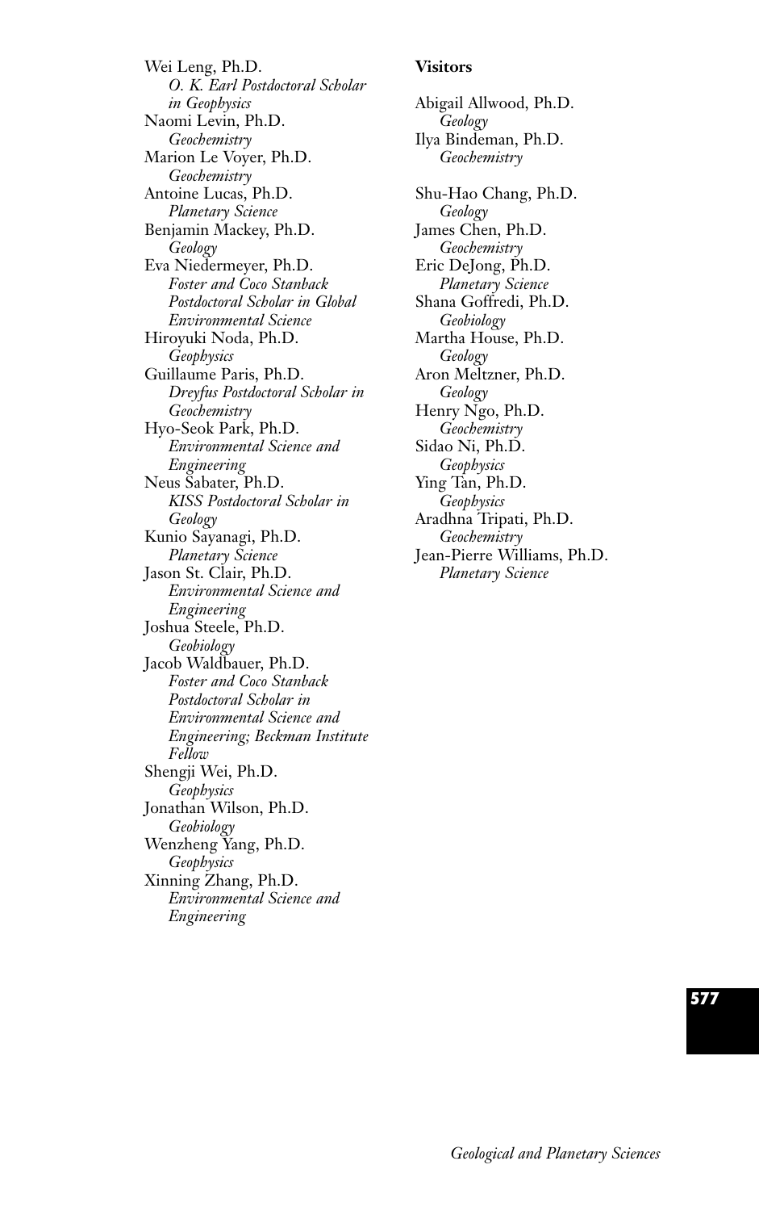Wei Leng, Ph.D.
*O. K. Earl Postdoctoral Scholar in Geophysics*

Naomi Levin, Ph.D.
*Geochemistry*

Marion Le Voyer, Ph.D.
*Geochemistry*

Antoine Lucas, Ph.D.
*Planetary Science*

Benjamin Mackey, Ph.D.
*Geology*

Eva Niedermeyer, Ph.D.
*Foster and Coco Stanback Postdoctoral Scholar in Global Environmental Science*

Hiroyuki Noda, Ph.D.
*Geophysics*

Guillaume Paris, Ph.D.
*Dreyfus Postdoctoral Scholar in Geochemistry*

Hyo-Seok Park, Ph.D.
*Environmental Science and Engineering*

Neus Sabater, Ph.D.
*KISS Postdoctoral Scholar in Geology*

Kunio Sayanagi, Ph.D.
*Planetary Science*

Jason St. Clair, Ph.D.
*Environmental Science and Engineering*

Joshua Steele, Ph.D.
*Geobiology*

Jacob Waldbauer, Ph.D.
*Foster and Coco Stanback Postdoctoral Scholar in Environmental Science and Engineering; Beckman Institute Fellow*

Shengji Wei, Ph.D.
*Geophysics*

Jonathan Wilson, Ph.D.
*Geobiology*

Wenzheng Yang, Ph.D.
*Geophysics*

Xinning Zhang, Ph.D.
*Environmental Science and Engineering*

**Visitors**

Abigail Allwood, Ph.D.
*Geology*

Ilya Bindeman, Ph.D.
*Geochemistry*

Shu-Hao Chang, Ph.D.
*Geology*

James Chen, Ph.D.
*Geochemistry*

Eric DeJong, Ph.D.
*Planetary Science*

Shana Goffredi, Ph.D.
*Geobiology*

Martha House, Ph.D.
*Geology*

Aron Meltzner, Ph.D.
*Geology*

Henry Ngo, Ph.D.
*Geochemistry*

Sidao Ni, Ph.D.
*Geophysics*

Ying Tan, Ph.D.
*Geophysics*

Aradhna Tripati, Ph.D.
*Geochemistry*

Jean-Pierre Williams, Ph.D.
*Planetary Science*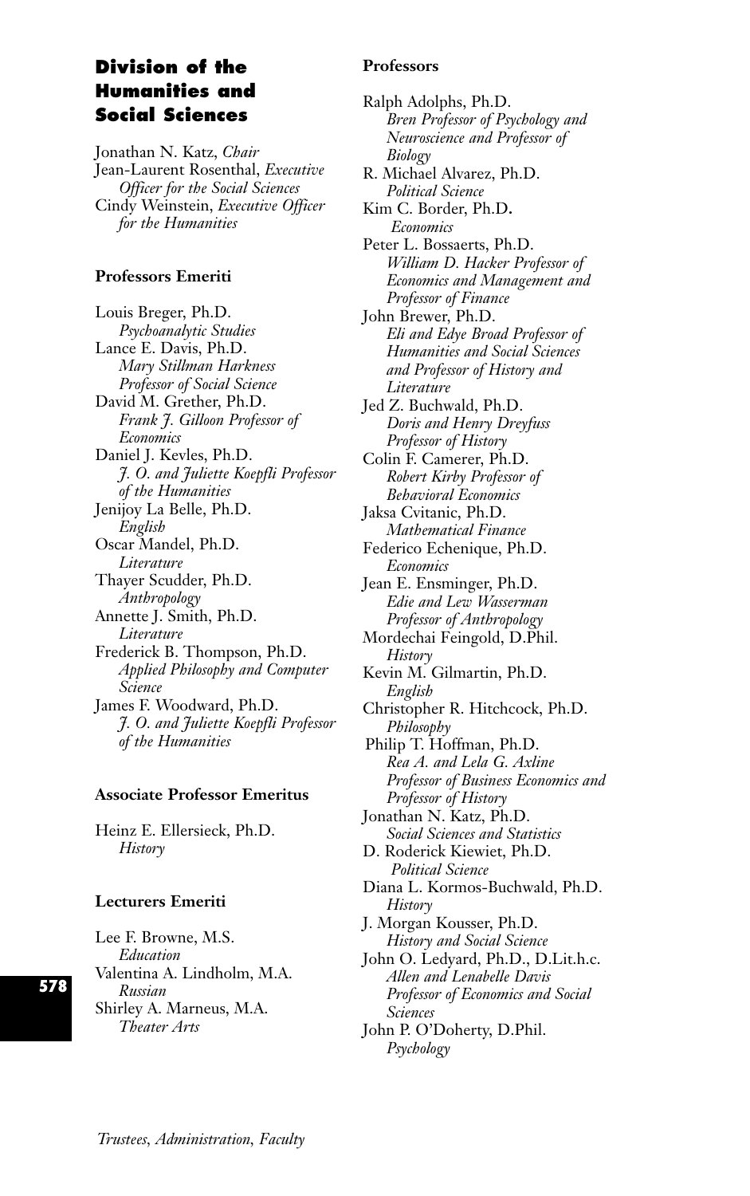## Division of the Humanities and Social Sciences

Jonathan N. Katz, *Chair*
Jean-Laurent Rosenthal, *Executive Officer for the Social Sciences*
Cindy Weinstein, *Executive Officer for the Humanities*

### Professors Emeriti

Louis Breger, Ph.D.
*Psychoanalytic Studies*
Lance E. Davis, Ph.D.
*Mary Stillman Harkness Professor of Social Science*
David M. Grether, Ph.D.
*Frank J. Gilloon Professor of Economics*
Daniel J. Kevles, Ph.D.
*J. O. and Juliette Koepfli Professor of the Humanities*
Jenijoy La Belle, Ph.D.
*English*
Oscar Mandel, Ph.D.
*Literature*
Thayer Scudder, Ph.D.
*Anthropology*
Annette J. Smith, Ph.D.
*Literature*
Frederick B. Thompson, Ph.D.
*Applied Philosophy and Computer Science*
James F. Woodward, Ph.D.
*J. O. and Juliette Koepfli Professor of the Humanities*

### Associate Professor Emeritus

Heinz E. Ellersieck, Ph.D.
*History*

### Lecturers Emeriti

Lee F. Browne, M.S.
*Education*
Valentina A. Lindholm, M.A.
*Russian*
Shirley A. Marneus, M.A.
*Theater Arts*

### Professors

Ralph Adolphs, Ph.D.
*Bren Professor of Psychology and Neuroscience and Professor of Biology*
R. Michael Alvarez, Ph.D.
*Political Science*
Kim C. Border, Ph.D.
*Economics*
Peter L. Bossaerts, Ph.D.
*William D. Hacker Professor of Economics and Management and Professor of Finance*
John Brewer, Ph.D.
*Eli and Edye Broad Professor of Humanities and Social Sciences and Professor of History and Literature*
Jed Z. Buchwald, Ph.D.
*Doris and Henry Dreyfuss Professor of History*
Colin F. Camerer, Ph.D.
*Robert Kirby Professor of Behavioral Economics*
Jaksa Cvitanic, Ph.D.
*Mathematical Finance*
Federico Echenique, Ph.D.
*Economics*
Jean E. Ensminger, Ph.D.
*Edie and Lew Wasserman Professor of Anthropology*
Mordechai Feingold, D.Phil.
*History*
Kevin M. Gilmartin, Ph.D.
*English*
Christopher R. Hitchcock, Ph.D.
*Philosophy*
Philip T. Hoffman, Ph.D.
*Rea A. and Lela G. Axline Professor of Business Economics and Professor of History*
Jonathan N. Katz, Ph.D.
*Social Sciences and Statistics*
D. Roderick Kiewiet, Ph.D.
*Political Science*
Diana L. Kormos-Buchwald, Ph.D.
*History*
J. Morgan Kousser, Ph.D.
*History and Social Science*
John O. Ledyard, Ph.D., D.Lit.h.c.
*Allen and Lenabelle Davis Professor of Economics and Social Sciences*
John P. O'Doherty, D.Phil.
*Psychology*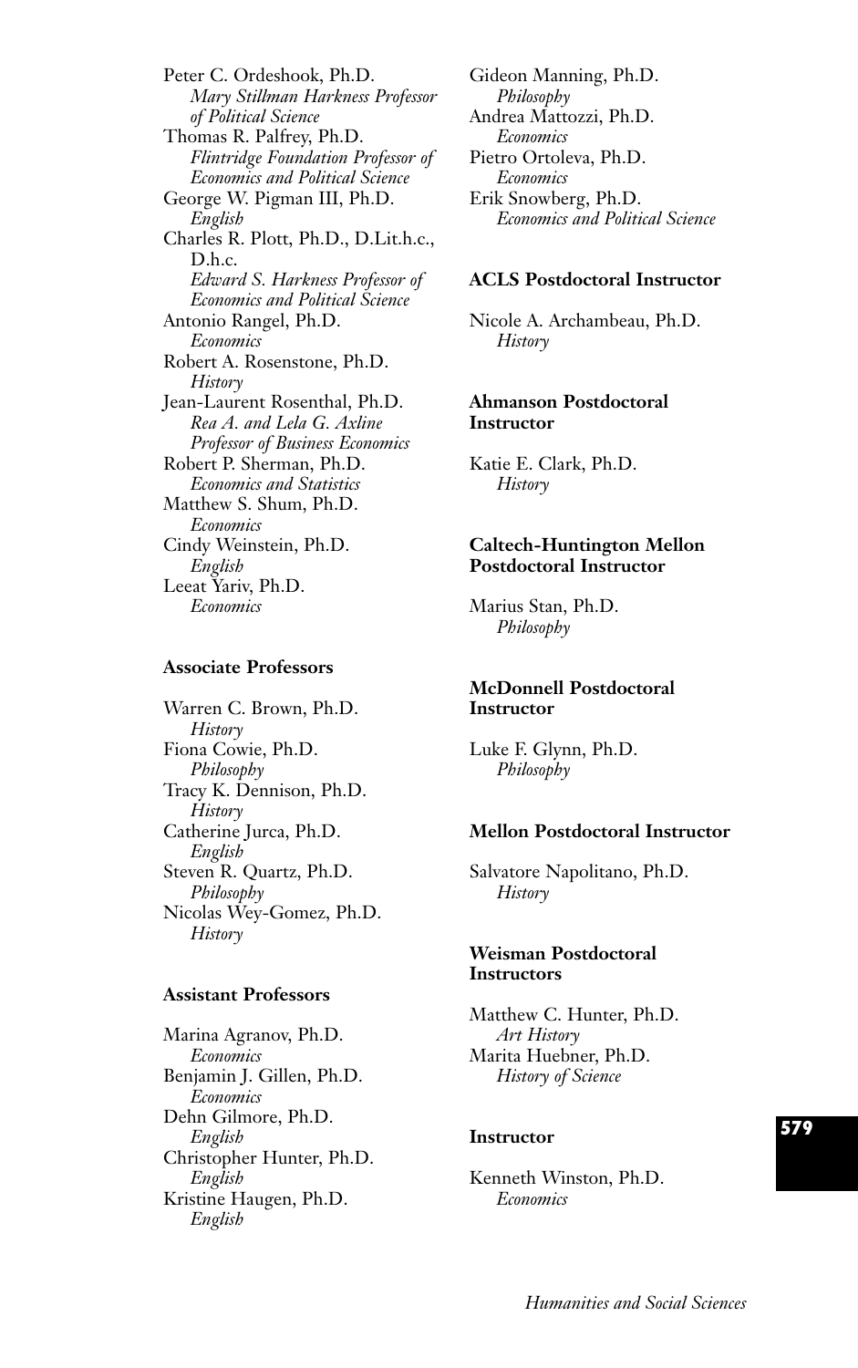Peter C. Ordeshook, Ph.D.
*Mary Stillman Harkness Professor of Political Science*

Thomas R. Palfrey, Ph.D.
*Flintridge Foundation Professor of Economics and Political Science*

George W. Pigman III, Ph.D.
*English*

Charles R. Plott, Ph.D., D.Lit.h.c., D.h.c.
*Edward S. Harkness Professor of Economics and Political Science*

Antonio Rangel, Ph.D.
*Economics*

Robert A. Rosenstone, Ph.D.
*History*

Jean-Laurent Rosenthal, Ph.D.
*Rea A. and Lela G. Axline Professor of Business Economics*

Robert P. Sherman, Ph.D.
*Economics and Statistics*

Matthew S. Shum, Ph.D.
*Economics*

Cindy Weinstein, Ph.D.
*English*

Leeat Yariv, Ph.D.
*Economics*

#### Associate Professors

Warren C. Brown, Ph.D.
*History*

Fiona Cowie, Ph.D.
*Philosophy*

Tracy K. Dennison, Ph.D.
*History*

Catherine Jurca, Ph.D.
*English*

Steven R. Quartz, Ph.D.
*Philosophy*

Nicolas Wey-Gomez, Ph.D.
*History*

#### Assistant Professors

Marina Agranov, Ph.D.
*Economics*

Benjamin J. Gillen, Ph.D.
*Economics*

Dehn Gilmore, Ph.D.
*English*

Christopher Hunter, Ph.D.
*English*

Kristine Haugen, Ph.D.
*English*

Gideon Manning, Ph.D.
*Philosophy*

Andrea Mattozzi, Ph.D.
*Economics*

Pietro Ortoleva, Ph.D.
*Economics*

Erik Snowberg, Ph.D.
*Economics and Political Science*

#### ACLS Postdoctoral Instructor

Nicole A. Archambeau, Ph.D.
*History*

#### Ahmanson Postdoctoral Instructor

Katie E. Clark, Ph.D.
*History*

#### Caltech-Huntington Mellon Postdoctoral Instructor

Marius Stan, Ph.D.
*Philosophy*

#### McDonnell Postdoctoral Instructor

Luke F. Glynn, Ph.D.
*Philosophy*

#### Mellon Postdoctoral Instructor

Salvatore Napolitano, Ph.D.
*History*

#### Weisman Postdoctoral Instructors

Matthew C. Hunter, Ph.D.
*Art History*

Marita Huebner, Ph.D.
*History of Science*

#### Instructor

Kenneth Winston, Ph.D.
*Economics*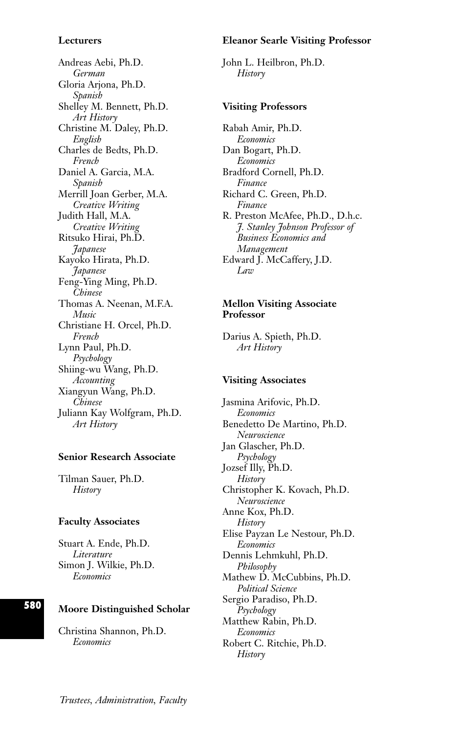### Lecturers

Andreas Aebi, Ph.D.
*German*
Gloria Arjona, Ph.D.
*Spanish*
Shelley M. Bennett, Ph.D.
*Art History*
Christine M. Daley, Ph.D.
*English*
Charles de Bedts, Ph.D.
*French*
Daniel A. Garcia, M.A.
*Spanish*
Merrill Joan Gerber, M.A.
*Creative Writing*
Judith Hall, M.A.
*Creative Writing*
Ritsuko Hirai, Ph.D.
*Japanese*
Kayoko Hirata, Ph.D.
*Japanese*
Feng-Ying Ming, Ph.D.
*Chinese*
Thomas A. Neenan, M.F.A.
*Music*
Christiane H. Orcel, Ph.D.
*French*
Lynn Paul, Ph.D.
*Psychology*
Shiing-wu Wang, Ph.D.
*Accounting*
Xiangyun Wang, Ph.D.
*Chinese*
Juliann Kay Wolfgram, Ph.D.
*Art History*

### Senior Research Associate

Tilman Sauer, Ph.D.
*History*

### Faculty Associates

Stuart A. Ende, Ph.D.
*Literature*
Simon J. Wilkie, Ph.D.
*Economics*

### Moore Distinguished Scholar

Christina Shannon, Ph.D.
*Economics*

### Eleanor Searle Visiting Professor

John L. Heilbron, Ph.D.
*History*

### Visiting Professors

Rabah Amir, Ph.D.
*Economics*
Dan Bogart, Ph.D.
*Economics*
Bradford Cornell, Ph.D.
*Finance*
Richard C. Green, Ph.D.
*Finance*
R. Preston McAfee, Ph.D., D.h.c.
*J. Stanley Johnson Professor of Business Economics and Management*
Edward J. McCaffery, J.D.
*Law*

### Mellon Visiting Associate Professor

Darius A. Spieth, Ph.D.
*Art History*

### Visiting Associates

Jasmina Arifovic, Ph.D.
*Economics*
Benedetto De Martino, Ph.D.
*Neuroscience*
Jan Glascher, Ph.D.
*Psychology*
Jozsef Illy, Ph.D.
*History*
Christopher K. Kovach, Ph.D.
*Neuroscience*
Anne Kox, Ph.D.
*History*
Elise Payzan Le Nestour, Ph.D.
*Economics*
Dennis Lehmkuhl, Ph.D.
*Philosophy*
Mathew D. McCubbins, Ph.D.
*Political Science*
Sergio Paradiso, Ph.D.
*Psychology*
Matthew Rabin, Ph.D.
*Economics*
Robert C. Ritchie, Ph.D.
*History*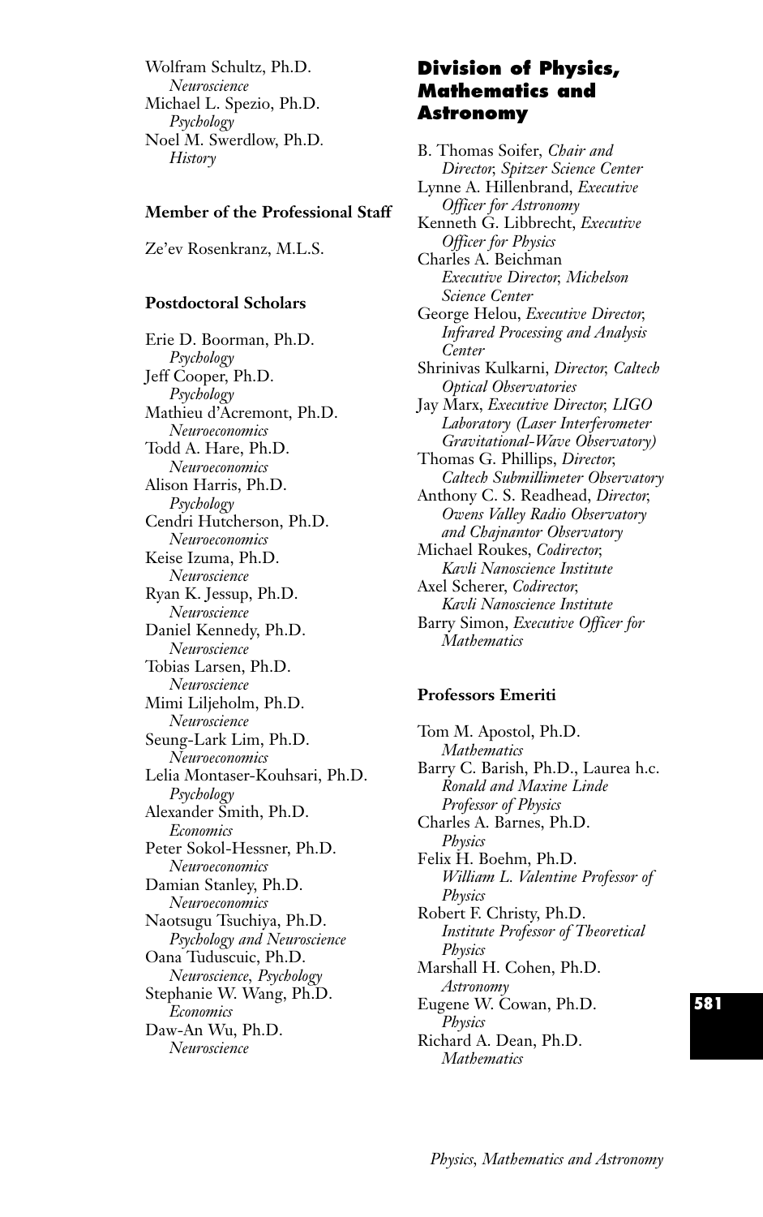Wolfram Schultz, Ph.D.
*Neuroscience*
Michael L. Spezio, Ph.D.
*Psychology*
Noel M. Swerdlow, Ph.D.
*History*

**Member of the Professional Staff**

Ze'ev Rosenkranz, M.L.S.

**Postdoctoral Scholars**

Erie D. Boorman, Ph.D.
*Psychology*
Jeff Cooper, Ph.D.
*Psychology*
Mathieu d'Acremont, Ph.D.
*Neuroeconomics*
Todd A. Hare, Ph.D.
*Neuroeconomics*
Alison Harris, Ph.D.
*Psychology*
Cendri Hutcherson, Ph.D.
*Neuroeconomics*
Keise Izuma, Ph.D.
*Neuroscience*
Ryan K. Jessup, Ph.D.
*Neuroscience*
Daniel Kennedy, Ph.D.
*Neuroscience*
Tobias Larsen, Ph.D.
*Neuroscience*
Mimi Liljeholm, Ph.D.
*Neuroscience*
Seung-Lark Lim, Ph.D.
*Neuroeconomics*
Lelia Montaser-Kouhsari, Ph.D.
*Psychology*
Alexander Smith, Ph.D.
*Economics*
Peter Sokol-Hessner, Ph.D.
*Neuroeconomics*
Damian Stanley, Ph.D.
*Neuroeconomics*
Naotsugu Tsuchiya, Ph.D.
*Psychology and Neuroscience*
Oana Tuduscuic, Ph.D.
*Neuroscience, Psychology*
Stephanie W. Wang, Ph.D.
*Economics*
Daw-An Wu, Ph.D.
*Neuroscience*

## Division of Physics, Mathematics and Astronomy

B. Thomas Soifer, *Chair and Director, Spitzer Science Center*
Lynne A. Hillenbrand, *Executive Officer for Astronomy*
Kenneth G. Libbrecht, *Executive Officer for Physics*
Charles A. Beichman
*Executive Director, Michelson Science Center*
George Helou, *Executive Director, Infrared Processing and Analysis Center*
Shrinivas Kulkarni, *Director, Caltech Optical Observatories*
Jay Marx, *Executive Director, LIGO Laboratory (Laser Interferometer Gravitational-Wave Observatory)*
Thomas G. Phillips, *Director, Caltech Submillimeter Observatory*
Anthony C. S. Readhead, *Director, Owens Valley Radio Observatory and Chajnantor Observatory*
Michael Roukes, *Codirector, Kavli Nanoscience Institute*
Axel Scherer, *Codirector, Kavli Nanoscience Institute*
Barry Simon, *Executive Officer for Mathematics*

**Professors Emeriti**

Tom M. Apostol, Ph.D.
*Mathematics*
Barry C. Barish, Ph.D., Laurea h.c.
*Ronald and Maxine Linde Professor of Physics*
Charles A. Barnes, Ph.D.
*Physics*
Felix H. Boehm, Ph.D.
*William L. Valentine Professor of Physics*
Robert F. Christy, Ph.D.
*Institute Professor of Theoretical Physics*
Marshall H. Cohen, Ph.D.
*Astronomy*
Eugene W. Cowan, Ph.D.
*Physics*
Richard A. Dean, Ph.D.
*Mathematics*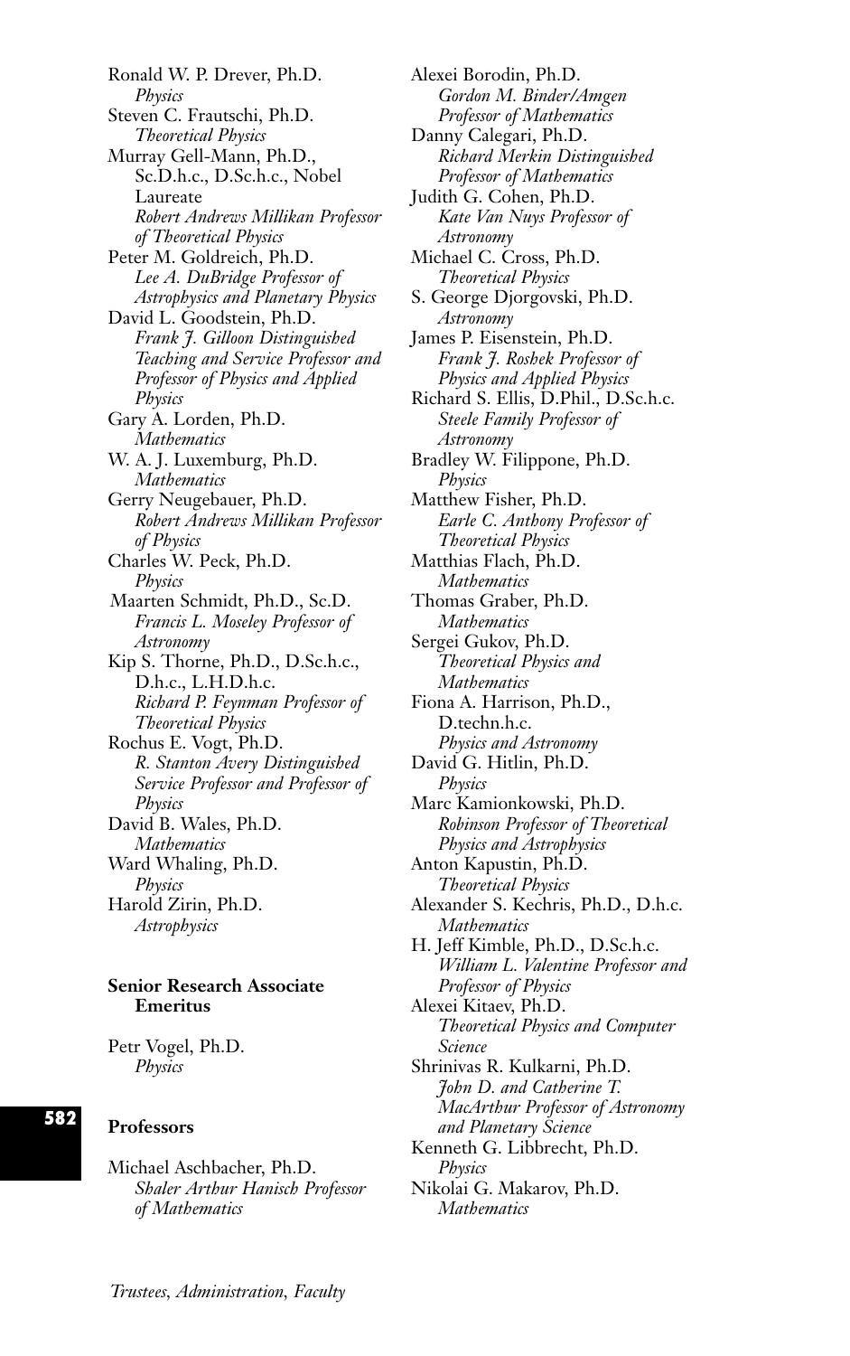Ronald W. P. Drever, Ph.D.
*Physics*

Steven C. Frautschi, Ph.D.
*Theoretical Physics*

Murray Gell-Mann, Ph.D., Sc.D.h.c., D.Sc.h.c., Nobel Laureate
*Robert Andrews Millikan Professor of Theoretical Physics*

Peter M. Goldreich, Ph.D.
*Lee A. DuBridge Professor of Astrophysics and Planetary Physics*

David L. Goodstein, Ph.D.
*Frank J. Gilloon Distinguished Teaching and Service Professor and Professor of Physics and Applied Physics*

Gary A. Lorden, Ph.D.
*Mathematics*

W. A. J. Luxemburg, Ph.D.
*Mathematics*

Gerry Neugebauer, Ph.D.
*Robert Andrews Millikan Professor of Physics*

Charles W. Peck, Ph.D.
*Physics*

Maarten Schmidt, Ph.D., Sc.D.
*Francis L. Moseley Professor of Astronomy*

Kip S. Thorne, Ph.D., D.Sc.h.c., D.h.c., L.H.D.h.c.
*Richard P. Feynman Professor of Theoretical Physics*

Rochus E. Vogt, Ph.D.
*R. Stanton Avery Distinguished Service Professor and Professor of Physics*

David B. Wales, Ph.D.
*Mathematics*

Ward Whaling, Ph.D.
*Physics*

Harold Zirin, Ph.D.
*Astrophysics*

**Senior Research Associate Emeritus**

Petr Vogel, Ph.D.
*Physics*

**Professors**

Michael Aschbacher, Ph.D.
*Shaler Arthur Hanisch Professor of Mathematics*

Alexei Borodin, Ph.D.
*Gordon M. Binder/Amgen Professor of Mathematics*

Danny Calegari, Ph.D.
*Richard Merkin Distinguished Professor of Mathematics*

Judith G. Cohen, Ph.D.
*Kate Van Nuys Professor of Astronomy*

Michael C. Cross, Ph.D.
*Theoretical Physics*

S. George Djorgovski, Ph.D.
*Astronomy*

James P. Eisenstein, Ph.D.
*Frank J. Roshek Professor of Physics and Applied Physics*

Richard S. Ellis, D.Phil., D.Sc.h.c.
*Steele Family Professor of Astronomy*

Bradley W. Filippone, Ph.D.
*Physics*

Matthew Fisher, Ph.D.
*Earle C. Anthony Professor of Theoretical Physics*

Matthias Flach, Ph.D.
*Mathematics*

Thomas Graber, Ph.D.
*Mathematics*

Sergei Gukov, Ph.D.
*Theoretical Physics and Mathematics*

Fiona A. Harrison, Ph.D., D.techn.h.c.
*Physics and Astronomy*

David G. Hitlin, Ph.D.
*Physics*

Marc Kamionkowski, Ph.D.
*Robinson Professor of Theoretical Physics and Astrophysics*

Anton Kapustin, Ph.D.
*Theoretical Physics*

Alexander S. Kechris, Ph.D., D.h.c.
*Mathematics*

H. Jeff Kimble, Ph.D., D.Sc.h.c.
*William L. Valentine Professor and Professor of Physics*

Alexei Kitaev, Ph.D.
*Theoretical Physics and Computer Science*

Shrinivas R. Kulkarni, Ph.D.
*John D. and Catherine T. MacArthur Professor of Astronomy and Planetary Science*

Kenneth G. Libbrecht, Ph.D.
*Physics*

Nikolai G. Makarov, Ph.D.
*Mathematics*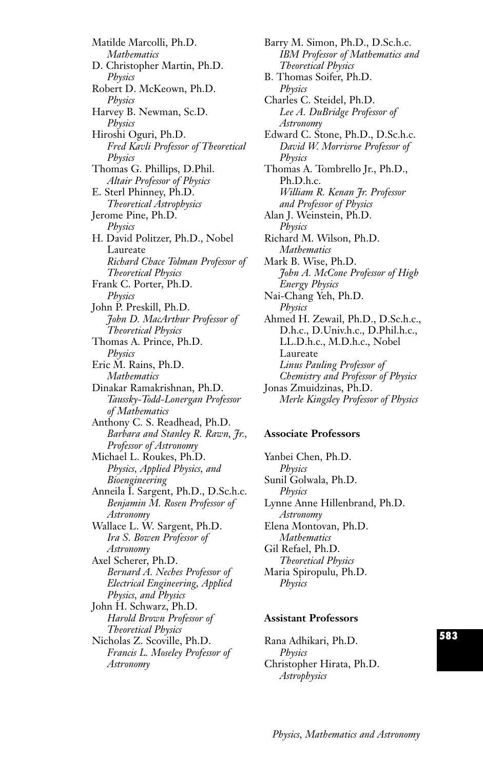Matilde Marcolli, Ph.D.
*Mathematics*

D. Christopher Martin, Ph.D.
*Physics*

Robert D. McKeown, Ph.D.
*Physics*

Harvey B. Newman, Sc.D.
*Physics*

Hiroshi Oguri, Ph.D.
*Fred Kavli Professor of Theoretical Physics*

Thomas G. Phillips, D.Phil.
*Altair Professor of Physics*

E. Sterl Phinney, Ph.D.
*Theoretical Astrophysics*

Jerome Pine, Ph.D.
*Physics*

H. David Politzer, Ph.D., Nobel Laureate
*Richard Chace Tolman Professor of Theoretical Physics*

Frank C. Porter, Ph.D.
*Physics*

John P. Preskill, Ph.D.
*John D. MacArthur Professor of Theoretical Physics*

Thomas A. Prince, Ph.D.
*Physics*

Eric M. Rains, Ph.D.
*Mathematics*

Dinakar Ramakrishnan, Ph.D.
*Taussky-Todd-Lonergan Professor of Mathematics*

Anthony C. S. Readhead, Ph.D.
*Barbara and Stanley R. Rawn, Jr., Professor of Astronomy*

Michael L. Roukes, Ph.D.
*Physics, Applied Physics, and Bioengineering*

Anneila I. Sargent, Ph.D., D.Sc.h.c.
*Benjamin M. Rosen Professor of Astronomy*

Wallace L. W. Sargent, Ph.D.
*Ira S. Bowen Professor of Astronomy*

Axel Scherer, Ph.D.
*Bernard A. Neches Professor of Electrical Engineering, Applied Physics, and Physics*

John H. Schwarz, Ph.D.
*Harold Brown Professor of Theoretical Physics*

Nicholas Z. Scoville, Ph.D.
*Francis L. Moseley Professor of Astronomy*

Barry M. Simon, Ph.D., D.Sc.h.c.
*IBM Professor of Mathematics and Theoretical Physics*

B. Thomas Soifer, Ph.D.
*Physics*

Charles C. Steidel, Ph.D.
*Lee A. DuBridge Professor of Astronomy*

Edward C. Stone, Ph.D., D.Sc.h.c.
*David W. Morrisroe Professor of Physics*

Thomas A. Tombrello Jr., Ph.D., Ph.D.h.c.
*William R. Kenan Jr. Professor and Professor of Physics*

Alan J. Weinstein, Ph.D.
*Physics*

Richard M. Wilson, Ph.D.
*Mathematics*

Mark B. Wise, Ph.D.
*John A. McCone Professor of High Energy Physics*

Nai-Chang Yeh, Ph.D.
*Physics*

Ahmed H. Zewail, Ph.D., D.Sc.h.c., D.h.c., D.Univ.h.c., D.Phil.h.c., LL.D.h.c., M.D.h.c., Nobel Laureate
*Linus Pauling Professor of Chemistry and Professor of Physics*

Jonas Zmuidzinas, Ph.D.
*Merle Kingsley Professor of Physics*

**Associate Professors**

Yanbei Chen, Ph.D.
*Physics*

Sunil Golwala, Ph.D.
*Physics*

Lynne Anne Hillenbrand, Ph.D.
*Astronomy*

Elena Montovan, Ph.D.
*Mathematics*

Gil Refael, Ph.D.
*Theoretical Physics*

Maria Spiropulu, Ph.D.
*Physics*

**Assistant Professors**

Rana Adhikari, Ph.D.
*Physics*

Christopher Hirata, Ph.D.
*Astrophysics*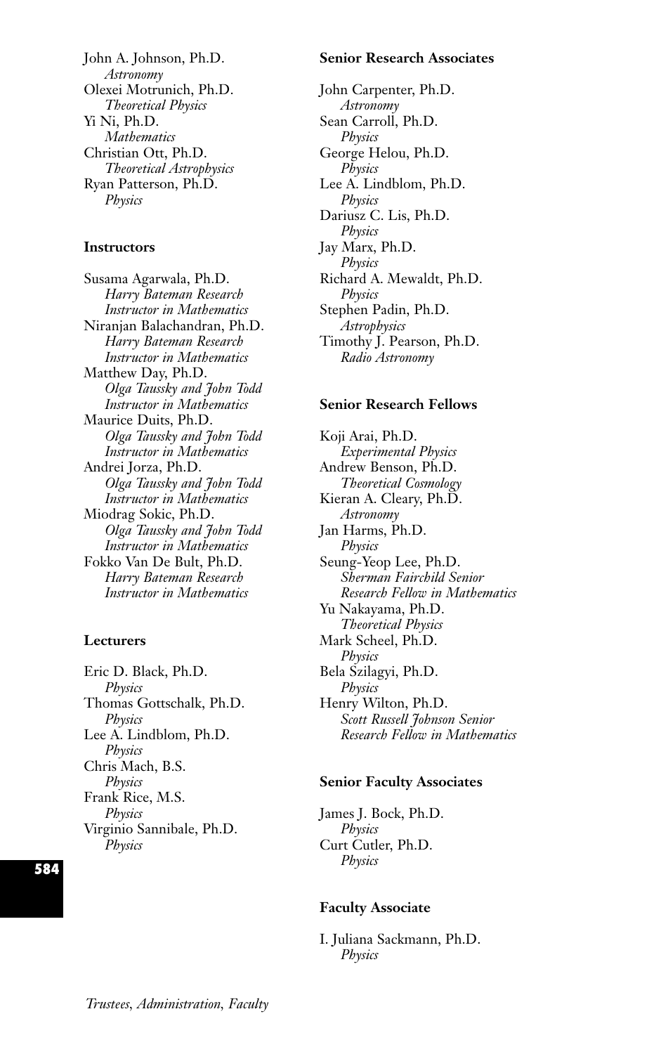John A. Johnson, Ph.D.
*Astronomy*
Olexei Motrunich, Ph.D.
*Theoretical Physics*
Yi Ni, Ph.D.
*Mathematics*
Christian Ott, Ph.D.
*Theoretical Astrophysics*
Ryan Patterson, Ph.D.
*Physics*

**Instructors**

Susama Agarwala, Ph.D.
*Harry Bateman Research Instructor in Mathematics*
Niranjan Balachandran, Ph.D.
*Harry Bateman Research Instructor in Mathematics*
Matthew Day, Ph.D.
*Olga Taussky and John Todd Instructor in Mathematics*
Maurice Duits, Ph.D.
*Olga Taussky and John Todd Instructor in Mathematics*
Andrei Jorza, Ph.D.
*Olga Taussky and John Todd Instructor in Mathematics*
Miodrag Sokic, Ph.D.
*Olga Taussky and John Todd Instructor in Mathematics*
Fokko Van De Bult, Ph.D.
*Harry Bateman Research Instructor in Mathematics*

**Lecturers**

Eric D. Black, Ph.D.
*Physics*
Thomas Gottschalk, Ph.D.
*Physics*
Lee A. Lindblom, Ph.D.
*Physics*
Chris Mach, B.S.
*Physics*
Frank Rice, M.S.
*Physics*
Virginio Sannibale, Ph.D.
*Physics*

**Senior Research Associates**

John Carpenter, Ph.D.
*Astronomy*
Sean Carroll, Ph.D.
*Physics*
George Helou, Ph.D.
*Physics*
Lee A. Lindblom, Ph.D.
*Physics*
Dariusz C. Lis, Ph.D.
*Physics*
Jay Marx, Ph.D.
*Physics*
Richard A. Mewaldt, Ph.D.
*Physics*
Stephen Padin, Ph.D.
*Astrophysics*
Timothy J. Pearson, Ph.D.
*Radio Astronomy*

**Senior Research Fellows**

Koji Arai, Ph.D.
*Experimental Physics*
Andrew Benson, Ph.D.
*Theoretical Cosmology*
Kieran A. Cleary, Ph.D.
*Astronomy*
Jan Harms, Ph.D.
*Physics*
Seung-Yeop Lee, Ph.D.
*Sherman Fairchild Senior Research Fellow in Mathematics*
Yu Nakayama, Ph.D.
*Theoretical Physics*
Mark Scheel, Ph.D.
*Physics*
Bela Szilagyi, Ph.D.
*Physics*
Henry Wilton, Ph.D.
*Scott Russell Johnson Senior Research Fellow in Mathematics*

**Senior Faculty Associates**

James J. Bock, Ph.D.
*Physics*
Curt Cutler, Ph.D.
*Physics*

**Faculty Associate**

I. Juliana Sackmann, Ph.D.
*Physics*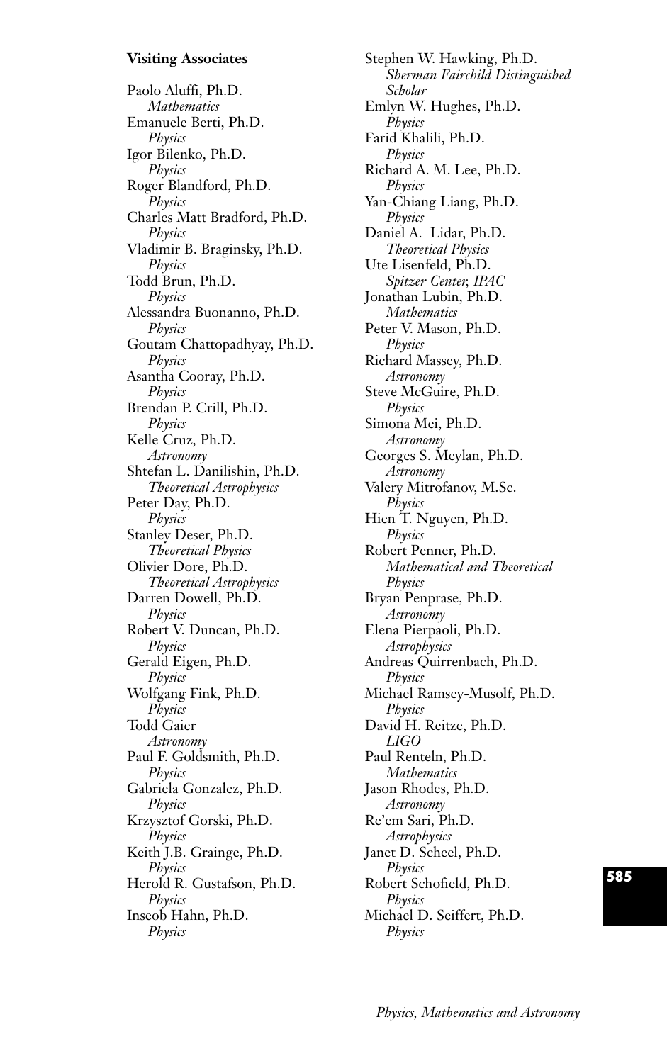**Visiting Associates**

Paolo Aluffi, Ph.D.
*Mathematics*
Emanuele Berti, Ph.D.
*Physics*
Igor Bilenko, Ph.D.
*Physics*
Roger Blandford, Ph.D.
*Physics*
Charles Matt Bradford, Ph.D.
*Physics*
Vladimir B. Braginsky, Ph.D.
*Physics*
Todd Brun, Ph.D.
*Physics*
Alessandra Buonanno, Ph.D.
*Physics*
Goutam Chattopadhyay, Ph.D.
*Physics*
Asantha Cooray, Ph.D.
*Physics*
Brendan P. Crill, Ph.D.
*Physics*
Kelle Cruz, Ph.D.
*Astronomy*
Shtefan L. Danilishin, Ph.D.
*Theoretical Astrophysics*
Peter Day, Ph.D.
*Physics*
Stanley Deser, Ph.D.
*Theoretical Physics*
Olivier Dore, Ph.D.
*Theoretical Astrophysics*
Darren Dowell, Ph.D.
*Physics*
Robert V. Duncan, Ph.D.
*Physics*
Gerald Eigen, Ph.D.
*Physics*
Wolfgang Fink, Ph.D.
*Physics*
Todd Gaier
*Astronomy*
Paul F. Goldsmith, Ph.D.
*Physics*
Gabriela Gonzalez, Ph.D.
*Physics*
Krzysztof Gorski, Ph.D.
*Physics*
Keith J.B. Grainge, Ph.D.
*Physics*
Herold R. Gustafson, Ph.D.
*Physics*
Inseob Hahn, Ph.D.
*Physics*
Stephen W. Hawking, Ph.D.
*Sherman Fairchild Distinguished Scholar*
Emlyn W. Hughes, Ph.D.
*Physics*
Farid Khalili, Ph.D.
*Physics*
Richard A. M. Lee, Ph.D.
*Physics*
Yan-Chiang Liang, Ph.D.
*Physics*
Daniel A. Lidar, Ph.D.
*Theoretical Physics*
Ute Lisenfeld, Ph.D.
*Spitzer Center, IPAC*
Jonathan Lubin, Ph.D.
*Mathematics*
Peter V. Mason, Ph.D.
*Physics*
Richard Massey, Ph.D.
*Astronomy*
Steve McGuire, Ph.D.
*Physics*
Simona Mei, Ph.D.
*Astronomy*
Georges S. Meylan, Ph.D.
*Astronomy*
Valery Mitrofanov, M.Sc.
*Physics*
Hien T. Nguyen, Ph.D.
*Physics*
Robert Penner, Ph.D.
*Mathematical and Theoretical Physics*
Bryan Penprase, Ph.D.
*Astronomy*
Elena Pierpaoli, Ph.D.
*Astrophysics*
Andreas Quirrenbach, Ph.D.
*Physics*
Michael Ramsey-Musolf, Ph.D.
*Physics*
David H. Reitze, Ph.D.
*LIGO*
Paul Renteln, Ph.D.
*Mathematics*
Jason Rhodes, Ph.D.
*Astronomy*
Re'em Sari, Ph.D.
*Astrophysics*
Janet D. Scheel, Ph.D.
*Physics*
Robert Schofield, Ph.D.
*Physics*
Michael D. Seiffert, Ph.D.
*Physics*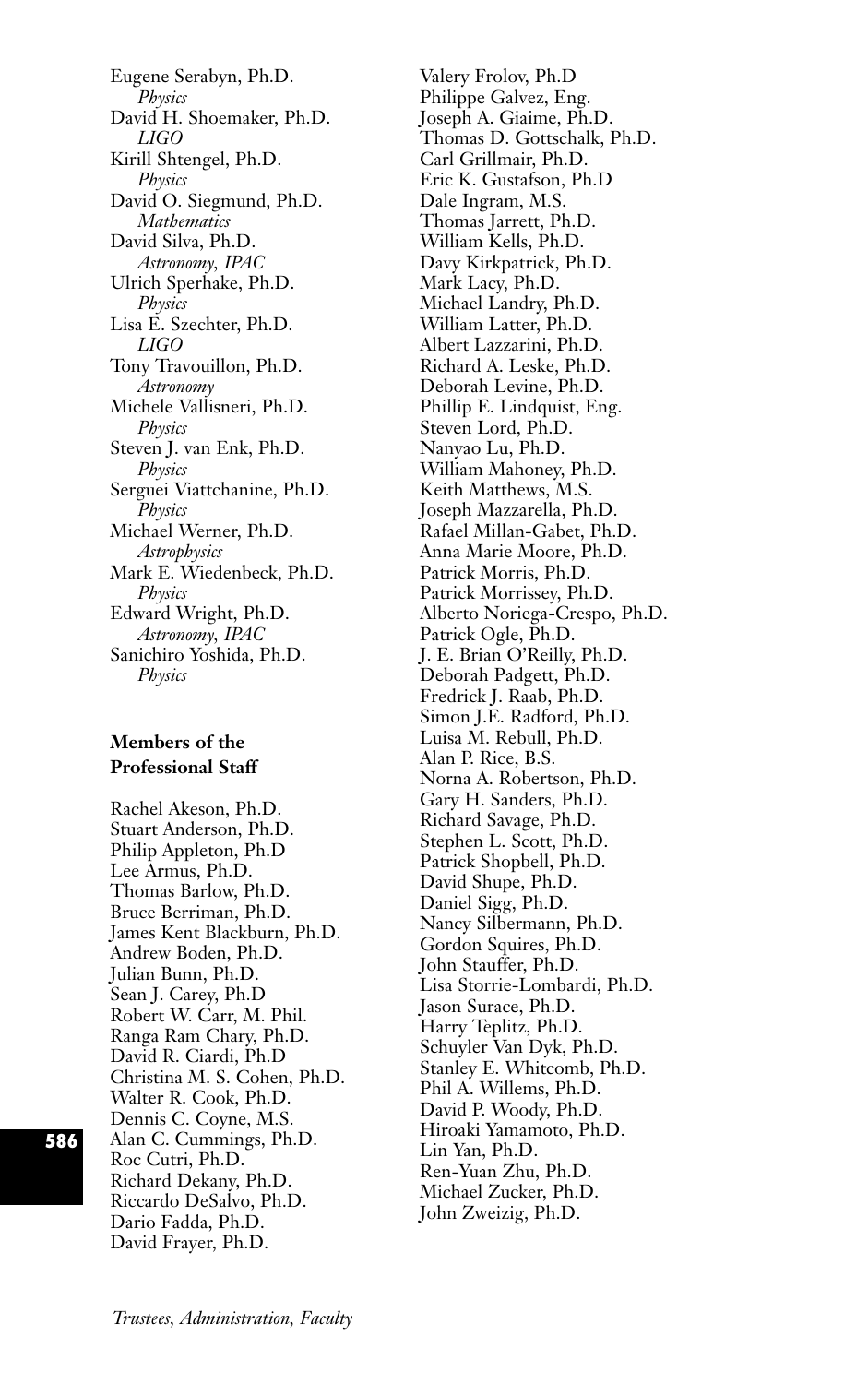Eugene Serabyn, Ph.D.
*Physics*
David H. Shoemaker, Ph.D.
*LIGO*
Kirill Shtengel, Ph.D.
*Physics*
David O. Siegmund, Ph.D.
*Mathematics*
David Silva, Ph.D.
*Astronomy, IPAC*
Ulrich Sperhake, Ph.D.
*Physics*
Lisa E. Szechter, Ph.D.
*LIGO*
Tony Travouillon, Ph.D.
*Astronomy*
Michele Vallisneri, Ph.D.
*Physics*
Steven J. van Enk, Ph.D.
*Physics*
Serguei Viattchanine, Ph.D.
*Physics*
Michael Werner, Ph.D.
*Astrophysics*
Mark E. Wiedenbeck, Ph.D.
*Physics*
Edward Wright, Ph.D.
*Astronomy, IPAC*
Sanichiro Yoshida, Ph.D.
*Physics*

**Members of the Professional Staff**

Rachel Akeson, Ph.D.
Stuart Anderson, Ph.D.
Philip Appleton, Ph.D
Lee Armus, Ph.D.
Thomas Barlow, Ph.D.
Bruce Berriman, Ph.D.
James Kent Blackburn, Ph.D.
Andrew Boden, Ph.D.
Julian Bunn, Ph.D.
Sean J. Carey, Ph.D
Robert W. Carr, M. Phil.
Ranga Ram Chary, Ph.D.
David R. Ciardi, Ph.D
Christina M. S. Cohen, Ph.D.
Walter R. Cook, Ph.D.
Dennis C. Coyne, M.S.
Alan C. Cummings, Ph.D.
Roc Cutri, Ph.D.
Richard Dekany, Ph.D.
Riccardo DeSalvo, Ph.D.
Dario Fadda, Ph.D.
David Frayer, Ph.D.
Valery Frolov, Ph.D
Philippe Galvez, Eng.
Joseph A. Giaime, Ph.D.
Thomas D. Gottschalk, Ph.D.
Carl Grillmair, Ph.D.
Eric K. Gustafson, Ph.D
Dale Ingram, M.S.
Thomas Jarrett, Ph.D.
William Kells, Ph.D.
Davy Kirkpatrick, Ph.D.
Mark Lacy, Ph.D.
Michael Landry, Ph.D.
William Latter, Ph.D.
Albert Lazzarini, Ph.D.
Richard A. Leske, Ph.D.
Deborah Levine, Ph.D.
Phillip E. Lindquist, Eng.
Steven Lord, Ph.D.
Nanyao Lu, Ph.D.
William Mahoney, Ph.D.
Keith Matthews, M.S.
Joseph Mazzarella, Ph.D.
Rafael Millan-Gabet, Ph.D.
Anna Marie Moore, Ph.D.
Patrick Morris, Ph.D.
Patrick Morrissey, Ph.D.
Alberto Noriega-Crespo, Ph.D.
Patrick Ogle, Ph.D.
J. E. Brian O'Reilly, Ph.D.
Deborah Padgett, Ph.D.
Fredrick J. Raab, Ph.D.
Simon J.E. Radford, Ph.D.
Luisa M. Rebull, Ph.D.
Alan P. Rice, B.S.
Norna A. Robertson, Ph.D.
Gary H. Sanders, Ph.D.
Richard Savage, Ph.D.
Stephen L. Scott, Ph.D.
Patrick Shopbell, Ph.D.
David Shupe, Ph.D.
Daniel Sigg, Ph.D.
Nancy Silbermann, Ph.D.
Gordon Squires, Ph.D.
John Stauffer, Ph.D.
Lisa Storrie-Lombardi, Ph.D.
Jason Surace, Ph.D.
Harry Teplitz, Ph.D.
Schuyler Van Dyk, Ph.D.
Stanley E. Whitcomb, Ph.D.
Phil A. Willems, Ph.D.
David P. Woody, Ph.D.
Hiroaki Yamamoto, Ph.D.
Lin Yan, Ph.D.
Ren-Yuan Zhu, Ph.D.
Michael Zucker, Ph.D.
John Zweizig, Ph.D.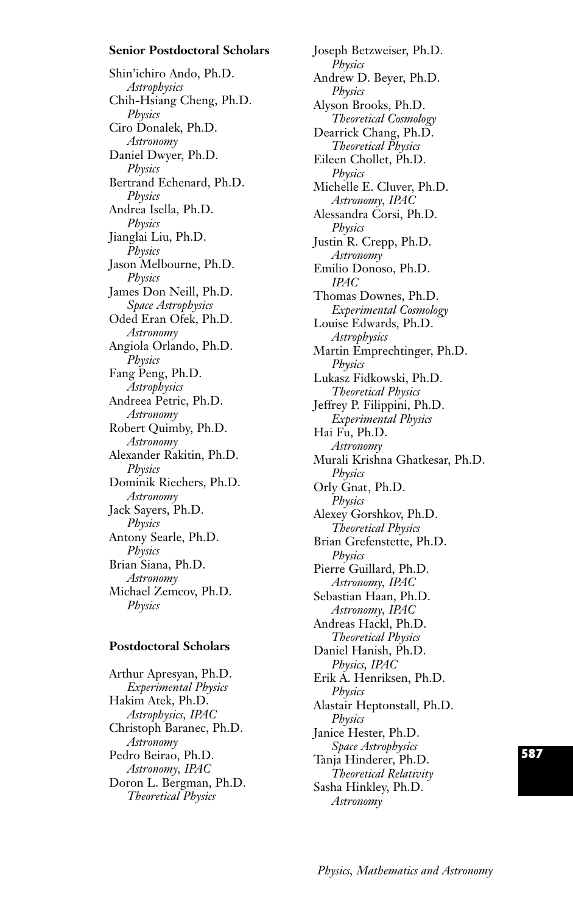**Senior Postdoctoral Scholars**

Shin'ichiro Ando, Ph.D.
*Astrophysics*
Chih-Hsiang Cheng, Ph.D.
*Physics*
Ciro Donalek, Ph.D.
*Astronomy*
Daniel Dwyer, Ph.D.
*Physics*
Bertrand Echenard, Ph.D.
*Physics*
Andrea Isella, Ph.D.
*Physics*
Jianglai Liu, Ph.D.
*Physics*
Jason Melbourne, Ph.D.
*Physics*
James Don Neill, Ph.D.
*Space Astrophysics*
Oded Eran Ofek, Ph.D.
*Astronomy*
Angiola Orlando, Ph.D.
*Physics*
Fang Peng, Ph.D.
*Astrophysics*
Andreea Petric, Ph.D.
*Astronomy*
Robert Quimby, Ph.D.
*Astronomy*
Alexander Rakitin, Ph.D.
*Physics*
Dominik Riechers, Ph.D.
*Astronomy*
Jack Sayers, Ph.D.
*Physics*
Antony Searle, Ph.D.
*Physics*
Brian Siana, Ph.D.
*Astronomy*
Michael Zemcov, Ph.D.
*Physics*

**Postdoctoral Scholars**

Arthur Apresyan, Ph.D.
*Experimental Physics*
Hakim Atek, Ph.D.
*Astrophysics, IPAC*
Christoph Baranec, Ph.D.
*Astronomy*
Pedro Beirao, Ph.D.
*Astronomy, IPAC*
Doron L. Bergman, Ph.D.
*Theoretical Physics*
Joseph Betzweiser, Ph.D.
*Physics*
Andrew D. Beyer, Ph.D.
*Physics*
Alyson Brooks, Ph.D.
*Theoretical Cosmology*
Dearrick Chang, Ph.D.
*Theoretical Physics*
Eileen Chollet, Ph.D.
*Physics*
Michelle E. Cluver, Ph.D.
*Astronomy, IPAC*
Alessandra Corsi, Ph.D.
*Physics*
Justin R. Crepp, Ph.D.
*Astronomy*
Emilio Donoso, Ph.D.
*IPAC*
Thomas Downes, Ph.D.
*Experimental Cosmology*
Louise Edwards, Ph.D.
*Astrophysics*
Martin Emprechtinger, Ph.D.
*Physics*
Lukasz Fidkowski, Ph.D.
*Theoretical Physics*
Jeffrey P. Filippini, Ph.D.
*Experimental Physics*
Hai Fu, Ph.D.
*Astronomy*
Murali Krishna Ghatkesar, Ph.D.
*Physics*
Orly Gnat, Ph.D.
*Physics*
Alexey Gorshkov, Ph.D.
*Theoretical Physics*
Brian Grefenstette, Ph.D.
*Physics*
Pierre Guillard, Ph.D.
*Astronomy, IPAC*
Sebastian Haan, Ph.D.
*Astronomy, IPAC*
Andreas Hackl, Ph.D.
*Theoretical Physics*
Daniel Hanish, Ph.D.
*Physics, IPAC*
Erik A. Henriksen, Ph.D.
*Physics*
Alastair Heptonstall, Ph.D.
*Physics*
Janice Hester, Ph.D.
*Space Astrophysics*
Tanja Hinderer, Ph.D.
*Theoretical Relativity*
Sasha Hinkley, Ph.D.
*Astronomy*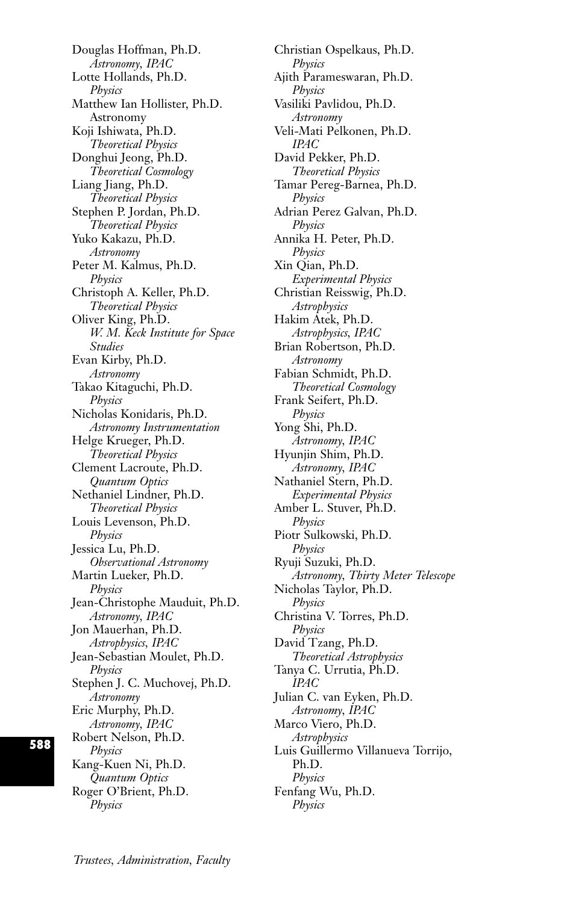Douglas Hoffman, Ph.D.
*Astronomy, IPAC*
Lotte Hollands, Ph.D.
*Physics*
Matthew Ian Hollister, Ph.D.
Astronomy
Koji Ishiwata, Ph.D.
*Theoretical Physics*
Donghui Jeong, Ph.D.
*Theoretical Cosmology*
Liang Jiang, Ph.D.
*Theoretical Physics*
Stephen P. Jordan, Ph.D.
*Theoretical Physics*
Yuko Kakazu, Ph.D.
*Astronomy*
Peter M. Kalmus, Ph.D.
*Physics*
Christoph A. Keller, Ph.D.
*Theoretical Physics*
Oliver King, Ph.D.
*W. M. Keck Institute for Space Studies*
Evan Kirby, Ph.D.
*Astronomy*
Takao Kitaguchi, Ph.D.
*Physics*
Nicholas Konidaris, Ph.D.
*Astronomy Instrumentation*
Helge Krueger, Ph.D.
*Theoretical Physics*
Clement Lacroute, Ph.D.
*Quantum Optics*
Nethaniel Lindner, Ph.D.
*Theoretical Physics*
Louis Levenson, Ph.D.
*Physics*
Jessica Lu, Ph.D.
*Observational Astronomy*
Martin Lueker, Ph.D.
*Physics*
Jean-Christophe Mauduit, Ph.D.
*Astronomy, IPAC*
Jon Mauerhan, Ph.D.
*Astrophysics, IPAC*
Jean-Sebastian Moulet, Ph.D.
*Physics*
Stephen J. C. Muchovej, Ph.D.
*Astronomy*
Eric Murphy, Ph.D.
*Astronomy, IPAC*
Robert Nelson, Ph.D.
*Physics*
Kang-Kuen Ni, Ph.D.
*Quantum Optics*
Roger O'Brient, Ph.D.
*Physics*
Christian Ospelkaus, Ph.D.
*Physics*
Ajith Parameswaran, Ph.D.
*Physics*
Vasiliki Pavlidou, Ph.D.
*Astronomy*
Veli-Mati Pelkonen, Ph.D.
*IPAC*
David Pekker, Ph.D.
*Theoretical Physics*
Tamar Pereg-Barnea, Ph.D.
*Physics*
Adrian Perez Galvan, Ph.D.
*Physics*
Annika H. Peter, Ph.D.
*Physics*
Xin Qian, Ph.D.
*Experimental Physics*
Christian Reisswig, Ph.D.
*Astrophysics*
Hakim Atek, Ph.D.
*Astrophysics, IPAC*
Brian Robertson, Ph.D.
*Astronomy*
Fabian Schmidt, Ph.D.
*Theoretical Cosmology*
Frank Seifert, Ph.D.
*Physics*
Yong Shi, Ph.D.
*Astronomy, IPAC*
Hyunjin Shim, Ph.D.
*Astronomy, IPAC*
Nathaniel Stern, Ph.D.
*Experimental Physics*
Amber L. Stuver, Ph.D.
*Physics*
Piotr Sulkowski, Ph.D.
*Physics*
Ryuji Suzuki, Ph.D.
*Astronomy, Thirty Meter Telescope*
Nicholas Taylor, Ph.D.
*Physics*
Christina V. Torres, Ph.D.
*Physics*
David Tzang, Ph.D.
*Theoretical Astrophysics*
Tanya C. Urrutia, Ph.D.
*IPAC*
Julian C. van Eyken, Ph.D.
*Astronomy, IPAC*
Marco Viero, Ph.D.
*Astrophysics*
Luis Guillermo Villanueva Torrijo, Ph.D.
*Physics*
Fenfang Wu, Ph.D.
*Physics*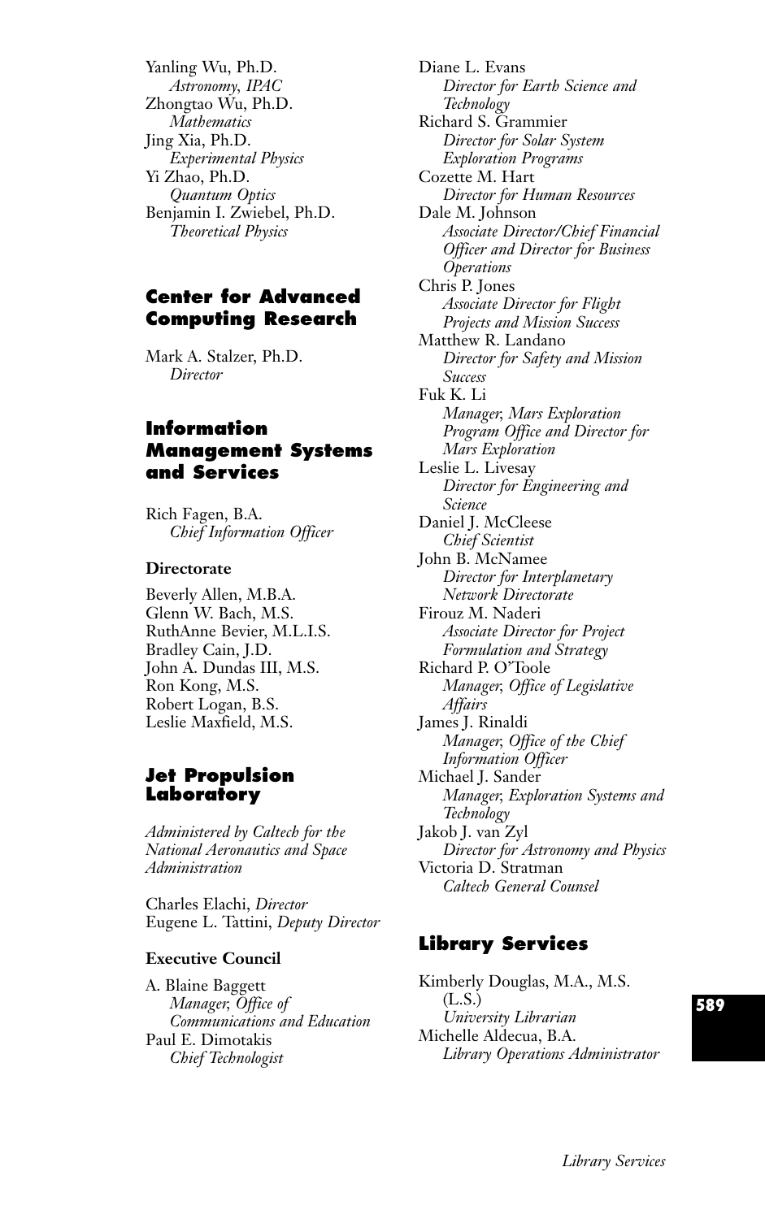Yanling Wu, Ph.D.
*Astronomy, IPAC*
Zhongtao Wu, Ph.D.
*Mathematics*
Jing Xia, Ph.D.
*Experimental Physics*
Yi Zhao, Ph.D.
*Quantum Optics*
Benjamin I. Zwiebel, Ph.D.
*Theoretical Physics*

## Center for Advanced Computing Research

Mark A. Stalzer, Ph.D.
*Director*

## Information Management Systems and Services

Rich Fagen, B.A.
*Chief Information Officer*

**Directorate**

Beverly Allen, M.B.A.
Glenn W. Bach, M.S.
RuthAnne Bevier, M.L.I.S.
Bradley Cain, J.D.
John A. Dundas III, M.S.
Ron Kong, M.S.
Robert Logan, B.S.
Leslie Maxfield, M.S.

## Jet Propulsion Laboratory

*Administered by Caltech for the National Aeronautics and Space Administration*

Charles Elachi, *Director*
Eugene L. Tattini, *Deputy Director*

**Executive Council**

A. Blaine Baggett
*Manager, Office of Communications and Education*
Paul E. Dimotakis
*Chief Technologist*
Diane L. Evans
*Director for Earth Science and Technology*
Richard S. Grammier
*Director for Solar System Exploration Programs*
Cozette M. Hart
*Director for Human Resources*
Dale M. Johnson
*Associate Director/Chief Financial Officer and Director for Business Operations*
Chris P. Jones
*Associate Director for Flight Projects and Mission Success*
Matthew R. Landano
*Director for Safety and Mission Success*
Fuk K. Li
*Manager, Mars Exploration Program Office and Director for Mars Exploration*
Leslie L. Livesay
*Director for Engineering and Science*
Daniel J. McCleese
*Chief Scientist*
John B. McNamee
*Director for Interplanetary Network Directorate*
Firouz M. Naderi
*Associate Director for Project Formulation and Strategy*
Richard P. O'Toole
*Manager, Office of Legislative Affairs*
James J. Rinaldi
*Manager, Office of the Chief Information Officer*
Michael J. Sander
*Manager, Exploration Systems and Technology*
Jakob J. van Zyl
*Director for Astronomy and Physics*
Victoria D. Stratman
*Caltech General Counsel*

## Library Services

Kimberly Douglas, M.A., M.S. (L.S.)
*University Librarian*
Michelle Aldecua, B.A.
*Library Operations Administrator*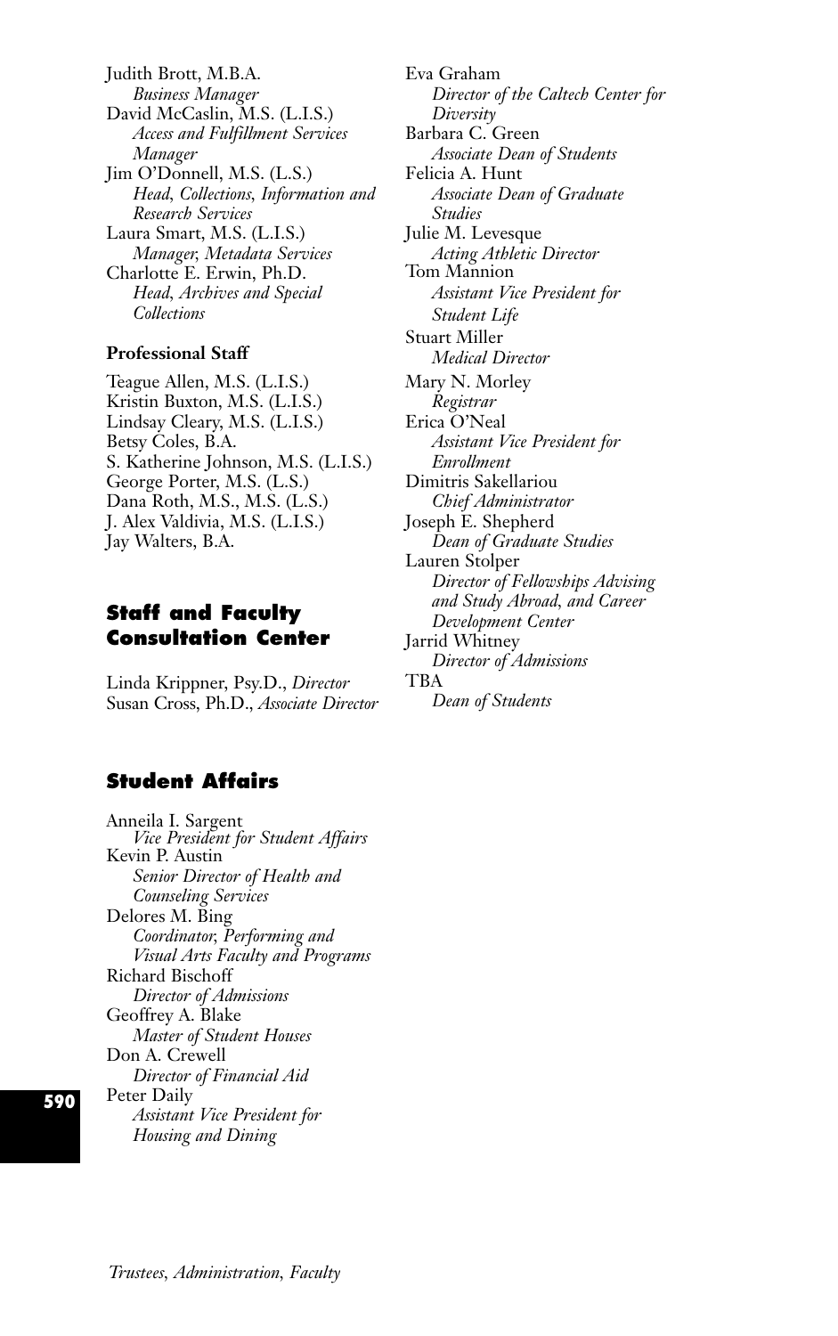Judith Brott, M.B.A.
*Business Manager*

David McCaslin, M.S. (L.I.S.)
*Access and Fulfillment Services Manager*

Jim O'Donnell, M.S. (L.S.)
*Head, Collections, Information and Research Services*

Laura Smart, M.S. (L.I.S.)
*Manager, Metadata Services*

Charlotte E. Erwin, Ph.D.
*Head, Archives and Special Collections*

**Professional Staff**

Teague Allen, M.S. (L.I.S.)
Kristin Buxton, M.S. (L.I.S.)
Lindsay Cleary, M.S. (L.I.S.)
Betsy Coles, B.A.
S. Katherine Johnson, M.S. (L.I.S.)
George Porter, M.S. (L.S.)
Dana Roth, M.S., M.S. (L.S.)
J. Alex Valdivia, M.S. (L.I.S.)
Jay Walters, B.A.

## Staff and Faculty Consultation Center

Linda Krippner, Psy.D., *Director*
Susan Cross, Ph.D., *Associate Director*

## Student Affairs

Anneila I. Sargent
*Vice President for Student Affairs*

Kevin P. Austin
*Senior Director of Health and Counseling Services*

Delores M. Bing
*Coordinator, Performing and Visual Arts Faculty and Programs*

Richard Bischoff
*Director of Admissions*

Geoffrey A. Blake
*Master of Student Houses*

Don A. Crewell
*Director of Financial Aid*

Peter Daily
*Assistant Vice President for Housing and Dining*

Eva Graham
*Director of the Caltech Center for Diversity*

Barbara C. Green
*Associate Dean of Students*

Felicia A. Hunt
*Associate Dean of Graduate Studies*

Julie M. Levesque
*Acting Athletic Director*

Tom Mannion
*Assistant Vice President for Student Life*

Stuart Miller
*Medical Director*

Mary N. Morley
*Registrar*

Erica O'Neal
*Assistant Vice President for Enrollment*

Dimitris Sakellariou
*Chief Administrator*

Joseph E. Shepherd
*Dean of Graduate Studies*

Lauren Stolper
*Director of Fellowships Advising and Study Abroad, and Career Development Center*

Jarrid Whitney
*Director of Admissions*

TBA
*Dean of Students*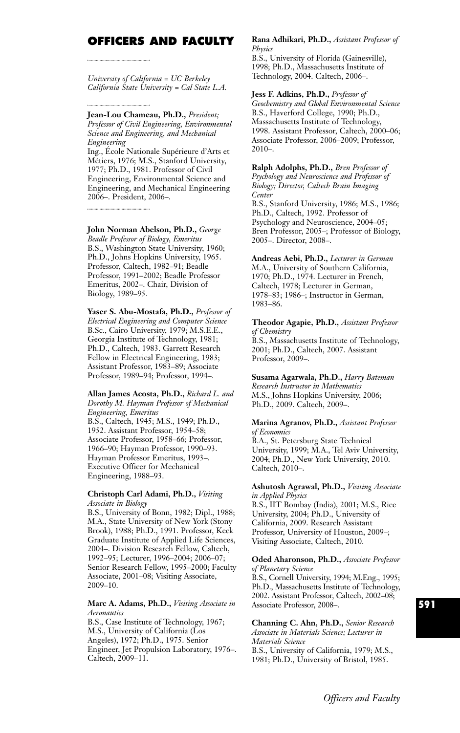# OFFICERS AND FACULTY

*University of California = UC Berkeley*
*California State University = Cal State L.A.*

**Jean-Lou Chameau, Ph.D.,** *President; Professor of Civil Engineering, Environmental Science and Engineering, and Mechanical Engineering*
Ing., École Nationale Supérieure d'Arts et Métiers, 1976; M.S., Stanford University, 1977; Ph.D., 1981. Professor of Civil Engineering, Environmental Science and Engineering, and Mechanical Engineering 2006–. President, 2006–.

**John Norman Abelson, Ph.D.,** *George Beadle Professor of Biology, Emeritus*
B.S., Washington State University, 1960; Ph.D., Johns Hopkins University, 1965. Professor, Caltech, 1982–91; Beadle Professor, 1991–2002; Beadle Professor Emeritus, 2002–. Chair, Division of Biology, 1989–95.

**Yaser S. Abu-Mostafa, Ph.D.,** *Professor of Electrical Engineering and Computer Science*
B.Sc., Cairo University, 1979; M.S.E.E., Georgia Institute of Technology, 1981; Ph.D., Caltech, 1983. Garrett Research Fellow in Electrical Engineering, 1983; Assistant Professor, 1983–89; Associate Professor, 1989–94; Professor, 1994–.

**Allan James Acosta, Ph.D.,** *Richard L. and Dorothy M. Hayman Professor of Mechanical Engineering, Emeritus*
B.S., Caltech, 1945; M.S., 1949; Ph.D., 1952. Assistant Professor, 1954–58; Associate Professor, 1958–66; Professor, 1966–90; Hayman Professor, 1990–93. Hayman Professor Emeritus, 1993–. Executive Officer for Mechanical Engineering, 1988–93.

**Christoph Carl Adami, Ph.D.,** *Visiting Associate in Biology*
B.S., University of Bonn, 1982; Dipl., 1988; M.A., State University of New York (Stony Brook), 1988; Ph.D., 1991. Professor, Keck Graduate Institute of Applied Life Sciences, 2004–. Division Research Fellow, Caltech, 1992–95; Lecturer, 1996–2004; 2006–07; Senior Research Fellow, 1995–2000; Faculty Associate, 2001–08; Visiting Associate, 2009–10.

**Marc A. Adams, Ph.D.,** *Visiting Associate in Aeronautics*
B.S., Case Institute of Technology, 1967; M.S., University of California (Los Angeles), 1972; Ph.D., 1975. Senior Engineer, Jet Propulsion Laboratory, 1976–. Caltech, 2009–11.

**Rana Adhikari, Ph.D.,** *Assistant Professor of Physics*
B.S., University of Florida (Gainesville), 1998; Ph.D., Massachusetts Institute of Technology, 2004. Caltech, 2006–.

**Jess F. Adkins, Ph.D.,** *Professor of Geochemistry and Global Environmental Science*
B.S., Haverford College, 1990; Ph.D., Massachusetts Institute of Technology, 1998. Assistant Professor, Caltech, 2000–06; Associate Professor, 2006–2009; Professor, 2010–.

**Ralph Adolphs, Ph.D.,** *Bren Professor of Psychology and Neuroscience and Professor of Biology; Director, Caltech Brain Imaging Center*
B.S., Stanford University, 1986; M.S., 1986; Ph.D., Caltech, 1992. Professor of Psychology and Neuroscience, 2004–05; Bren Professor, 2005–; Professor of Biology, 2005–. Director, 2008–.

**Andreas Aebi, Ph.D.,** *Lecturer in German*
M.A., University of Southern California, 1970; Ph.D., 1974. Lecturer in French, Caltech, 1978; Lecturer in German, 1978–83; 1986–; Instructor in German, 1983–86.

**Theodor Agapie, Ph.D.,** *Assistant Professor of Chemistry*
B.S., Massachusetts Institute of Technology, 2001; Ph.D., Caltech, 2007. Assistant Professor, 2009–.

**Susama Agarwala, Ph.D.,** *Harry Bateman Research Instructor in Mathematics*
M.S., Johns Hopkins University, 2006; Ph.D., 2009. Caltech, 2009–.

**Marina Agranov, Ph.D.,** *Assistant Professor of Economics*
B.A., St. Petersburg State Technical University, 1999; M.A., Tel Aviv University, 2004; Ph.D., New York University, 2010. Caltech, 2010–.

**Ashutosh Agrawal, Ph.D.,** *Visiting Associate in Applied Physics*
B.S., IIT Bombay (India), 2001; M.S., Rice University, 2004; Ph.D., University of California, 2009. Research Assistant Professor, University of Houston, 2009–; Visiting Associate, Caltech, 2010.

**Oded Aharonson, Ph.D.,** *Associate Professor of Planetary Science*
B.S., Cornell University, 1994; M.Eng., 1995; Ph.D., Massachusetts Institute of Technology, 2002. Assistant Professor, Caltech, 2002–08; Associate Professor, 2008–.

**Channing C. Ahn, Ph.D.,** *Senior Research Associate in Materials Science; Lecturer in Materials Science*
B.S., University of California, 1979; M.S., 1981; Ph.D., University of Bristol, 1985.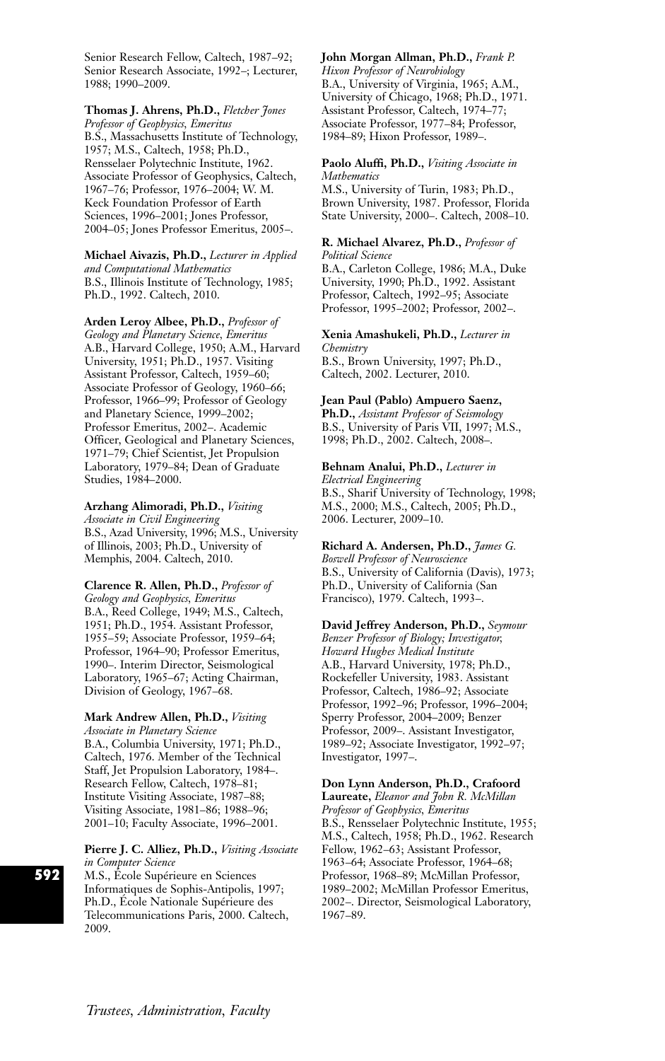Senior Research Fellow, Caltech, 1987–92; Senior Research Associate, 1992–; Lecturer, 1988; 1990–2009.

**Thomas J. Ahrens, Ph.D.,** *Fletcher Jones Professor of Geophysics, Emeritus*
B.S., Massachusetts Institute of Technology, 1957; M.S., Caltech, 1958; Ph.D., Rensselaer Polytechnic Institute, 1962. Associate Professor of Geophysics, Caltech, 1967–76; Professor, 1976–2004; W. M. Keck Foundation Professor of Earth Sciences, 1996–2001; Jones Professor, 2004–05; Jones Professor Emeritus, 2005–.

**Michael Aivazis, Ph.D.,** *Lecturer in Applied and Computational Mathematics*
B.S., Illinois Institute of Technology, 1985; Ph.D., 1992. Caltech, 2010.

**Arden Leroy Albee, Ph.D.,** *Professor of Geology and Planetary Science, Emeritus*
A.B., Harvard College, 1950; A.M., Harvard University, 1951; Ph.D., 1957. Visiting Assistant Professor, Caltech, 1959–60; Associate Professor of Geology, 1960–66; Professor, 1966–99; Professor of Geology and Planetary Science, 1999–2002; Professor Emeritus, 2002–. Academic Officer, Geological and Planetary Sciences, 1971–79; Chief Scientist, Jet Propulsion Laboratory, 1979–84; Dean of Graduate Studies, 1984–2000.

**Arzhang Alimoradi, Ph.D.,** *Visiting Associate in Civil Engineering*
B.S., Azad University, 1996; M.S., University of Illinois, 2003; Ph.D., University of Memphis, 2004. Caltech, 2010.

**Clarence R. Allen, Ph.D.,** *Professor of Geology and Geophysics, Emeritus*
B.A., Reed College, 1949; M.S., Caltech, 1951; Ph.D., 1954. Assistant Professor, 1955–59; Associate Professor, 1959–64; Professor, 1964–90; Professor Emeritus, 1990–. Interim Director, Seismological Laboratory, 1965–67; Acting Chairman, Division of Geology, 1967–68.

**Mark Andrew Allen, Ph.D.,** *Visiting Associate in Planetary Science*
B.A., Columbia University, 1971; Ph.D., Caltech, 1976. Member of the Technical Staff, Jet Propulsion Laboratory, 1984–. Research Fellow, Caltech, 1978–81; Institute Visiting Associate, 1987–88; Visiting Associate, 1981–86; 1988–96; 2001–10; Faculty Associate, 1996–2001.

**Pierre J. C. Alliez, Ph.D.,** *Visiting Associate in Computer Science*
M.S., École Supérieure en Sciences Informatiques de Sophis-Antipolis, 1997; Ph.D., École Nationale Supérieure des Telecommunications Paris, 2000. Caltech, 2009.

**John Morgan Allman, Ph.D.,** *Frank P. Hixon Professor of Neurobiology*
B.A., University of Virginia, 1965; A.M., University of Chicago, 1968; Ph.D., 1971. Assistant Professor, Caltech, 1974–77; Associate Professor, 1977–84; Professor, 1984–89; Hixon Professor, 1989–.

**Paolo Aluffi, Ph.D.,** *Visiting Associate in Mathematics*
M.S., University of Turin, 1983; Ph.D., Brown University, 1987. Professor, Florida State University, 2000–. Caltech, 2008–10.

**R. Michael Alvarez, Ph.D.,** *Professor of Political Science*
B.A., Carleton College, 1986; M.A., Duke University, 1990; Ph.D., 1992. Assistant Professor, Caltech, 1992–95; Associate Professor, 1995–2002; Professor, 2002–.

**Xenia Amashukeli, Ph.D.,** *Lecturer in Chemistry*
B.S., Brown University, 1997; Ph.D., Caltech, 2002. Lecturer, 2010.

**Jean Paul (Pablo) Ampuero Saenz, Ph.D.,** *Assistant Professor of Seismology*
B.S., University of Paris VII, 1997; M.S., 1998; Ph.D., 2002. Caltech, 2008–.

**Behnam Analui, Ph.D.,** *Lecturer in Electrical Engineering*
B.S., Sharif University of Technology, 1998; M.S., 2000; M.S., Caltech, 2005; Ph.D., 2006. Lecturer, 2009–10.

**Richard A. Andersen, Ph.D.,** *James G. Boswell Professor of Neuroscience*
B.S., University of California (Davis), 1973; Ph.D., University of California (San Francisco), 1979. Caltech, 1993–.

**David Jeffrey Anderson, Ph.D.,** *Seymour Benzer Professor of Biology; Investigator, Howard Hughes Medical Institute*
A.B., Harvard University, 1978; Ph.D., Rockefeller University, 1983. Assistant Professor, Caltech, 1986–92; Associate Professor, 1992–96; Professor, 1996–2004; Sperry Professor, 2004–2009; Benzer Professor, 2009–. Assistant Investigator, 1989–92; Associate Investigator, 1992–97; Investigator, 1997–.

**Don Lynn Anderson, Ph.D., Crafoord Laureate,** *Eleanor and John R. McMillan Professor of Geophysics, Emeritus*
B.S., Rensselaer Polytechnic Institute, 1955; M.S., Caltech, 1958; Ph.D., 1962. Research Fellow, 1962–63; Assistant Professor, 1963–64; Associate Professor, 1964–68; Professor, 1968–89; McMillan Professor, 1989–2002; McMillan Professor Emeritus, 2002–. Director, Seismological Laboratory, 1967–89.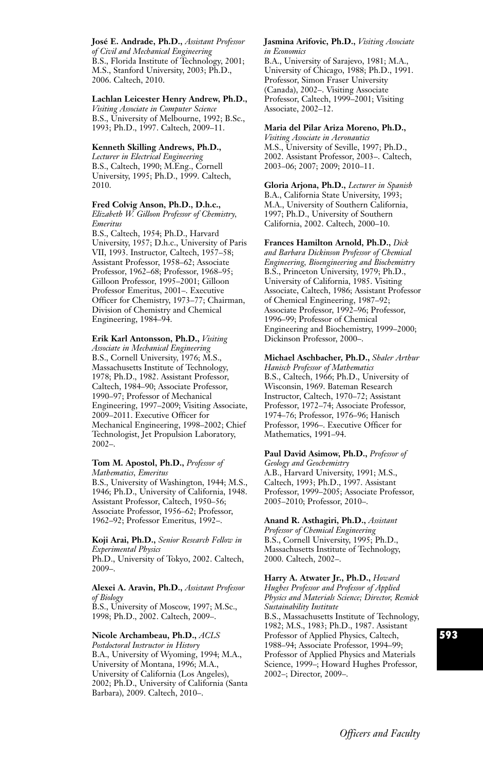**José E. Andrade, Ph.D.,** *Assistant Professor of Civil and Mechanical Engineering*
B.S., Florida Institute of Technology, 2001; M.S., Stanford University, 2003; Ph.D., 2006. Caltech, 2010.

**Lachlan Leicester Henry Andrew, Ph.D.,** *Visiting Associate in Computer Science*
B.S., University of Melbourne, 1992; B.Sc., 1993; Ph.D., 1997. Caltech, 2009–11.

**Kenneth Skilling Andrews, Ph.D.,** *Lecturer in Electrical Engineering*
B.S., Caltech, 1990; M.Eng., Cornell University, 1995; Ph.D., 1999. Caltech, 2010.

**Fred Colvig Anson, Ph.D., D.h.c.,** *Elizabeth W. Gilloon Professor of Chemistry, Emeritus*
B.S., Caltech, 1954; Ph.D., Harvard University, 1957; D.h.c., University of Paris VII, 1993. Instructor, Caltech, 1957–58; Assistant Professor, 1958–62; Associate Professor, 1962–68; Professor, 1968–95; Gilloon Professor, 1995–2001; Gilloon Professor Emeritus, 2001–. Executive Officer for Chemistry, 1973–77; Chairman, Division of Chemistry and Chemical Engineering, 1984–94.

**Erik Karl Antonsson, Ph.D.,** *Visiting Associate in Mechanical Engineering*
B.S., Cornell University, 1976; M.S., Massachusetts Institute of Technology, 1978; Ph.D., 1982. Assistant Professor, Caltech, 1984–90; Associate Professor, 1990–97; Professor of Mechanical Engineering, 1997–2009; Visiting Associate, 2009–2011. Executive Officer for Mechanical Engineering, 1998–2002; Chief Technologist, Jet Propulsion Laboratory, 2002–.

**Tom M. Apostol, Ph.D.,** *Professor of Mathematics, Emeritus*
B.S., University of Washington, 1944; M.S., 1946; Ph.D., University of California, 1948. Assistant Professor, Caltech, 1950–56; Associate Professor, 1956–62; Professor, 1962–92; Professor Emeritus, 1992–.

**Koji Arai, Ph.D.,** *Senior Research Fellow in Experimental Physics*
Ph.D., University of Tokyo, 2002. Caltech, 2009–.

**Alexei A. Aravin, Ph.D.,** *Assistant Professor of Biology*
B.S., University of Moscow, 1997; M.Sc., 1998; Ph.D., 2002. Caltech, 2009–.

**Nicole Archambeau, Ph.D.,** *ACLS Postdoctoral Instructor in History*
B.A., University of Wyoming, 1994; M.A., University of Montana, 1996; M.A., University of California (Los Angeles), 2002; Ph.D., University of California (Santa Barbara), 2009. Caltech, 2010–.

**Jasmina Arifovic, Ph.D.,** *Visiting Associate in Economics*
B.A., University of Sarajevo, 1981; M.A., University of Chicago, 1988; Ph.D., 1991. Professor, Simon Fraser University (Canada), 2002–. Visiting Associate Professor, Caltech, 1999–2001; Visiting Associate, 2002–12.

**Maria del Pilar Ariza Moreno, Ph.D.,** *Visiting Associate in Aeronautics*
M.S., University of Seville, 1997; Ph.D., 2002. Assistant Professor, 2003–. Caltech, 2003–06; 2007; 2009; 2010–11.

**Gloria Arjona, Ph.D.,** *Lecturer in Spanish*
B.A., California State University, 1993; M.A., University of Southern California, 1997; Ph.D., University of Southern California, 2002. Caltech, 2000–10.

**Frances Hamilton Arnold, Ph.D.,** *Dick and Barbara Dickinson Professor of Chemical Engineering, Bioengineering and Biochemistry*
B.S., Princeton University, 1979; Ph.D., University of California, 1985. Visiting Associate, Caltech, 1986; Assistant Professor of Chemical Engineering, 1987–92; Associate Professor, 1992–96; Professor, 1996–99; Professor of Chemical Engineering and Biochemistry, 1999–2000; Dickinson Professor, 2000–.

**Michael Aschbacher, Ph.D.,** *Shaler Arthur Hanisch Professor of Mathematics*
B.S., Caltech, 1966; Ph.D., University of Wisconsin, 1969. Bateman Research Instructor, Caltech, 1970–72; Assistant Professor, 1972–74; Associate Professor, 1974–76; Professor, 1976–96; Hanisch Professor, 1996–. Executive Officer for Mathematics, 1991–94.

**Paul David Asimow, Ph.D.,** *Professor of Geology and Geochemistry*
A.B., Harvard University, 1991; M.S., Caltech, 1993; Ph.D., 1997. Assistant Professor, 1999–2005; Associate Professor, 2005–2010; Professor, 2010–.

**Anand R. Asthagiri, Ph.D.,** *Assistant Professor of Chemical Engineering*
B.S., Cornell University, 1995; Ph.D., Massachusetts Institute of Technology, 2000. Caltech, 2002–.

**Harry A. Atwater Jr., Ph.D.,** *Howard Hughes Professor and Professor of Applied Physics and Materials Science; Director, Resnick Sustainability Institute*
B.S., Massachusetts Institute of Technology, 1982; M.S., 1983; Ph.D., 1987. Assistant Professor of Applied Physics, Caltech, 1988–94; Associate Professor, 1994–99; Professor of Applied Physics and Materials Science, 1999–; Howard Hughes Professor, 2002–; Director, 2009–.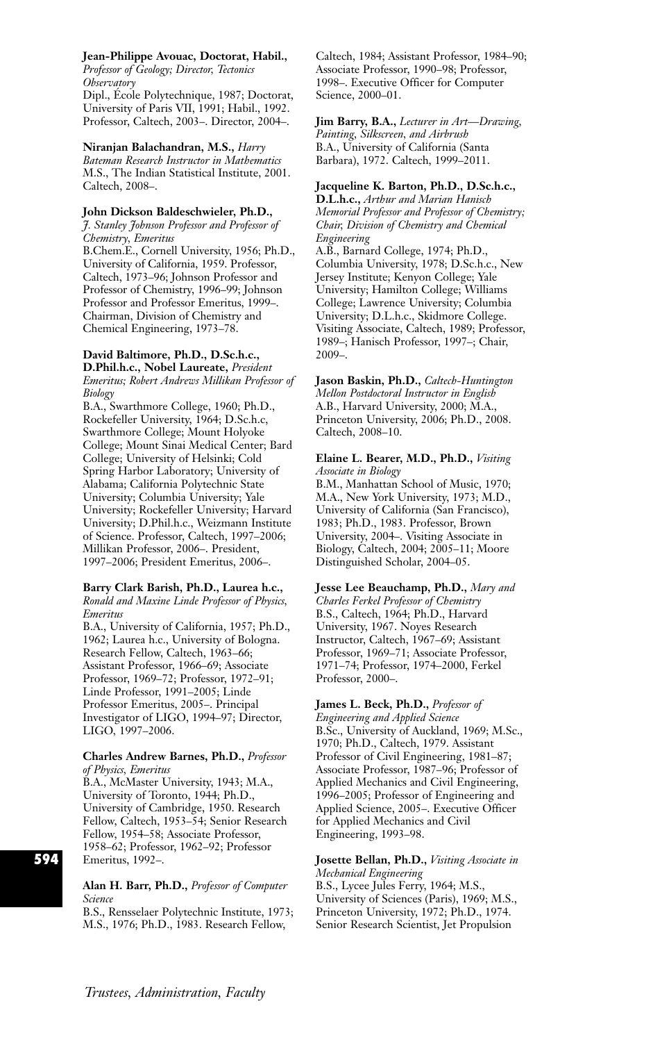**Jean-Philippe Avouac, Doctorat, Habil.,** *Professor of Geology; Director, Tectonics Observatory*
Dipl., École Polytechnique, 1987; Doctorat, University of Paris VII, 1991; Habil., 1992. Professor, Caltech, 2003–. Director, 2004–.

**Niranjan Balachandran, M.S.,** *Harry Bateman Research Instructor in Mathematics*
M.S., The Indian Statistical Institute, 2001. Caltech, 2008–.

**John Dickson Baldeschwieler, Ph.D.,** *J. Stanley Johnson Professor and Professor of Chemistry, Emeritus*
B.Chem.E., Cornell University, 1956; Ph.D., University of California, 1959. Professor, Caltech, 1973–96; Johnson Professor and Professor of Chemistry, 1996–99; Johnson Professor and Professor Emeritus, 1999–. Chairman, Division of Chemistry and Chemical Engineering, 1973–78.

**David Baltimore, Ph.D., D.Sc.h.c., D.Phil.h.c., Nobel Laureate,** *President Emeritus; Robert Andrews Millikan Professor of Biology*
B.A., Swarthmore College, 1960; Ph.D., Rockefeller University, 1964; D.Sc.h.c, Swarthmore College; Mount Holyoke College; Mount Sinai Medical Center; Bard College; University of Helsinki; Cold Spring Harbor Laboratory; University of Alabama; California Polytechnic State University; Columbia University; Yale University; Rockefeller University; Harvard University; D.Phil.h.c., Weizmann Institute of Science. Professor, Caltech, 1997–2006; Millikan Professor, 2006–. President, 1997–2006; President Emeritus, 2006–.

**Barry Clark Barish, Ph.D., Laurea h.c.,** *Ronald and Maxine Linde Professor of Physics, Emeritus*
B.A., University of California, 1957; Ph.D., 1962; Laurea h.c., University of Bologna. Research Fellow, Caltech, 1963–66; Assistant Professor, 1966–69; Associate Professor, 1969–72; Professor, 1972–91; Linde Professor, 1991–2005; Linde Professor Emeritus, 2005–. Principal Investigator of LIGO, 1994–97; Director, LIGO, 1997–2006.

**Charles Andrew Barnes, Ph.D.,** *Professor of Physics, Emeritus*
B.A., McMaster University, 1943; M.A., University of Toronto, 1944; Ph.D., University of Cambridge, 1950. Research Fellow, Caltech, 1953–54; Senior Research Fellow, 1954–58; Associate Professor, 1958–62; Professor, 1962–92; Professor Emeritus, 1992–.

**Alan H. Barr, Ph.D.,** *Professor of Computer Science*
B.S., Rensselaer Polytechnic Institute, 1973; M.S., 1976; Ph.D., 1983. Research Fellow, Caltech, 1984; Assistant Professor, 1984–90; Associate Professor, 1990–98; Professor, 1998–. Executive Officer for Computer Science, 2000–01.

**Jim Barry, B.A.,** *Lecturer in Art—Drawing, Painting, Silkscreen, and Airbrush*
B.A., University of California (Santa Barbara), 1972. Caltech, 1999–2011.

**Jacqueline K. Barton, Ph.D., D.Sc.h.c., D.L.h.c.,** *Arthur and Marian Hanisch Memorial Professor and Professor of Chemistry; Chair, Division of Chemistry and Chemical Engineering*
A.B., Barnard College, 1974; Ph.D., Columbia University, 1978; D.Sc.h.c., New Jersey Institute; Kenyon College; Yale University; Hamilton College; Williams College; Lawrence University; Columbia University; D.L.h.c., Skidmore College. Visiting Associate, Caltech, 1989; Professor, 1989–; Hanisch Professor, 1997–; Chair, 2009–.

**Jason Baskin, Ph.D.,** *Caltech-Huntington Mellon Postdoctoral Instructor in English*
A.B., Harvard University, 2000; M.A., Princeton University, 2006; Ph.D., 2008. Caltech, 2008–10.

**Elaine L. Bearer, M.D., Ph.D.,** *Visiting Associate in Biology*
B.M., Manhattan School of Music, 1970; M.A., New York University, 1973; M.D., University of California (San Francisco), 1983; Ph.D., 1983. Professor, Brown University, 2004–. Visiting Associate in Biology, Caltech, 2004; 2005–11; Moore Distinguished Scholar, 2004–05.

**Jesse Lee Beauchamp, Ph.D.,** *Mary and Charles Ferkel Professor of Chemistry*
B.S., Caltech, 1964; Ph.D., Harvard University, 1967. Noyes Research Instructor, Caltech, 1967–69; Assistant Professor, 1969–71; Associate Professor, 1971–74; Professor, 1974–2000, Ferkel Professor, 2000–.

**James L. Beck, Ph.D.,** *Professor of Engineering and Applied Science*
B.Sc., University of Auckland, 1969; M.Sc., 1970; Ph.D., Caltech, 1979. Assistant Professor of Civil Engineering, 1981–87; Associate Professor, 1987–96; Professor of Applied Mechanics and Civil Engineering, 1996–2005; Professor of Engineering and Applied Science, 2005–. Executive Officer for Applied Mechanics and Civil Engineering, 1993–98.

**Josette Bellan, Ph.D.,** *Visiting Associate in Mechanical Engineering*
B.S., Lycee Jules Ferry, 1964; M.S., University of Sciences (Paris), 1969; M.S., Princeton University, 1972; Ph.D., 1974. Senior Research Scientist, Jet Propulsion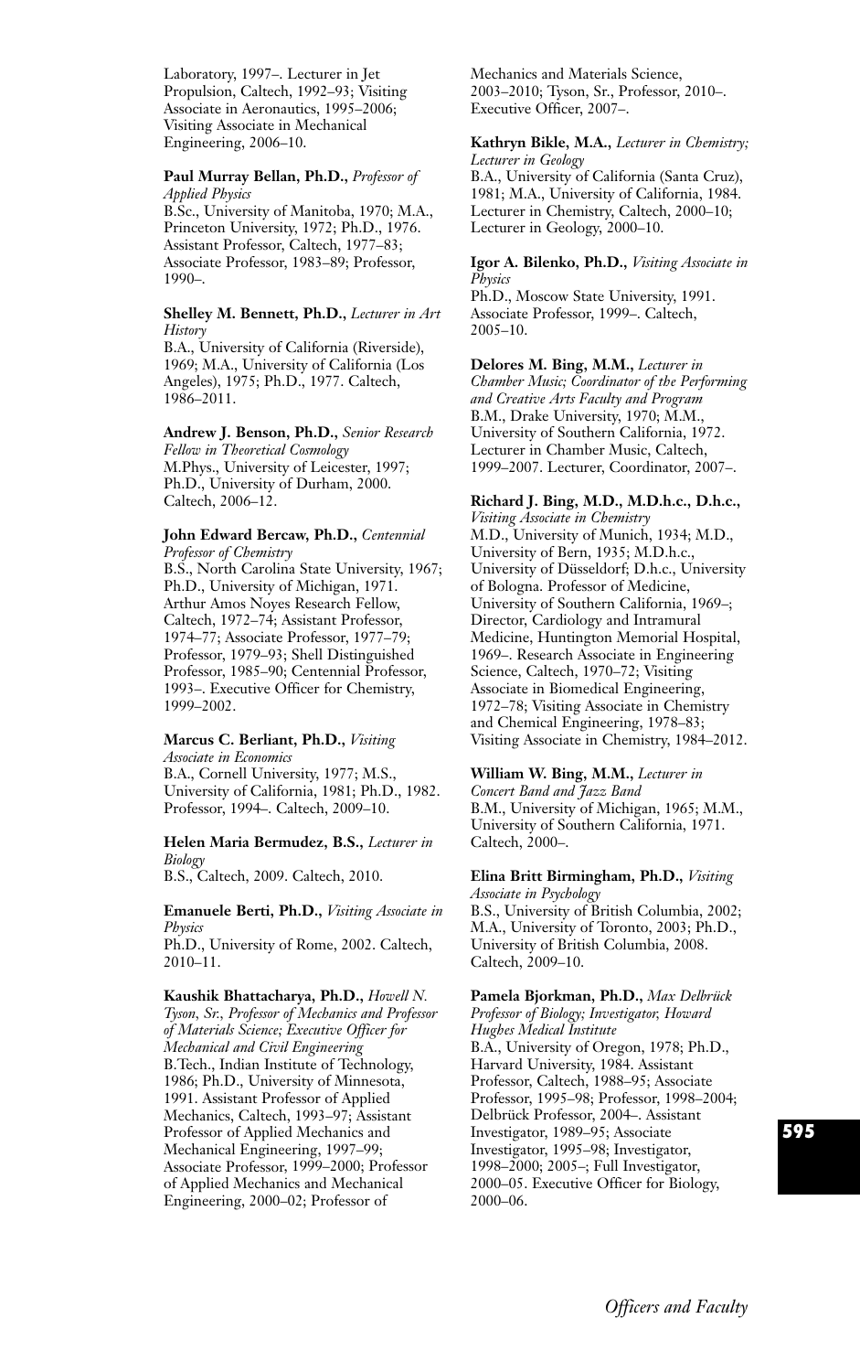Laboratory, 1997–. Lecturer in Jet Propulsion, Caltech, 1992–93; Visiting Associate in Aeronautics, 1995–2006; Visiting Associate in Mechanical Engineering, 2006–10.

**Paul Murray Bellan, Ph.D.,** *Professor of Applied Physics*
B.Sc., University of Manitoba, 1970; M.A., Princeton University, 1972; Ph.D., 1976. Assistant Professor, Caltech, 1977–83; Associate Professor, 1983–89; Professor, 1990–.

**Shelley M. Bennett, Ph.D.,** *Lecturer in Art History*
B.A., University of California (Riverside), 1969; M.A., University of California (Los Angeles), 1975; Ph.D., 1977. Caltech, 1986–2011.

**Andrew J. Benson, Ph.D.,** *Senior Research Fellow in Theoretical Cosmology*
M.Phys., University of Leicester, 1997; Ph.D., University of Durham, 2000. Caltech, 2006–12.

**John Edward Bercaw, Ph.D.,** *Centennial Professor of Chemistry*
B.S., North Carolina State University, 1967; Ph.D., University of Michigan, 1971. Arthur Amos Noyes Research Fellow, Caltech, 1972–74; Assistant Professor, 1974–77; Associate Professor, 1977–79; Professor, 1979–93; Shell Distinguished Professor, 1985–90; Centennial Professor, 1993–. Executive Officer for Chemistry, 1999–2002.

**Marcus C. Berliant, Ph.D.,** *Visiting Associate in Economics*
B.A., Cornell University, 1977; M.S., University of California, 1981; Ph.D., 1982. Professor, 1994–. Caltech, 2009–10.

**Helen Maria Bermudez, B.S.,** *Lecturer in Biology*
B.S., Caltech, 2009. Caltech, 2010.

**Emanuele Berti, Ph.D.,** *Visiting Associate in Physics*
Ph.D., University of Rome, 2002. Caltech, 2010–11.

**Kaushik Bhattacharya, Ph.D.,** *Howell N. Tyson, Sr., Professor of Mechanics and Professor of Materials Science; Executive Officer for Mechanical and Civil Engineering*
B.Tech., Indian Institute of Technology, 1986; Ph.D., University of Minnesota, 1991. Assistant Professor of Applied Mechanics, Caltech, 1993–97; Assistant Professor of Applied Mechanics and Mechanical Engineering, 1997–99; Associate Professor, 1999–2000; Professor of Applied Mechanics and Mechanical Engineering, 2000–02; Professor of Mechanics and Materials Science, 2003–2010; Tyson, Sr., Professor, 2010–. Executive Officer, 2007–.

**Kathryn Bikle, M.A.,** *Lecturer in Chemistry; Lecturer in Geology*
B.A., University of California (Santa Cruz), 1981; M.A., University of California, 1984. Lecturer in Chemistry, Caltech, 2000–10; Lecturer in Geology, 2000–10.

**Igor A. Bilenko, Ph.D.,** *Visiting Associate in Physics*
Ph.D., Moscow State University, 1991. Associate Professor, 1999–. Caltech, 2005–10.

**Delores M. Bing, M.M.,** *Lecturer in Chamber Music; Coordinator of the Performing and Creative Arts Faculty and Program*
B.M., Drake University, 1970; M.M., University of Southern California, 1972. Lecturer in Chamber Music, Caltech, 1999–2007. Lecturer, Coordinator, 2007–.

**Richard J. Bing, M.D., M.D.h.c., D.h.c.,** *Visiting Associate in Chemistry*
M.D., University of Munich, 1934; M.D., University of Bern, 1935; M.D.h.c., University of Düsseldorf; D.h.c., University of Bologna. Professor of Medicine, University of Southern California, 1969–; Director, Cardiology and Intramural Medicine, Huntington Memorial Hospital, 1969–. Research Associate in Engineering Science, Caltech, 1970–72; Visiting Associate in Biomedical Engineering, 1972–78; Visiting Associate in Chemistry and Chemical Engineering, 1978–83; Visiting Associate in Chemistry, 1984–2012.

**William W. Bing, M.M.,** *Lecturer in Concert Band and Jazz Band*
B.M., University of Michigan, 1965; M.M., University of Southern California, 1971. Caltech, 2000–.

**Elina Britt Birmingham, Ph.D.,** *Visiting Associate in Psychology*
B.S., University of British Columbia, 2002; M.A., University of Toronto, 2003; Ph.D., University of British Columbia, 2008. Caltech, 2009–10.

**Pamela Bjorkman, Ph.D.,** *Max Delbrück Professor of Biology; Investigator, Howard Hughes Medical Institute*
B.A., University of Oregon, 1978; Ph.D., Harvard University, 1984. Assistant Professor, Caltech, 1988–95; Associate Professor, 1995–98; Professor, 1998–2004; Delbrück Professor, 2004–. Assistant Investigator, 1989–95; Associate Investigator, 1995–98; Investigator, 1998–2000; 2005–; Full Investigator, 2000–05. Executive Officer for Biology, 2000–06.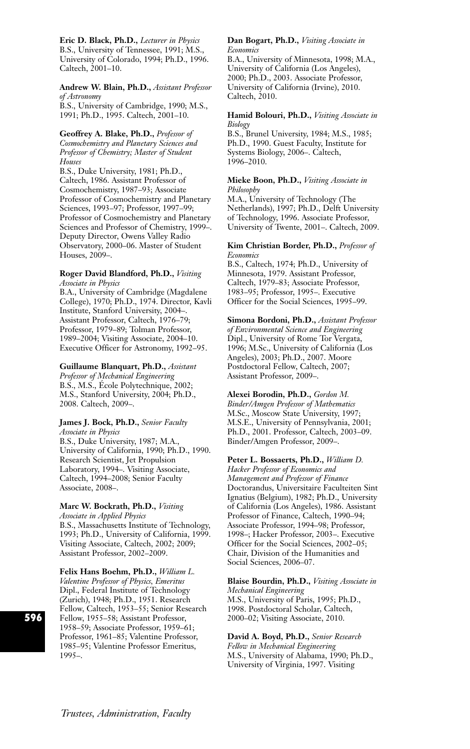**Eric D. Black, Ph.D.,** *Lecturer in Physics*
B.S., University of Tennessee, 1991; M.S., University of Colorado, 1994; Ph.D., 1996. Caltech, 2001–10.

**Andrew W. Blain, Ph.D.,** *Assistant Professor of Astronomy*
B.S., University of Cambridge, 1990; M.S., 1991; Ph.D., 1995. Caltech, 2001–10.

**Geoffrey A. Blake, Ph.D.,** *Professor of Cosmochemistry and Planetary Sciences and Professor of Chemistry; Master of Student Houses*
B.S., Duke University, 1981; Ph.D., Caltech, 1986. Assistant Professor of Cosmochemistry, 1987–93; Associate Professor of Cosmochemistry and Planetary Sciences, 1993–97; Professor, 1997–99; Professor of Cosmochemistry and Planetary Sciences and Professor of Chemistry, 1999–. Deputy Director, Owens Valley Radio Observatory, 2000–06. Master of Student Houses, 2009–.

**Roger David Blandford, Ph.D.,** *Visiting Associate in Physics*
B.A., University of Cambridge (Magdalene College), 1970; Ph.D., 1974. Director, Kavli Institute, Stanford University, 2004–. Assistant Professor, Caltech, 1976–79; Professor, 1979–89; Tolman Professor, 1989–2004; Visiting Associate, 2004–10. Executive Officer for Astronomy, 1992–95.

**Guillaume Blanquart, Ph.D.,** *Assistant Professor of Mechanical Engineering*
B.S., M.S., École Polytechnique, 2002; M.S., Stanford University, 2004; Ph.D., 2008. Caltech, 2009–.

**James J. Bock, Ph.D.,** *Senior Faculty Associate in Physics*
B.S., Duke University, 1987; M.A., University of California, 1990; Ph.D., 1990. Research Scientist, Jet Propulsion Laboratory, 1994–. Visiting Associate, Caltech, 1994–2008; Senior Faculty Associate, 2008–.

**Marc W. Bockrath, Ph.D.,** *Visiting Associate in Applied Physics*
B.S., Massachusetts Institute of Technology, 1993; Ph.D., University of California, 1999. Visiting Associate, Caltech, 2002; 2009; Assistant Professor, 2002–2009.

**Felix Hans Boehm, Ph.D.,** *William L. Valentine Professor of Physics, Emeritus*
Dipl., Federal Institute of Technology (Zurich), 1948; Ph.D., 1951. Research Fellow, Caltech, 1953–55; Senior Research Fellow, 1955–58; Assistant Professor, 1958–59; Associate Professor, 1959–61; Professor, 1961–85; Valentine Professor, 1985–95; Valentine Professor Emeritus, 1995–.

**Dan Bogart, Ph.D.,** *Visiting Associate in Economics*
B.A., University of Minnesota, 1998; M.A., University of California (Los Angeles), 2000; Ph.D., 2003. Associate Professor, University of California (Irvine), 2010. Caltech, 2010.

**Hamid Bolouri, Ph.D.,** *Visiting Associate in Biology*
B.S., Brunel University, 1984; M.S., 1985; Ph.D., 1990. Guest Faculty, Institute for Systems Biology, 2006–. Caltech, 1996–2010.

**Mieke Boon, Ph.D.,** *Visiting Associate in Philosophy*
M.A., University of Technology (The Netherlands), 1997; Ph.D., Delft University of Technology, 1996. Associate Professor, University of Twente, 2001–. Caltech, 2009.

**Kim Christian Border, Ph.D.,** *Professor of Economics*
B.S., Caltech, 1974; Ph.D., University of Minnesota, 1979. Assistant Professor, Caltech, 1979–83; Associate Professor, 1983–95; Professor, 1995–. Executive Officer for the Social Sciences, 1995–99.

**Simona Bordoni, Ph.D.,** *Assistant Professor of Environmental Science and Engineering*
Dipl., University of Rome Tor Vergata, 1996; M.Sc., University of California (Los Angeles), 2003; Ph.D., 2007. Moore Postdoctoral Fellow, Caltech, 2007; Assistant Professor, 2009–.

**Alexei Borodin, Ph.D.,** *Gordon M. Binder/Amgen Professor of Mathematics*
M.Sc., Moscow State University, 1997; M.S.E., University of Pennsylvania, 2001; Ph.D., 2001. Professor, Caltech, 2003–09. Binder/Amgen Professor, 2009–.

**Peter L. Bossaerts, Ph.D.,** *William D. Hacker Professor of Economics and Management and Professor of Finance*
Doctorandus, Universitaire Faculteiten Sint Ignatius (Belgium), 1982; Ph.D., University of California (Los Angeles), 1986. Assistant Professor of Finance, Caltech, 1990–94; Associate Professor, 1994–98; Professor, 1998–; Hacker Professor, 2003–. Executive Officer for the Social Sciences, 2002–05; Chair, Division of the Humanities and Social Sciences, 2006–07.

**Blaise Bourdin, Ph.D.,** *Visiting Associate in Mechanical Engineering*
M.S., University of Paris, 1995; Ph.D., 1998. Postdoctoral Scholar, Caltech, 2000–02; Visiting Associate, 2010.

**David A. Boyd, Ph.D.,** *Senior Research Fellow in Mechanical Engineering*
M.S., University of Alabama, 1990; Ph.D., University of Virginia, 1997. Visiting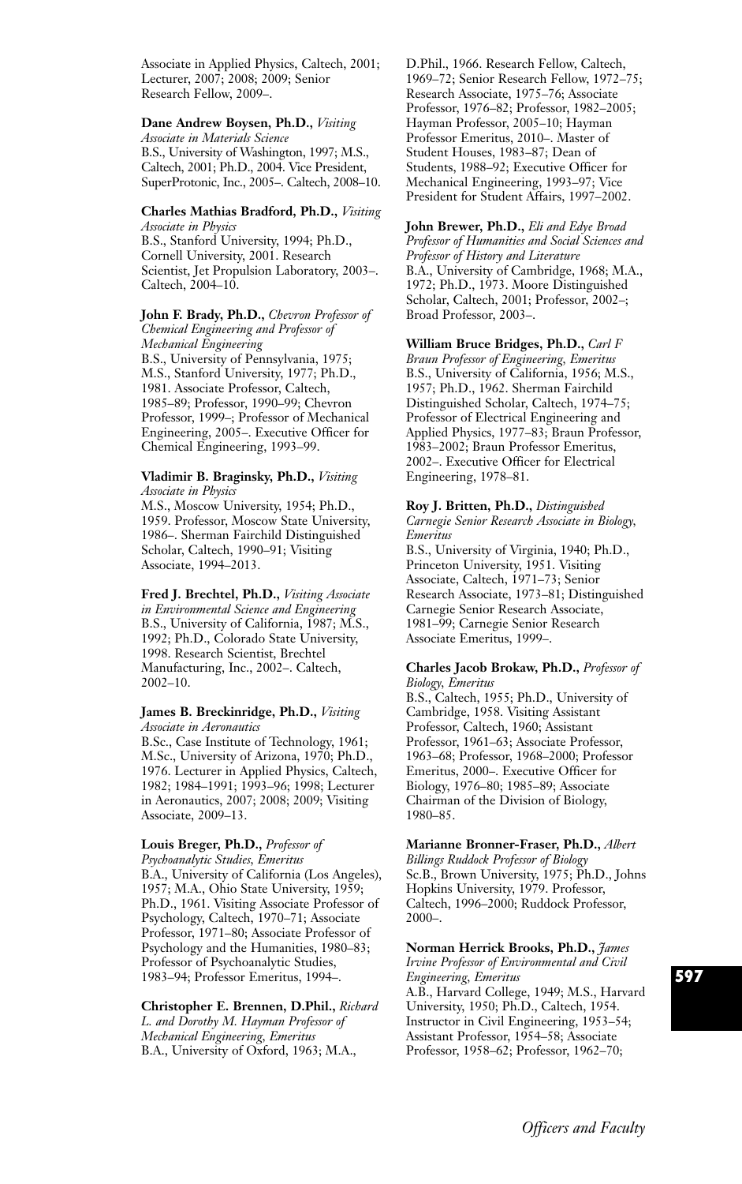Associate in Applied Physics, Caltech, 2001; Lecturer, 2007; 2008; 2009; Senior Research Fellow, 2009–.

**Dane Andrew Boysen, Ph.D.,** *Visiting Associate in Materials Science*
B.S., University of Washington, 1997; M.S., Caltech, 2001; Ph.D., 2004. Vice President, SuperProtonic, Inc., 2005–. Caltech, 2008–10.

**Charles Mathias Bradford, Ph.D.,** *Visiting Associate in Physics*
B.S., Stanford University, 1994; Ph.D., Cornell University, 2001. Research Scientist, Jet Propulsion Laboratory, 2003–. Caltech, 2004–10.

**John F. Brady, Ph.D.,** *Chevron Professor of Chemical Engineering and Professor of Mechanical Engineering*
B.S., University of Pennsylvania, 1975; M.S., Stanford University, 1977; Ph.D., 1981. Associate Professor, Caltech, 1985–89; Professor, 1990–99; Chevron Professor, 1999–; Professor of Mechanical Engineering, 2005–. Executive Officer for Chemical Engineering, 1993–99.

**Vladimir B. Braginsky, Ph.D.,** *Visiting Associate in Physics*
M.S., Moscow University, 1954; Ph.D., 1959. Professor, Moscow State University, 1986–. Sherman Fairchild Distinguished Scholar, Caltech, 1990–91; Visiting Associate, 1994–2013.

**Fred J. Brechtel, Ph.D.,** *Visiting Associate in Environmental Science and Engineering*
B.S., University of California, 1987; M.S., 1992; Ph.D., Colorado State University, 1998. Research Scientist, Brechtel Manufacturing, Inc., 2002–. Caltech, 2002–10.

**James B. Breckinridge, Ph.D.,** *Visiting Associate in Aeronautics*
B.Sc., Case Institute of Technology, 1961; M.Sc., University of Arizona, 1970; Ph.D., 1976. Lecturer in Applied Physics, Caltech, 1982; 1984–1991; 1993–96; 1998; Lecturer in Aeronautics, 2007; 2008; 2009; Visiting Associate, 2009–13.

**Louis Breger, Ph.D.,** *Professor of Psychoanalytic Studies, Emeritus*
B.A., University of California (Los Angeles), 1957; M.A., Ohio State University, 1959; Ph.D., 1961. Visiting Associate Professor of Psychology, Caltech, 1970–71; Associate Professor, 1971–80; Associate Professor of Psychology and the Humanities, 1980–83; Professor of Psychoanalytic Studies, 1983–94; Professor Emeritus, 1994–.

**Christopher E. Brennen, D.Phil.,** *Richard L. and Dorothy M. Hayman Professor of Mechanical Engineering, Emeritus*
B.A., University of Oxford, 1963; M.A., D.Phil., 1966. Research Fellow, Caltech, 1969–72; Senior Research Fellow, 1972–75; Research Associate, 1975–76; Associate Professor, 1976–82; Professor, 1982–2005; Hayman Professor, 2005–10; Hayman Professor Emeritus, 2010–. Master of Student Houses, 1983–87; Dean of Students, 1988–92; Executive Officer for Mechanical Engineering, 1993–97; Vice President for Student Affairs, 1997–2002.

**John Brewer, Ph.D.,** *Eli and Edye Broad Professor of Humanities and Social Sciences and Professor of History and Literature*
B.A., University of Cambridge, 1968; M.A., 1972; Ph.D., 1973. Moore Distinguished Scholar, Caltech, 2001; Professor, 2002–; Broad Professor, 2003–.

**William Bruce Bridges, Ph.D.,** *Carl F Braun Professor of Engineering, Emeritus*
B.S., University of California, 1956; M.S., 1957; Ph.D., 1962. Sherman Fairchild Distinguished Scholar, Caltech, 1974–75; Professor of Electrical Engineering and Applied Physics, 1977–83; Braun Professor, 1983–2002; Braun Professor Emeritus, 2002–. Executive Officer for Electrical Engineering, 1978–81.

**Roy J. Britten, Ph.D.,** *Distinguished Carnegie Senior Research Associate in Biology, Emeritus*
B.S., University of Virginia, 1940; Ph.D., Princeton University, 1951. Visiting Associate, Caltech, 1971–73; Senior Research Associate, 1973–81; Distinguished Carnegie Senior Research Associate, 1981–99; Carnegie Senior Research Associate Emeritus, 1999–.

**Charles Jacob Brokaw, Ph.D.,** *Professor of Biology, Emeritus*
B.S., Caltech, 1955; Ph.D., University of Cambridge, 1958. Visiting Assistant Professor, Caltech, 1960; Assistant Professor, 1961–63; Associate Professor, 1963–68; Professor, 1968–2000; Professor Emeritus, 2000–. Executive Officer for Biology, 1976–80; 1985–89; Associate Chairman of the Division of Biology, 1980–85.

**Marianne Bronner-Fraser, Ph.D.,** *Albert Billings Ruddock Professor of Biology*
Sc.B., Brown University, 1975; Ph.D., Johns Hopkins University, 1979. Professor, Caltech, 1996–2000; Ruddock Professor, 2000–.

**Norman Herrick Brooks, Ph.D.,** *James Irvine Professor of Environmental and Civil Engineering, Emeritus*
A.B., Harvard College, 1949; M.S., Harvard University, 1950; Ph.D., Caltech, 1954. Instructor in Civil Engineering, 1953–54; Assistant Professor, 1954–58; Associate Professor, 1958–62; Professor, 1962–70;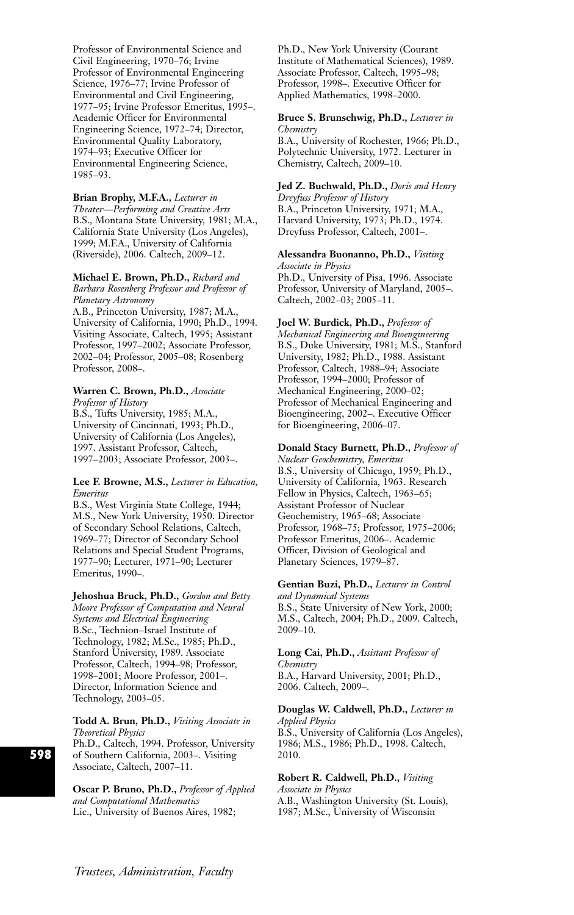Professor of Environmental Science and Civil Engineering, 1970–76; Irvine Professor of Environmental Engineering Science, 1976–77; Irvine Professor of Environmental and Civil Engineering, 1977–95; Irvine Professor Emeritus, 1995–. Academic Officer for Environmental Engineering Science, 1972–74; Director, Environmental Quality Laboratory, 1974–93; Executive Officer for Environmental Engineering Science, 1985–93.

**Brian Brophy, M.F.A.,** *Lecturer in Theater—Performing and Creative Arts*
B.S., Montana State University, 1981; M.A., California State University (Los Angeles), 1999; M.F.A., University of California (Riverside), 2006. Caltech, 2009–12.

**Michael E. Brown, Ph.D.,** *Richard and Barbara Rosenberg Professor and Professor of Planetary Astronomy*
A.B., Princeton University, 1987; M.A., University of California, 1990; Ph.D., 1994. Visiting Associate, Caltech, 1995; Assistant Professor, 1997–2002; Associate Professor, 2002–04; Professor, 2005–08; Rosenberg Professor, 2008–.

**Warren C. Brown, Ph.D.,** *Associate Professor of History*
B.S., Tufts University, 1985; M.A., University of Cincinnati, 1993; Ph.D., University of California (Los Angeles), 1997. Assistant Professor, Caltech, 1997–2003; Associate Professor, 2003–.

**Lee F. Browne, M.S.,** *Lecturer in Education, Emeritus*
B.S., West Virginia State College, 1944; M.S., New York University, 1950. Director of Secondary School Relations, Caltech, 1969–77; Director of Secondary School Relations and Special Student Programs, 1977–90; Lecturer, 1971–90; Lecturer Emeritus, 1990–.

**Jehoshua Bruck, Ph.D.,** *Gordon and Betty Moore Professor of Computation and Neural Systems and Electrical Engineering*
B.Sc., Technion–Israel Institute of Technology, 1982; M.Sc., 1985; Ph.D., Stanford University, 1989. Associate Professor, Caltech, 1994–98; Professor, 1998–2001; Moore Professor, 2001–. Director, Information Science and Technology, 2003–05.

**Todd A. Brun, Ph.D.,** *Visiting Associate in Theoretical Physics*
Ph.D., Caltech, 1994. Professor, University of Southern California, 2003–. Visiting Associate, Caltech, 2007–11.

**Oscar P. Bruno, Ph.D.,** *Professor of Applied and Computational Mathematics*
Lic., University of Buenos Aires, 1982; Ph.D., New York University (Courant Institute of Mathematical Sciences), 1989. Associate Professor, Caltech, 1995–98; Professor, 1998–. Executive Officer for Applied Mathematics, 1998–2000.

**Bruce S. Brunschwig, Ph.D.,** *Lecturer in Chemistry*
B.A., University of Rochester, 1966; Ph.D., Polytechnic University, 1972. Lecturer in Chemistry, Caltech, 2009–10.

**Jed Z. Buchwald, Ph.D.,** *Doris and Henry Dreyfuss Professor of History*
B.A., Princeton University, 1971; M.A., Harvard University, 1973; Ph.D., 1974. Dreyfuss Professor, Caltech, 2001–.

**Alessandra Buonanno, Ph.D.,** *Visiting Associate in Physics*
Ph.D., University of Pisa, 1996. Associate Professor, University of Maryland, 2005–. Caltech, 2002–03; 2005–11.

**Joel W. Burdick, Ph.D.,** *Professor of Mechanical Engineering and Bioengineering*
B.S., Duke University, 1981; M.S., Stanford University, 1982; Ph.D., 1988. Assistant Professor, Caltech, 1988–94; Associate Professor, 1994–2000; Professor of Mechanical Engineering, 2000–02; Professor of Mechanical Engineering and Bioengineering, 2002–. Executive Officer for Bioengineering, 2006–07.

**Donald Stacy Burnett, Ph.D.,** *Professor of Nuclear Geochemistry, Emeritus*
B.S., University of Chicago, 1959; Ph.D., University of California, 1963. Research Fellow in Physics, Caltech, 1963–65; Assistant Professor of Nuclear Geochemistry, 1965–68; Associate Professor, 1968–75; Professor, 1975–2006; Professor Emeritus, 2006–. Academic Officer, Division of Geological and Planetary Sciences, 1979–87.

**Gentian Buzi, Ph.D.,** *Lecturer in Control and Dynamical Systems*
B.S., State University of New York, 2000; M.S., Caltech, 2004; Ph.D., 2009. Caltech, 2009–10.

**Long Cai, Ph.D.,** *Assistant Professor of Chemistry*
B.A., Harvard University, 2001; Ph.D., 2006. Caltech, 2009–.

**Douglas W. Caldwell, Ph.D.,** *Lecturer in Applied Physics*
B.S., University of California (Los Angeles), 1986; M.S., 1986; Ph.D., 1998. Caltech, 2010.

**Robert R. Caldwell, Ph.D.,** *Visiting Associate in Physics*
A.B., Washington University (St. Louis), 1987; M.Sc., University of Wisconsin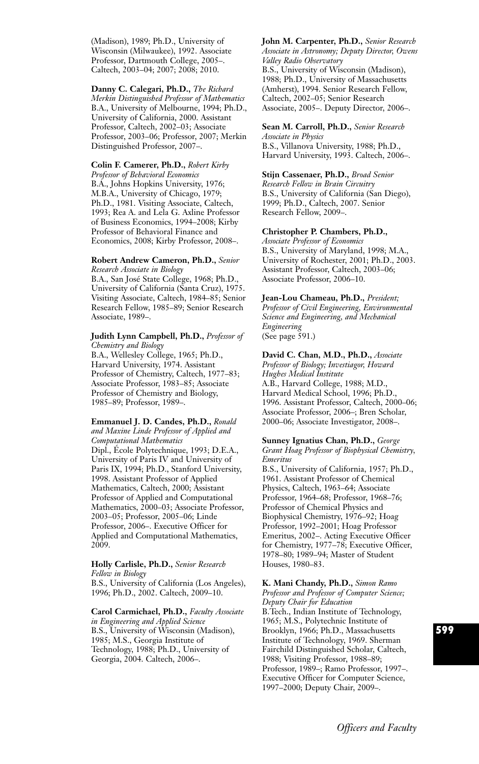(Madison), 1989; Ph.D., University of Wisconsin (Milwaukee), 1992. Associate Professor, Dartmouth College, 2005–. Caltech, 2003–04; 2007; 2008; 2010.

**Danny C. Calegari, Ph.D.,** *The Richard Merkin Distinguished Professor of Mathematics*
B.A., University of Melbourne, 1994; Ph.D., University of California, 2000. Assistant Professor, Caltech, 2002–03; Associate Professor, 2003–06; Professor, 2007; Merkin Distinguished Professor, 2007–.

**Colin F. Camerer, Ph.D.,** *Robert Kirby Professor of Behavioral Economics*
B.A., Johns Hopkins University, 1976; M.B.A., University of Chicago, 1979; Ph.D., 1981. Visiting Associate, Caltech, 1993; Rea A. and Lela G. Axline Professor of Business Economics, 1994–2008; Kirby Professor of Behavioral Finance and Economics, 2008; Kirby Professor, 2008–.

**Robert Andrew Cameron, Ph.D.,** *Senior Research Associate in Biology*
B.A., San José State College, 1968; Ph.D., University of California (Santa Cruz), 1975. Visiting Associate, Caltech, 1984–85; Senior Research Fellow, 1985–89; Senior Research Associate, 1989–.

**Judith Lynn Campbell, Ph.D.,** *Professor of Chemistry and Biology*
B.A., Wellesley College, 1965; Ph.D., Harvard University, 1974. Assistant Professor of Chemistry, Caltech, 1977–83; Associate Professor, 1983–85; Associate Professor of Chemistry and Biology, 1985–89; Professor, 1989–.

**Emmanuel J. D. Candes, Ph.D.,** *Ronald and Maxine Linde Professor of Applied and Computational Mathematics*
Dipl., École Polytechnique, 1993; D.E.A., University of Paris IV and University of Paris IX, 1994; Ph.D., Stanford University, 1998. Assistant Professor of Applied Mathematics, Caltech, 2000; Assistant Professor of Applied and Computational Mathematics, 2000–03; Associate Professor, 2003–05; Professor, 2005–06; Linde Professor, 2006–. Executive Officer for Applied and Computational Mathematics, 2009.

**Holly Carlisle, Ph.D.,** *Senior Research Fellow in Biology*
B.S., University of California (Los Angeles), 1996; Ph.D., 2002. Caltech, 2009–10.

**Carol Carmichael, Ph.D.,** *Faculty Associate in Engineering and Applied Science*
B.S., University of Wisconsin (Madison), 1985; M.S., Georgia Institute of Technology, 1988; Ph.D., University of Georgia, 2004. Caltech, 2006–.

**John M. Carpenter, Ph.D.,** *Senior Research Associate in Astronomy; Deputy Director, Owens Valley Radio Observatory*
B.S., University of Wisconsin (Madison), 1988; Ph.D., University of Massachusetts (Amherst), 1994. Senior Research Fellow, Caltech, 2002–05; Senior Research Associate, 2005–. Deputy Director, 2006–.

**Sean M. Carroll, Ph.D.,** *Senior Research Associate in Physics*
B.S., Villanova University, 1988; Ph.D., Harvard University, 1993. Caltech, 2006–.

**Stijn Cassenaer, Ph.D.,** *Broad Senior Research Fellow in Brain Circuitry*
B.S., University of California (San Diego), 1999; Ph.D., Caltech, 2007. Senior Research Fellow, 2009–.

**Christopher P. Chambers, Ph.D.,** *Associate Professor of Economics*
B.S., University of Maryland, 1998; M.A., University of Rochester, 2001; Ph.D., 2003. Assistant Professor, Caltech, 2003–06; Associate Professor, 2006–10.

**Jean-Lou Chameau, Ph.D.,** *President; Professor of Civil Engineering, Environmental Science and Engineering, and Mechanical Engineering*
(See page 591.)

**David C. Chan, M.D., Ph.D.,** *Associate Professor of Biology; Investiagor, Howard Hughes Medical Institute*
A.B., Harvard College, 1988; M.D., Harvard Medical School, 1996; Ph.D., 1996. Assistant Professor, Caltech, 2000–06; Associate Professor, 2006–; Bren Scholar, 2000–06; Associate Investigator, 2008–.

**Sunney Ignatius Chan, Ph.D.,** *George Grant Hoag Professor of Biophysical Chemistry, Emeritus*
B.S., University of California, 1957; Ph.D., 1961. Assistant Professor of Chemical Physics, Caltech, 1963–64; Associate Professor, 1964–68; Professor, 1968–76; Professor of Chemical Physics and Biophysical Chemistry, 1976–92; Hoag Professor, 1992–2001; Hoag Professor Emeritus, 2002–. Acting Executive Officer for Chemistry, 1977–78; Executive Officer, 1978–80; 1989–94; Master of Student Houses, 1980–83.

**K. Mani Chandy, Ph.D.,** *Simon Ramo Professor and Professor of Computer Science; Deputy Chair for Education*
B.Tech., Indian Institute of Technology, 1965; M.S., Polytechnic Institute of Brooklyn, 1966; Ph.D., Massachusetts Institute of Technology, 1969. Sherman Fairchild Distinguished Scholar, Caltech, 1988; Visiting Professor, 1988–89; Professor, 1989–; Ramo Professor, 1997–. Executive Officer for Computer Science, 1997–2000; Deputy Chair, 2009–.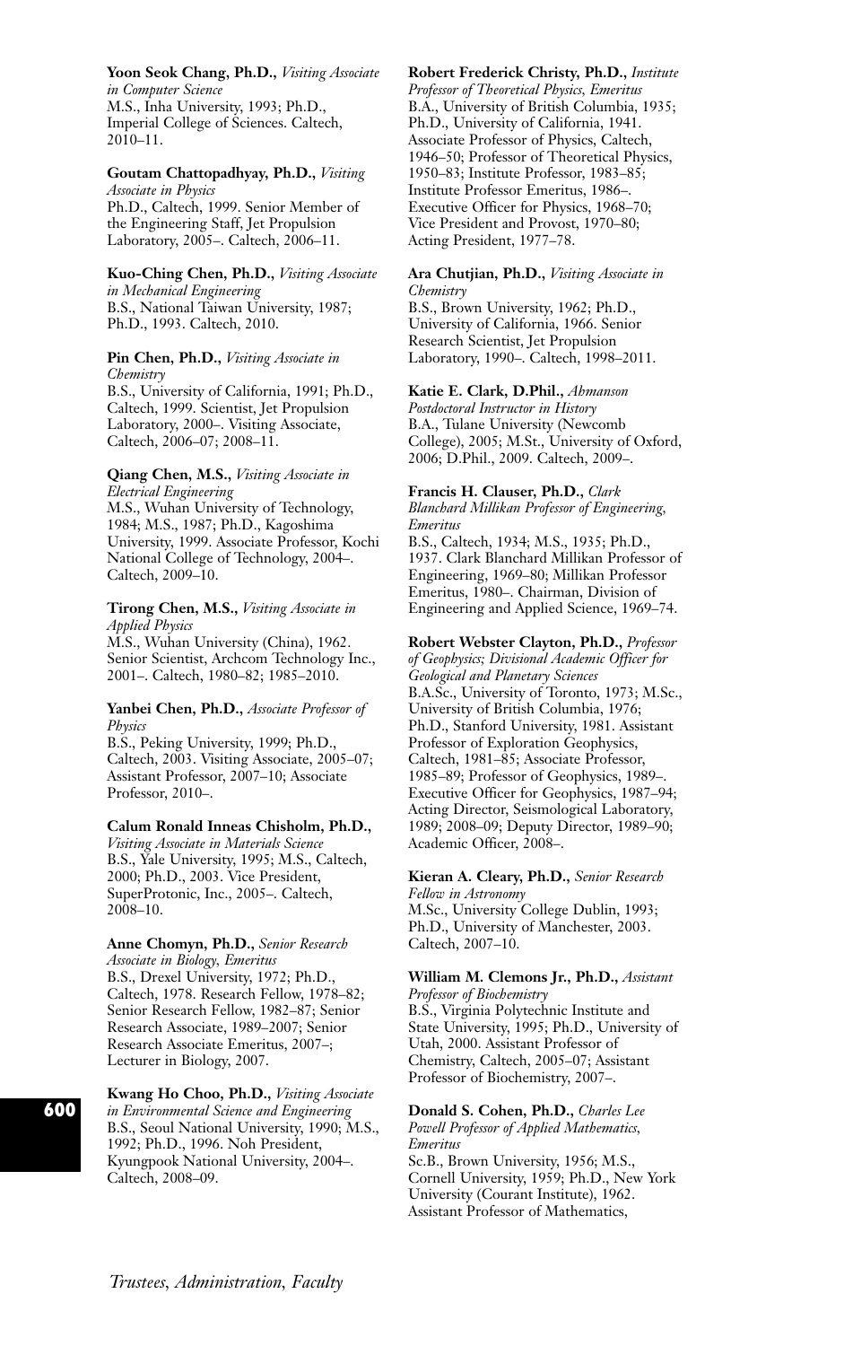**Yoon Seok Chang, Ph.D.,** *Visiting Associate in Computer Science*
M.S., Inha University, 1993; Ph.D., Imperial College of Sciences. Caltech, 2010–11.

**Goutam Chattopadhyay, Ph.D.,** *Visiting Associate in Physics*
Ph.D., Caltech, 1999. Senior Member of the Engineering Staff, Jet Propulsion Laboratory, 2005–. Caltech, 2006–11.

**Kuo-Ching Chen, Ph.D.,** *Visiting Associate in Mechanical Engineering*
B.S., National Taiwan University, 1987; Ph.D., 1993. Caltech, 2010.

**Pin Chen, Ph.D.,** *Visiting Associate in Chemistry*
B.S., University of California, 1991; Ph.D., Caltech, 1999. Scientist, Jet Propulsion Laboratory, 2000–. Visiting Associate, Caltech, 2006–07; 2008–11.

**Qiang Chen, M.S.,** *Visiting Associate in Electrical Engineering*
M.S., Wuhan University of Technology, 1984; M.S., 1987; Ph.D., Kagoshima University, 1999. Associate Professor, Kochi National College of Technology, 2004–. Caltech, 2009–10.

**Tirong Chen, M.S.,** *Visiting Associate in Applied Physics*
M.S., Wuhan University (China), 1962. Senior Scientist, Archcom Technology Inc., 2001–. Caltech, 1980–82; 1985–2010.

**Yanbei Chen, Ph.D.,** *Associate Professor of Physics*
B.S., Peking University, 1999; Ph.D., Caltech, 2003. Visiting Associate, 2005–07; Assistant Professor, 2007–10; Associate Professor, 2010–.

**Calum Ronald Inneas Chisholm, Ph.D.,** *Visiting Associate in Materials Science*
B.S., Yale University, 1995; M.S., Caltech, 2000; Ph.D., 2003. Vice President, SuperProtonic, Inc., 2005–. Caltech, 2008–10.

**Anne Chomyn, Ph.D.,** *Senior Research Associate in Biology, Emeritus*
B.S., Drexel University, 1972; Ph.D., Caltech, 1978. Research Fellow, 1978–82; Senior Research Fellow, 1982–87; Senior Research Associate, 1989–2007; Senior Research Associate Emeritus, 2007–; Lecturer in Biology, 2007.

**Kwang Ho Choo, Ph.D.,** *Visiting Associate in Environmental Science and Engineering*
B.S., Seoul National University, 1990; M.S., 1992; Ph.D., 1996. Noh President, Kyungpook National University, 2004–. Caltech, 2008–09.

**Robert Frederick Christy, Ph.D.,** *Institute Professor of Theoretical Physics, Emeritus*
B.A., University of British Columbia, 1935; Ph.D., University of California, 1941. Associate Professor of Physics, Caltech, 1946–50; Professor of Theoretical Physics, 1950–83; Institute Professor, 1983–85; Institute Professor Emeritus, 1986–. Executive Officer for Physics, 1968–70; Vice President and Provost, 1970–80; Acting President, 1977–78.

**Ara Chutjian, Ph.D.,** *Visiting Associate in Chemistry*
B.S., Brown University, 1962; Ph.D., University of California, 1966. Senior Research Scientist, Jet Propulsion Laboratory, 1990–. Caltech, 1998–2011.

**Katie E. Clark, D.Phil.,** *Ahmanson Postdoctoral Instructor in History*
B.A., Tulane University (Newcomb College), 2005; M.St., University of Oxford, 2006; D.Phil., 2009. Caltech, 2009–.

**Francis H. Clauser, Ph.D.,** *Clark Blanchard Millikan Professor of Engineering, Emeritus*
B.S., Caltech, 1934; M.S., 1935; Ph.D., 1937. Clark Blanchard Millikan Professor of Engineering, 1969–80; Millikan Professor Emeritus, 1980–. Chairman, Division of Engineering and Applied Science, 1969–74.

**Robert Webster Clayton, Ph.D.,** *Professor of Geophysics; Divisional Academic Officer for Geological and Planetary Sciences*
B.A.Sc., University of Toronto, 1973; M.Sc., University of British Columbia, 1976; Ph.D., Stanford University, 1981. Assistant Professor of Exploration Geophysics, Caltech, 1981–85; Associate Professor, 1985–89; Professor of Geophysics, 1989–. Executive Officer for Geophysics, 1987–94; Acting Director, Seismological Laboratory, 1989; 2008–09; Deputy Director, 1989–90; Academic Officer, 2008–.

**Kieran A. Cleary, Ph.D.,** *Senior Research Fellow in Astronomy*
M.Sc., University College Dublin, 1993; Ph.D., University of Manchester, 2003. Caltech, 2007–10.

**William M. Clemons Jr., Ph.D.,** *Assistant Professor of Biochemistry*
B.S., Virginia Polytechnic Institute and State University, 1995; Ph.D., University of Utah, 2000. Assistant Professor of Chemistry, Caltech, 2005–07; Assistant Professor of Biochemistry, 2007–.

**Donald S. Cohen, Ph.D.,** *Charles Lee Powell Professor of Applied Mathematics, Emeritus*
Sc.B., Brown University, 1956; M.S., Cornell University, 1959; Ph.D., New York University (Courant Institute), 1962. Assistant Professor of Mathematics,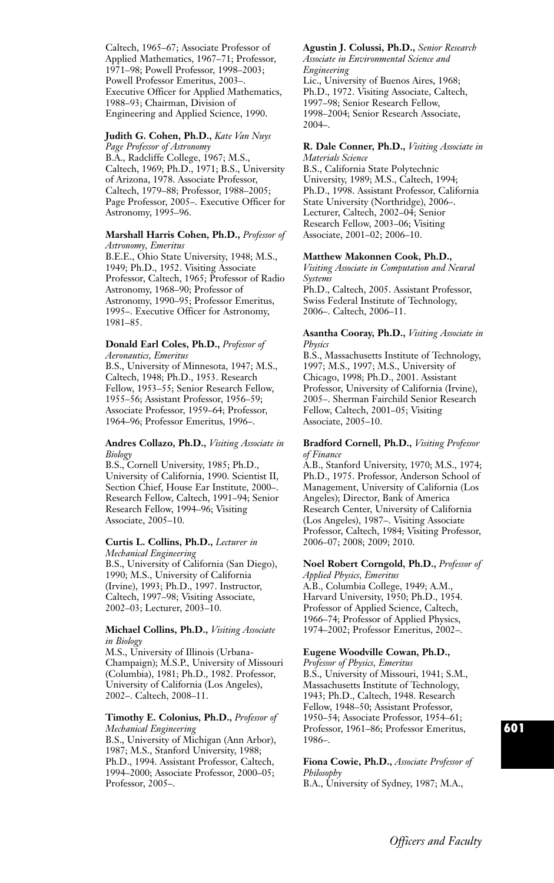Caltech, 1965–67; Associate Professor of Applied Mathematics, 1967–71; Professor, 1971–98; Powell Professor, 1998–2003; Powell Professor Emeritus, 2003–. Executive Officer for Applied Mathematics, 1988–93; Chairman, Division of Engineering and Applied Science, 1990.

**Judith G. Cohen, Ph.D.,** *Kate Van Nuys Page Professor of Astronomy*
B.A., Radcliffe College, 1967; M.S., Caltech, 1969; Ph.D., 1971; B.S., University of Arizona, 1978. Associate Professor, Caltech, 1979–88; Professor, 1988–2005; Page Professor, 2005–. Executive Officer for Astronomy, 1995–96.

**Marshall Harris Cohen, Ph.D.,** *Professor of Astronomy, Emeritus*
B.E.E., Ohio State University, 1948; M.S., 1949; Ph.D., 1952. Visiting Associate Professor, Caltech, 1965; Professor of Radio Astronomy, 1968–90; Professor of Astronomy, 1990–95; Professor Emeritus, 1995–. Executive Officer for Astronomy, 1981–85.

**Donald Earl Coles, Ph.D.,** *Professor of Aeronautics, Emeritus*
B.S., University of Minnesota, 1947; M.S., Caltech, 1948; Ph.D., 1953. Research Fellow, 1953–55; Senior Research Fellow, 1955–56; Assistant Professor, 1956–59; Associate Professor, 1959–64; Professor, 1964–96; Professor Emeritus, 1996–.

**Andres Collazo, Ph.D.,** *Visiting Associate in Biology*
B.S., Cornell University, 1985; Ph.D., University of California, 1990. Scientist II, Section Chief, House Ear Institute, 2000–. Research Fellow, Caltech, 1991–94; Senior Research Fellow, 1994–96; Visiting Associate, 2005–10.

**Curtis L. Collins, Ph.D.,** *Lecturer in Mechanical Engineering*
B.S., University of California (San Diego), 1990; M.S., University of California (Irvine), 1993; Ph.D., 1997. Instructor, Caltech, 1997–98; Visiting Associate, 2002–03; Lecturer, 2003–10.

**Michael Collins, Ph.D.,** *Visiting Associate in Biology*
M.S., University of Illinois (Urbana-Champaign); M.S.P., University of Missouri (Columbia), 1981; Ph.D., 1982. Professor, University of California (Los Angeles), 2002–. Caltech, 2008–11.

**Timothy E. Colonius, Ph.D.,** *Professor of Mechanical Engineering*
B.S., University of Michigan (Ann Arbor), 1987; M.S., Stanford University, 1988; Ph.D., 1994. Assistant Professor, Caltech, 1994–2000; Associate Professor, 2000–05; Professor, 2005–.

**Agustin J. Colussi, Ph.D.,** *Senior Research Associate in Environmental Science and Engineering*
Lic., University of Buenos Aires, 1968; Ph.D., 1972. Visiting Associate, Caltech, 1997–98; Senior Research Fellow, 1998–2004; Senior Research Associate, 2004–.

**R. Dale Conner, Ph.D.,** *Visiting Associate in Materials Science*
B.S., California State Polytechnic University, 1989; M.S., Caltech, 1994; Ph.D., 1998. Assistant Professor, California State University (Northridge), 2006–. Lecturer, Caltech, 2002–04; Senior Research Fellow, 2003–06; Visiting Associate, 2001–02; 2006–10.

**Matthew Makonnen Cook, Ph.D.,** *Visiting Associate in Computation and Neural Systems*
Ph.D., Caltech, 2005. Assistant Professor, Swiss Federal Institute of Technology, 2006–. Caltech, 2006–11.

**Asantha Cooray, Ph.D.,** *Visiting Associate in Physics*
B.S., Massachusetts Institute of Technology, 1997; M.S., 1997; M.S., University of Chicago, 1998; Ph.D., 2001. Assistant Professor, University of California (Irvine), 2005–. Sherman Fairchild Senior Research Fellow, Caltech, 2001–05; Visiting Associate, 2005–10.

**Bradford Cornell, Ph.D.,** *Visiting Professor of Finance*
A.B., Stanford University, 1970; M.S., 1974; Ph.D., 1975. Professor, Anderson School of Management, University of California (Los Angeles); Director, Bank of America Research Center, University of California (Los Angeles), 1987–. Visiting Associate Professor, Caltech, 1984; Visiting Professor, 2006–07; 2008; 2009; 2010.

**Noel Robert Corngold, Ph.D.,** *Professor of Applied Physics, Emeritus*
A.B., Columbia College, 1949; A.M., Harvard University, 1950; Ph.D., 1954. Professor of Applied Science, Caltech, 1966–74; Professor of Applied Physics, 1974–2002; Professor Emeritus, 2002–.

**Eugene Woodville Cowan, Ph.D.,** *Professor of Physics, Emeritus*
B.S., University of Missouri, 1941; S.M., Massachusetts Institute of Technology, 1943; Ph.D., Caltech, 1948. Research Fellow, 1948–50; Assistant Professor, 1950–54; Associate Professor, 1954–61; Professor, 1961–86; Professor Emeritus, 1986–.

**Fiona Cowie, Ph.D.,** *Associate Professor of Philosophy*
B.A., University of Sydney, 1987; M.A.,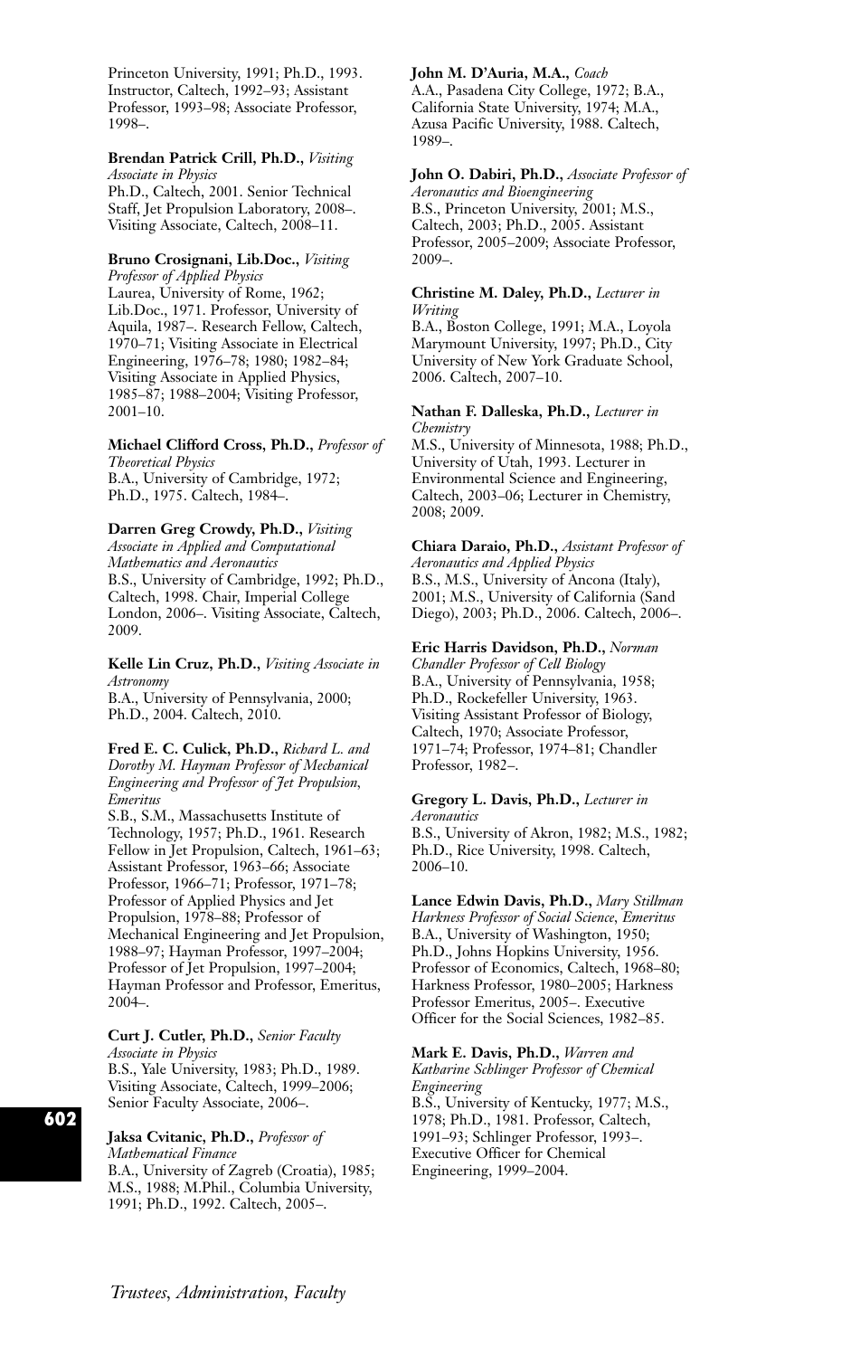Princeton University, 1991; Ph.D., 1993. Instructor, Caltech, 1992–93; Assistant Professor, 1993–98; Associate Professor, 1998–.

**Brendan Patrick Crill, Ph.D.,** *Visiting Associate in Physics*
Ph.D., Caltech, 2001. Senior Technical Staff, Jet Propulsion Laboratory, 2008–. Visiting Associate, Caltech, 2008–11.

**Bruno Crosignani, Lib.Doc.,** *Visiting Professor of Applied Physics*
Laurea, University of Rome, 1962; Lib.Doc., 1971. Professor, University of Aquila, 1987–. Research Fellow, Caltech, 1970–71; Visiting Associate in Electrical Engineering, 1976–78; 1980; 1982–84; Visiting Associate in Applied Physics, 1985–87; 1988–2004; Visiting Professor, 2001–10.

**Michael Clifford Cross, Ph.D.,** *Professor of Theoretical Physics*
B.A., University of Cambridge, 1972; Ph.D., 1975. Caltech, 1984–.

**Darren Greg Crowdy, Ph.D.,** *Visiting Associate in Applied and Computational Mathematics and Aeronautics*
B.S., University of Cambridge, 1992; Ph.D., Caltech, 1998. Chair, Imperial College London, 2006–. Visiting Associate, Caltech, 2009.

**Kelle Lin Cruz, Ph.D.,** *Visiting Associate in Astronomy*
B.A., University of Pennsylvania, 2000; Ph.D., 2004. Caltech, 2010.

**Fred E. C. Culick, Ph.D.,** *Richard L. and Dorothy M. Hayman Professor of Mechanical Engineering and Professor of Jet Propulsion, Emeritus*
S.B., S.M., Massachusetts Institute of Technology, 1957; Ph.D., 1961. Research Fellow in Jet Propulsion, Caltech, 1961–63; Assistant Professor, 1963–66; Associate Professor, 1966–71; Professor, 1971–78; Professor of Applied Physics and Jet Propulsion, 1978–88; Professor of Mechanical Engineering and Jet Propulsion, 1988–97; Hayman Professor, 1997–2004; Professor of Jet Propulsion, 1997–2004; Hayman Professor and Professor, Emeritus, 2004–.

**Curt J. Cutler, Ph.D.,** *Senior Faculty Associate in Physics*
B.S., Yale University, 1983; Ph.D., 1989. Visiting Associate, Caltech, 1999–2006; Senior Faculty Associate, 2006–.

**Jaksa Cvitanic, Ph.D.,** *Professor of Mathematical Finance*
B.A., University of Zagreb (Croatia), 1985; M.S., 1988; M.Phil., Columbia University, 1991; Ph.D., 1992. Caltech, 2005–.

**John M. D'Auria, M.A.,** *Coach*
A.A., Pasadena City College, 1972; B.A., California State University, 1974; M.A., Azusa Pacific University, 1988. Caltech, 1989–.

**John O. Dabiri, Ph.D.,** *Associate Professor of Aeronautics and Bioengineering*
B.S., Princeton University, 2001; M.S., Caltech, 2003; Ph.D., 2005. Assistant Professor, 2005–2009; Associate Professor, 2009–.

**Christine M. Daley, Ph.D.,** *Lecturer in Writing*
B.A., Boston College, 1991; M.A., Loyola Marymount University, 1997; Ph.D., City University of New York Graduate School, 2006. Caltech, 2007–10.

**Nathan F. Dalleska, Ph.D.,** *Lecturer in Chemistry*
M.S., University of Minnesota, 1988; Ph.D., University of Utah, 1993. Lecturer in Environmental Science and Engineering, Caltech, 2003–06; Lecturer in Chemistry, 2008; 2009.

**Chiara Daraio, Ph.D.,** *Assistant Professor of Aeronautics and Applied Physics*
B.S., M.S., University of Ancona (Italy), 2001; M.S., University of California (San Diego), 2003; Ph.D., 2006. Caltech, 2006–.

**Eric Harris Davidson, Ph.D.,** *Norman Chandler Professor of Cell Biology*
B.A., University of Pennsylvania, 1958; Ph.D., Rockefeller University, 1963. Visiting Assistant Professor of Biology, Caltech, 1970; Associate Professor, 1971–74; Professor, 1974–81; Chandler Professor, 1982–.

**Gregory L. Davis, Ph.D.,** *Lecturer in Aeronautics*
B.S., University of Akron, 1982; M.S., 1982; Ph.D., Rice University, 1998. Caltech, 2006–10.

**Lance Edwin Davis, Ph.D.,** *Mary Stillman Harkness Professor of Social Science, Emeritus*
B.A., University of Washington, 1950; Ph.D., Johns Hopkins University, 1956. Professor of Economics, Caltech, 1968–80; Harkness Professor, 1980–2005; Harkness Professor Emeritus, 2005–. Executive Officer for the Social Sciences, 1982–85.

**Mark E. Davis, Ph.D.,** *Warren and Katharine Schlinger Professor of Chemical Engineering*
B.S., University of Kentucky, 1977; M.S., 1978; Ph.D., 1981. Professor, Caltech, 1991–93; Schlinger Professor, 1993–. Executive Officer for Chemical Engineering, 1999–2004.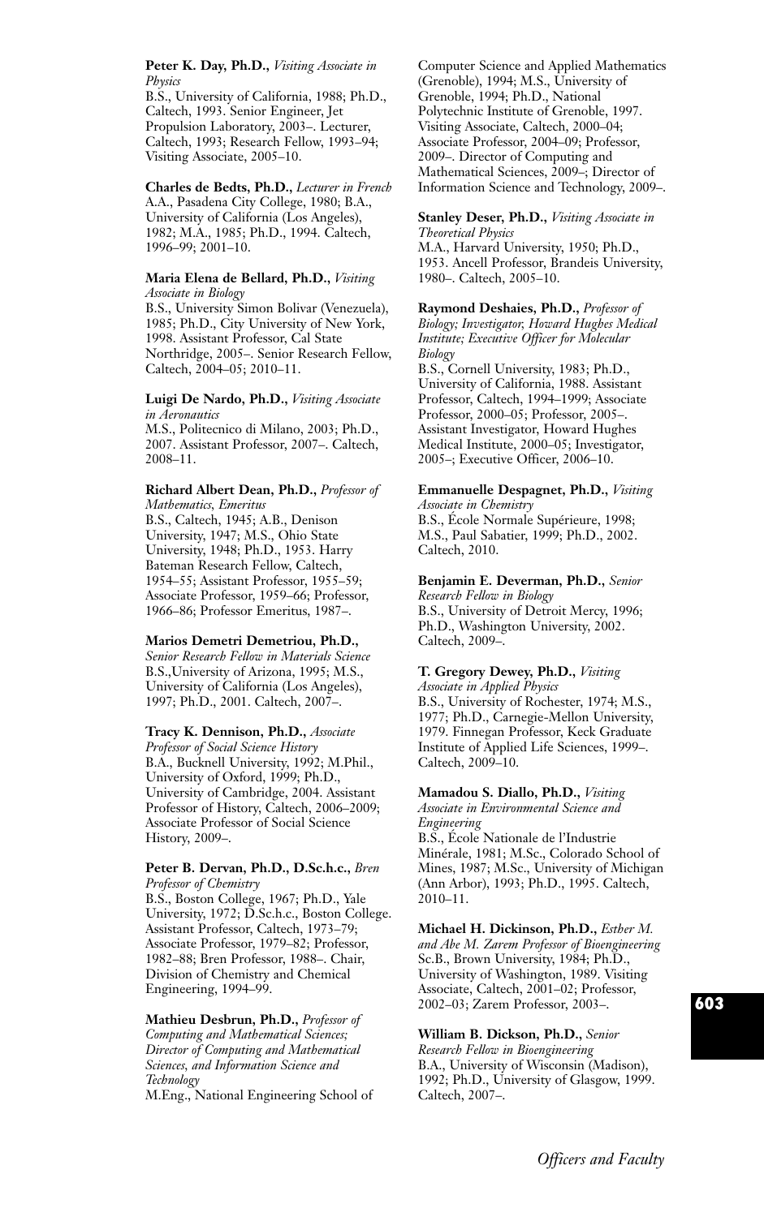**Peter K. Day, Ph.D.,** *Visiting Associate in Physics*
B.S., University of California, 1988; Ph.D., Caltech, 1993. Senior Engineer, Jet Propulsion Laboratory, 2003–. Lecturer, Caltech, 1993; Research Fellow, 1993–94; Visiting Associate, 2005–10.

**Charles de Bedts, Ph.D.,** *Lecturer in French*
A.A., Pasadena City College, 1980; B.A., University of California (Los Angeles), 1982; M.A., 1985; Ph.D., 1994. Caltech, 1996–99; 2001–10.

**Maria Elena de Bellard, Ph.D.,** *Visiting Associate in Biology*
B.S., University Simon Bolivar (Venezuela), 1985; Ph.D., City University of New York, 1998. Assistant Professor, Cal State Northridge, 2005–. Senior Research Fellow, Caltech, 2004–05; 2010–11.

**Luigi De Nardo, Ph.D.,** *Visiting Associate in Aeronautics*
M.S., Politecnico di Milano, 2003; Ph.D., 2007. Assistant Professor, 2007–. Caltech, 2008–11.

**Richard Albert Dean, Ph.D.,** *Professor of Mathematics, Emeritus*
B.S., Caltech, 1945; A.B., Denison University, 1947; M.S., Ohio State University, 1948; Ph.D., 1953. Harry Bateman Research Fellow, Caltech, 1954–55; Assistant Professor, 1955–59; Associate Professor, 1959–66; Professor, 1966–86; Professor Emeritus, 1987–.

**Marios Demetri Demetriou, Ph.D.,** *Senior Research Fellow in Materials Science*
B.S.,University of Arizona, 1995; M.S., University of California (Los Angeles), 1997; Ph.D., 2001. Caltech, 2007–.

**Tracy K. Dennison, Ph.D.,** *Associate Professor of Social Science History*
B.A., Bucknell University, 1992; M.Phil., University of Oxford, 1999; Ph.D., University of Cambridge, 2004. Assistant Professor of History, Caltech, 2006–2009; Associate Professor of Social Science History, 2009–.

**Peter B. Dervan, Ph.D., D.Sc.h.c.,** *Bren Professor of Chemistry*
B.S., Boston College, 1967; Ph.D., Yale University, 1972; D.Sc.h.c., Boston College. Assistant Professor, Caltech, 1973–79; Associate Professor, 1979–82; Professor, 1982–88; Bren Professor, 1988–. Chair, Division of Chemistry and Chemical Engineering, 1994–99.

**Mathieu Desbrun, Ph.D.,** *Professor of Computing and Mathematical Sciences; Director of Computing and Mathematical Sciences, and Information Science and Technology*
M.Eng., National Engineering School of Computer Science and Applied Mathematics (Grenoble), 1994; M.S., University of Grenoble, 1994; Ph.D., National Polytechnic Institute of Grenoble, 1997. Visiting Associate, Caltech, 2000–04; Associate Professor, 2004–09; Professor, 2009–. Director of Computing and Mathematical Sciences, 2009–; Director of Information Science and Technology, 2009–.

**Stanley Deser, Ph.D.,** *Visiting Associate in Theoretical Physics*
M.A., Harvard University, 1950; Ph.D., 1953. Ancell Professor, Brandeis University, 1980–. Caltech, 2005–10.

**Raymond Deshaies, Ph.D.,** *Professor of Biology; Investigator, Howard Hughes Medical Institute; Executive Officer for Molecular Biology*
B.S., Cornell University, 1983; Ph.D., University of California, 1988. Assistant Professor, Caltech, 1994–1999; Associate Professor, 2000–05; Professor, 2005–. Assistant Investigator, Howard Hughes Medical Institute, 2000–05; Investigator, 2005–; Executive Officer, 2006–10.

**Emmanuelle Despagnet, Ph.D.,** *Visiting Associate in Chemistry*
B.S., École Normale Supérieure, 1998; M.S., Paul Sabatier, 1999; Ph.D., 2002. Caltech, 2010.

**Benjamin E. Deverman, Ph.D.,** *Senior Research Fellow in Biology*
B.S., University of Detroit Mercy, 1996; Ph.D., Washington University, 2002. Caltech, 2009–.

**T. Gregory Dewey, Ph.D.,** *Visiting Associate in Applied Physics*
B.S., University of Rochester, 1974; M.S., 1977; Ph.D., Carnegie-Mellon University, 1979. Finnegan Professor, Keck Graduate Institute of Applied Life Sciences, 1999–. Caltech, 2009–10.

**Mamadou S. Diallo, Ph.D.,** *Visiting Associate in Environmental Science and Engineering*
B.S., École Nationale de l'Industrie Minérale, 1981; M.Sc., Colorado School of Mines, 1987; M.Sc., University of Michigan (Ann Arbor), 1993; Ph.D., 1995. Caltech, 2010–11.

**Michael H. Dickinson, Ph.D.,** *Esther M. and Abe M. Zarem Professor of Bioengineering*
Sc.B., Brown University, 1984; Ph.D., University of Washington, 1989. Visiting Associate, Caltech, 2001–02; Professor, 2002–03; Zarem Professor, 2003–.

**William B. Dickson, Ph.D.,** *Senior Research Fellow in Bioengineering*
B.A., University of Wisconsin (Madison), 1992; Ph.D., University of Glasgow, 1999. Caltech, 2007–.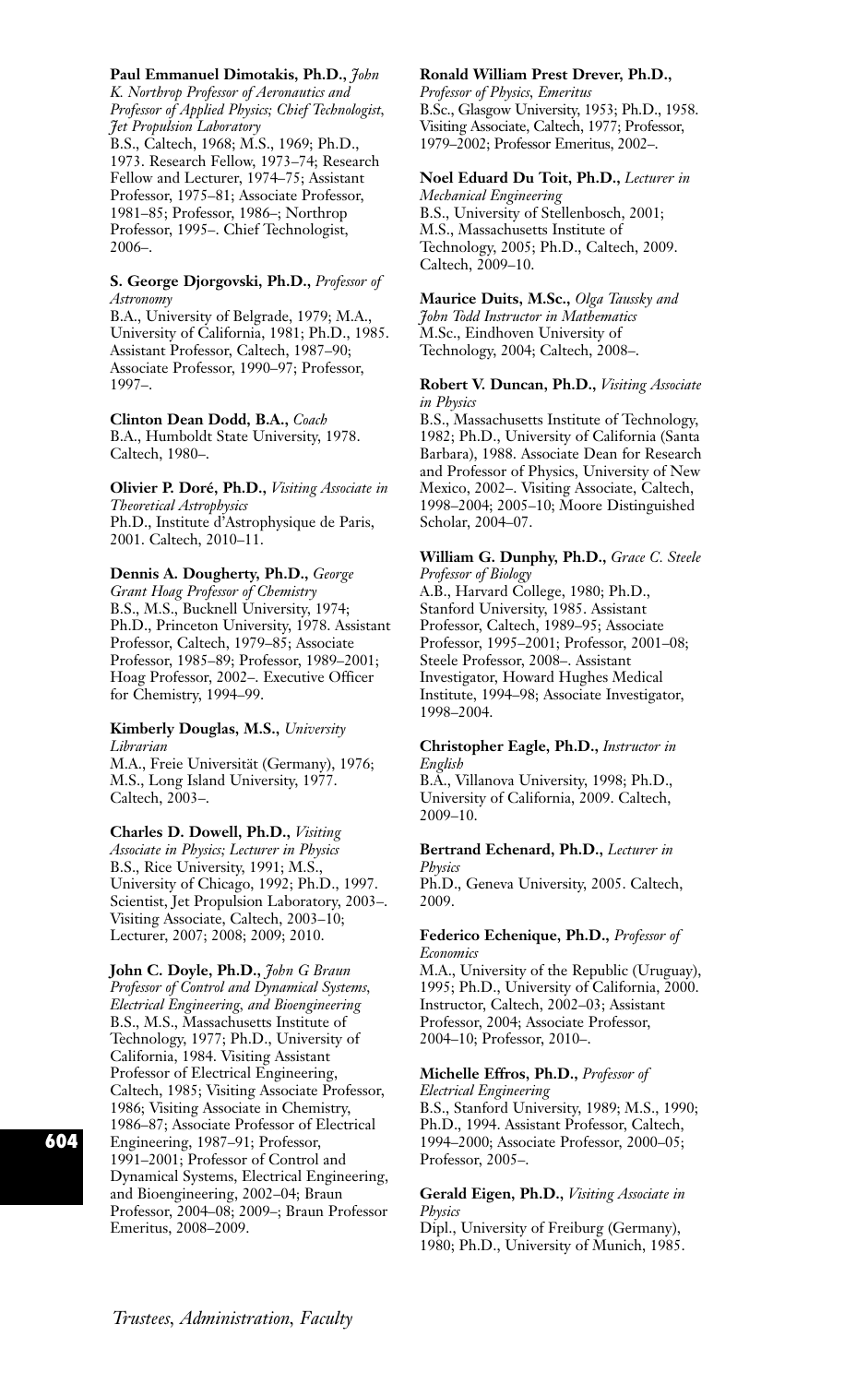**Paul Emmanuel Dimotakis, Ph.D.,** *John K. Northrop Professor of Aeronautics and Professor of Applied Physics; Chief Technologist, Jet Propulsion Laboratory*
B.S., Caltech, 1968; M.S., 1969; Ph.D., 1973. Research Fellow, 1973–74; Research Fellow and Lecturer, 1974–75; Assistant Professor, 1975–81; Associate Professor, 1981–85; Professor, 1986–; Northrop Professor, 1995–. Chief Technologist, 2006–.

**S. George Djorgovski, Ph.D.,** *Professor of Astronomy*
B.A., University of Belgrade, 1979; M.A., University of California, 1981; Ph.D., 1985. Assistant Professor, Caltech, 1987–90; Associate Professor, 1990–97; Professor, 1997–.

**Clinton Dean Dodd, B.A.,** *Coach*
B.A., Humboldt State University, 1978. Caltech, 1980–.

**Olivier P. Doré, Ph.D.,** *Visiting Associate in Theoretical Astrophysics*
Ph.D., Institute d'Astrophysique de Paris, 2001. Caltech, 2010–11.

**Dennis A. Dougherty, Ph.D.,** *George Grant Hoag Professor of Chemistry*
B.S., M.S., Bucknell University, 1974; Ph.D., Princeton University, 1978. Assistant Professor, Caltech, 1979–85; Associate Professor, 1985–89; Professor, 1989–2001; Hoag Professor, 2002–. Executive Officer for Chemistry, 1994–99.

**Kimberly Douglas, M.S.,** *University Librarian*
M.A., Freie Universität (Germany), 1976; M.S., Long Island University, 1977. Caltech, 2003–.

**Charles D. Dowell, Ph.D.,** *Visiting Associate in Physics; Lecturer in Physics*
B.S., Rice University, 1991; M.S., University of Chicago, 1992; Ph.D., 1997. Scientist, Jet Propulsion Laboratory, 2003–. Visiting Associate, Caltech, 2003–10; Lecturer, 2007; 2008; 2009; 2010.

**John C. Doyle, Ph.D.,** *John G Braun Professor of Control and Dynamical Systems, Electrical Engineering, and Bioengineering*
B.S., M.S., Massachusetts Institute of Technology, 1977; Ph.D., University of California, 1984. Visiting Assistant Professor of Electrical Engineering, Caltech, 1985; Visiting Associate Professor, 1986; Visiting Associate in Chemistry, 1986–87; Associate Professor of Electrical Engineering, 1987–91; Professor, 1991–2001; Professor of Control and Dynamical Systems, Electrical Engineering, and Bioengineering, 2002–04; Braun Professor, 2004–08; 2009–; Braun Professor Emeritus, 2008–2009.

**Ronald William Prest Drever, Ph.D.,** *Professor of Physics, Emeritus*
B.Sc., Glasgow University, 1953; Ph.D., 1958. Visiting Associate, Caltech, 1977; Professor, 1979–2002; Professor Emeritus, 2002–.

**Noel Eduard Du Toit, Ph.D.,** *Lecturer in Mechanical Engineering*
B.S., University of Stellenbosch, 2001; M.S., Massachusetts Institute of Technology, 2005; Ph.D., Caltech, 2009. Caltech, 2009–10.

**Maurice Duits, M.Sc.,** *Olga Taussky and John Todd Instructor in Mathematics*
M.Sc., Eindhoven University of Technology, 2004; Caltech, 2008–.

**Robert V. Duncan, Ph.D.,** *Visiting Associate in Physics*
B.S., Massachusetts Institute of Technology, 1982; Ph.D., University of California (Santa Barbara), 1988. Associate Dean for Research and Professor of Physics, University of New Mexico, 2002–. Visiting Associate, Caltech, 1998–2004; 2005–10; Moore Distinguished Scholar, 2004–07.

**William G. Dunphy, Ph.D.,** *Grace C. Steele Professor of Biology*
A.B., Harvard College, 1980; Ph.D., Stanford University, 1985. Assistant Professor, Caltech, 1989–95; Associate Professor, 1995–2001; Professor, 2001–08; Steele Professor, 2008–. Assistant Investigator, Howard Hughes Medical Institute, 1994–98; Associate Investigator, 1998–2004.

**Christopher Eagle, Ph.D.,** *Instructor in English*
B.A., Villanova University, 1998; Ph.D., University of California, 2009. Caltech, 2009–10.

**Bertrand Echenard, Ph.D.,** *Lecturer in Physics*
Ph.D., Geneva University, 2005. Caltech, 2009.

**Federico Echenique, Ph.D.,** *Professor of Economics*
M.A., University of the Republic (Uruguay), 1995; Ph.D., University of California, 2000. Instructor, Caltech, 2002–03; Assistant Professor, 2004; Associate Professor, 2004–10; Professor, 2010–.

**Michelle Effros, Ph.D.,** *Professor of Electrical Engineering*
B.S., Stanford University, 1989; M.S., 1990; Ph.D., 1994. Assistant Professor, Caltech, 1994–2000; Associate Professor, 2000–05; Professor, 2005–.

**Gerald Eigen, Ph.D.,** *Visiting Associate in Physics*
Dipl., University of Freiburg (Germany), 1980; Ph.D., University of Munich, 1985.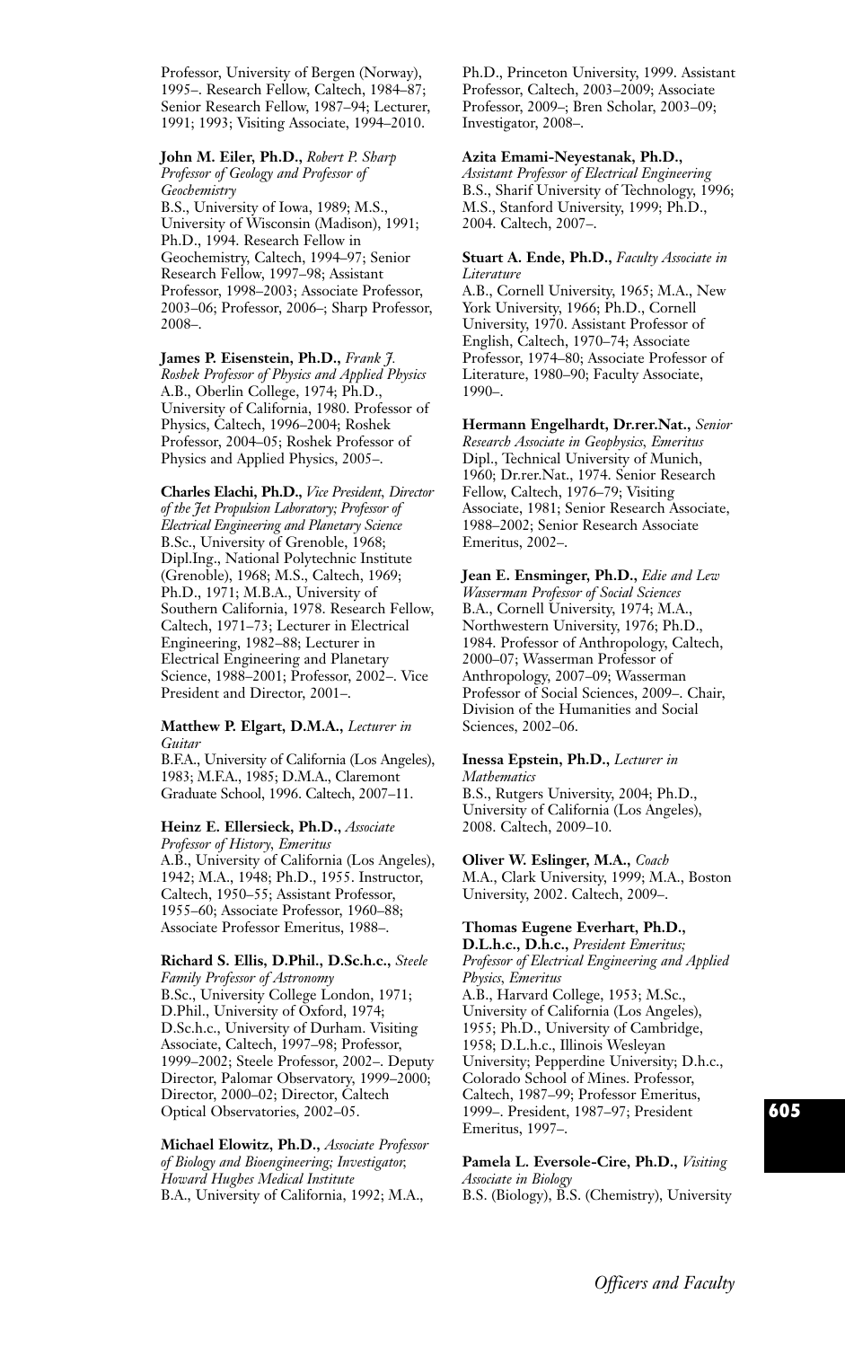Professor, University of Bergen (Norway), 1995–. Research Fellow, Caltech, 1984–87; Senior Research Fellow, 1987–94; Lecturer, 1991; 1993; Visiting Associate, 1994–2010.

**John M. Eiler, Ph.D.,** *Robert P. Sharp Professor of Geology and Professor of Geochemistry*
B.S., University of Iowa, 1989; M.S., University of Wisconsin (Madison), 1991; Ph.D., 1994. Research Fellow in Geochemistry, Caltech, 1994–97; Senior Research Fellow, 1997–98; Assistant Professor, 1998–2003; Associate Professor, 2003–06; Professor, 2006–; Sharp Professor, 2008–.

**James P. Eisenstein, Ph.D.,** *Frank J. Roshek Professor of Physics and Applied Physics*
A.B., Oberlin College, 1974; Ph.D., University of California, 1980. Professor of Physics, Caltech, 1996–2004; Roshek Professor, 2004–05; Roshek Professor of Physics and Applied Physics, 2005–.

**Charles Elachi, Ph.D.,** *Vice President, Director of the Jet Propulsion Laboratory; Professor of Electrical Engineering and Planetary Science*
B.Sc., University of Grenoble, 1968; Dipl.Ing., National Polytechnic Institute (Grenoble), 1968; M.S., Caltech, 1969; Ph.D., 1971; M.B.A., University of Southern California, 1978. Research Fellow, Caltech, 1971–73; Lecturer in Electrical Engineering, 1982–88; Lecturer in Electrical Engineering and Planetary Science, 1988–2001; Professor, 2002–. Vice President and Director, 2001–.

**Matthew P. Elgart, D.M.A.,** *Lecturer in Guitar*
B.F.A., University of California (Los Angeles), 1983; M.F.A., 1985; D.M.A., Claremont Graduate School, 1996. Caltech, 2007–11.

**Heinz E. Ellersieck, Ph.D.,** *Associate Professor of History, Emeritus*
A.B., University of California (Los Angeles), 1942; M.A., 1948; Ph.D., 1955. Instructor, Caltech, 1950–55; Assistant Professor, 1955–60; Associate Professor, 1960–88; Associate Professor Emeritus, 1988–.

**Richard S. Ellis, D.Phil., D.Sc.h.c.,** *Steele Family Professor of Astronomy*
B.Sc., University College London, 1971; D.Phil., University of Oxford, 1974; D.Sc.h.c., University of Durham. Visiting Associate, Caltech, 1997–98; Professor, 1999–2002; Steele Professor, 2002–. Deputy Director, Palomar Observatory, 1999–2000; Director, 2000–02; Director, Caltech Optical Observatories, 2002–05.

**Michael Elowitz, Ph.D.,** *Associate Professor of Biology and Bioengineering; Investigator, Howard Hughes Medical Institute*
B.A., University of California, 1992; M.A., Ph.D., Princeton University, 1999. Assistant Professor, Caltech, 2003–2009; Associate Professor, 2009–; Bren Scholar, 2003–09; Investigator, 2008–.

**Azita Emami-Neyestanak, Ph.D.,** *Assistant Professor of Electrical Engineering*
B.S., Sharif University of Technology, 1996; M.S., Stanford University, 1999; Ph.D., 2004. Caltech, 2007–.

**Stuart A. Ende, Ph.D.,** *Faculty Associate in Literature*
A.B., Cornell University, 1965; M.A., New York University, 1966; Ph.D., Cornell University, 1970. Assistant Professor of English, Caltech, 1970–74; Associate Professor, 1974–80; Associate Professor of Literature, 1980–90; Faculty Associate, 1990–.

**Hermann Engelhardt, Dr.rer.Nat.,** *Senior Research Associate in Geophysics, Emeritus*
Dipl., Technical University of Munich, 1960; Dr.rer.Nat., 1974. Senior Research Fellow, Caltech, 1976–79; Visiting Associate, 1981; Senior Research Associate, 1988–2002; Senior Research Associate Emeritus, 2002–.

**Jean E. Ensminger, Ph.D.,** *Edie and Lew Wasserman Professor of Social Sciences*
B.A., Cornell University, 1974; M.A., Northwestern University, 1976; Ph.D., 1984. Professor of Anthropology, Caltech, 2000–07; Wasserman Professor of Anthropology, 2007–09; Wasserman Professor of Social Sciences, 2009–. Chair, Division of the Humanities and Social Sciences, 2002–06.

**Inessa Epstein, Ph.D.,** *Lecturer in Mathematics*
B.S., Rutgers University, 2004; Ph.D., University of California (Los Angeles), 2008. Caltech, 2009–10.

**Oliver W. Eslinger, M.A.,** *Coach*
M.A., Clark University, 1999; M.A., Boston University, 2002. Caltech, 2009–.

**Thomas Eugene Everhart, Ph.D., D.L.h.c., D.h.c.,** *President Emeritus; Professor of Electrical Engineering and Applied Physics, Emeritus*
A.B., Harvard College, 1953; M.Sc., University of California (Los Angeles), 1955; Ph.D., University of Cambridge, 1958; D.L.h.c., Illinois Wesleyan University; Pepperdine University; D.h.c., Colorado School of Mines. Professor, Caltech, 1987–99; Professor Emeritus, 1999–. President, 1987–97; President Emeritus, 1997–.

**Pamela L. Eversole-Cire, Ph.D.,** *Visiting Associate in Biology*
B.S. (Biology), B.S. (Chemistry), University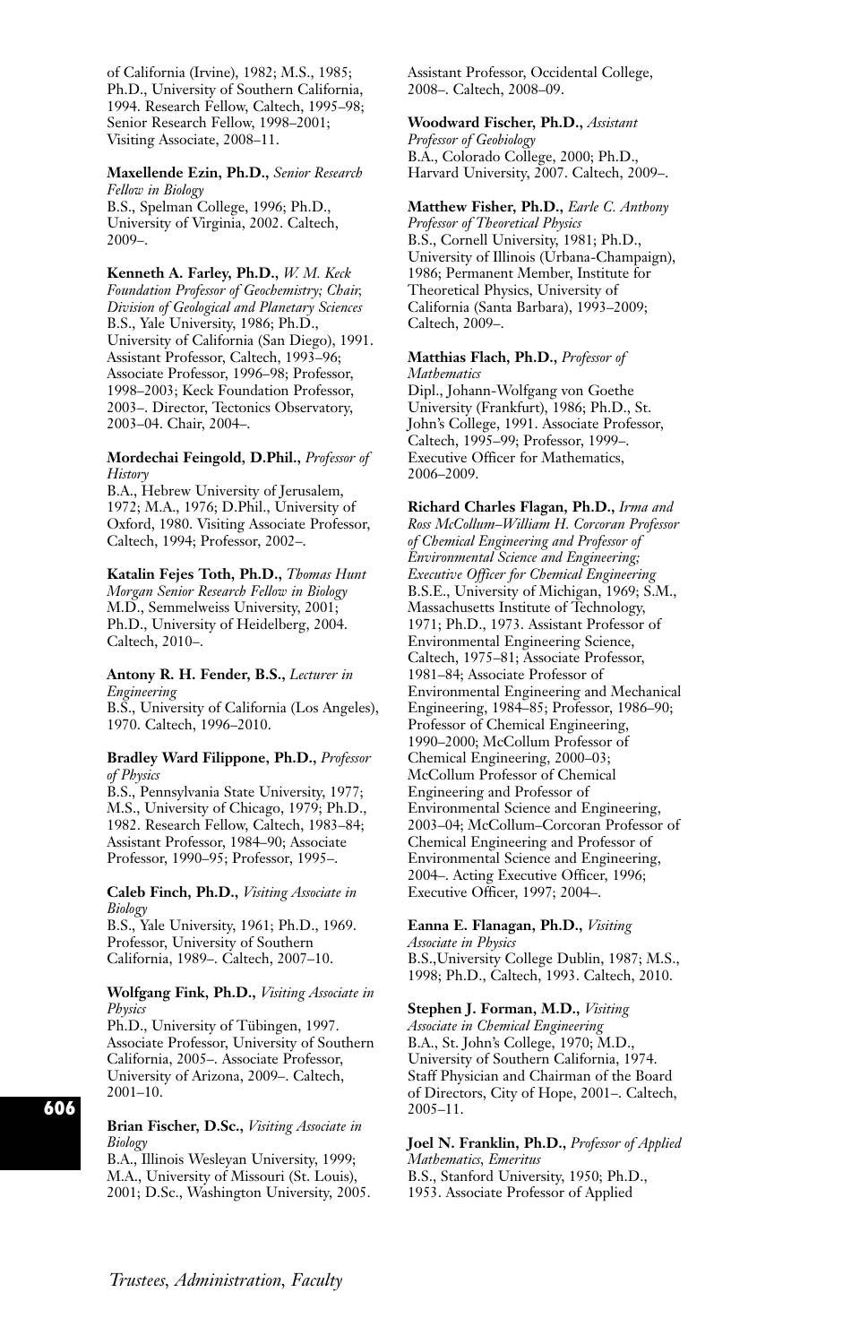of California (Irvine), 1982; M.S., 1985; Ph.D., University of Southern California, 1994. Research Fellow, Caltech, 1995–98; Senior Research Fellow, 1998–2001; Visiting Associate, 2008–11.

**Maxellende Ezin, Ph.D.,** *Senior Research Fellow in Biology*
B.S., Spelman College, 1996; Ph.D., University of Virginia, 2002. Caltech, 2009–.

**Kenneth A. Farley, Ph.D.,** *W. M. Keck Foundation Professor of Geochemistry; Chair, Division of Geological and Planetary Sciences*
B.S., Yale University, 1986; Ph.D., University of California (San Diego), 1991. Assistant Professor, Caltech, 1993–96; Associate Professor, 1996–98; Professor, 1998–2003; Keck Foundation Professor, 2003–. Director, Tectonics Observatory, 2003–04. Chair, 2004–.

**Mordechai Feingold, D.Phil.,** *Professor of History*
B.A., Hebrew University of Jerusalem, 1972; M.A., 1976; D.Phil., University of Oxford, 1980. Visiting Associate Professor, Caltech, 1994; Professor, 2002–.

**Katalin Fejes Toth, Ph.D.,** *Thomas Hunt Morgan Senior Research Fellow in Biology*
M.D., Semmelweiss University, 2001; Ph.D., University of Heidelberg, 2004. Caltech, 2010–.

**Antony R. H. Fender, B.S.,** *Lecturer in Engineering*
B.S., University of California (Los Angeles), 1970. Caltech, 1996–2010.

**Bradley Ward Filippone, Ph.D.,** *Professor of Physics*
B.S., Pennsylvania State University, 1977; M.S., University of Chicago, 1979; Ph.D., 1982. Research Fellow, Caltech, 1983–84; Assistant Professor, 1984–90; Associate Professor, 1990–95; Professor, 1995–.

**Caleb Finch, Ph.D.,** *Visiting Associate in Biology*
B.S., Yale University, 1961; Ph.D., 1969. Professor, University of Southern California, 1989–. Caltech, 2007–10.

**Wolfgang Fink, Ph.D.,** *Visiting Associate in Physics*
Ph.D., University of Tübingen, 1997. Associate Professor, University of Southern California, 2005–. Associate Professor, University of Arizona, 2009–. Caltech, 2001–10.

**Brian Fischer, D.Sc.,** *Visiting Associate in Biology*
B.A., Illinois Wesleyan University, 1999; M.A., University of Missouri (St. Louis), 2001; D.Sc., Washington University, 2005. Assistant Professor, Occidental College, 2008–. Caltech, 2008–09.

**Woodward Fischer, Ph.D.,** *Assistant Professor of Geobiology*
B.A., Colorado College, 2000; Ph.D., Harvard University, 2007. Caltech, 2009–.

**Matthew Fisher, Ph.D.,** *Earle C. Anthony Professor of Theoretical Physics*
B.S., Cornell University, 1981; Ph.D., University of Illinois (Urbana-Champaign), 1986; Permanent Member, Institute for Theoretical Physics, University of California (Santa Barbara), 1993–2009; Caltech, 2009–.

**Matthias Flach, Ph.D.,** *Professor of Mathematics*
Dipl., Johann-Wolfgang von Goethe University (Frankfurt), 1986; Ph.D., St. John's College, 1991. Associate Professor, Caltech, 1995–99; Professor, 1999–. Executive Officer for Mathematics, 2006–2009.

**Richard Charles Flagan, Ph.D.,** *Irma and Ross McCollum–William H. Corcoran Professor of Chemical Engineering and Professor of Environmental Science and Engineering; Executive Officer for Chemical Engineering*
B.S.E., University of Michigan, 1969; S.M., Massachusetts Institute of Technology, 1971; Ph.D., 1973. Assistant Professor of Environmental Engineering Science, Caltech, 1975–81; Associate Professor, 1981–84; Associate Professor of Environmental Engineering and Mechanical Engineering, 1984–85; Professor, 1986–90; Professor of Chemical Engineering, 1990–2000; McCollum Professor of Chemical Engineering, 2000–03; McCollum Professor of Chemical Engineering and Professor of Environmental Science and Engineering, 2003–04; McCollum–Corcoran Professor of Chemical Engineering and Professor of Environmental Science and Engineering, 2004–. Acting Executive Officer, 1996; Executive Officer, 1997; 2004–.

**Eanna E. Flanagan, Ph.D.,** *Visiting Associate in Physics*
B.S.,University College Dublin, 1987; M.S., 1998; Ph.D., Caltech, 1993. Caltech, 2010.

**Stephen J. Forman, M.D.,** *Visiting Associate in Chemical Engineering*
B.A., St. John's College, 1970; M.D., University of Southern California, 1974. Staff Physician and Chairman of the Board of Directors, City of Hope, 2001–. Caltech, 2005–11.

**Joel N. Franklin, Ph.D.,** *Professor of Applied Mathematics, Emeritus*
B.S., Stanford University, 1950; Ph.D., 1953. Associate Professor of Applied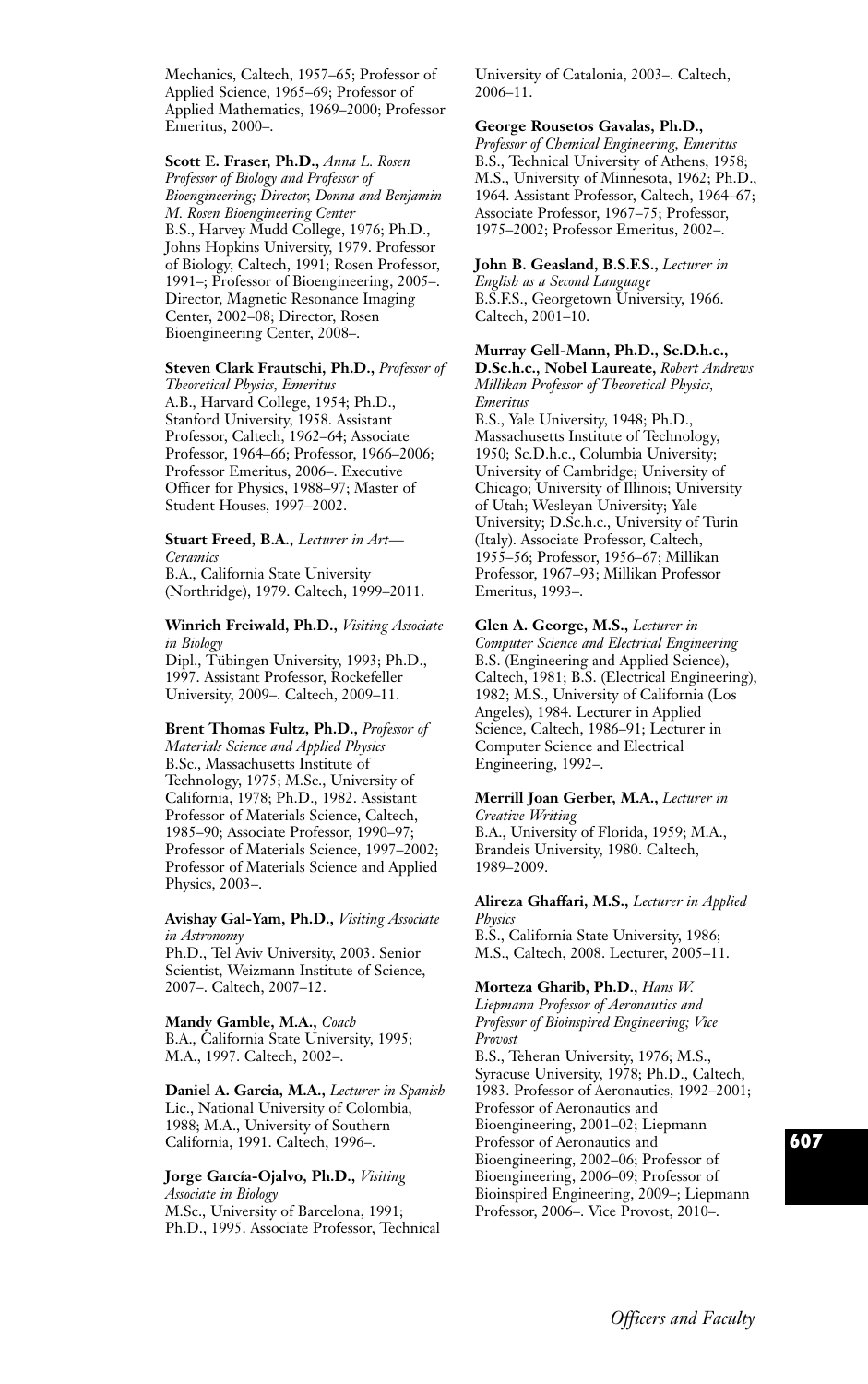Mechanics, Caltech, 1957–65; Professor of Applied Science, 1965–69; Professor of Applied Mathematics, 1969–2000; Professor Emeritus, 2000–.

**Scott E. Fraser, Ph.D.,** *Anna L. Rosen Professor of Biology and Professor of Bioengineering; Director, Donna and Benjamin M. Rosen Bioengineering Center*
B.S., Harvey Mudd College, 1976; Ph.D., Johns Hopkins University, 1979. Professor of Biology, Caltech, 1991; Rosen Professor, 1991–; Professor of Bioengineering, 2005–. Director, Magnetic Resonance Imaging Center, 2002–08; Director, Rosen Bioengineering Center, 2008–.

**Steven Clark Frautschi, Ph.D.,** *Professor of Theoretical Physics, Emeritus*
A.B., Harvard College, 1954; Ph.D., Stanford University, 1958. Assistant Professor, Caltech, 1962–64; Associate Professor, 1964–66; Professor, 1966–2006; Professor Emeritus, 2006–. Executive Officer for Physics, 1988–97; Master of Student Houses, 1997–2002.

**Stuart Freed, B.A.,** *Lecturer in Art—Ceramics*
B.A., California State University (Northridge), 1979. Caltech, 1999–2011.

**Winrich Freiwald, Ph.D.,** *Visiting Associate in Biology*
Dipl., Tübingen University, 1993; Ph.D., 1997. Assistant Professor, Rockefeller University, 2009–. Caltech, 2009–11.

**Brent Thomas Fultz, Ph.D.,** *Professor of Materials Science and Applied Physics*
B.Sc., Massachusetts Institute of Technology, 1975; M.Sc., University of California, 1978; Ph.D., 1982. Assistant Professor of Materials Science, Caltech, 1985–90; Associate Professor, 1990–97; Professor of Materials Science, 1997–2002; Professor of Materials Science and Applied Physics, 2003–.

**Avishay Gal-Yam, Ph.D.,** *Visiting Associate in Astronomy*
Ph.D., Tel Aviv University, 2003. Senior Scientist, Weizmann Institute of Science, 2007–. Caltech, 2007–12.

**Mandy Gamble, M.A.,** *Coach*
B.A., California State University, 1995; M.A., 1997. Caltech, 2002–.

**Daniel A. Garcia, M.A.,** *Lecturer in Spanish*
Lic., National University of Colombia, 1988; M.A., University of Southern California, 1991. Caltech, 1996–.

**Jorge García-Ojalvo, Ph.D.,** *Visiting Associate in Biology*
M.Sc., University of Barcelona, 1991; Ph.D., 1995. Associate Professor, Technical University of Catalonia, 2003–. Caltech, 2006–11.

**George Rousetos Gavalas, Ph.D.,** *Professor of Chemical Engineering, Emeritus*
B.S., Technical University of Athens, 1958; M.S., University of Minnesota, 1962; Ph.D., 1964. Assistant Professor, Caltech, 1964–67; Associate Professor, 1967–75; Professor, 1975–2002; Professor Emeritus, 2002–.

**John B. Geasland, B.S.F.S.,** *Lecturer in English as a Second Language*
B.S.F.S., Georgetown University, 1966. Caltech, 2001–10.

**Murray Gell-Mann, Ph.D., Sc.D.h.c., D.Sc.h.c., Nobel Laureate,** *Robert Andrews Millikan Professor of Theoretical Physics, Emeritus*
B.S., Yale University, 1948; Ph.D., Massachusetts Institute of Technology, 1950; Sc.D.h.c., Columbia University; University of Cambridge; University of Chicago; University of Illinois; University of Utah; Wesleyan University; Yale University; D.Sc.h.c., University of Turin (Italy). Associate Professor, Caltech, 1955–56; Professor, 1956–67; Millikan Professor, 1967–93; Millikan Professor Emeritus, 1993–.

**Glen A. George, M.S.,** *Lecturer in Computer Science and Electrical Engineering*
B.S. (Engineering and Applied Science), Caltech, 1981; B.S. (Electrical Engineering), 1982; M.S., University of California (Los Angeles), 1984. Lecturer in Applied Science, Caltech, 1986–91; Lecturer in Computer Science and Electrical Engineering, 1992–.

**Merrill Joan Gerber, M.A.,** *Lecturer in Creative Writing*
B.A., University of Florida, 1959; M.A., Brandeis University, 1980. Caltech, 1989–2009.

**Alireza Ghaffari, M.S.,** *Lecturer in Applied Physics*
B.S., California State University, 1986; M.S., Caltech, 2008. Lecturer, 2005–11.

**Morteza Gharib, Ph.D.,** *Hans W. Liepmann Professor of Aeronautics and Professor of Bioinspired Engineering; Vice Provost*
B.S., Teheran University, 1976; M.S., Syracuse University, 1978; Ph.D., Caltech, 1983. Professor of Aeronautics, 1992–2001; Professor of Aeronautics and Bioengineering, 2001–02; Liepmann Professor of Aeronautics and Bioengineering, 2002–06; Professor of Bioengineering, 2006–09; Professor of Bioinspired Engineering, 2009–; Liepmann Professor, 2006–. Vice Provost, 2010–.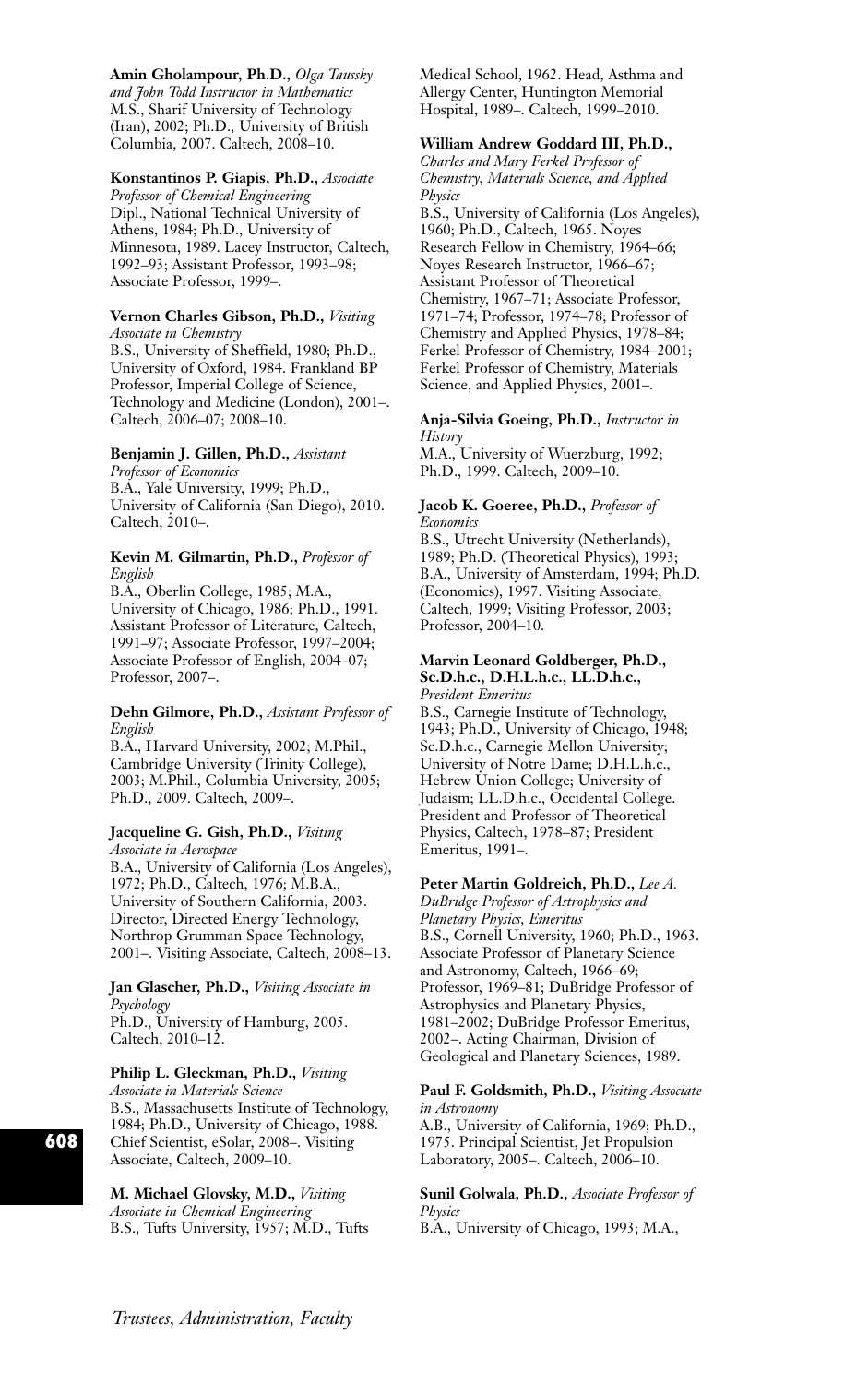**Amin Gholampour, Ph.D.,** *Olga Taussky and John Todd Instructor in Mathematics*
M.S., Sharif University of Technology (Iran), 2002; Ph.D., University of British Columbia, 2007. Caltech, 2008–10.

**Konstantinos P. Giapis, Ph.D.,** *Associate Professor of Chemical Engineering*
Dipl., National Technical University of Athens, 1984; Ph.D., University of Minnesota, 1989. Lacey Instructor, Caltech, 1992–93; Assistant Professor, 1993–98; Associate Professor, 1999–.

**Vernon Charles Gibson, Ph.D.,** *Visiting Associate in Chemistry*
B.S., University of Sheffield, 1980; Ph.D., University of Oxford, 1984. Frankland BP Professor, Imperial College of Science, Technology and Medicine (London), 2001–. Caltech, 2006–07; 2008–10.

**Benjamin J. Gillen, Ph.D.,** *Assistant Professor of Economics*
B.A., Yale University, 1999; Ph.D., University of California (San Diego), 2010. Caltech, 2010–.

**Kevin M. Gilmartin, Ph.D.,** *Professor of English*
B.A., Oberlin College, 1985; M.A., University of Chicago, 1986; Ph.D., 1991. Assistant Professor of Literature, Caltech, 1991–97; Associate Professor, 1997–2004; Associate Professor of English, 2004–07; Professor, 2007–.

**Dehn Gilmore, Ph.D.,** *Assistant Professor of English*
B.A., Harvard University, 2002; M.Phil., Cambridge University (Trinity College), 2003; M.Phil., Columbia University, 2005; Ph.D., 2009. Caltech, 2009–.

**Jacqueline G. Gish, Ph.D.,** *Visiting Associate in Aerospace*
B.A., University of California (Los Angeles), 1972; Ph.D., Caltech, 1976; M.B.A., University of Southern California, 2003. Director, Directed Energy Technology, Northrop Grumman Space Technology, 2001–. Visiting Associate, Caltech, 2008–13.

**Jan Glascher, Ph.D.,** *Visiting Associate in Psychology*
Ph.D., University of Hamburg, 2005. Caltech, 2010–12.

**Philip L. Gleckman, Ph.D.,** *Visiting Associate in Materials Science*
B.S., Massachusetts Institute of Technology, 1984; Ph.D., University of Chicago, 1988. Chief Scientist, eSolar, 2008–. Visiting Associate, Caltech, 2009–10.

**M. Michael Glovsky, M.D.,** *Visiting Associate in Chemical Engineering*
B.S., Tufts University, 1957; M.D., Tufts Medical School, 1962. Head, Asthma and Allergy Center, Huntington Memorial Hospital, 1989–. Caltech, 1999–2010.

**William Andrew Goddard III, Ph.D.,** *Charles and Mary Ferkel Professor of Chemistry, Materials Science, and Applied Physics*
B.S., University of California (Los Angeles), 1960; Ph.D., Caltech, 1965. Noyes Research Fellow in Chemistry, 1964–66; Noyes Research Instructor, 1966–67; Assistant Professor of Theoretical Chemistry, 1967–71; Associate Professor, 1971–74; Professor, 1974–78; Professor of Chemistry and Applied Physics, 1978–84; Ferkel Professor of Chemistry, 1984–2001; Ferkel Professor of Chemistry, Materials Science, and Applied Physics, 2001–.

**Anja-Silvia Goeing, Ph.D.,** *Instructor in History*
M.A., University of Wuerzburg, 1992; Ph.D., 1999. Caltech, 2009–10.

**Jacob K. Goeree, Ph.D.,** *Professor of Economics*
B.S., Utrecht University (Netherlands), 1989; Ph.D. (Theoretical Physics), 1993; B.A., University of Amsterdam, 1994; Ph.D. (Economics), 1997. Visiting Associate, Caltech, 1999; Visiting Professor, 2003; Professor, 2004–10.

**Marvin Leonard Goldberger, Ph.D., Sc.D.h.c., D.H.L.h.c., LL.D.h.c.,** *President Emeritus*
B.S., Carnegie Institute of Technology, 1943; Ph.D., University of Chicago, 1948; Sc.D.h.c., Carnegie Mellon University; University of Notre Dame; D.H.L.h.c., Hebrew Union College; University of Judaism; LL.D.h.c., Occidental College. President and Professor of Theoretical Physics, Caltech, 1978–87; President Emeritus, 1991–.

**Peter Martin Goldreich, Ph.D.,** *Lee A. DuBridge Professor of Astrophysics and Planetary Physics, Emeritus*
B.S., Cornell University, 1960; Ph.D., 1963. Associate Professor of Planetary Science and Astronomy, Caltech, 1966–69; Professor, 1969–81; DuBridge Professor of Astrophysics and Planetary Physics, 1981–2002; DuBridge Professor Emeritus, 2002–. Acting Chairman, Division of Geological and Planetary Sciences, 1989.

**Paul F. Goldsmith, Ph.D.,** *Visiting Associate in Astronomy*
A.B., University of California, 1969; Ph.D., 1975. Principal Scientist, Jet Propulsion Laboratory, 2005–. Caltech, 2006–10.

**Sunil Golwala, Ph.D.,** *Associate Professor of Physics*
B.A., University of Chicago, 1993; M.A.,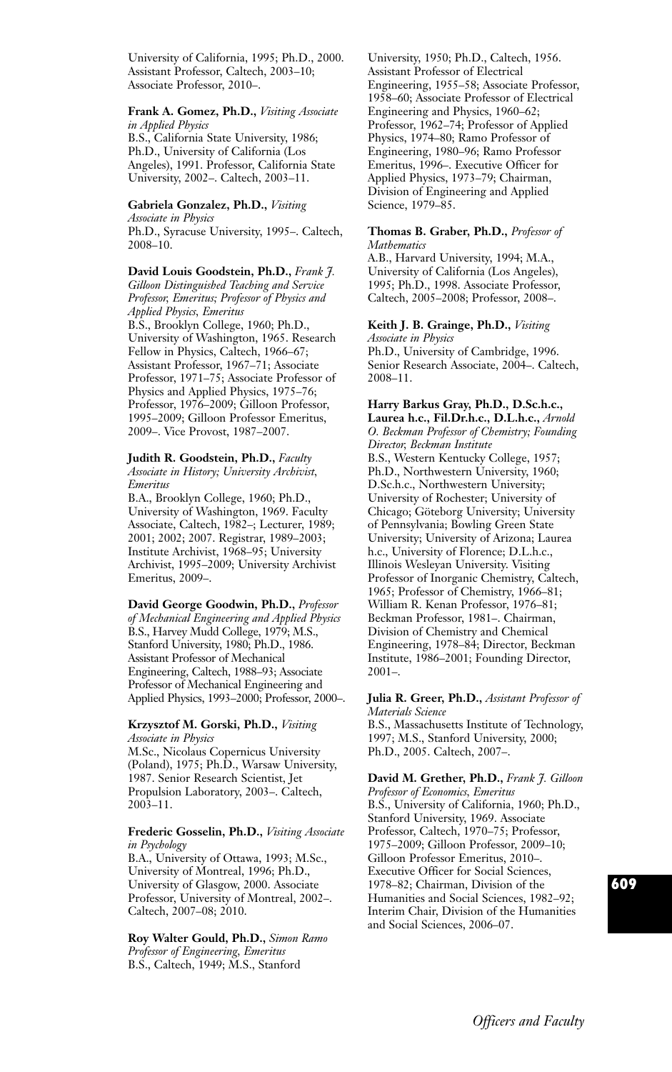University of California, 1995; Ph.D., 2000. Assistant Professor, Caltech, 2003–10; Associate Professor, 2010–.

**Frank A. Gomez, Ph.D.,** *Visiting Associate in Applied Physics*
B.S., California State University, 1986; Ph.D., University of California (Los Angeles), 1991. Professor, California State University, 2002–. Caltech, 2003–11.

**Gabriela Gonzalez, Ph.D.,** *Visiting Associate in Physics*
Ph.D., Syracuse University, 1995–. Caltech, 2008–10.

**David Louis Goodstein, Ph.D.,** *Frank J. Gilloon Distinguished Teaching and Service Professor, Emeritus; Professor of Physics and Applied Physics, Emeritus*
B.S., Brooklyn College, 1960; Ph.D., University of Washington, 1965. Research Fellow in Physics, Caltech, 1966–67; Assistant Professor, 1967–71; Associate Professor, 1971–75; Associate Professor of Physics and Applied Physics, 1975–76; Professor, 1976–2009; Gilloon Professor, 1995–2009; Gilloon Professor Emeritus, 2009–. Vice Provost, 1987–2007.

**Judith R. Goodstein, Ph.D.,** *Faculty Associate in History; University Archivist, Emeritus*
B.A., Brooklyn College, 1960; Ph.D., University of Washington, 1969. Faculty Associate, Caltech, 1982–; Lecturer, 1989; 2001; 2002; 2007. Registrar, 1989–2003; Institute Archivist, 1968–95; University Archivist, 1995–2009; University Archivist Emeritus, 2009–.

**David George Goodwin, Ph.D.,** *Professor of Mechanical Engineering and Applied Physics*
B.S., Harvey Mudd College, 1979; M.S., Stanford University, 1980; Ph.D., 1986. Assistant Professor of Mechanical Engineering, Caltech, 1988–93; Associate Professor of Mechanical Engineering and Applied Physics, 1993–2000; Professor, 2000–.

**Krzysztof M. Gorski, Ph.D.,** *Visiting Associate in Physics*
M.Sc., Nicolaus Copernicus University (Poland), 1975; Ph.D., Warsaw University, 1987. Senior Research Scientist, Jet Propulsion Laboratory, 2003–. Caltech, 2003–11.

**Frederic Gosselin, Ph.D.,** *Visiting Associate in Psychology*
B.A., University of Ottawa, 1993; M.Sc., University of Montreal, 1996; Ph.D., University of Glasgow, 2000. Associate Professor, University of Montreal, 2002–. Caltech, 2007–08; 2010.

**Roy Walter Gould, Ph.D.,** *Simon Ramo Professor of Engineering, Emeritus*
B.S., Caltech, 1949; M.S., Stanford University, 1950; Ph.D., Caltech, 1956. Assistant Professor of Electrical Engineering, 1955–58; Associate Professor, 1958–60; Associate Professor of Electrical Engineering and Physics, 1960–62; Professor, 1962–74; Professor of Applied Physics, 1974–80; Ramo Professor of Engineering, 1980–96; Ramo Professor Emeritus, 1996–. Executive Officer for Applied Physics, 1973–79; Chairman, Division of Engineering and Applied Science, 1979–85.

**Thomas B. Graber, Ph.D.,** *Professor of Mathematics*
A.B., Harvard University, 1994; M.A., University of California (Los Angeles), 1995; Ph.D., 1998. Associate Professor, Caltech, 2005–2008; Professor, 2008–.

**Keith J. B. Grainge, Ph.D.,** *Visiting Associate in Physics*
Ph.D., University of Cambridge, 1996. Senior Research Associate, 2004–. Caltech, 2008–11.

**Harry Barkus Gray, Ph.D., D.Sc.h.c., Laurea h.c., Fil.Dr.h.c., D.L.h.c.,** *Arnold O. Beckman Professor of Chemistry; Founding Director, Beckman Institute*
B.S., Western Kentucky College, 1957; Ph.D., Northwestern University, 1960; D.Sc.h.c., Northwestern University; University of Rochester; University of Chicago; Göteborg University; University of Pennsylvania; Bowling Green State University; University of Arizona; Laurea h.c., University of Florence; D.L.h.c., Illinois Wesleyan University. Visiting Professor of Inorganic Chemistry, Caltech, 1965; Professor of Chemistry, 1966–81; William R. Kenan Professor, 1976–81; Beckman Professor, 1981–. Chairman, Division of Chemistry and Chemical Engineering, 1978–84; Director, Beckman Institute, 1986–2001; Founding Director, 2001–.

**Julia R. Greer, Ph.D.,** *Assistant Professor of Materials Science*
B.S., Massachusetts Institute of Technology, 1997; M.S., Stanford University, 2000; Ph.D., 2005. Caltech, 2007–.

**David M. Grether, Ph.D.,** *Frank J. Gilloon Professor of Economics, Emeritus*
B.S., University of California, 1960; Ph.D., Stanford University, 1969. Associate Professor, Caltech, 1970–75; Professor, 1975–2009; Gilloon Professor, 2009–10; Gilloon Professor Emeritus, 2010–. Executive Officer for Social Sciences, 1978–82; Chairman, Division of the Humanities and Social Sciences, 1982–92; Interim Chair, Division of the Humanities and Social Sciences, 2006–07.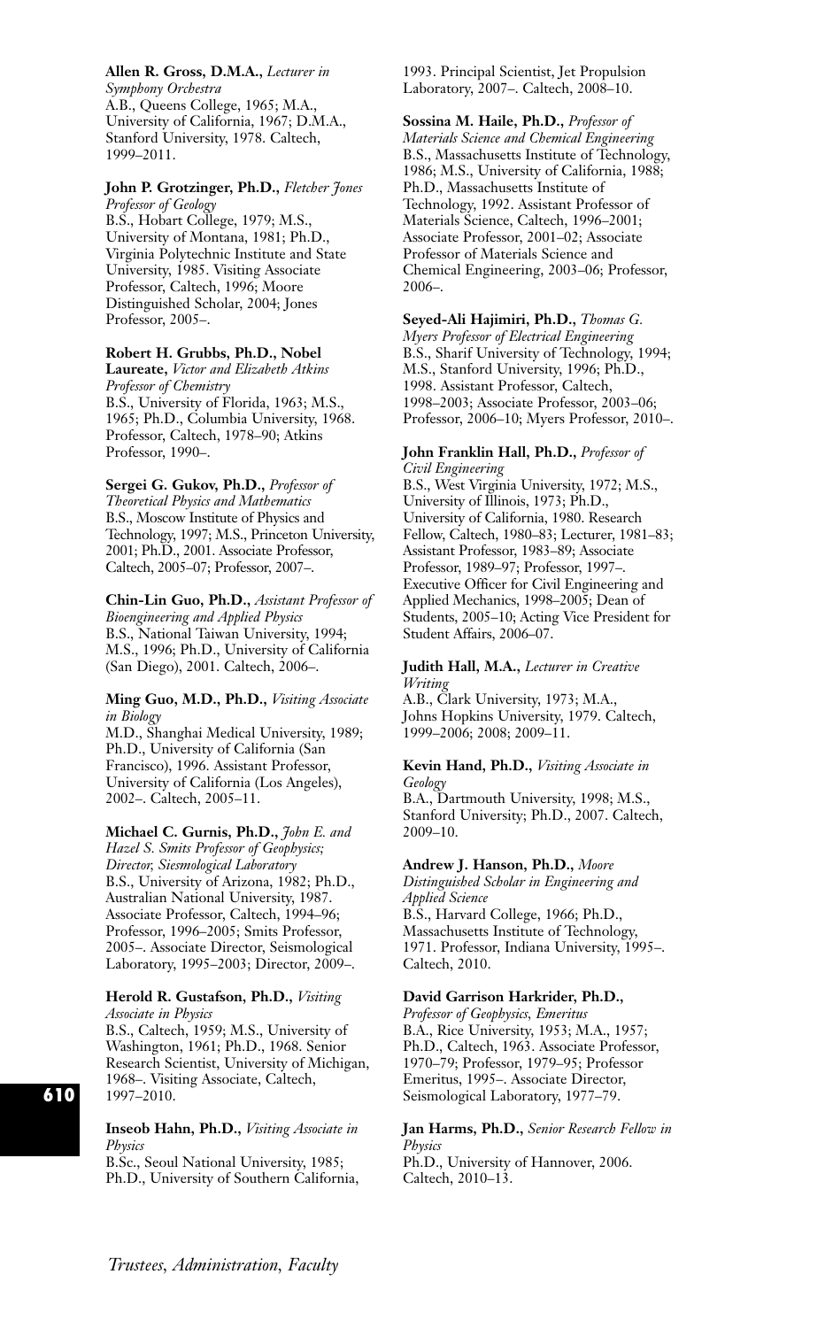**Allen R. Gross, D.M.A.,** *Lecturer in Symphony Orchestra*
A.B., Queens College, 1965; M.A., University of California, 1967; D.M.A., Stanford University, 1978. Caltech, 1999–2011.

**John P. Grotzinger, Ph.D.,** *Fletcher Jones Professor of Geology*
B.S., Hobart College, 1979; M.S., University of Montana, 1981; Ph.D., Virginia Polytechnic Institute and State University, 1985. Visiting Associate Professor, Caltech, 1996; Moore Distinguished Scholar, 2004; Jones Professor, 2005–.

**Robert H. Grubbs, Ph.D., Nobel Laureate,** *Victor and Elizabeth Atkins Professor of Chemistry*
B.S., University of Florida, 1963; M.S., 1965; Ph.D., Columbia University, 1968. Professor, Caltech, 1978–90; Atkins Professor, 1990–.

**Sergei G. Gukov, Ph.D.,** *Professor of Theoretical Physics and Mathematics*
B.S., Moscow Institute of Physics and Technology, 1997; M.S., Princeton University, 2001; Ph.D., 2001. Associate Professor, Caltech, 2005–07; Professor, 2007–.

**Chin-Lin Guo, Ph.D.,** *Assistant Professor of Bioengineering and Applied Physics*
B.S., National Taiwan University, 1994; M.S., 1996; Ph.D., University of California (San Diego), 2001. Caltech, 2006–.

**Ming Guo, M.D., Ph.D.,** *Visiting Associate in Biology*
M.D., Shanghai Medical University, 1989; Ph.D., University of California (San Francisco), 1996. Assistant Professor, University of California (Los Angeles), 2002–. Caltech, 2005–11.

**Michael C. Gurnis, Ph.D.,** *John E. and Hazel S. Smits Professor of Geophysics; Director, Siesmological Laboratory*
B.S., University of Arizona, 1982; Ph.D., Australian National University, 1987. Associate Professor, Caltech, 1994–96; Professor, 1996–2005; Smits Professor, 2005–. Associate Director, Seismological Laboratory, 1995–2003; Director, 2009–.

**Herold R. Gustafson, Ph.D.,** *Visiting Associate in Physics*
B.S., Caltech, 1959; M.S., University of Washington, 1961; Ph.D., 1968. Senior Research Scientist, University of Michigan, 1968–. Visiting Associate, Caltech, 1997–2010.

**Inseob Hahn, Ph.D.,** *Visiting Associate in Physics*
B.Sc., Seoul National University, 1985; Ph.D., University of Southern California, 1993. Principal Scientist, Jet Propulsion Laboratory, 2007–. Caltech, 2008–10.

**Sossina M. Haile, Ph.D.,** *Professor of Materials Science and Chemical Engineering*
B.S., Massachusetts Institute of Technology, 1986; M.S., University of California, 1988; Ph.D., Massachusetts Institute of Technology, 1992. Assistant Professor of Materials Science, Caltech, 1996–2001; Associate Professor, 2001–02; Associate Professor of Materials Science and Chemical Engineering, 2003–06; Professor, 2006–.

**Seyed-Ali Hajimiri, Ph.D.,** *Thomas G. Myers Professor of Electrical Engineering*
B.S., Sharif University of Technology, 1994; M.S., Stanford University, 1996; Ph.D., 1998. Assistant Professor, Caltech, 1998–2003; Associate Professor, 2003–06; Professor, 2006–10; Myers Professor, 2010–.

**John Franklin Hall, Ph.D.,** *Professor of Civil Engineering*
B.S., West Virginia University, 1972; M.S., University of Illinois, 1973; Ph.D., University of California, 1980. Research Fellow, Caltech, 1980–83; Lecturer, 1981–83; Assistant Professor, 1983–89; Associate Professor, 1989–97; Professor, 1997–. Executive Officer for Civil Engineering and Applied Mechanics, 1998–2005; Dean of Students, 2005–10; Acting Vice President for Student Affairs, 2006–07.

**Judith Hall, M.A.,** *Lecturer in Creative Writing*
A.B., Clark University, 1973; M.A., Johns Hopkins University, 1979. Caltech, 1999–2006; 2008; 2009–11.

**Kevin Hand, Ph.D.,** *Visiting Associate in Geology*
B.A., Dartmouth University, 1998; M.S., Stanford University; Ph.D., 2007. Caltech, 2009–10.

**Andrew J. Hanson, Ph.D.,** *Moore Distinguished Scholar in Engineering and Applied Science*
B.S., Harvard College, 1966; Ph.D., Massachusetts Institute of Technology, 1971. Professor, Indiana University, 1995–. Caltech, 2010.

**David Garrison Harkrider, Ph.D.,** *Professor of Geophysics, Emeritus*
B.A., Rice University, 1953; M.A., 1957; Ph.D., Caltech, 1963. Associate Professor, 1970–79; Professor, 1979–95; Professor Emeritus, 1995–. Associate Director, Seismological Laboratory, 1977–79.

**Jan Harms, Ph.D.,** *Senior Research Fellow in Physics*
Ph.D., University of Hannover, 2006. Caltech, 2010–13.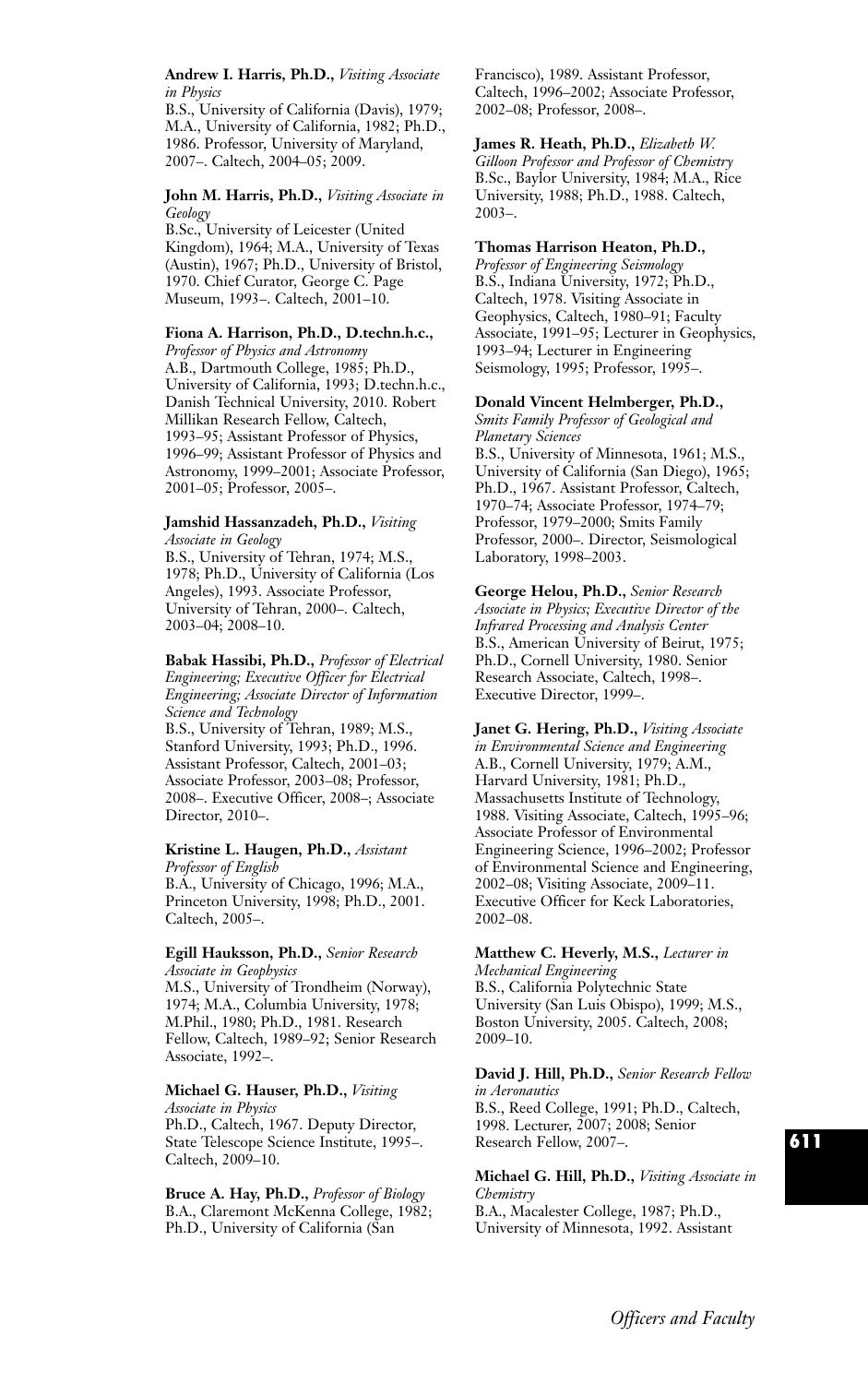**Andrew I. Harris, Ph.D.,** *Visiting Associate in Physics*
B.S., University of California (Davis), 1979; M.A., University of California, 1982; Ph.D., 1986. Professor, University of Maryland, 2007–. Caltech, 2004–05; 2009.

**John M. Harris, Ph.D.,** *Visiting Associate in Geology*
B.Sc., University of Leicester (United Kingdom), 1964; M.A., University of Texas (Austin), 1967; Ph.D., University of Bristol, 1970. Chief Curator, George C. Page Museum, 1993–. Caltech, 2001–10.

**Fiona A. Harrison, Ph.D., D.techn.h.c.,** *Professor of Physics and Astronomy*
A.B., Dartmouth College, 1985; Ph.D., University of California, 1993; D.techn.h.c., Danish Technical University, 2010. Robert Millikan Research Fellow, Caltech, 1993–95; Assistant Professor of Physics, 1996–99; Assistant Professor of Physics and Astronomy, 1999–2001; Associate Professor, 2001–05; Professor, 2005–.

**Jamshid Hassanzadeh, Ph.D.,** *Visiting Associate in Geology*
B.S., University of Tehran, 1974; M.S., 1978; Ph.D., University of California (Los Angeles), 1993. Associate Professor, University of Tehran, 2000–. Caltech, 2003–04; 2008–10.

**Babak Hassibi, Ph.D.,** *Professor of Electrical Engineering; Executive Officer for Electrical Engineering; Associate Director of Information Science and Technology*
B.S., University of Tehran, 1989; M.S., Stanford University, 1993; Ph.D., 1996. Assistant Professor, Caltech, 2001–03; Associate Professor, 2003–08; Professor, 2008–. Executive Officer, 2008–; Associate Director, 2010–.

**Kristine L. Haugen, Ph.D.,** *Assistant Professor of English*
B.A., University of Chicago, 1996; M.A., Princeton University, 1998; Ph.D., 2001. Caltech, 2005–.

**Egill Hauksson, Ph.D.,** *Senior Research Associate in Geophysics*
M.S., University of Trondheim (Norway), 1974; M.A., Columbia University, 1978; M.Phil., 1980; Ph.D., 1981. Research Fellow, Caltech, 1989–92; Senior Research Associate, 1992–.

**Michael G. Hauser, Ph.D.,** *Visiting Associate in Physics*
Ph.D., Caltech, 1967. Deputy Director, State Telescope Science Institute, 1995–. Caltech, 2009–10.

**Bruce A. Hay, Ph.D.,** *Professor of Biology*
B.A., Claremont McKenna College, 1982; Ph.D., University of California (San Francisco), 1989. Assistant Professor, Caltech, 1996–2002; Associate Professor, 2002–08; Professor, 2008–.

**James R. Heath, Ph.D.,** *Elizabeth W. Gilloon Professor and Professor of Chemistry*
B.Sc., Baylor University, 1984; M.A., Rice University, 1988; Ph.D., 1988. Caltech, 2003–.

**Thomas Harrison Heaton, Ph.D.,** *Professor of Engineering Seismology*
B.S., Indiana University, 1972; Ph.D., Caltech, 1978. Visiting Associate in Geophysics, Caltech, 1980–91; Faculty Associate, 1991–95; Lecturer in Geophysics, 1993–94; Lecturer in Engineering Seismology, 1995; Professor, 1995–.

**Donald Vincent Helmberger, Ph.D.,** *Smits Family Professor of Geological and Planetary Sciences*
B.S., University of Minnesota, 1961; M.S., University of California (San Diego), 1965; Ph.D., 1967. Assistant Professor, Caltech, 1970–74; Associate Professor, 1974–79; Professor, 1979–2000; Smits Family Professor, 2000–. Director, Seismological Laboratory, 1998–2003.

**George Helou, Ph.D.,** *Senior Research Associate in Physics; Executive Director of the Infrared Processing and Analysis Center*
B.S., American University of Beirut, 1975; Ph.D., Cornell University, 1980. Senior Research Associate, Caltech, 1998–. Executive Director, 1999–.

**Janet G. Hering, Ph.D.,** *Visiting Associate in Environmental Science and Engineering*
A.B., Cornell University, 1979; A.M., Harvard University, 1981; Ph.D., Massachusetts Institute of Technology, 1988. Visiting Associate, Caltech, 1995–96; Associate Professor of Environmental Engineering Science, 1996–2002; Professor of Environmental Science and Engineering, 2002–08; Visiting Associate, 2009–11. Executive Officer for Keck Laboratories, 2002–08.

**Matthew C. Heverly, M.S.,** *Lecturer in Mechanical Engineering*
B.S., California Polytechnic State University (San Luis Obispo), 1999; M.S., Boston University, 2005. Caltech, 2008; 2009–10.

**David J. Hill, Ph.D.,** *Senior Research Fellow in Aeronautics*
B.S., Reed College, 1991; Ph.D., Caltech, 1998. Lecturer, 2007; 2008; Senior Research Fellow, 2007–.

**Michael G. Hill, Ph.D.,** *Visiting Associate in Chemistry*
B.A., Macalester College, 1987; Ph.D., University of Minnesota, 1992. Assistant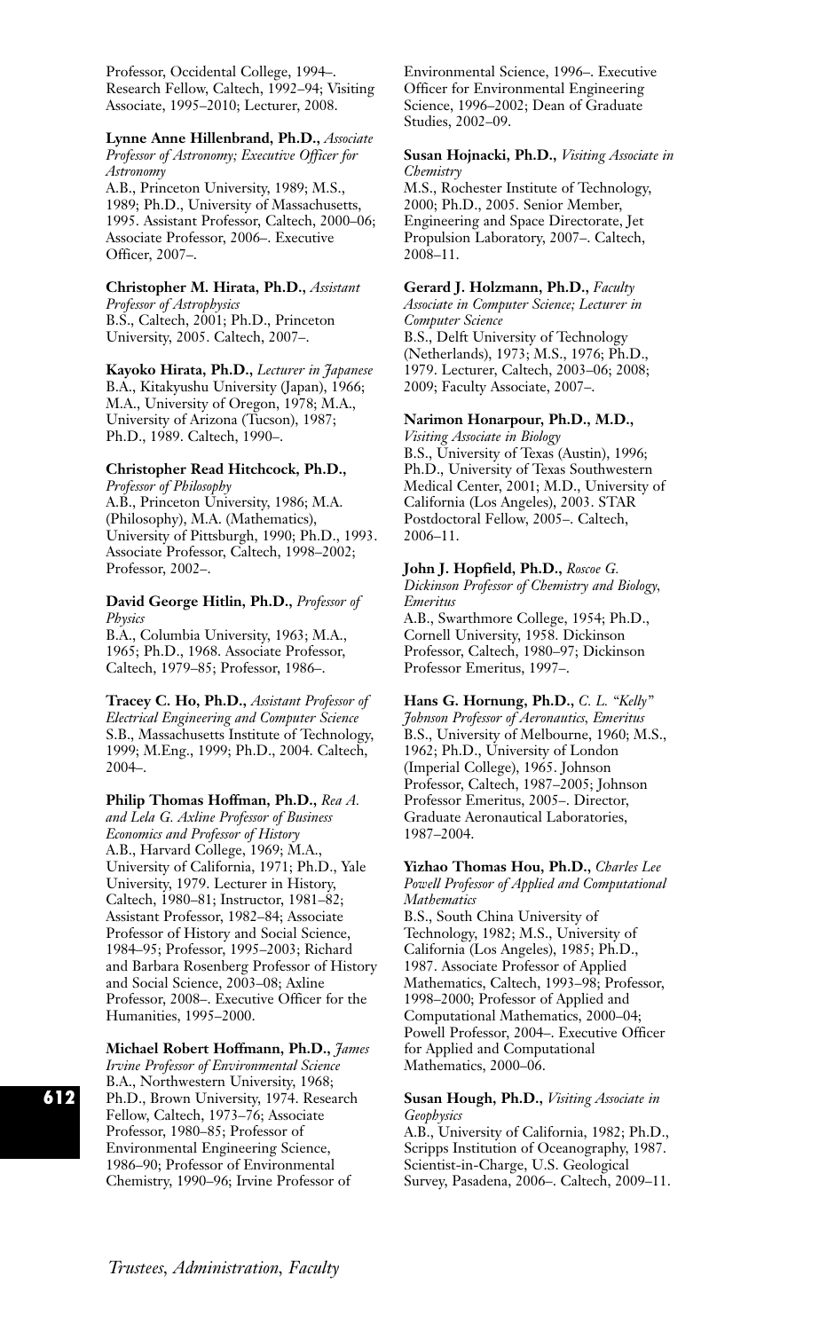Professor, Occidental College, 1994–. Research Fellow, Caltech, 1992–94; Visiting Associate, 1995–2010; Lecturer, 2008.

**Lynne Anne Hillenbrand, Ph.D.,** *Associate Professor of Astronomy; Executive Officer for Astronomy*
A.B., Princeton University, 1989; M.S., 1989; Ph.D., University of Massachusetts, 1995. Assistant Professor, Caltech, 2000–06; Associate Professor, 2006–. Executive Officer, 2007–.

**Christopher M. Hirata, Ph.D.,** *Assistant Professor of Astrophysics*
B.S., Caltech, 2001; Ph.D., Princeton University, 2005. Caltech, 2007–.

**Kayoko Hirata, Ph.D.,** *Lecturer in Japanese*
B.A., Kitakyushu University (Japan), 1966; M.A., University of Oregon, 1978; M.A., University of Arizona (Tucson), 1987; Ph.D., 1989. Caltech, 1990–.

**Christopher Read Hitchcock, Ph.D.,** *Professor of Philosophy*
A.B., Princeton University, 1986; M.A. (Philosophy), M.A. (Mathematics), University of Pittsburgh, 1990; Ph.D., 1993. Associate Professor, Caltech, 1998–2002; Professor, 2002–.

**David George Hitlin, Ph.D.,** *Professor of Physics*
B.A., Columbia University, 1963; M.A., 1965; Ph.D., 1968. Associate Professor, Caltech, 1979–85; Professor, 1986–.

**Tracey C. Ho, Ph.D.,** *Assistant Professor of Electrical Engineering and Computer Science*
S.B., Massachusetts Institute of Technology, 1999; M.Eng., 1999; Ph.D., 2004. Caltech, 2004–.

**Philip Thomas Hoffman, Ph.D.,** *Rea A. and Lela G. Axline Professor of Business Economics and Professor of History*
A.B., Harvard College, 1969; M.A., University of California, 1971; Ph.D., Yale University, 1979. Lecturer in History, Caltech, 1980–81; Instructor, 1981–82; Assistant Professor, 1982–84; Associate Professor of History and Social Science, 1984–95; Professor, 1995–2003; Richard and Barbara Rosenberg Professor of History and Social Science, 2003–08; Axline Professor, 2008–. Executive Officer for the Humanities, 1995–2000.

**Michael Robert Hoffmann, Ph.D.,** *James Irvine Professor of Environmental Science*
B.A., Northwestern University, 1968; Ph.D., Brown University, 1974. Research Fellow, Caltech, 1973–76; Associate Professor, 1980–85; Professor of Environmental Engineering Science, 1986–90; Professor of Environmental Chemistry, 1990–96; Irvine Professor of Environmental Science, 1996–. Executive Officer for Environmental Engineering Science, 1996–2002; Dean of Graduate Studies, 2002–09.

**Susan Hojnacki, Ph.D.,** *Visiting Associate in Chemistry*
M.S., Rochester Institute of Technology, 2000; Ph.D., 2005. Senior Member, Engineering and Space Directorate, Jet Propulsion Laboratory, 2007–. Caltech, 2008–11.

**Gerard J. Holzmann, Ph.D.,** *Faculty Associate in Computer Science; Lecturer in Computer Science*
B.S., Delft University of Technology (Netherlands), 1973; M.S., 1976; Ph.D., 1979. Lecturer, Caltech, 2003–06; 2008; 2009; Faculty Associate, 2007–.

**Narimon Honarpour, Ph.D., M.D.,** *Visiting Associate in Biology*
B.S., University of Texas (Austin), 1996; Ph.D., University of Texas Southwestern Medical Center, 2001; M.D., University of California (Los Angeles), 2003. STAR Postdoctoral Fellow, 2005–. Caltech, 2006–11.

**John J. Hopfield, Ph.D.,** *Roscoe G. Dickinson Professor of Chemistry and Biology, Emeritus*
A.B., Swarthmore College, 1954; Ph.D., Cornell University, 1958. Dickinson Professor, Caltech, 1980–97; Dickinson Professor Emeritus, 1997–.

**Hans G. Hornung, Ph.D.,** *C. L. "Kelly" Johnson Professor of Aeronautics, Emeritus*
B.S., University of Melbourne, 1960; M.S., 1962; Ph.D., University of London (Imperial College), 1965. Johnson Professor, Caltech, 1987–2005; Johnson Professor Emeritus, 2005–. Director, Graduate Aeronautical Laboratories, 1987–2004.

**Yizhao Thomas Hou, Ph.D.,** *Charles Lee Powell Professor of Applied and Computational Mathematics*
B.S., South China University of Technology, 1982; M.S., University of California (Los Angeles), 1985; Ph.D., 1987. Associate Professor of Applied Mathematics, Caltech, 1993–98; Professor, 1998–2000; Professor of Applied and Computational Mathematics, 2000–04; Powell Professor, 2004–. Executive Officer for Applied and Computational Mathematics, 2000–06.

**Susan Hough, Ph.D.,** *Visiting Associate in Geophysics*
A.B., University of California, 1982; Ph.D., Scripps Institution of Oceanography, 1987. Scientist-in-Charge, U.S. Geological Survey, Pasadena, 2006–. Caltech, 2009–11.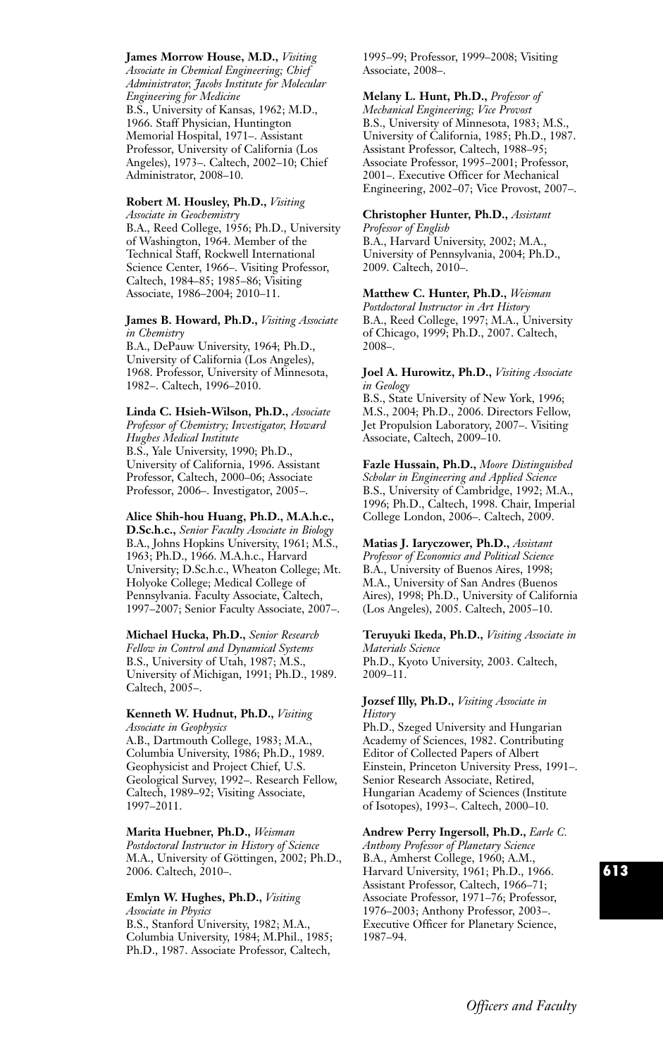**James Morrow House, M.D.,** *Visiting Associate in Chemical Engineering; Chief Administrator, Jacobs Institute for Molecular Engineering for Medicine*
B.S., University of Kansas, 1962; M.D., 1966. Staff Physician, Huntington Memorial Hospital, 1971–. Assistant Professor, University of California (Los Angeles), 1973–. Caltech, 2002–10; Chief Administrator, 2008–10.

**Robert M. Housley, Ph.D.,** *Visiting Associate in Geochemistry*
B.A., Reed College, 1956; Ph.D., University of Washington, 1964. Member of the Technical Staff, Rockwell International Science Center, 1966–. Visiting Professor, Caltech, 1984–85; 1985–86; Visiting Associate, 1986–2004; 2010–11.

**James B. Howard, Ph.D.,** *Visiting Associate in Chemistry*
B.A., DePauw University, 1964; Ph.D., University of California (Los Angeles), 1968. Professor, University of Minnesota, 1982–. Caltech, 1996–2010.

**Linda C. Hsieh-Wilson, Ph.D.,** *Associate Professor of Chemistry; Investigator, Howard Hughes Medical Institute*
B.S., Yale University, 1990; Ph.D., University of California, 1996. Assistant Professor, Caltech, 2000–06; Associate Professor, 2006–. Investigator, 2005–.

**Alice Shih-hou Huang, Ph.D., M.A.h.c., D.Sc.h.c.,** *Senior Faculty Associate in Biology*
B.A., Johns Hopkins University, 1961; M.S., 1963; Ph.D., 1966. M.A.h.c., Harvard University; D.Sc.h.c., Wheaton College; Mt. Holyoke College; Medical College of Pennsylvania. Faculty Associate, Caltech, 1997–2007; Senior Faculty Associate, 2007–.

**Michael Hucka, Ph.D.,** *Senior Research Fellow in Control and Dynamical Systems*
B.S., University of Utah, 1987; M.S., University of Michigan, 1991; Ph.D., 1989. Caltech, 2005–.

**Kenneth W. Hudnut, Ph.D.,** *Visiting Associate in Geophysics*
A.B., Dartmouth College, 1983; M.A., Columbia University, 1986; Ph.D., 1989. Geophysicist and Project Chief, U.S. Geological Survey, 1992–. Research Fellow, Caltech, 1989–92; Visiting Associate, 1997–2011.

**Marita Huebner, Ph.D.,** *Weisman Postdoctoral Instructor in History of Science*
M.A., University of Göttingen, 2002; Ph.D., 2006. Caltech, 2010–.

**Emlyn W. Hughes, Ph.D.,** *Visiting Associate in Physics*
B.S., Stanford University, 1982; M.A., Columbia University, 1984; M.Phil., 1985; Ph.D., 1987. Associate Professor, Caltech, 1995–99; Professor, 1999–2008; Visiting Associate, 2008–.

**Melany L. Hunt, Ph.D.,** *Professor of Mechanical Engineering; Vice Provost*
B.S., University of Minnesota, 1983; M.S., University of California, 1985; Ph.D., 1987. Assistant Professor, Caltech, 1988–95; Associate Professor, 1995–2001; Professor, 2001–. Executive Officer for Mechanical Engineering, 2002–07; Vice Provost, 2007–.

**Christopher Hunter, Ph.D.,** *Assistant Professor of English*
B.A., Harvard University, 2002; M.A., University of Pennsylvania, 2004; Ph.D., 2009. Caltech, 2010–.

**Matthew C. Hunter, Ph.D.,** *Weisman Postdoctoral Instructor in Art History*
B.A., Reed College, 1997; M.A., University of Chicago, 1999; Ph.D., 2007. Caltech, 2008–.

**Joel A. Hurowitz, Ph.D.,** *Visiting Associate in Geology*
B.S., State University of New York, 1996; M.S., 2004; Ph.D., 2006. Directors Fellow, Jet Propulsion Laboratory, 2007–. Visiting Associate, Caltech, 2009–10.

**Fazle Hussain, Ph.D.,** *Moore Distinguished Scholar in Engineering and Applied Science*
B.S., University of Cambridge, 1992; M.A., 1996; Ph.D., Caltech, 1998. Chair, Imperial College London, 2006–. Caltech, 2009.

**Matias J. Iaryczower, Ph.D.,** *Assistant Professor of Economics and Political Science*
B.A., University of Buenos Aires, 1998; M.A., University of San Andres (Buenos Aires), 1998; Ph.D., University of California (Los Angeles), 2005. Caltech, 2005–10.

**Teruyuki Ikeda, Ph.D.,** *Visiting Associate in Materials Science*
Ph.D., Kyoto University, 2003. Caltech, 2009–11.

**Jozsef Illy, Ph.D.,** *Visiting Associate in History*
Ph.D., Szeged University and Hungarian Academy of Sciences, 1982. Contributing Editor of Collected Papers of Albert Einstein, Princeton University Press, 1991–. Senior Research Associate, Retired, Hungarian Academy of Sciences (Institute of Isotopes), 1993–. Caltech, 2000–10.

**Andrew Perry Ingersoll, Ph.D.,** *Earle C. Anthony Professor of Planetary Science*
B.A., Amherst College, 1960; A.M., Harvard University, 1961; Ph.D., 1966. Assistant Professor, Caltech, 1966–71; Associate Professor, 1971–76; Professor, 1976–2003; Anthony Professor, 2003–. Executive Officer for Planetary Science, 1987–94.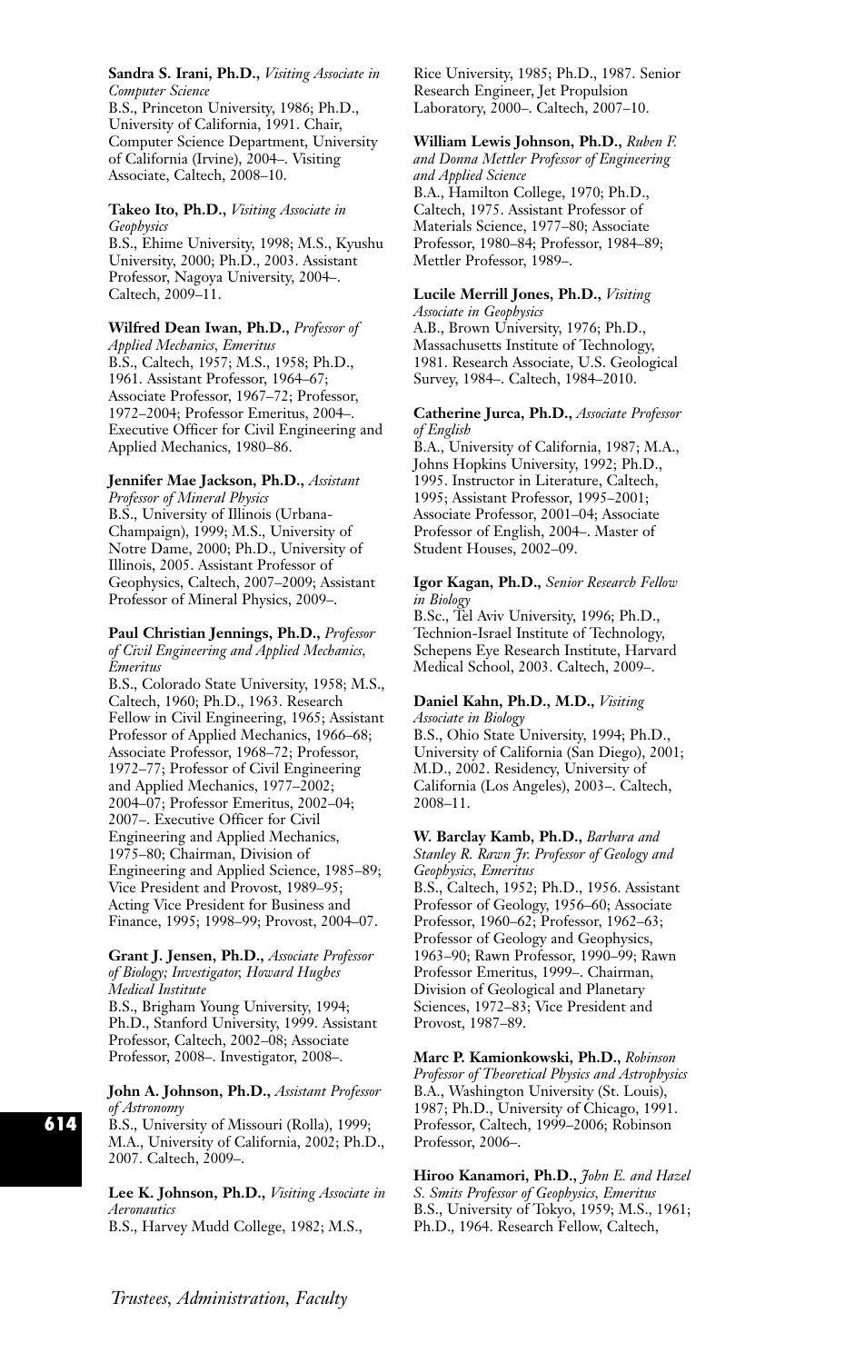**Sandra S. Irani, Ph.D.,** *Visiting Associate in Computer Science*
B.S., Princeton University, 1986; Ph.D., University of California, 1991. Chair, Computer Science Department, University of California (Irvine), 2004–. Visiting Associate, Caltech, 2008–10.

**Takeo Ito, Ph.D.,** *Visiting Associate in Geophysics*
B.S., Ehime University, 1998; M.S., Kyushu University, 2000; Ph.D., 2003. Assistant Professor, Nagoya University, 2004–. Caltech, 2009–11.

**Wilfred Dean Iwan, Ph.D.,** *Professor of Applied Mechanics, Emeritus*
B.S., Caltech, 1957; M.S., 1958; Ph.D., 1961. Assistant Professor, 1964–67; Associate Professor, 1967–72; Professor, 1972–2004; Professor Emeritus, 2004–. Executive Officer for Civil Engineering and Applied Mechanics, 1980–86.

**Jennifer Mae Jackson, Ph.D.,** *Assistant Professor of Mineral Physics*
B.S., University of Illinois (Urbana-Champaign), 1999; M.S., University of Notre Dame, 2000; Ph.D., University of Illinois, 2005. Assistant Professor of Geophysics, Caltech, 2007–2009; Assistant Professor of Mineral Physics, 2009–.

**Paul Christian Jennings, Ph.D.,** *Professor of Civil Engineering and Applied Mechanics, Emeritus*
B.S., Colorado State University, 1958; M.S., Caltech, 1960; Ph.D., 1963. Research Fellow in Civil Engineering, 1965; Assistant Professor of Applied Mechanics, 1966–68; Associate Professor, 1968–72; Professor, 1972–77; Professor of Civil Engineering and Applied Mechanics, 1977–2002; 2004–07; Professor Emeritus, 2002–04; 2007–. Executive Officer for Civil Engineering and Applied Mechanics, 1975–80; Chairman, Division of Engineering and Applied Science, 1985–89; Vice President and Provost, 1989–95; Acting Vice President for Business and Finance, 1995; 1998–99; Provost, 2004–07.

**Grant J. Jensen, Ph.D.,** *Associate Professor of Biology; Investigator, Howard Hughes Medical Institute*
B.S., Brigham Young University, 1994; Ph.D., Stanford University, 1999. Assistant Professor, Caltech, 2002–08; Associate Professor, 2008–. Investigator, 2008–.

**John A. Johnson, Ph.D.,** *Assistant Professor of Astronomy*
B.S., University of Missouri (Rolla), 1999; M.A., University of California, 2002; Ph.D., 2007. Caltech, 2009–.

**Lee K. Johnson, Ph.D.,** *Visiting Associate in Aeronautics*
B.S., Harvey Mudd College, 1982; M.S., Rice University, 1985; Ph.D., 1987. Senior Research Engineer, Jet Propulsion Laboratory, 2000–. Caltech, 2007–10.

**William Lewis Johnson, Ph.D.,** *Ruben F. and Donna Mettler Professor of Engineering and Applied Science*
B.A., Hamilton College, 1970; Ph.D., Caltech, 1975. Assistant Professor of Materials Science, 1977–80; Associate Professor, 1980–84; Professor, 1984–89; Mettler Professor, 1989–.

**Lucile Merrill Jones, Ph.D.,** *Visiting Associate in Geophysics*
A.B., Brown University, 1976; Ph.D., Massachusetts Institute of Technology, 1981. Research Associate, U.S. Geological Survey, 1984–. Caltech, 1984–2010.

**Catherine Jurca, Ph.D.,** *Associate Professor of English*
B.A., University of California, 1987; M.A., Johns Hopkins University, 1992; Ph.D., 1995. Instructor in Literature, Caltech, 1995; Assistant Professor, 1995–2001; Associate Professor, 2001–04; Associate Professor of English, 2004–. Master of Student Houses, 2002–09.

**Igor Kagan, Ph.D.,** *Senior Research Fellow in Biology*
B.Sc., Tel Aviv University, 1996; Ph.D., Technion-Israel Institute of Technology, Schepens Eye Research Institute, Harvard Medical School, 2003. Caltech, 2009–.

**Daniel Kahn, Ph.D., M.D.,** *Visiting Associate in Biology*
B.S., Ohio State University, 1994; Ph.D., University of California (San Diego), 2001; M.D., 2002. Residency, University of California (Los Angeles), 2003–. Caltech, 2008–11.

**W. Barclay Kamb, Ph.D.,** *Barbara and Stanley R. Rawn Jr. Professor of Geology and Geophysics, Emeritus*
B.S., Caltech, 1952; Ph.D., 1956. Assistant Professor of Geology, 1956–60; Associate Professor, 1960–62; Professor, 1962–63; Professor of Geology and Geophysics, 1963–90; Rawn Professor, 1990–99; Rawn Professor Emeritus, 1999–. Chairman, Division of Geological and Planetary Sciences, 1972–83; Vice President and Provost, 1987–89.

**Marc P. Kamionkowski, Ph.D.,** *Robinson Professor of Theoretical Physics and Astrophysics*
B.A., Washington University (St. Louis), 1987; Ph.D., University of Chicago, 1991. Professor, Caltech, 1999–2006; Robinson Professor, 2006–.

**Hiroo Kanamori, Ph.D.,** *John E. and Hazel S. Smits Professor of Geophysics, Emeritus*
B.S., University of Tokyo, 1959; M.S., 1961; Ph.D., 1964. Research Fellow, Caltech,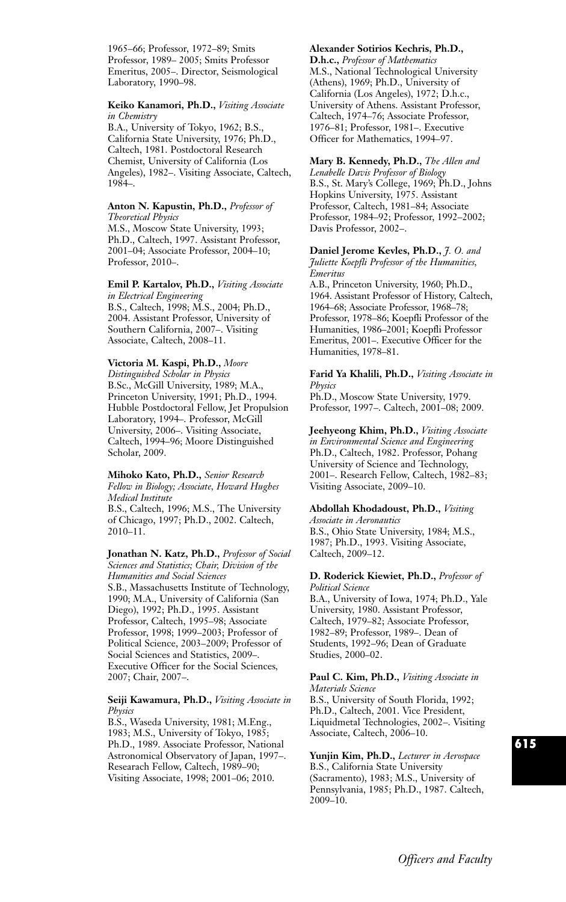1965–66; Professor, 1972–89; Smits Professor, 1989– 2005; Smits Professor Emeritus, 2005–. Director, Seismological Laboratory, 1990–98.

**Keiko Kanamori, Ph.D.,** *Visiting Associate in Chemistry*
B.A., University of Tokyo, 1962; B.S., California State University, 1976; Ph.D., Caltech, 1981. Postdoctoral Research Chemist, University of California (Los Angeles), 1982–. Visiting Associate, Caltech, 1984–.

**Anton N. Kapustin, Ph.D.,** *Professor of Theoretical Physics*
M.S., Moscow State University, 1993; Ph.D., Caltech, 1997. Assistant Professor, 2001–04; Associate Professor, 2004–10; Professor, 2010–.

**Emil P. Kartalov, Ph.D.,** *Visiting Associate in Electrical Engineering*
B.S., Caltech, 1998; M.S., 2004; Ph.D., 2004. Assistant Professor, University of Southern California, 2007–. Visiting Associate, Caltech, 2008–11.

**Victoria M. Kaspi, Ph.D.,** *Moore Distinguished Scholar in Physics*
B.Sc., McGill University, 1989; M.A., Princeton University, 1991; Ph.D., 1994. Hubble Postdoctoral Fellow, Jet Propulsion Laboratory, 1994–. Professor, McGill University, 2006–. Visiting Associate, Caltech, 1994–96; Moore Distinguished Scholar, 2009.

**Mihoko Kato, Ph.D.,** *Senior Research Fellow in Biology; Associate, Howard Hughes Medical Institute*
B.S., Caltech, 1996; M.S., The University of Chicago, 1997; Ph.D., 2002. Caltech, 2010–11.

**Jonathan N. Katz, Ph.D.,** *Professor of Social Sciences and Statistics; Chair, Division of the Humanities and Social Sciences*
S.B., Massachusetts Institute of Technology, 1990; M.A., University of California (San Diego), 1992; Ph.D., 1995. Assistant Professor, Caltech, 1995–98; Associate Professor, 1998; 1999–2003; Professor of Political Science, 2003–2009; Professor of Social Sciences and Statistics, 2009–. Executive Officer for the Social Sciences, 2007; Chair, 2007–.

**Seiji Kawamura, Ph.D.,** *Visiting Associate in Physics*
B.S., Waseda University, 1981; M.Eng., 1983; M.S., University of Tokyo, 1985; Ph.D., 1989. Associate Professor, National Astronomical Observatory of Japan, 1997–. Researach Fellow, Caltech, 1989–90; Visiting Associate, 1998; 2001–06; 2010.

**Alexander Sotirios Kechris, Ph.D., D.h.c.,** *Professor of Mathematics*
M.S., National Technological University (Athens), 1969; Ph.D., University of California (Los Angeles), 1972; D.h.c., University of Athens. Assistant Professor, Caltech, 1974–76; Associate Professor, 1976–81; Professor, 1981–. Executive Officer for Mathematics, 1994–97.

**Mary B. Kennedy, Ph.D.,** *The Allen and Lenabelle Davis Professor of Biology*
B.S., St. Mary's College, 1969; Ph.D., Johns Hopkins University, 1975. Assistant Professor, Caltech, 1981–84; Associate Professor, 1984–92; Professor, 1992–2002; Davis Professor, 2002–.

**Daniel Jerome Kevles, Ph.D.,** *J. O. and Juliette Koepfli Professor of the Humanities, Emeritus*
A.B., Princeton University, 1960; Ph.D., 1964. Assistant Professor of History, Caltech, 1964–68; Associate Professor, 1968–78; Professor, 1978–86; Koepfli Professor of the Humanities, 1986–2001; Koepfli Professor Emeritus, 2001–. Executive Officer for the Humanities, 1978–81.

**Farid Ya Khalili, Ph.D.,** *Visiting Associate in Physics*
Ph.D., Moscow State University, 1979. Professor, 1997–. Caltech, 2001–08; 2009.

**Jeehyeong Khim, Ph.D.,** *Visiting Associate in Environmental Science and Engineering*
Ph.D., Caltech, 1982. Professor, Pohang University of Science and Technology, 2001–. Research Fellow, Caltech, 1982–83; Visiting Associate, 2009–10.

**Abdollah Khodadoust, Ph.D.,** *Visiting Associate in Aeronautics*
B.S., Ohio State University, 1984; M.S., 1987; Ph.D., 1993. Visiting Associate, Caltech, 2009–12.

**D. Roderick Kiewiet, Ph.D.,** *Professor of Political Science*
B.A., University of Iowa, 1974; Ph.D., Yale University, 1980. Assistant Professor, Caltech, 1979–82; Associate Professor, 1982–89; Professor, 1989–. Dean of Students, 1992–96; Dean of Graduate Studies, 2000–02.

**Paul C. Kim, Ph.D.,** *Visiting Associate in Materials Science*
B.S., University of South Florida, 1992; Ph.D., Caltech, 2001. Vice President, Liquidmetal Technologies, 2002–. Visiting Associate, Caltech, 2006–10.

**Yunjin Kim, Ph.D.,** *Lecturer in Aerospace*
B.S., California State University (Sacramento), 1983; M.S., University of Pennsylvania, 1985; Ph.D., 1987. Caltech, 2009–10.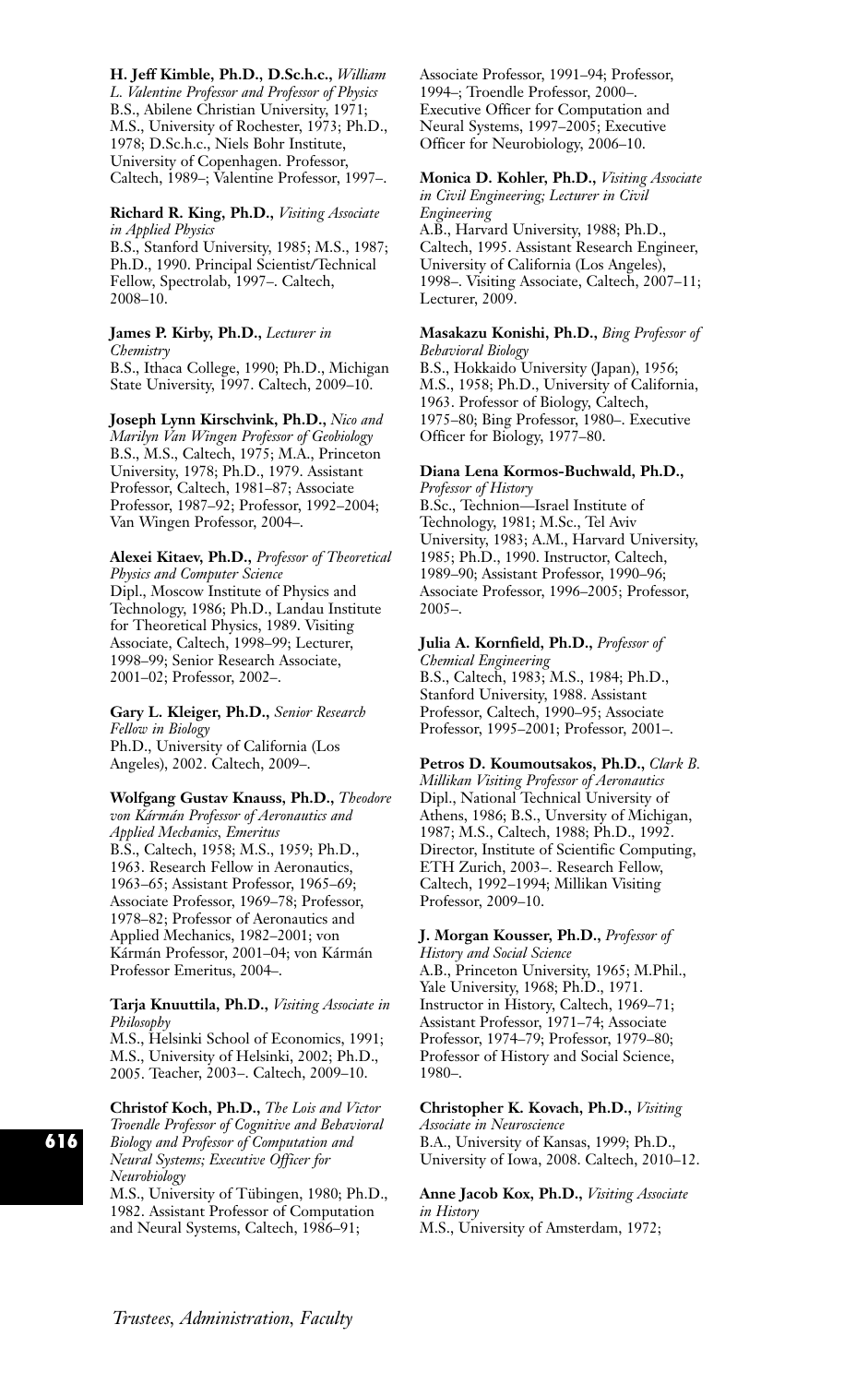**H. Jeff Kimble, Ph.D., D.Sc.h.c.,** *William L. Valentine Professor and Professor of Physics*
B.S., Abilene Christian University, 1971; M.S., University of Rochester, 1973; Ph.D., 1978; D.Sc.h.c., Niels Bohr Institute, University of Copenhagen. Professor, Caltech, 1989–; Valentine Professor, 1997–.

**Richard R. King, Ph.D.,** *Visiting Associate in Applied Physics*
B.S., Stanford University, 1985; M.S., 1987; Ph.D., 1990. Principal Scientist/Technical Fellow, Spectrolab, 1997–. Caltech, 2008–10.

**James P. Kirby, Ph.D.,** *Lecturer in Chemistry*
B.S., Ithaca College, 1990; Ph.D., Michigan State University, 1997. Caltech, 2009–10.

**Joseph Lynn Kirschvink, Ph.D.,** *Nico and Marilyn Van Wingen Professor of Geobiology*
B.S., M.S., Caltech, 1975; M.A., Princeton University, 1978; Ph.D., 1979. Assistant Professor, Caltech, 1981–87; Associate Professor, 1987–92; Professor, 1992–2004; Van Wingen Professor, 2004–.

**Alexei Kitaev, Ph.D.,** *Professor of Theoretical Physics and Computer Science*
Dipl., Moscow Institute of Physics and Technology, 1986; Ph.D., Landau Institute for Theoretical Physics, 1989. Visiting Associate, Caltech, 1998–99; Lecturer, 1998–99; Senior Research Associate, 2001–02; Professor, 2002–.

**Gary L. Kleiger, Ph.D.,** *Senior Research Fellow in Biology*
Ph.D., University of California (Los Angeles), 2002. Caltech, 2009–.

**Wolfgang Gustav Knauss, Ph.D.,** *Theodore von Kármán Professor of Aeronautics and Applied Mechanics, Emeritus*
B.S., Caltech, 1958; M.S., 1959; Ph.D., 1963. Research Fellow in Aeronautics, 1963–65; Assistant Professor, 1965–69; Associate Professor, 1969–78; Professor, 1978–82; Professor of Aeronautics and Applied Mechanics, 1982–2001; von Kármán Professor, 2001–04; von Kármán Professor Emeritus, 2004–.

**Tarja Knuuttila, Ph.D.,** *Visiting Associate in Philosophy*
M.S., Helsinki School of Economics, 1991; M.S., University of Helsinki, 2002; Ph.D., 2005. Teacher, 2003–. Caltech, 2009–10.

**Christof Koch, Ph.D.,** *The Lois and Victor Troendle Professor of Cognitive and Behavioral Biology and Professor of Computation and Neural Systems; Executive Officer for Neurobiology*
M.S., University of Tübingen, 1980; Ph.D., 1982. Assistant Professor of Computation and Neural Systems, Caltech, 1986–91; Associate Professor, 1991–94; Professor, 1994–; Troendle Professor, 2000–. Executive Officer for Computation and Neural Systems, 1997–2005; Executive Officer for Neurobiology, 2006–10.

**Monica D. Kohler, Ph.D.,** *Visiting Associate in Civil Engineering; Lecturer in Civil Engineering*
A.B., Harvard University, 1988; Ph.D., Caltech, 1995. Assistant Research Engineer, University of California (Los Angeles), 1998–. Visiting Associate, Caltech, 2007–11; Lecturer, 2009.

**Masakazu Konishi, Ph.D.,** *Bing Professor of Behavioral Biology*
B.S., Hokkaido University (Japan), 1956; M.S., 1958; Ph.D., University of California, 1963. Professor of Biology, Caltech, 1975–80; Bing Professor, 1980–. Executive Officer for Biology, 1977–80.

**Diana Lena Kormos-Buchwald, Ph.D.,** *Professor of History*
B.Sc., Technion—Israel Institute of Technology, 1981; M.Sc., Tel Aviv University, 1983; A.M., Harvard University, 1985; Ph.D., 1990. Instructor, Caltech, 1989–90; Assistant Professor, 1990–96; Associate Professor, 1996–2005; Professor, 2005–.

**Julia A. Kornfield, Ph.D.,** *Professor of Chemical Engineering*
B.S., Caltech, 1983; M.S., 1984; Ph.D., Stanford University, 1988. Assistant Professor, Caltech, 1990–95; Associate Professor, 1995–2001; Professor, 2001–.

**Petros D. Koumoutsakos, Ph.D.,** *Clark B. Millikan Visiting Professor of Aeronautics*
Dipl., National Technical University of Athens, 1986; B.S., Unversity of Michigan, 1987; M.S., Caltech, 1988; Ph.D., 1992. Director, Institute of Scientific Computing, ETH Zurich, 2003–. Research Fellow, Caltech, 1992–1994; Millikan Visiting Professor, 2009–10.

**J. Morgan Kousser, Ph.D.,** *Professor of History and Social Science*
A.B., Princeton University, 1965; M.Phil., Yale University, 1968; Ph.D., 1971. Instructor in History, Caltech, 1969–71; Assistant Professor, 1971–74; Associate Professor, 1974–79; Professor, 1979–80; Professor of History and Social Science, 1980–.

**Christopher K. Kovach, Ph.D.,** *Visiting Associate in Neuroscience*
B.A., University of Kansas, 1999; Ph.D., University of Iowa, 2008. Caltech, 2010–12.

**Anne Jacob Kox, Ph.D.,** *Visiting Associate in History*
M.S., University of Amsterdam, 1972;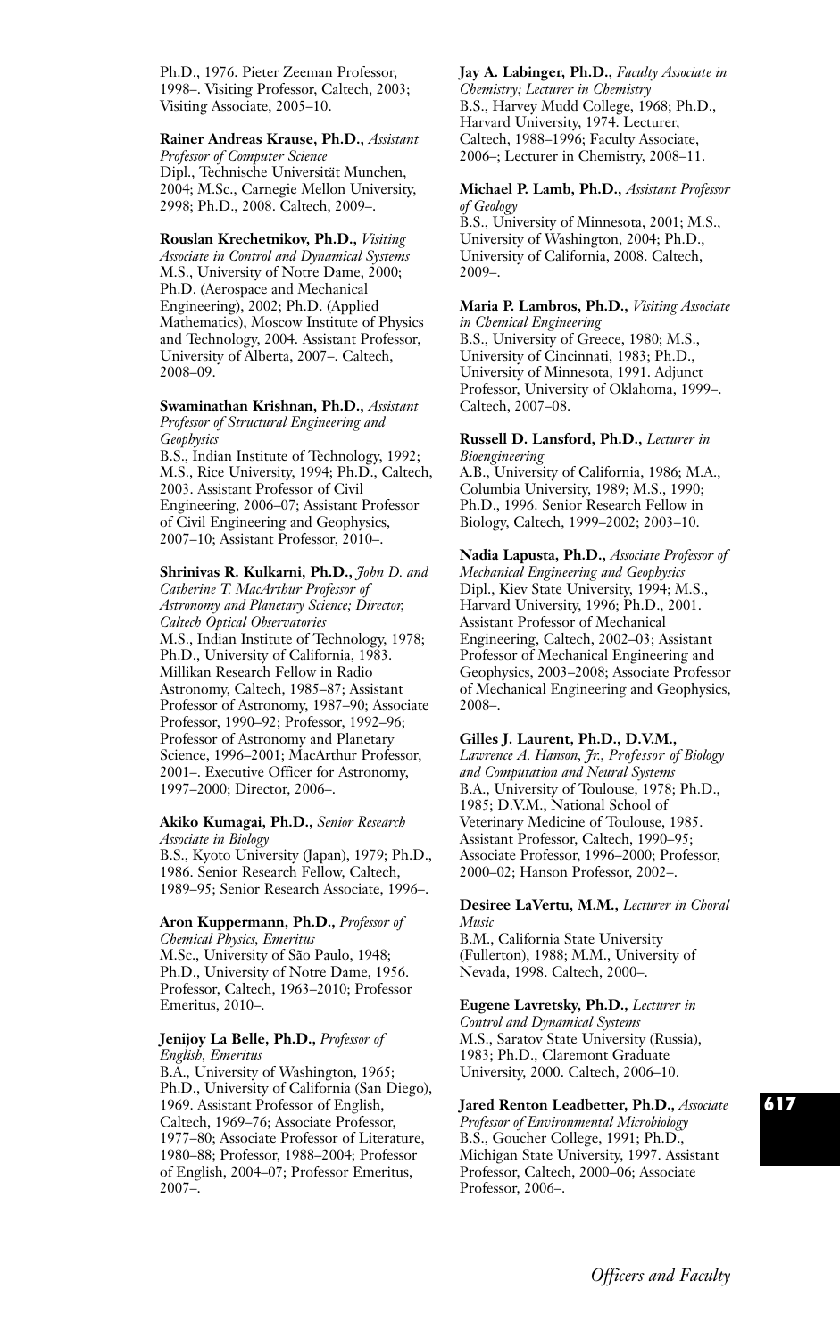Ph.D., 1976. Pieter Zeeman Professor, 1998–. Visiting Professor, Caltech, 2003; Visiting Associate, 2005–10.

**Rainer Andreas Krause, Ph.D.,** *Assistant Professor of Computer Science*
Dipl., Technische Universität Munchen, 2004; M.Sc., Carnegie Mellon University, 2998; Ph.D., 2008. Caltech, 2009–.

**Rouslan Krechetnikov, Ph.D.,** *Visiting Associate in Control and Dynamical Systems*
M.S., University of Notre Dame, 2000; Ph.D. (Aerospace and Mechanical Engineering), 2002; Ph.D. (Applied Mathematics), Moscow Institute of Physics and Technology, 2004. Assistant Professor, University of Alberta, 2007–. Caltech, 2008–09.

**Swaminathan Krishnan, Ph.D.,** *Assistant Professor of Structural Engineering and Geophysics*
B.S., Indian Institute of Technology, 1992; M.S., Rice University, 1994; Ph.D., Caltech, 2003. Assistant Professor of Civil Engineering, 2006–07; Assistant Professor of Civil Engineering and Geophysics, 2007–10; Assistant Professor, 2010–.

**Shrinivas R. Kulkarni, Ph.D.,** *John D. and Catherine T. MacArthur Professor of Astronomy and Planetary Science; Director, Caltech Optical Observatories*
M.S., Indian Institute of Technology, 1978; Ph.D., University of California, 1983. Millikan Research Fellow in Radio Astronomy, Caltech, 1985–87; Assistant Professor of Astronomy, 1987–90; Associate Professor, 1990–92; Professor, 1992–96; Professor of Astronomy and Planetary Science, 1996–2001; MacArthur Professor, 2001–. Executive Officer for Astronomy, 1997–2000; Director, 2006–.

**Akiko Kumagai, Ph.D.,** *Senior Research Associate in Biology*
B.S., Kyoto University (Japan), 1979; Ph.D., 1986. Senior Research Fellow, Caltech, 1989–95; Senior Research Associate, 1996–.

**Aron Kuppermann, Ph.D.,** *Professor of Chemical Physics, Emeritus*
M.Sc., University of São Paulo, 1948; Ph.D., University of Notre Dame, 1956. Professor, Caltech, 1963–2010; Professor Emeritus, 2010–.

**Jenijoy La Belle, Ph.D.,** *Professor of English, Emeritus*
B.A., University of Washington, 1965; Ph.D., University of California (San Diego), 1969. Assistant Professor of English, Caltech, 1969–76; Associate Professor, 1977–80; Associate Professor of Literature, 1980–88; Professor, 1988–2004; Professor of English, 2004–07; Professor Emeritus, 2007–.

**Jay A. Labinger, Ph.D.,** *Faculty Associate in Chemistry; Lecturer in Chemistry*
B.S., Harvey Mudd College, 1968; Ph.D., Harvard University, 1974. Lecturer, Caltech, 1988–1996; Faculty Associate, 2006–; Lecturer in Chemistry, 2008–11.

**Michael P. Lamb, Ph.D.,** *Assistant Professor of Geology*
B.S., University of Minnesota, 2001; M.S., University of Washington, 2004; Ph.D., University of California, 2008. Caltech, 2009–.

**Maria P. Lambros, Ph.D.,** *Visiting Associate in Chemical Engineering*
B.S., University of Greece, 1980; M.S., University of Cincinnati, 1983; Ph.D., University of Minnesota, 1991. Adjunct Professor, University of Oklahoma, 1999–. Caltech, 2007–08.

**Russell D. Lansford, Ph.D.,** *Lecturer in Bioengineering*
A.B., University of California, 1986; M.A., Columbia University, 1989; M.S., 1990; Ph.D., 1996. Senior Research Fellow in Biology, Caltech, 1999–2002; 2003–10.

**Nadia Lapusta, Ph.D.,** *Associate Professor of Mechanical Engineering and Geophysics*
Dipl., Kiev State University, 1994; M.S., Harvard University, 1996; Ph.D., 2001. Assistant Professor of Mechanical Engineering, Caltech, 2002–03; Assistant Professor of Mechanical Engineering and Geophysics, 2003–2008; Associate Professor of Mechanical Engineering and Geophysics, 2008–.

**Gilles J. Laurent, Ph.D., D.V.M.,** *Lawrence A. Hanson, Jr., Professor of Biology and Computation and Neural Systems*
B.A., University of Toulouse, 1978; Ph.D., 1985; D.V.M., National School of Veterinary Medicine of Toulouse, 1985. Assistant Professor, Caltech, 1990–95; Associate Professor, 1996–2000; Professor, 2000–02; Hanson Professor, 2002–.

**Desiree LaVertu, M.M.,** *Lecturer in Choral Music*
B.M., California State University (Fullerton), 1988; M.M., University of Nevada, 1998. Caltech, 2000–.

**Eugene Lavretsky, Ph.D.,** *Lecturer in Control and Dynamical Systems*
M.S., Saratov State University (Russia), 1983; Ph.D., Claremont Graduate University, 2000. Caltech, 2006–10.

**Jared Renton Leadbetter, Ph.D.,** *Associate Professor of Environmental Microbiology*
B.S., Goucher College, 1991; Ph.D., Michigan State University, 1997. Assistant Professor, Caltech, 2000–06; Associate Professor, 2006–.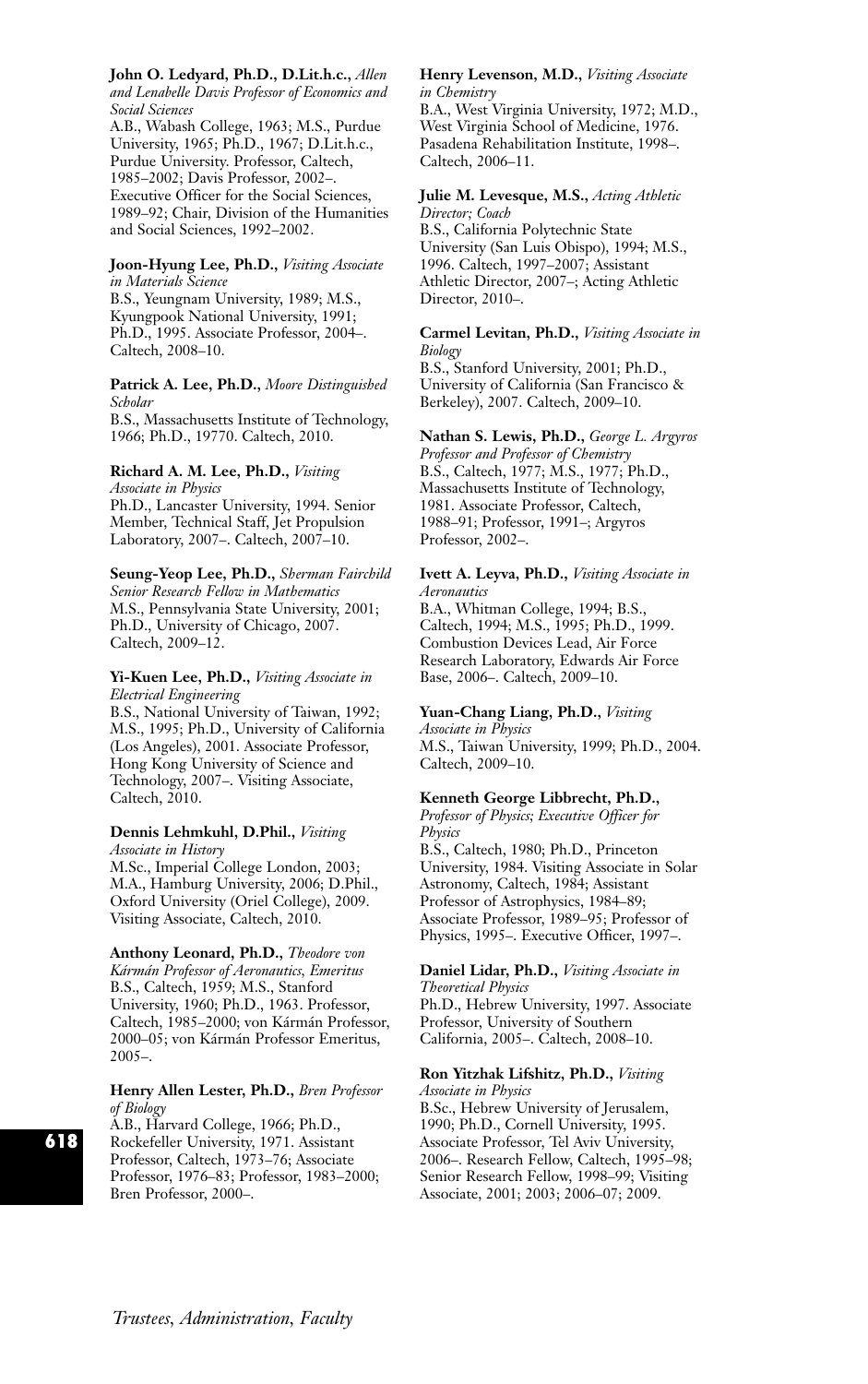**John O. Ledyard, Ph.D., D.Lit.h.c.,** *Allen and Lenabelle Davis Professor of Economics and Social Sciences*
A.B., Wabash College, 1963; M.S., Purdue University, 1965; Ph.D., 1967; D.Lit.h.c., Purdue University. Professor, Caltech, 1985–2002; Davis Professor, 2002–. Executive Officer for the Social Sciences, 1989–92; Chair, Division of the Humanities and Social Sciences, 1992–2002.

**Joon-Hyung Lee, Ph.D.,** *Visiting Associate in Materials Science*
B.S., Yeungnam University, 1989; M.S., Kyungpook National University, 1991; Ph.D., 1995. Associate Professor, 2004–. Caltech, 2008–10.

**Patrick A. Lee, Ph.D.,** *Moore Distinguished Scholar*
B.S., Massachusetts Institute of Technology, 1966; Ph.D., 19770. Caltech, 2010.

**Richard A. M. Lee, Ph.D.,** *Visiting Associate in Physics*
Ph.D., Lancaster University, 1994. Senior Member, Technical Staff, Jet Propulsion Laboratory, 2007–. Caltech, 2007–10.

**Seung-Yeop Lee, Ph.D.,** *Sherman Fairchild Senior Research Fellow in Mathematics*
M.S., Pennsylvania State University, 2001; Ph.D., University of Chicago, 2007. Caltech, 2009–12.

**Yi-Kuen Lee, Ph.D.,** *Visiting Associate in Electrical Engineering*
B.S., National University of Taiwan, 1992; M.S., 1995; Ph.D., University of California (Los Angeles), 2001. Associate Professor, Hong Kong University of Science and Technology, 2007–. Visiting Associate, Caltech, 2010.

**Dennis Lehmkuhl, D.Phil.,** *Visiting Associate in History*
M.Sc., Imperial College London, 2003; M.A., Hamburg University, 2006; D.Phil., Oxford University (Oriel College), 2009. Visiting Associate, Caltech, 2010.

**Anthony Leonard, Ph.D.,** *Theodore von Kármán Professor of Aeronautics, Emeritus*
B.S., Caltech, 1959; M.S., Stanford University, 1960; Ph.D., 1963. Professor, Caltech, 1985–2000; von Kármán Professor, 2000–05; von Kármán Professor Emeritus, 2005–.

**Henry Allen Lester, Ph.D.,** *Bren Professor of Biology*
A.B., Harvard College, 1966; Ph.D., Rockefeller University, 1971. Assistant Professor, Caltech, 1973–76; Associate Professor, 1976–83; Professor, 1983–2000; Bren Professor, 2000–.

**Henry Levenson, M.D.,** *Visiting Associate in Chemistry*
B.A., West Virginia University, 1972; M.D., West Virginia School of Medicine, 1976. Pasadena Rehabilitation Institute, 1998–. Caltech, 2006–11.

**Julie M. Levesque, M.S.,** *Acting Athletic Director; Coach*
B.S., California Polytechnic State University (San Luis Obispo), 1994; M.S., 1996. Caltech, 1997–2007; Assistant Athletic Director, 2007–; Acting Athletic Director, 2010–.

**Carmel Levitan, Ph.D.,** *Visiting Associate in Biology*
B.S., Stanford University, 2001; Ph.D., University of California (San Francisco & Berkeley), 2007. Caltech, 2009–10.

**Nathan S. Lewis, Ph.D.,** *George L. Argyros Professor and Professor of Chemistry*
B.S., Caltech, 1977; M.S., 1977; Ph.D., Massachusetts Institute of Technology, 1981. Associate Professor, Caltech, 1988–91; Professor, 1991–; Argyros Professor, 2002–.

**Ivett A. Leyva, Ph.D.,** *Visiting Associate in Aeronautics*
B.A., Whitman College, 1994; B.S., Caltech, 1994; M.S., 1995; Ph.D., 1999. Combustion Devices Lead, Air Force Research Laboratory, Edwards Air Force Base, 2006–. Caltech, 2009–10.

**Yuan-Chang Liang, Ph.D.,** *Visiting Associate in Physics*
M.S., Taiwan University, 1999; Ph.D., 2004. Caltech, 2009–10.

**Kenneth George Libbrecht, Ph.D.,** *Professor of Physics; Executive Officer for Physics*
B.S., Caltech, 1980; Ph.D., Princeton University, 1984. Visiting Associate in Solar Astronomy, Caltech, 1984; Assistant Professor of Astrophysics, 1984–89; Associate Professor, 1989–95; Professor of Physics, 1995–. Executive Officer, 1997–.

**Daniel Lidar, Ph.D.,** *Visiting Associate in Theoretical Physics*
Ph.D., Hebrew University, 1997. Associate Professor, University of Southern California, 2005–. Caltech, 2008–10.

**Ron Yitzhak Lifshitz, Ph.D.,** *Visiting Associate in Physics*
B.Sc., Hebrew University of Jerusalem, 1990; Ph.D., Cornell University, 1995. Associate Professor, Tel Aviv University, 2006–. Research Fellow, Caltech, 1995–98; Senior Research Fellow, 1998–99; Visiting Associate, 2001; 2003; 2006–07; 2009.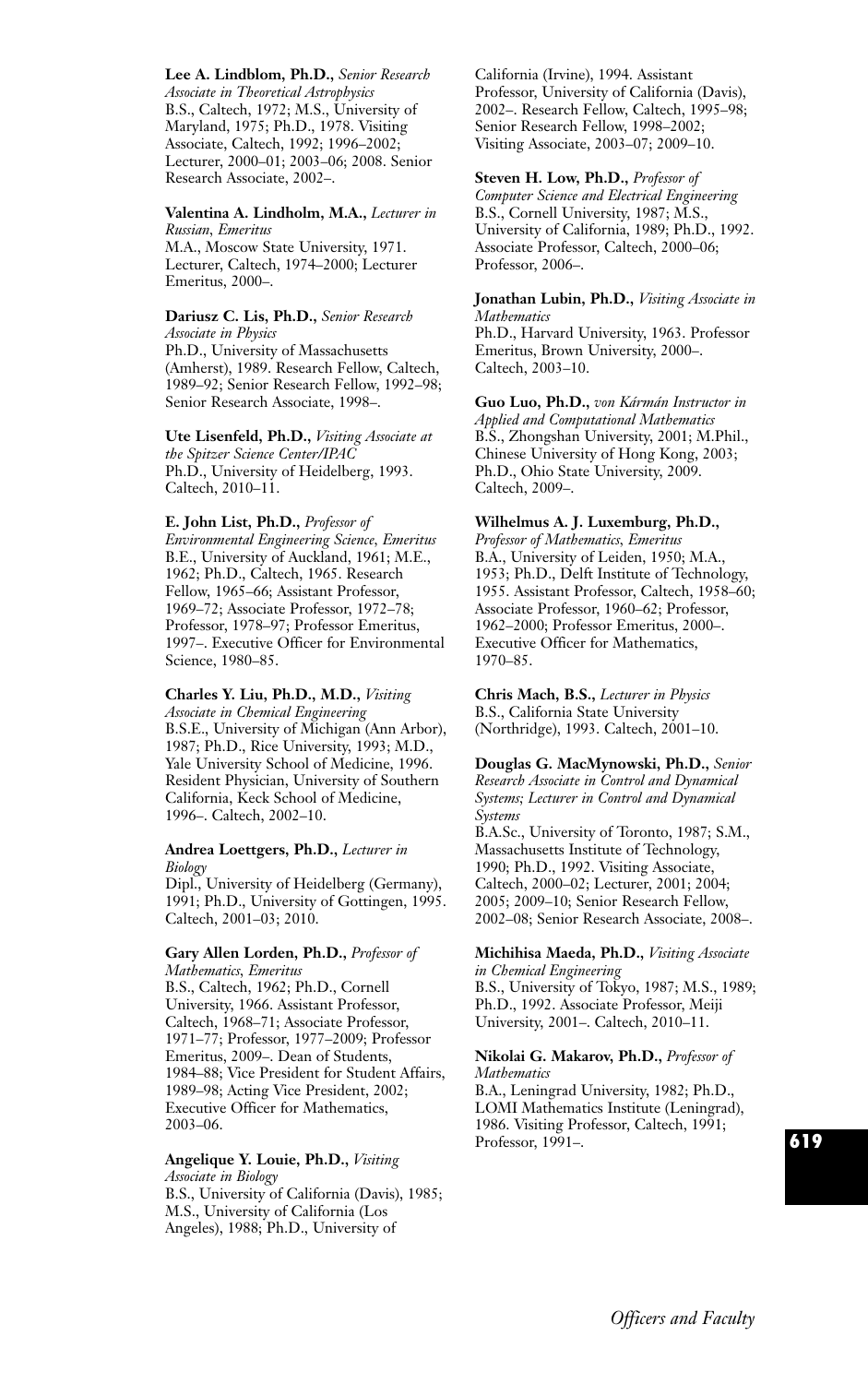**Lee A. Lindblom, Ph.D.,** *Senior Research Associate in Theoretical Astrophysics*
B.S., Caltech, 1972; M.S., University of Maryland, 1975; Ph.D., 1978. Visiting Associate, Caltech, 1992; 1996–2002; Lecturer, 2000–01; 2003–06; 2008. Senior Research Associate, 2002–.

**Valentina A. Lindholm, M.A.,** *Lecturer in Russian, Emeritus*
M.A., Moscow State University, 1971. Lecturer, Caltech, 1974–2000; Lecturer Emeritus, 2000–.

**Dariusz C. Lis, Ph.D.,** *Senior Research Associate in Physics*
Ph.D., University of Massachusetts (Amherst), 1989. Research Fellow, Caltech, 1989–92; Senior Research Fellow, 1992–98; Senior Research Associate, 1998–.

**Ute Lisenfeld, Ph.D.,** *Visiting Associate at the Spitzer Science Center/IPAC*
Ph.D., University of Heidelberg, 1993. Caltech, 2010–11.

**E. John List, Ph.D.,** *Professor of Environmental Engineering Science, Emeritus*
B.E., University of Auckland, 1961; M.E., 1962; Ph.D., Caltech, 1965. Research Fellow, 1965–66; Assistant Professor, 1969–72; Associate Professor, 1972–78; Professor, 1978–97; Professor Emeritus, 1997–. Executive Officer for Environmental Science, 1980–85.

**Charles Y. Liu, Ph.D., M.D.,** *Visiting Associate in Chemical Engineering*
B.S.E., University of Michigan (Ann Arbor), 1987; Ph.D., Rice University, 1993; M.D., Yale University School of Medicine, 1996. Resident Physician, University of Southern California, Keck School of Medicine, 1996–. Caltech, 2002–10.

**Andrea Loettgers, Ph.D.,** *Lecturer in Biology*
Dipl., University of Heidelberg (Germany), 1991; Ph.D., University of Gottingen, 1995. Caltech, 2001–03; 2010.

**Gary Allen Lorden, Ph.D.,** *Professor of Mathematics, Emeritus*
B.S., Caltech, 1962; Ph.D., Cornell University, 1966. Assistant Professor, Caltech, 1968–71; Associate Professor, 1971–77; Professor, 1977–2009; Professor Emeritus, 2009–. Dean of Students, 1984–88; Vice President for Student Affairs, 1989–98; Acting Vice President, 2002; Executive Officer for Mathematics, 2003–06.

**Angelique Y. Louie, Ph.D.,** *Visiting Associate in Biology*
B.S., University of California (Davis), 1985; M.S., University of California (Los Angeles), 1988; Ph.D., University of California (Irvine), 1994. Assistant Professor, University of California (Davis), 2002–. Research Fellow, Caltech, 1995–98; Senior Research Fellow, 1998–2002; Visiting Associate, 2003–07; 2009–10.

**Steven H. Low, Ph.D.,** *Professor of Computer Science and Electrical Engineering*
B.S., Cornell University, 1987; M.S., University of California, 1989; Ph.D., 1992. Associate Professor, Caltech, 2000–06; Professor, 2006–.

**Jonathan Lubin, Ph.D.,** *Visiting Associate in Mathematics*
Ph.D., Harvard University, 1963. Professor Emeritus, Brown University, 2000–. Caltech, 2003–10.

**Guo Luo, Ph.D.,** *von Kármán Instructor in Applied and Computational Mathematics*
B.S., Zhongshan University, 2001; M.Phil., Chinese University of Hong Kong, 2003; Ph.D., Ohio State University, 2009. Caltech, 2009–.

**Wilhelmus A. J. Luxemburg, Ph.D.,** *Professor of Mathematics, Emeritus*
B.A., University of Leiden, 1950; M.A., 1953; Ph.D., Delft Institute of Technology, 1955. Assistant Professor, Caltech, 1958–60; Associate Professor, 1960–62; Professor, 1962–2000; Professor Emeritus, 2000–. Executive Officer for Mathematics, 1970–85.

**Chris Mach, B.S.,** *Lecturer in Physics*
B.S., California State University (Northridge), 1993. Caltech, 2001–10.

**Douglas G. MacMynowski, Ph.D.,** *Senior Research Associate in Control and Dynamical Systems; Lecturer in Control and Dynamical Systems*
B.A.Sc., University of Toronto, 1987; S.M., Massachusetts Institute of Technology, 1990; Ph.D., 1992. Visiting Associate, Caltech, 2000–02; Lecturer, 2001; 2004; 2005; 2009–10; Senior Research Fellow, 2002–08; Senior Research Associate, 2008–.

**Michihisa Maeda, Ph.D.,** *Visiting Associate in Chemical Engineering*
B.S., University of Tokyo, 1987; M.S., 1989; Ph.D., 1992. Associate Professor, Meiji University, 2001–. Caltech, 2010–11.

**Nikolai G. Makarov, Ph.D.,** *Professor of Mathematics*
B.A., Leningrad University, 1982; Ph.D., LOMI Mathematics Institute (Leningrad), 1986. Visiting Professor, Caltech, 1991; Professor, 1991–.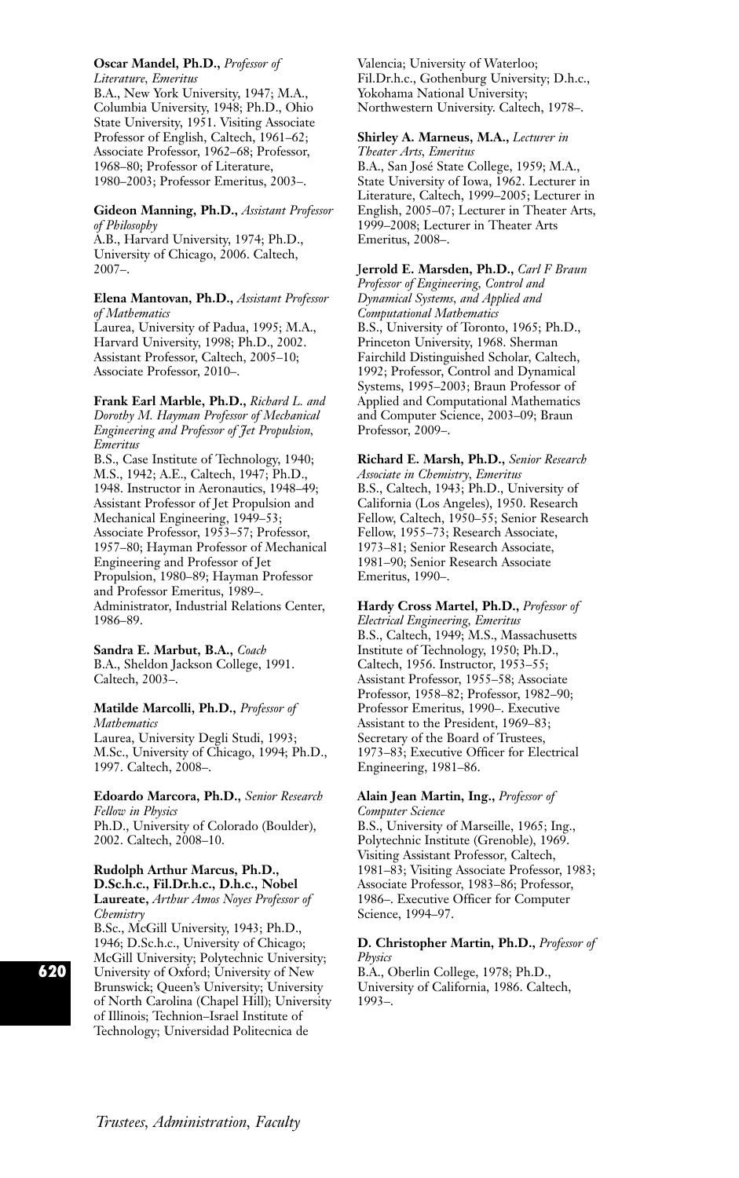**Oscar Mandel, Ph.D.,** *Professor of Literature, Emeritus*
B.A., New York University, 1947; M.A., Columbia University, 1948; Ph.D., Ohio State University, 1951. Visiting Associate Professor of English, Caltech, 1961–62; Associate Professor, 1962–68; Professor, 1968–80; Professor of Literature, 1980–2003; Professor Emeritus, 2003–.

**Gideon Manning, Ph.D.,** *Assistant Professor of Philosophy*
A.B., Harvard University, 1974; Ph.D., University of Chicago, 2006. Caltech, 2007–.

**Elena Mantovan, Ph.D.,** *Assistant Professor of Mathematics*
Laurea, University of Padua, 1995; M.A., Harvard University, 1998; Ph.D., 2002. Assistant Professor, Caltech, 2005–10; Associate Professor, 2010–.

**Frank Earl Marble, Ph.D.,** *Richard L. and Dorothy M. Hayman Professor of Mechanical Engineering and Professor of Jet Propulsion, Emeritus*
B.S., Case Institute of Technology, 1940; M.S., 1942; A.E., Caltech, 1947; Ph.D., 1948. Instructor in Aeronautics, 1948–49; Assistant Professor of Jet Propulsion and Mechanical Engineering, 1949–53; Associate Professor, 1953–57; Professor, 1957–80; Hayman Professor of Mechanical Engineering and Professor of Jet Propulsion, 1980–89; Hayman Professor and Professor Emeritus, 1989–. Administrator, Industrial Relations Center, 1986–89.

**Sandra E. Marbut, B.A.,** *Coach*
B.A., Sheldon Jackson College, 1991. Caltech, 2003–.

**Matilde Marcolli, Ph.D.,** *Professor of Mathematics*
Laurea, University Degli Studi, 1993; M.Sc., University of Chicago, 1994; Ph.D., 1997. Caltech, 2008–.

**Edoardo Marcora, Ph.D.,** *Senior Research Fellow in Physics*
Ph.D., University of Colorado (Boulder), 2002. Caltech, 2008–10.

**Rudolph Arthur Marcus, Ph.D., D.Sc.h.c., Fil.Dr.h.c., D.h.c., Nobel Laureate,** *Arthur Amos Noyes Professor of Chemistry*
B.Sc., McGill University, 1943; Ph.D., 1946; D.Sc.h.c., University of Chicago; McGill University; Polytechnic University; University of Oxford; University of New Brunswick; Queen's University; University of North Carolina (Chapel Hill); University of Illinois; Technion–Israel Institute of Technology; Universidad Politecnica de Valencia; University of Waterloo; Fil.Dr.h.c., Gothenburg University; D.h.c., Yokohama National University; Northwestern University. Caltech, 1978–.

**Shirley A. Marneus, M.A.,** *Lecturer in Theater Arts, Emeritus*
B.A., San José State College, 1959; M.A., State University of Iowa, 1962. Lecturer in Literature, Caltech, 1999–2005; Lecturer in English, 2005–07; Lecturer in Theater Arts, 1999–2008; Lecturer in Theater Arts Emeritus, 2008–.

**Jerrold E. Marsden, Ph.D.,** *Carl F Braun Professor of Engineering, Control and Dynamical Systems, and Applied and Computational Mathematics*
B.S., University of Toronto, 1965; Ph.D., Princeton University, 1968. Sherman Fairchild Distinguished Scholar, Caltech, 1992; Professor, Control and Dynamical Systems, 1995–2003; Braun Professor of Applied and Computational Mathematics and Computer Science, 2003–09; Braun Professor, 2009–.

**Richard E. Marsh, Ph.D.,** *Senior Research Associate in Chemistry, Emeritus*
B.S., Caltech, 1943; Ph.D., University of California (Los Angeles), 1950. Research Fellow, Caltech, 1950–55; Senior Research Fellow, 1955–73; Research Associate, 1973–81; Senior Research Associate, 1981–90; Senior Research Associate Emeritus, 1990–.

**Hardy Cross Martel, Ph.D.,** *Professor of Electrical Engineering, Emeritus*
B.S., Caltech, 1949; M.S., Massachusetts Institute of Technology, 1950; Ph.D., Caltech, 1956. Instructor, 1953–55; Assistant Professor, 1955–58; Associate Professor, 1958–82; Professor, 1982–90; Professor Emeritus, 1990–. Executive Assistant to the President, 1969–83; Secretary of the Board of Trustees, 1973–83; Executive Officer for Electrical Engineering, 1981–86.

**Alain Jean Martin, Ing.,** *Professor of Computer Science*
B.S., University of Marseille, 1965; Ing., Polytechnic Institute (Grenoble), 1969. Visiting Assistant Professor, Caltech, 1981–83; Visiting Associate Professor, 1983; Associate Professor, 1983–86; Professor, 1986–. Executive Officer for Computer Science, 1994–97.

**D. Christopher Martin, Ph.D.,** *Professor of Physics*
B.A., Oberlin College, 1978; Ph.D., University of California, 1986. Caltech, 1993–.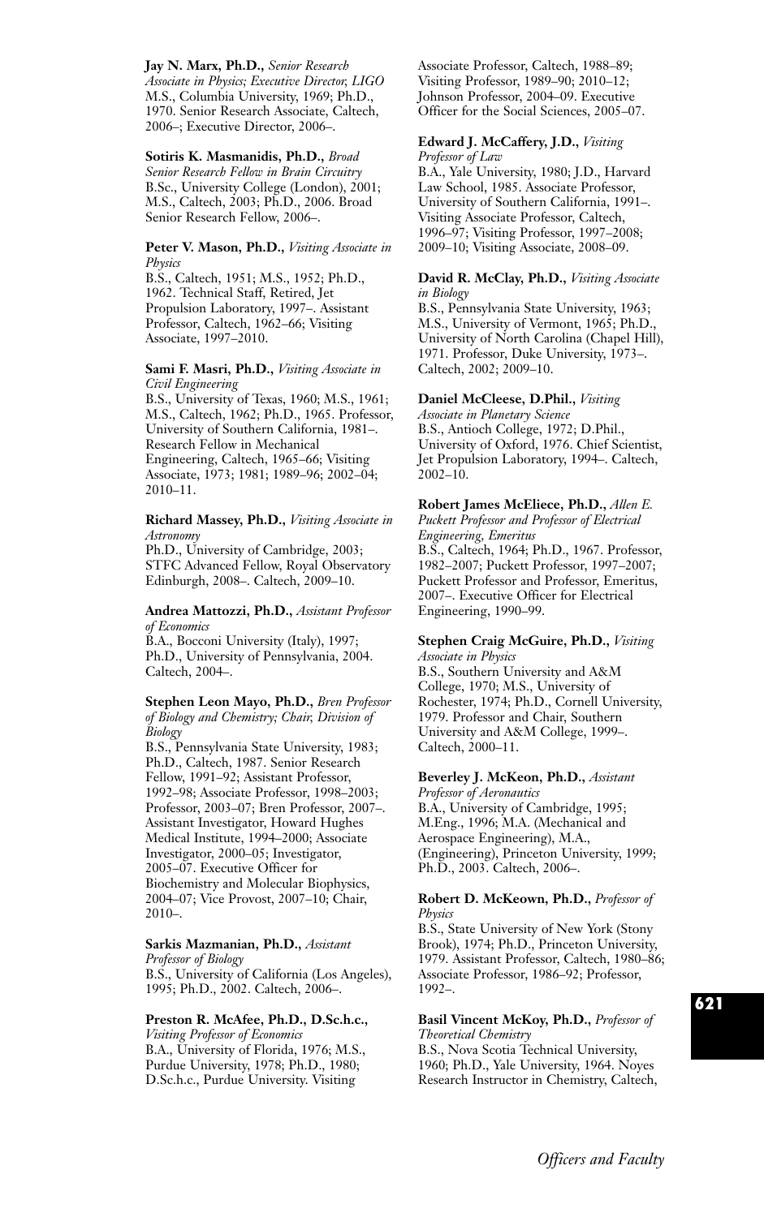**Jay N. Marx, Ph.D.,** *Senior Research Associate in Physics; Executive Director, LIGO*
M.S., Columbia University, 1969; Ph.D., 1970. Senior Research Associate, Caltech, 2006–; Executive Director, 2006–.

**Sotiris K. Masmanidis, Ph.D.,** *Broad Senior Research Fellow in Brain Circuitry*
B.Sc., University College (London), 2001; M.S., Caltech, 2003; Ph.D., 2006. Broad Senior Research Fellow, 2006–.

**Peter V. Mason, Ph.D.,** *Visiting Associate in Physics*
B.S., Caltech, 1951; M.S., 1952; Ph.D., 1962. Technical Staff, Retired, Jet Propulsion Laboratory, 1997–. Assistant Professor, Caltech, 1962–66; Visiting Associate, 1997–2010.

**Sami F. Masri, Ph.D.,** *Visiting Associate in Civil Engineering*
B.S., University of Texas, 1960; M.S., 1961; M.S., Caltech, 1962; Ph.D., 1965. Professor, University of Southern California, 1981–. Research Fellow in Mechanical Engineering, Caltech, 1965–66; Visiting Associate, 1973; 1981; 1989–96; 2002–04; 2010–11.

**Richard Massey, Ph.D.,** *Visiting Associate in Astronomy*
Ph.D., University of Cambridge, 2003; STFC Advanced Fellow, Royal Observatory Edinburgh, 2008–. Caltech, 2009–10.

**Andrea Mattozzi, Ph.D.,** *Assistant Professor of Economics*
B.A., Bocconi University (Italy), 1997; Ph.D., University of Pennsylvania, 2004. Caltech, 2004–.

**Stephen Leon Mayo, Ph.D.,** *Bren Professor of Biology and Chemistry; Chair, Division of Biology*
B.S., Pennsylvania State University, 1983; Ph.D., Caltech, 1987. Senior Research Fellow, 1991–92; Assistant Professor, 1992–98; Associate Professor, 1998–2003; Professor, 2003–07; Bren Professor, 2007–. Assistant Investigator, Howard Hughes Medical Institute, 1994–2000; Associate Investigator, 2000–05; Investigator, 2005–07. Executive Officer for Biochemistry and Molecular Biophysics, 2004–07; Vice Provost, 2007–10; Chair, 2010–.

**Sarkis Mazmanian, Ph.D.,** *Assistant Professor of Biology*
B.S., University of California (Los Angeles), 1995; Ph.D., 2002. Caltech, 2006–.

**Preston R. McAfee, Ph.D., D.Sc.h.c.,** *Visiting Professor of Economics*
B.A., University of Florida, 1976; M.S., Purdue University, 1978; Ph.D., 1980; D.Sc.h.c., Purdue University. Visiting Associate Professor, Caltech, 1988–89; Visiting Professor, 1989–90; 2010–12; Johnson Professor, 2004–09. Executive Officer for the Social Sciences, 2005–07.

**Edward J. McCaffery, J.D.,** *Visiting Professor of Law*
B.A., Yale University, 1980; J.D., Harvard Law School, 1985. Associate Professor, University of Southern California, 1991–. Visiting Associate Professor, Caltech, 1996–97; Visiting Professor, 1997–2008; 2009–10; Visiting Associate, 2008–09.

**David R. McClay, Ph.D.,** *Visiting Associate in Biology*
B.S., Pennsylvania State University, 1963; M.S., University of Vermont, 1965; Ph.D., University of North Carolina (Chapel Hill), 1971. Professor, Duke University, 1973–. Caltech, 2002; 2009–10.

**Daniel McCleese, D.Phil.,** *Visiting Associate in Planetary Science*
B.S., Antioch College, 1972; D.Phil., University of Oxford, 1976. Chief Scientist, Jet Propulsion Laboratory, 1994–. Caltech, 2002–10.

**Robert James McEliece, Ph.D.,** *Allen E. Puckett Professor and Professor of Electrical Engineering, Emeritus*
B.S., Caltech, 1964; Ph.D., 1967. Professor, 1982–2007; Puckett Professor, 1997–2007; Puckett Professor and Professor, Emeritus, 2007–. Executive Officer for Electrical Engineering, 1990–99.

**Stephen Craig McGuire, Ph.D.,** *Visiting Associate in Physics*
B.S., Southern University and A&M College, 1970; M.S., University of Rochester, 1974; Ph.D., Cornell University, 1979. Professor and Chair, Southern University and A&M College, 1999–. Caltech, 2000–11.

**Beverley J. McKeon, Ph.D.,** *Assistant Professor of Aeronautics*
B.A., University of Cambridge, 1995; M.Eng., 1996; M.A. (Mechanical and Aerospace Engineering), M.A., (Engineering), Princeton University, 1999; Ph.D., 2003. Caltech, 2006–.

**Robert D. McKeown, Ph.D.,** *Professor of Physics*
B.S., State University of New York (Stony Brook), 1974; Ph.D., Princeton University, 1979. Assistant Professor, Caltech, 1980–86; Associate Professor, 1986–92; Professor, 1992–.

**Basil Vincent McKoy, Ph.D.,** *Professor of Theoretical Chemistry*
B.S., Nova Scotia Technical University, 1960; Ph.D., Yale University, 1964. Noyes Research Instructor in Chemistry, Caltech,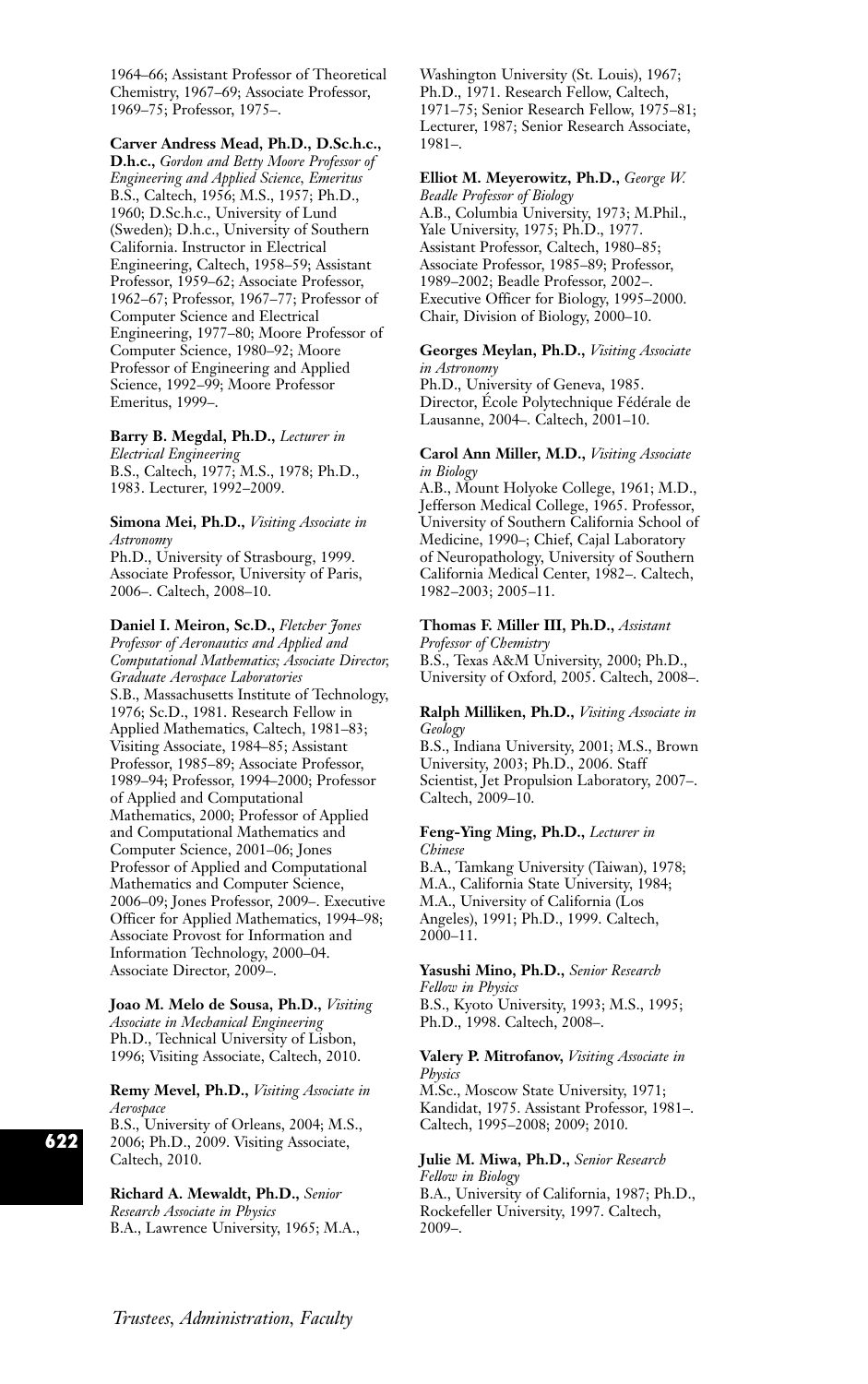1964–66; Assistant Professor of Theoretical Chemistry, 1967–69; Associate Professor, 1969–75; Professor, 1975–.

**Carver Andress Mead, Ph.D., D.Sc.h.c., D.h.c.,** *Gordon and Betty Moore Professor of Engineering and Applied Science, Emeritus*
B.S., Caltech, 1956; M.S., 1957; Ph.D., 1960; D.Sc.h.c., University of Lund (Sweden); D.h.c., University of Southern California. Instructor in Electrical Engineering, Caltech, 1958–59; Assistant Professor, 1959–62; Associate Professor, 1962–67; Professor, 1967–77; Professor of Computer Science and Electrical Engineering, 1977–80; Moore Professor of Computer Science, 1980–92; Moore Professor of Engineering and Applied Science, 1992–99; Moore Professor Emeritus, 1999–.

**Barry B. Megdal, Ph.D.,** *Lecturer in Electrical Engineering*
B.S., Caltech, 1977; M.S., 1978; Ph.D., 1983. Lecturer, 1992–2009.

**Simona Mei, Ph.D.,** *Visiting Associate in Astronomy*
Ph.D., University of Strasbourg, 1999. Associate Professor, University of Paris, 2006–. Caltech, 2008–10.

**Daniel I. Meiron, Sc.D.,** *Fletcher Jones Professor of Aeronautics and Applied and Computational Mathematics; Associate Director, Graduate Aerospace Laboratories*
S.B., Massachusetts Institute of Technology, 1976; Sc.D., 1981. Research Fellow in Applied Mathematics, Caltech, 1981–83; Visiting Associate, 1984–85; Assistant Professor, 1985–89; Associate Professor, 1989–94; Professor, 1994–2000; Professor of Applied and Computational Mathematics, 2000; Professor of Applied and Computational Mathematics and Computer Science, 2001–06; Jones Professor of Applied and Computational Mathematics and Computer Science, 2006–09; Jones Professor, 2009–. Executive Officer for Applied Mathematics, 1994–98; Associate Provost for Information and Information Technology, 2000–04. Associate Director, 2009–.

**Joao M. Melo de Sousa, Ph.D.,** *Visiting Associate in Mechanical Engineering*
Ph.D., Technical University of Lisbon, 1996; Visiting Associate, Caltech, 2010.

**Remy Mevel, Ph.D.,** *Visiting Associate in Aerospace*
B.S., University of Orleans, 2004; M.S., 2006; Ph.D., 2009. Visiting Associate, Caltech, 2010.

**Richard A. Mewaldt, Ph.D.,** *Senior Research Associate in Physics*
B.A., Lawrence University, 1965; M.A., Washington University (St. Louis), 1967; Ph.D., 1971. Research Fellow, Caltech, 1971–75; Senior Research Fellow, 1975–81; Lecturer, 1987; Senior Research Associate, 1981–.

**Elliot M. Meyerowitz, Ph.D.,** *George W. Beadle Professor of Biology*
A.B., Columbia University, 1973; M.Phil., Yale University, 1975; Ph.D., 1977. Assistant Professor, Caltech, 1980–85; Associate Professor, 1985–89; Professor, 1989–2002; Beadle Professor, 2002–. Executive Officer for Biology, 1995–2000. Chair, Division of Biology, 2000–10.

**Georges Meylan, Ph.D.,** *Visiting Associate in Astronomy*
Ph.D., University of Geneva, 1985. Director, École Polytechnique Fédérale de Lausanne, 2004–. Caltech, 2001–10.

**Carol Ann Miller, M.D.,** *Visiting Associate in Biology*
A.B., Mount Holyoke College, 1961; M.D., Jefferson Medical College, 1965. Professor, University of Southern California School of Medicine, 1990–; Chief, Cajal Laboratory of Neuropathology, University of Southern California Medical Center, 1982–. Caltech, 1982–2003; 2005–11.

**Thomas F. Miller III, Ph.D.,** *Assistant Professor of Chemistry*
B.S., Texas A&M University, 2000; Ph.D., University of Oxford, 2005. Caltech, 2008–.

**Ralph Milliken, Ph.D.,** *Visiting Associate in Geology*
B.S., Indiana University, 2001; M.S., Brown University, 2003; Ph.D., 2006. Staff Scientist, Jet Propulsion Laboratory, 2007–. Caltech, 2009–10.

**Feng-Ying Ming, Ph.D.,** *Lecturer in Chinese*
B.A., Tamkang University (Taiwan), 1978; M.A., California State University, 1984; M.A., University of California (Los Angeles), 1991; Ph.D., 1999. Caltech, 2000–11.

**Yasushi Mino, Ph.D.,** *Senior Research Fellow in Physics*
B.S., Kyoto University, 1993; M.S., 1995; Ph.D., 1998. Caltech, 2008–.

**Valery P. Mitrofanov,** *Visiting Associate in Physics*
M.Sc., Moscow State University, 1971; Kandidat, 1975. Assistant Professor, 1981–. Caltech, 1995–2008; 2009; 2010.

**Julie M. Miwa, Ph.D.,** *Senior Research Fellow in Biology*
B.A., University of California, 1987; Ph.D., Rockefeller University, 1997. Caltech, 2009–.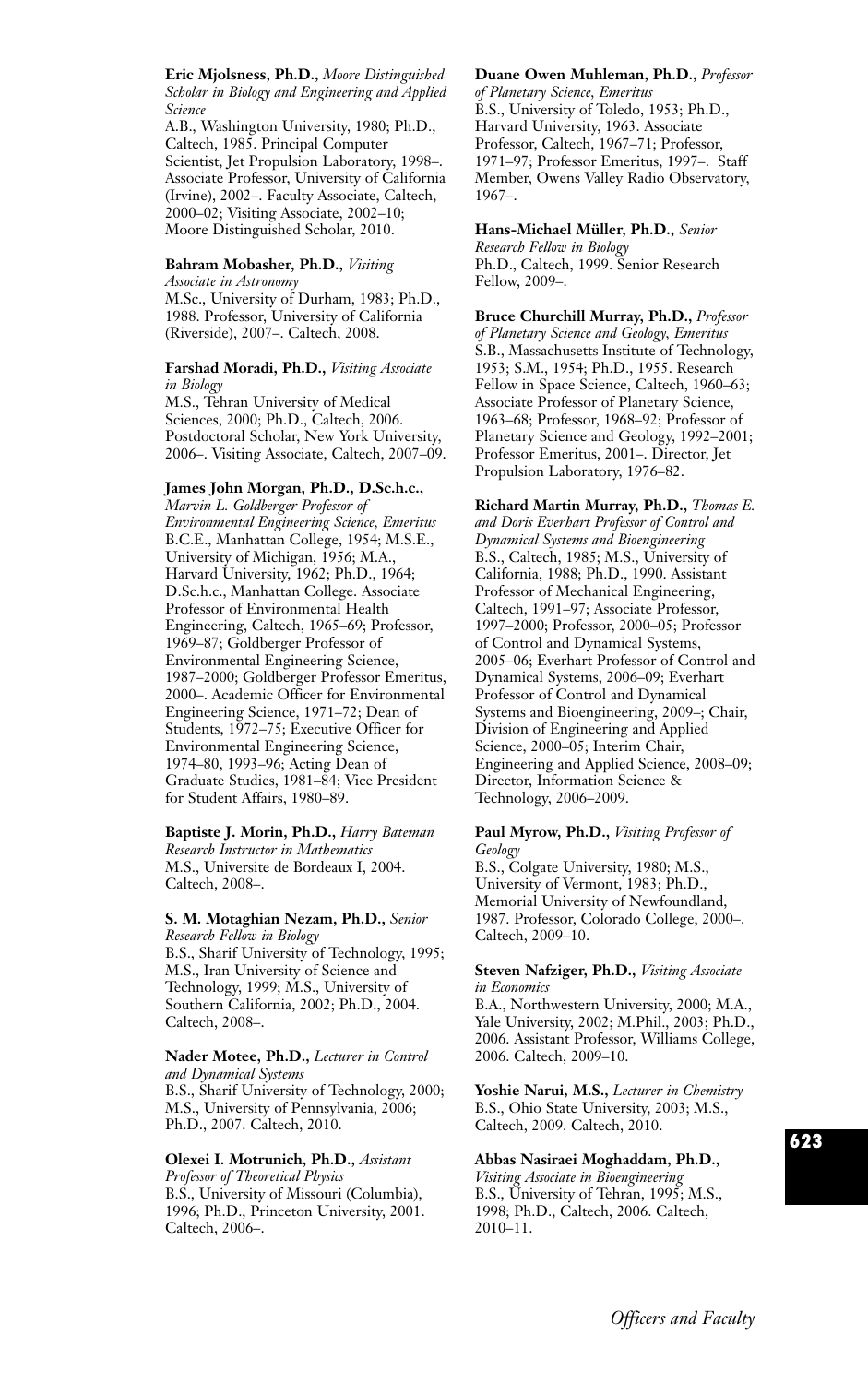**Eric Mjolsness, Ph.D.,** *Moore Distinguished Scholar in Biology and Engineering and Applied Science*
A.B., Washington University, 1980; Ph.D., Caltech, 1985. Principal Computer Scientist, Jet Propulsion Laboratory, 1998–. Associate Professor, University of California (Irvine), 2002–. Faculty Associate, Caltech, 2000–02; Visiting Associate, 2002–10; Moore Distinguished Scholar, 2010.

**Bahram Mobasher, Ph.D.,** *Visiting Associate in Astronomy*
M.Sc., University of Durham, 1983; Ph.D., 1988. Professor, University of California (Riverside), 2007–. Caltech, 2008.

**Farshad Moradi, Ph.D.,** *Visiting Associate in Biology*
M.S., Tehran University of Medical Sciences, 2000; Ph.D., Caltech, 2006. Postdoctoral Scholar, New York University, 2006–. Visiting Associate, Caltech, 2007–09.

**James John Morgan, Ph.D., D.Sc.h.c.,** *Marvin L. Goldberger Professor of Environmental Engineering Science, Emeritus*
B.C.E., Manhattan College, 1954; M.S.E., University of Michigan, 1956; M.A., Harvard University, 1962; Ph.D., 1964; D.Sc.h.c., Manhattan College. Associate Professor of Environmental Health Engineering, Caltech, 1965–69; Professor, 1969–87; Goldberger Professor of Environmental Engineering Science, 1987–2000; Goldberger Professor Emeritus, 2000–. Academic Officer for Environmental Engineering Science, 1971–72; Dean of Students, 1972–75; Executive Officer for Environmental Engineering Science, 1974–80, 1993–96; Acting Dean of Graduate Studies, 1981–84; Vice President for Student Affairs, 1980–89.

**Baptiste J. Morin, Ph.D.,** *Harry Bateman Research Instructor in Mathematics*
M.S., Universite de Bordeaux I, 2004. Caltech, 2008–.

**S. M. Motaghian Nezam, Ph.D.,** *Senior Research Fellow in Biology*
B.S., Sharif University of Technology, 1995; M.S., Iran University of Science and Technology, 1999; M.S., University of Southern California, 2002; Ph.D., 2004. Caltech, 2008–.

**Nader Motee, Ph.D.,** *Lecturer in Control and Dynamical Systems*
B.S., Sharif University of Technology, 2000; M.S., University of Pennsylvania, 2006; Ph.D., 2007. Caltech, 2010.

**Olexei I. Motrunich, Ph.D.,** *Assistant Professor of Theoretical Physics*
B.S., University of Missouri (Columbia), 1996; Ph.D., Princeton University, 2001. Caltech, 2006–.

**Duane Owen Muhleman, Ph.D.,** *Professor of Planetary Science, Emeritus*
B.S., University of Toledo, 1953; Ph.D., Harvard University, 1963. Associate Professor, Caltech, 1967–71; Professor, 1971–97; Professor Emeritus, 1997–. Staff Member, Owens Valley Radio Observatory, 1967–.

**Hans-Michael Müller, Ph.D.,** *Senior Research Fellow in Biology*
Ph.D., Caltech, 1999. Senior Research Fellow, 2009–.

**Bruce Churchill Murray, Ph.D.,** *Professor of Planetary Science and Geology, Emeritus*
S.B., Massachusetts Institute of Technology, 1953; S.M., 1954; Ph.D., 1955. Research Fellow in Space Science, Caltech, 1960–63; Associate Professor of Planetary Science, 1963–68; Professor, 1968–92; Professor of Planetary Science and Geology, 1992–2001; Professor Emeritus, 2001–. Director, Jet Propulsion Laboratory, 1976–82.

**Richard Martin Murray, Ph.D.,** *Thomas E. and Doris Everhart Professor of Control and Dynamical Systems and Bioengineering*
B.S., Caltech, 1985; M.S., University of California, 1988; Ph.D., 1990. Assistant Professor of Mechanical Engineering, Caltech, 1991–97; Associate Professor, 1997–2000; Professor, 2000–05; Professor of Control and Dynamical Systems, 2005–06; Everhart Professor of Control and Dynamical Systems, 2006–09; Everhart Professor of Control and Dynamical Systems and Bioengineering, 2009–; Chair, Division of Engineering and Applied Science, 2000–05; Interim Chair, Engineering and Applied Science, 2008–09; Director, Information Science & Technology, 2006–2009.

**Paul Myrow, Ph.D.,** *Visiting Professor of Geology*
B.S., Colgate University, 1980; M.S., University of Vermont, 1983; Ph.D., Memorial University of Newfoundland, 1987. Professor, Colorado College, 2000–. Caltech, 2009–10.

**Steven Nafziger, Ph.D.,** *Visiting Associate in Economics*
B.A., Northwestern University, 2000; M.A., Yale University, 2002; M.Phil., 2003; Ph.D., 2006. Assistant Professor, Williams College, 2006. Caltech, 2009–10.

**Yoshie Narui, M.S.,** *Lecturer in Chemistry*
B.S., Ohio State University, 2003; M.S., Caltech, 2009. Caltech, 2010.

**Abbas Nasiraei Moghaddam, Ph.D.,** *Visiting Associate in Bioengineering*
B.S., University of Tehran, 1995; M.S., 1998; Ph.D., Caltech, 2006. Caltech, 2010–11.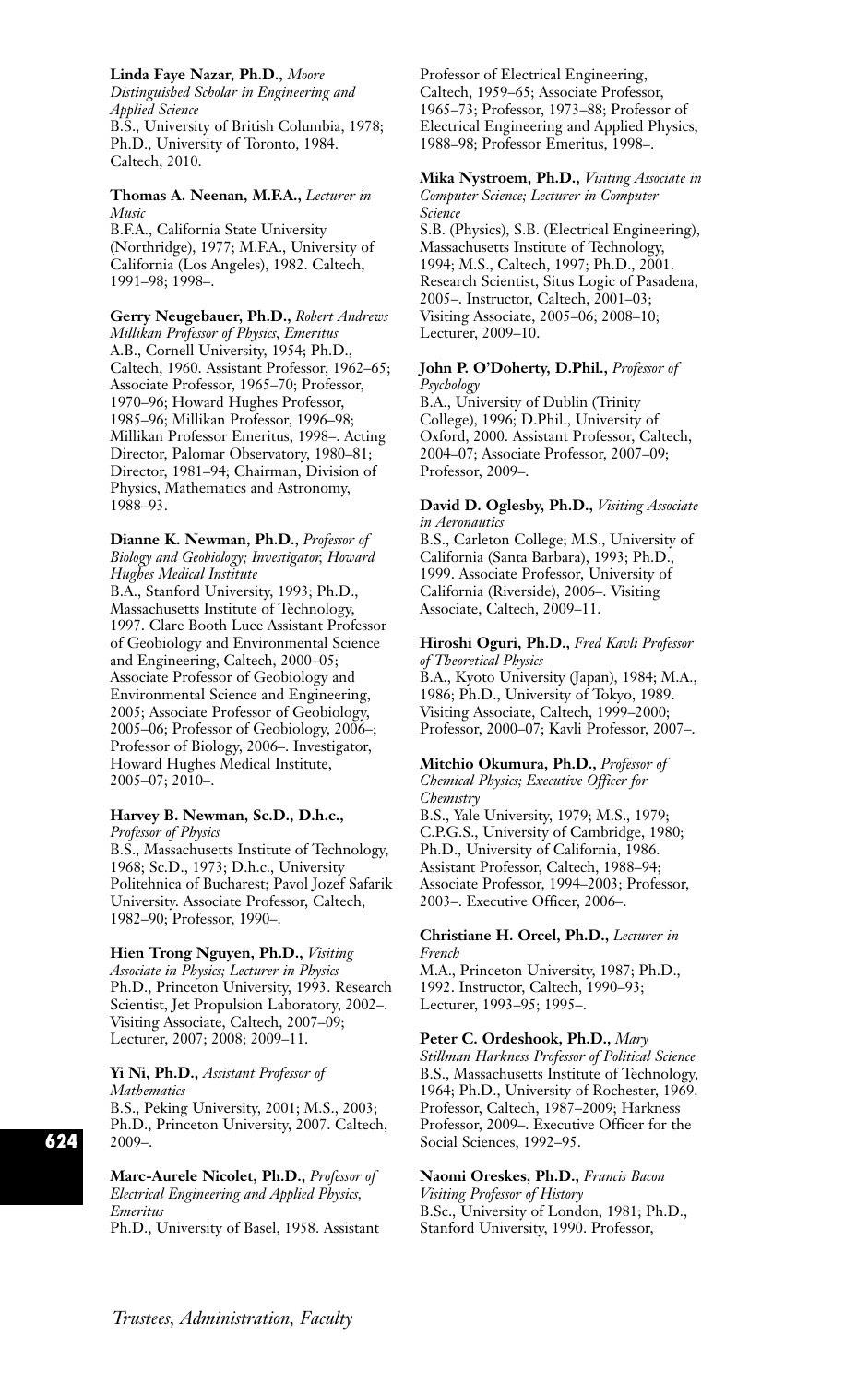**Linda Faye Nazar, Ph.D.,** *Moore Distinguished Scholar in Engineering and Applied Science*
B.S., University of British Columbia, 1978; Ph.D., University of Toronto, 1984. Caltech, 2010.

**Thomas A. Neenan, M.F.A.,** *Lecturer in Music*
B.F.A., California State University (Northridge), 1977; M.F.A., University of California (Los Angeles), 1982. Caltech, 1991–98; 1998–.

**Gerry Neugebauer, Ph.D.,** *Robert Andrews Millikan Professor of Physics, Emeritus*
A.B., Cornell University, 1954; Ph.D., Caltech, 1960. Assistant Professor, 1962–65; Associate Professor, 1965–70; Professor, 1970–96; Howard Hughes Professor, 1985–96; Millikan Professor, 1996–98; Millikan Professor Emeritus, 1998–. Acting Director, Palomar Observatory, 1980–81; Director, 1981–94; Chairman, Division of Physics, Mathematics and Astronomy, 1988–93.

**Dianne K. Newman, Ph.D.,** *Professor of Biology and Geobiology; Investigator, Howard Hughes Medical Institute*
B.A., Stanford University, 1993; Ph.D., Massachusetts Institute of Technology, 1997. Clare Booth Luce Assistant Professor of Geobiology and Environmental Science and Engineering, Caltech, 2000–05; Associate Professor of Geobiology and Environmental Science and Engineering, 2005; Associate Professor of Geobiology, 2005–06; Professor of Geobiology, 2006–; Professor of Biology, 2006–. Investigator, Howard Hughes Medical Institute, 2005–07; 2010–.

**Harvey B. Newman, Sc.D., D.h.c.,** *Professor of Physics*
B.S., Massachusetts Institute of Technology, 1968; Sc.D., 1973; D.h.c., University Politehnica of Bucharest; Pavol Jozef Safarik University. Associate Professor, Caltech, 1982–90; Professor, 1990–.

**Hien Trong Nguyen, Ph.D.,** *Visiting Associate in Physics; Lecturer in Physics*
Ph.D., Princeton University, 1993. Research Scientist, Jet Propulsion Laboratory, 2002–. Visiting Associate, Caltech, 2007–09; Lecturer, 2007; 2008; 2009–11.

**Yi Ni, Ph.D.,** *Assistant Professor of Mathematics*
B.S., Peking University, 2001; M.S., 2003; Ph.D., Princeton University, 2007. Caltech, 2009–.

**Marc-Aurele Nicolet, Ph.D.,** *Professor of Electrical Engineering and Applied Physics, Emeritus*
Ph.D., University of Basel, 1958. Assistant Professor of Electrical Engineering, Caltech, 1959–65; Associate Professor, 1965–73; Professor, 1973–88; Professor of Electrical Engineering and Applied Physics, 1988–98; Professor Emeritus, 1998–.

**Mika Nystroem, Ph.D.,** *Visiting Associate in Computer Science; Lecturer in Computer Science*
S.B. (Physics), S.B. (Electrical Engineering), Massachusetts Institute of Technology, 1994; M.S., Caltech, 1997; Ph.D., 2001. Research Scientist, Situs Logic of Pasadena, 2005–. Instructor, Caltech, 2001–03; Visiting Associate, 2005–06; 2008–10; Lecturer, 2009–10.

**John P. O'Doherty, D.Phil.,** *Professor of Psychology*
B.A., University of Dublin (Trinity College), 1996; D.Phil., University of Oxford, 2000. Assistant Professor, Caltech, 2004–07; Associate Professor, 2007–09; Professor, 2009–.

**David D. Oglesby, Ph.D.,** *Visiting Associate in Aeronautics*
B.S., Carleton College; M.S., University of California (Santa Barbara), 1993; Ph.D., 1999. Associate Professor, University of California (Riverside), 2006–. Visiting Associate, Caltech, 2009–11.

**Hiroshi Oguri, Ph.D.,** *Fred Kavli Professor of Theoretical Physics*
B.A., Kyoto University (Japan), 1984; M.A., 1986; Ph.D., University of Tokyo, 1989. Visiting Associate, Caltech, 1999–2000; Professor, 2000–07; Kavli Professor, 2007–.

**Mitchio Okumura, Ph.D.,** *Professor of Chemical Physics; Executive Officer for Chemistry*
B.S., Yale University, 1979; M.S., 1979; C.P.G.S., University of Cambridge, 1980; Ph.D., University of California, 1986. Assistant Professor, Caltech, 1988–94; Associate Professor, 1994–2003; Professor, 2003–. Executive Officer, 2006–.

**Christiane H. Orcel, Ph.D.,** *Lecturer in French*
M.A., Princeton University, 1987; Ph.D., 1992. Instructor, Caltech, 1990–93; Lecturer, 1993–95; 1995–.

**Peter C. Ordeshook, Ph.D.,** *Mary Stillman Harkness Professor of Political Science*
B.S., Massachusetts Institute of Technology, 1964; Ph.D., University of Rochester, 1969. Professor, Caltech, 1987–2009; Harkness Professor, 2009–. Executive Officer for the Social Sciences, 1992–95.

**Naomi Oreskes, Ph.D.,** *Francis Bacon Visiting Professor of History*
B.Sc., University of London, 1981; Ph.D., Stanford University, 1990. Professor,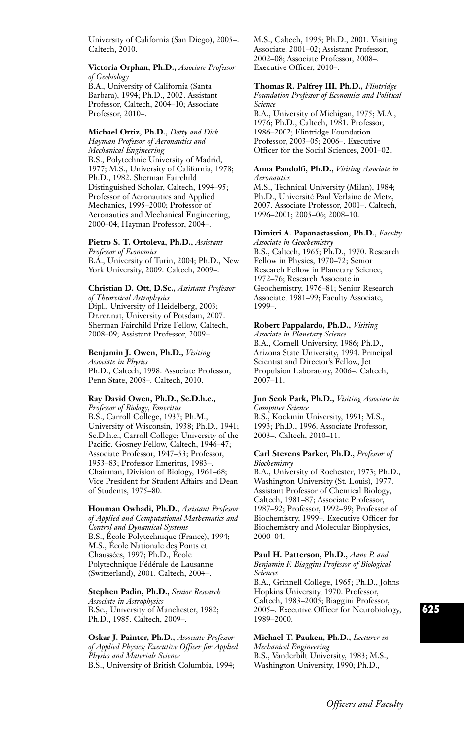University of California (San Diego), 2005–. Caltech, 2010.

**Victoria Orphan, Ph.D.,** *Associate Professor of Geobiology*
B.A., University of California (Santa Barbara), 1994; Ph.D., 2002. Assistant Professor, Caltech, 2004–10; Associate Professor, 2010–.

**Michael Ortiz, Ph.D.,** *Dotty and Dick Hayman Professor of Aeronautics and Mechanical Engineering*
B.S., Polytechnic University of Madrid, 1977; M.S., University of California, 1978; Ph.D., 1982. Sherman Fairchild Distinguished Scholar, Caltech, 1994–95; Professor of Aeronautics and Applied Mechanics, 1995–2000; Professor of Aeronautics and Mechanical Engineering, 2000–04; Hayman Professor, 2004–.

**Pietro S. T. Ortoleva, Ph.D.,** *Assistant Professor of Economics*
B.A., University of Turin, 2004; Ph.D., New York University, 2009. Caltech, 2009–.

**Christian D. Ott, D.Sc.,** *Assistant Professor of Theoretical Astrophysics*
Dipl., University of Heidelberg, 2003; Dr.rer.nat, University of Potsdam, 2007. Sherman Fairchild Prize Fellow, Caltech, 2008–09; Assistant Professor, 2009–.

**Benjamin J. Owen, Ph.D.,** *Visiting Associate in Physics*
Ph.D., Caltech, 1998. Associate Professor, Penn State, 2008–. Caltech, 2010.

**Ray David Owen, Ph.D., Sc.D.h.c.,** *Professor of Biology, Emeritus*
B.S., Carroll College, 1937; Ph.M., University of Wisconsin, 1938; Ph.D., 1941; Sc.D.h.c., Carroll College; University of the Pacific. Gosney Fellow, Caltech, 1946–47; Associate Professor, 1947–53; Professor, 1953–83; Professor Emeritus, 1983–. Chairman, Division of Biology, 1961–68; Vice President for Student Affairs and Dean of Students, 1975–80.

**Houman Owhadi, Ph.D.,** *Assistant Professor of Applied and Computational Mathematics and Control and Dynamical Systems*
B.S., École Polytechnique (France), 1994; M.S., École Nationale des Ponts et Chaussées, 1997; Ph.D., École Polytechnique Fédérale de Lausanne (Switzerland), 2001. Caltech, 2004–.

**Stephen Padin, Ph.D.,** *Senior Research Associate in Astrophysics*
B.Sc., University of Manchester, 1982; Ph.D., 1985. Caltech, 2009–.

**Oskar J. Painter, Ph.D.,** *Associate Professor of Applied Physics; Executive Officer for Applied Physics and Materials Science*
B.S., University of British Columbia, 1994; M.S., Caltech, 1995; Ph.D., 2001. Visiting Associate, 2001–02; Assistant Professor, 2002–08; Associate Professor, 2008–. Executive Officer, 2010–.

**Thomas R. Palfrey III, Ph.D.,** *Flintridge Foundation Professor of Economics and Political Science*
B.A., University of Michigan, 1975; M.A., 1976; Ph.D., Caltech, 1981. Professor, 1986–2002; Flintridge Foundation Professor, 2003–05; 2006–. Executive Officer for the Social Sciences, 2001–02.

**Anna Pandolfi, Ph.D.,** *Visiting Associate in Aeronautics*
M.S., Technical University (Milan), 1984; Ph.D., Université Paul Verlaine de Metz, 2007. Associate Professor, 2001–. Caltech, 1996–2001; 2005–06; 2008–10.

**Dimitri A. Papanastassiou, Ph.D.,** *Faculty Associate in Geochemistry*
B.S., Caltech, 1965; Ph.D., 1970. Research Fellow in Physics, 1970–72; Senior Research Fellow in Planetary Science, 1972–76; Research Associate in Geochemistry, 1976–81; Senior Research Associate, 1981–99; Faculty Associate, 1999–.

**Robert Pappalardo, Ph.D.,** *Visiting Associate in Planetary Science*
B.A., Cornell University, 1986; Ph.D., Arizona State University, 1994. Principal Scientist and Director's Fellow, Jet Propulsion Laboratory, 2006–. Caltech, 2007–11.

**Jun Seok Park, Ph.D.,** *Visiting Associate in Computer Science*
B.S., Kookmin University, 1991; M.S., 1993; Ph.D., 1996. Associate Professor, 2003–. Caltech, 2010–11.

**Carl Stevens Parker, Ph.D.,** *Professor of Biochemistry*
B.A., University of Rochester, 1973; Ph.D., Washington University (St. Louis), 1977. Assistant Professor of Chemical Biology, Caltech, 1981–87; Associate Professor, 1987–92; Professor, 1992–99; Professor of Biochemistry, 1999–. Executive Officer for Biochemistry and Molecular Biophysics, 2000–04.

**Paul H. Patterson, Ph.D.,** *Anne P. and Benjamin F. Biaggini Professor of Biological Sciences*
B.A., Grinnell College, 1965; Ph.D., Johns Hopkins University, 1970. Professor, Caltech, 1983–2005; Biaggini Professor, 2005–. Executive Officer for Neurobiology, 1989–2000.

**Michael T. Pauken, Ph.D.,** *Lecturer in Mechanical Engineering*
B.S., Vanderbilt University, 1983; M.S., Washington University, 1990; Ph.D.,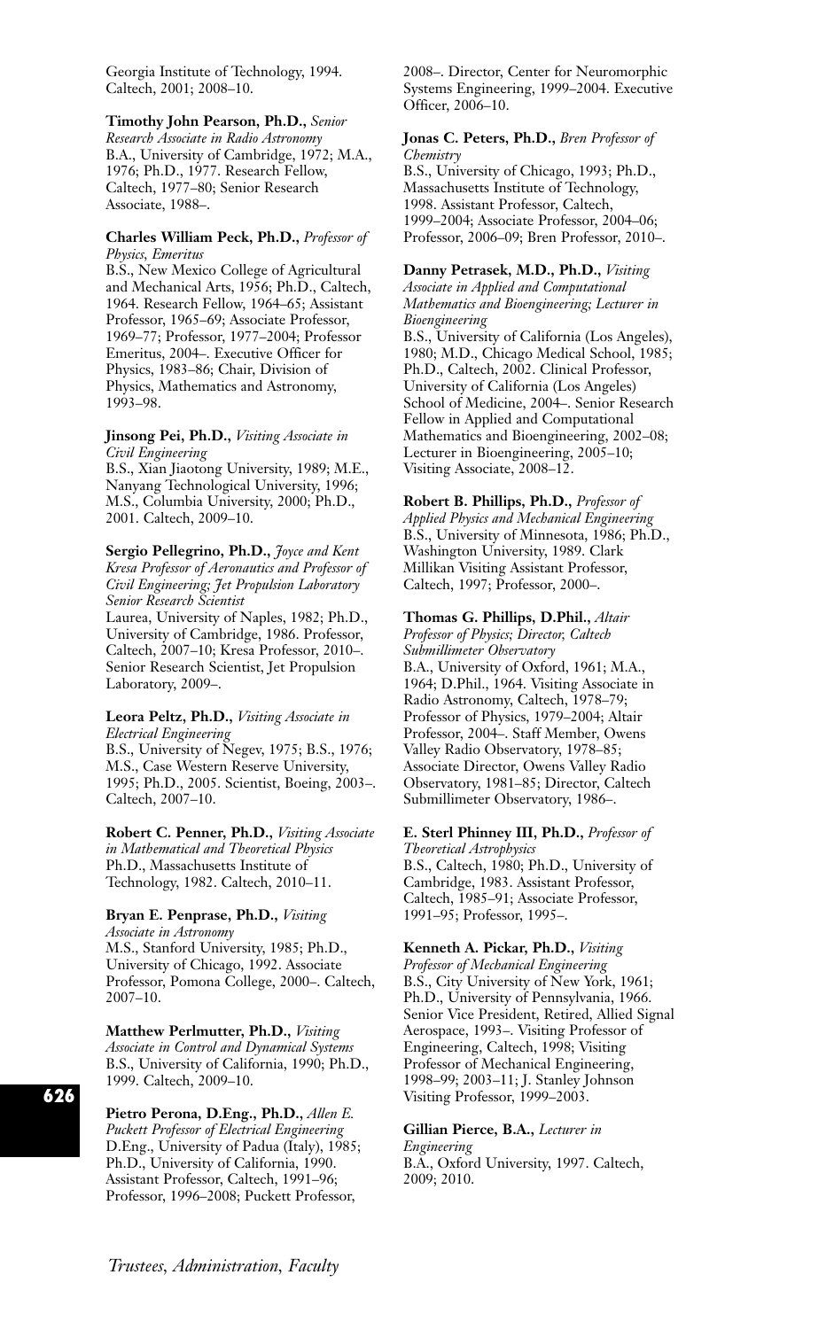Georgia Institute of Technology, 1994. Caltech, 2001; 2008–10.

**Timothy John Pearson, Ph.D.,** *Senior Research Associate in Radio Astronomy*
B.A., University of Cambridge, 1972; M.A., 1976; Ph.D., 1977. Research Fellow, Caltech, 1977–80; Senior Research Associate, 1988–.

**Charles William Peck, Ph.D.,** *Professor of Physics, Emeritus*
B.S., New Mexico College of Agricultural and Mechanical Arts, 1956; Ph.D., Caltech, 1964. Research Fellow, 1964–65; Assistant Professor, 1965–69; Associate Professor, 1969–77; Professor, 1977–2004; Professor Emeritus, 2004–. Executive Officer for Physics, 1983–86; Chair, Division of Physics, Mathematics and Astronomy, 1993–98.

**Jinsong Pei, Ph.D.,** *Visiting Associate in Civil Engineering*
B.S., Xian Jiaotong University, 1989; M.E., Nanyang Technological University, 1996; M.S., Columbia University, 2000; Ph.D., 2001. Caltech, 2009–10.

**Sergio Pellegrino, Ph.D.,** *Joyce and Kent Kresa Professor of Aeronautics and Professor of Civil Engineering; Jet Propulsion Laboratory Senior Research Scientist*
Laurea, University of Naples, 1982; Ph.D., University of Cambridge, 1986. Professor, Caltech, 2007–10; Kresa Professor, 2010–. Senior Research Scientist, Jet Propulsion Laboratory, 2009–.

**Leora Peltz, Ph.D.,** *Visiting Associate in Electrical Engineering*
B.S., University of Negev, 1975; B.S., 1976; M.S., Case Western Reserve University, 1995; Ph.D., 2005. Scientist, Boeing, 2003–. Caltech, 2007–10.

**Robert C. Penner, Ph.D.,** *Visiting Associate in Mathematical and Theoretical Physics*
Ph.D., Massachusetts Institute of Technology, 1982. Caltech, 2010–11.

**Bryan E. Penprase, Ph.D.,** *Visiting Associate in Astronomy*
M.S., Stanford University, 1985; Ph.D., University of Chicago, 1992. Associate Professor, Pomona College, 2000–. Caltech, 2007–10.

**Matthew Perlmutter, Ph.D.,** *Visiting Associate in Control and Dynamical Systems*
B.S., University of California, 1990; Ph.D., 1999. Caltech, 2009–10.

**Pietro Perona, D.Eng., Ph.D.,** *Allen E. Puckett Professor of Electrical Engineering*
D.Eng., University of Padua (Italy), 1985; Ph.D., University of California, 1990. Assistant Professor, Caltech, 1991–96; Professor, 1996–2008; Puckett Professor, 2008–. Director, Center for Neuromorphic Systems Engineering, 1999–2004. Executive Officer, 2006–10.

**Jonas C. Peters, Ph.D.,** *Bren Professor of Chemistry*
B.S., University of Chicago, 1993; Ph.D., Massachusetts Institute of Technology, 1998. Assistant Professor, Caltech, 1999–2004; Associate Professor, 2004–06; Professor, 2006–09; Bren Professor, 2010–.

**Danny Petrasek, M.D., Ph.D.,** *Visiting Associate in Applied and Computational Mathematics and Bioengineering; Lecturer in Bioengineering*
B.S., University of California (Los Angeles), 1980; M.D., Chicago Medical School, 1985; Ph.D., Caltech, 2002. Clinical Professor, University of California (Los Angeles) School of Medicine, 2004–. Senior Research Fellow in Applied and Computational Mathematics and Bioengineering, 2002–08; Lecturer in Bioengineering, 2005–10; Visiting Associate, 2008–12.

**Robert B. Phillips, Ph.D.,** *Professor of Applied Physics and Mechanical Engineering*
B.S., University of Minnesota, 1986; Ph.D., Washington University, 1989. Clark Millikan Visiting Assistant Professor, Caltech, 1997; Professor, 2000–.

**Thomas G. Phillips, D.Phil.,** *Altair Professor of Physics; Director, Caltech Submillimeter Observatory*
B.A., University of Oxford, 1961; M.A., 1964; D.Phil., 1964. Visiting Associate in Radio Astronomy, Caltech, 1978–79; Professor of Physics, 1979–2004; Altair Professor, 2004–. Staff Member, Owens Valley Radio Observatory, 1978–85; Associate Director, Owens Valley Radio Observatory, 1981–85; Director, Caltech Submillimeter Observatory, 1986–.

**E. Sterl Phinney III, Ph.D.,** *Professor of Theoretical Astrophysics*
B.S., Caltech, 1980; Ph.D., University of Cambridge, 1983. Assistant Professor, Caltech, 1985–91; Associate Professor, 1991–95; Professor, 1995–.

**Kenneth A. Pickar, Ph.D.,** *Visiting Professor of Mechanical Engineering*
B.S., City University of New York, 1961; Ph.D., University of Pennsylvania, 1966. Senior Vice President, Retired, Allied Signal Aerospace, 1993–. Visiting Professor of Engineering, Caltech, 1998; Visiting Professor of Mechanical Engineering, 1998–99; 2003–11; J. Stanley Johnson Visiting Professor, 1999–2003.

**Gillian Pierce, B.A.,** *Lecturer in Engineering*
B.A., Oxford University, 1997. Caltech, 2009; 2010.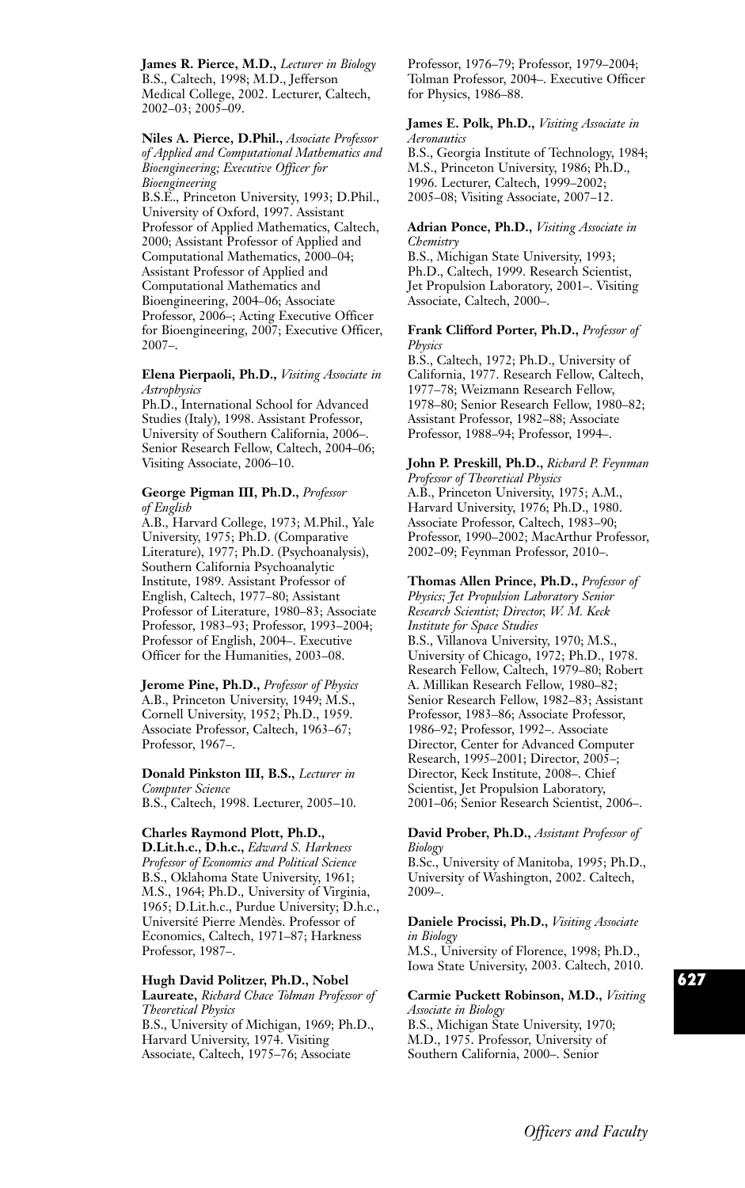**James R. Pierce, M.D.,** *Lecturer in Biology*
B.S., Caltech, 1998; M.D., Jefferson Medical College, 2002. Lecturer, Caltech, 2002–03; 2005–09.

**Niles A. Pierce, D.Phil.,** *Associate Professor of Applied and Computational Mathematics and Bioengineering; Executive Officer for Bioengineering*
B.S.E., Princeton University, 1993; D.Phil., University of Oxford, 1997. Assistant Professor of Applied Mathematics, Caltech, 2000; Assistant Professor of Applied and Computational Mathematics, 2000–04; Assistant Professor of Applied and Computational Mathematics and Bioengineering, 2004–06; Associate Professor, 2006–; Acting Executive Officer for Bioengineering, 2007; Executive Officer, 2007–.

**Elena Pierpaoli, Ph.D.,** *Visiting Associate in Astrophysics*
Ph.D., International School for Advanced Studies (Italy), 1998. Assistant Professor, University of Southern California, 2006–. Senior Research Fellow, Caltech, 2004–06; Visiting Associate, 2006–10.

**George Pigman III, Ph.D.,** *Professor of English*
A.B., Harvard College, 1973; M.Phil., Yale University, 1975; Ph.D. (Comparative Literature), 1977; Ph.D. (Psychoanalysis), Southern California Psychoanalytic Institute, 1989. Assistant Professor of English, Caltech, 1977–80; Assistant Professor of Literature, 1980–83; Associate Professor, 1983–93; Professor, 1993–2004; Professor of English, 2004–. Executive Officer for the Humanities, 2003–08.

**Jerome Pine, Ph.D.,** *Professor of Physics*
A.B., Princeton University, 1949; M.S., Cornell University, 1952; Ph.D., 1959. Associate Professor, Caltech, 1963–67; Professor, 1967–.

**Donald Pinkston III, B.S.,** *Lecturer in Computer Science*
B.S., Caltech, 1998. Lecturer, 2005–10.

**Charles Raymond Plott, Ph.D., D.Lit.h.c., D.h.c.,** *Edward S. Harkness Professor of Economics and Political Science*
B.S., Oklahoma State University, 1961; M.S., 1964; Ph.D., University of Virginia, 1965; D.Lit.h.c., Purdue University; D.h.c., Université Pierre Mendès. Professor of Economics, Caltech, 1971–87; Harkness Professor, 1987–.

**Hugh David Politzer, Ph.D., Nobel Laureate,** *Richard Chace Tolman Professor of Theoretical Physics*
B.S., University of Michigan, 1969; Ph.D., Harvard University, 1974. Visiting Associate, Caltech, 1975–76; Associate Professor, 1976–79; Professor, 1979–2004; Tolman Professor, 2004–. Executive Officer for Physics, 1986–88.

**James E. Polk, Ph.D.,** *Visiting Associate in Aeronautics*
B.S., Georgia Institute of Technology, 1984; M.S., Princeton University, 1986; Ph.D., 1996. Lecturer, Caltech, 1999–2002; 2005–08; Visiting Associate, 2007–12.

**Adrian Ponce, Ph.D.,** *Visiting Associate in Chemistry*
B.S., Michigan State University, 1993; Ph.D., Caltech, 1999. Research Scientist, Jet Propulsion Laboratory, 2001–. Visiting Associate, Caltech, 2000–.

**Frank Clifford Porter, Ph.D.,** *Professor of Physics*
B.S., Caltech, 1972; Ph.D., University of California, 1977. Research Fellow, Caltech, 1977–78; Weizmann Research Fellow, 1978–80; Senior Research Fellow, 1980–82; Assistant Professor, 1982–88; Associate Professor, 1988–94; Professor, 1994–.

**John P. Preskill, Ph.D.,** *Richard P. Feynman Professor of Theoretical Physics*
A.B., Princeton University, 1975; A.M., Harvard University, 1976; Ph.D., 1980. Associate Professor, Caltech, 1983–90; Professor, 1990–2002; MacArthur Professor, 2002–09; Feynman Professor, 2010–.

**Thomas Allen Prince, Ph.D.,** *Professor of Physics; Jet Propulsion Laboratory Senior Research Scientist; Director, W. M. Keck Institute for Space Studies*
B.S., Villanova University, 1970; M.S., University of Chicago, 1972; Ph.D., 1978. Research Fellow, Caltech, 1979–80; Robert A. Millikan Research Fellow, 1980–82; Senior Research Fellow, 1982–83; Assistant Professor, 1983–86; Associate Professor, 1986–92; Professor, 1992–. Associate Director, Center for Advanced Computer Research, 1995–2001; Director, 2005–; Director, Keck Institute, 2008–. Chief Scientist, Jet Propulsion Laboratory, 2001–06; Senior Research Scientist, 2006–.

**David Prober, Ph.D.,** *Assistant Professor of Biology*
B.Sc., University of Manitoba, 1995; Ph.D., University of Washington, 2002. Caltech, 2009–.

**Daniele Procissi, Ph.D.,** *Visiting Associate in Biology*
M.S., University of Florence, 1998; Ph.D., Iowa State University, 2003. Caltech, 2010.

**Carmie Puckett Robinson, M.D.,** *Visiting Associate in Biology*
B.S., Michigan State University, 1970; M.D., 1975. Professor, University of Southern California, 2000–. Senior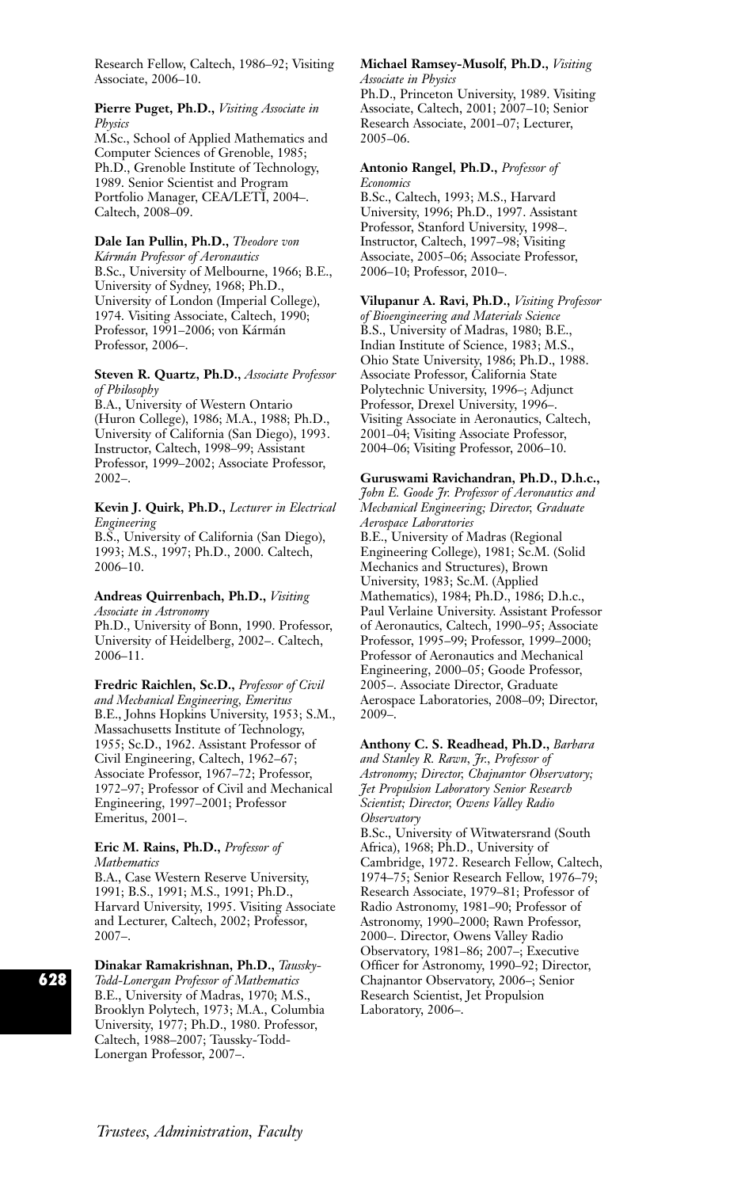Research Fellow, Caltech, 1986–92; Visiting Associate, 2006–10.

**Pierre Puget, Ph.D.,** *Visiting Associate in Physics*
M.Sc., School of Applied Mathematics and Computer Sciences of Grenoble, 1985; Ph.D., Grenoble Institute of Technology, 1989. Senior Scientist and Program Portfolio Manager, CEA/LETI, 2004–. Caltech, 2008–09.

**Dale Ian Pullin, Ph.D.,** *Theodore von Kármán Professor of Aeronautics*
B.Sc., University of Melbourne, 1966; B.E., University of Sydney, 1968; Ph.D., University of London (Imperial College), 1974. Visiting Associate, Caltech, 1990; Professor, 1991–2006; von Kármán Professor, 2006–.

**Steven R. Quartz, Ph.D.,** *Associate Professor of Philosophy*
B.A., University of Western Ontario (Huron College), 1986; M.A., 1988; Ph.D., University of California (San Diego), 1993. Instructor, Caltech, 1998–99; Assistant Professor, 1999–2002; Associate Professor, 2002–.

**Kevin J. Quirk, Ph.D.,** *Lecturer in Electrical Engineering*
B.S., University of California (San Diego), 1993; M.S., 1997; Ph.D., 2000. Caltech, 2006–10.

**Andreas Quirrenbach, Ph.D.,** *Visiting Associate in Astronomy*
Ph.D., University of Bonn, 1990. Professor, University of Heidelberg, 2002–. Caltech, 2006–11.

**Fredric Raichlen, Sc.D.,** *Professor of Civil and Mechanical Engineering, Emeritus*
B.E., Johns Hopkins University, 1953; S.M., Massachusetts Institute of Technology, 1955; Sc.D., 1962. Assistant Professor of Civil Engineering, Caltech, 1962–67; Associate Professor, 1967–72; Professor, 1972–97; Professor of Civil and Mechanical Engineering, 1997–2001; Professor Emeritus, 2001–.

**Eric M. Rains, Ph.D.,** *Professor of Mathematics*
B.A., Case Western Reserve University, 1991; B.S., 1991; M.S., 1991; Ph.D., Harvard University, 1995. Visiting Associate and Lecturer, Caltech, 2002; Professor, 2007–.

**Dinakar Ramakrishnan, Ph.D.,** *Taussky-Todd-Lonergan Professor of Mathematics*
B.E., University of Madras, 1970; M.S., Brooklyn Polytech, 1973; M.A., Columbia University, 1977; Ph.D., 1980. Professor, Caltech, 1988–2007; Taussky-Todd-Lonergan Professor, 2007–.

**Michael Ramsey-Musolf, Ph.D.,** *Visiting Associate in Physics*
Ph.D., Princeton University, 1989. Visiting Associate, Caltech, 2001; 2007–10; Senior Research Associate, 2001–07; Lecturer, 2005–06.

**Antonio Rangel, Ph.D.,** *Professor of Economics*
B.Sc., Caltech, 1993; M.S., Harvard University, 1996; Ph.D., 1997. Assistant Professor, Stanford University, 1998–. Instructor, Caltech, 1997–98; Visiting Associate, 2005–06; Associate Professor, 2006–10; Professor, 2010–.

**Vilupanur A. Ravi, Ph.D.,** *Visiting Professor of Bioengineering and Materials Science*
B.S., University of Madras, 1980; B.E., Indian Institute of Science, 1983; M.S., Ohio State University, 1986; Ph.D., 1988. Associate Professor, California State Polytechnic University, 1996–; Adjunct Professor, Drexel University, 1996–. Visiting Associate in Aeronautics, Caltech, 2001–04; Visiting Associate Professor, 2004–06; Visiting Professor, 2006–10.

**Guruswami Ravichandran, Ph.D., D.h.c.,** *John E. Goode Jr. Professor of Aeronautics and Mechanical Engineering; Director, Graduate Aerospace Laboratories*
B.E., University of Madras (Regional Engineering College), 1981; Sc.M. (Solid Mechanics and Structures), Brown University, 1983; Sc.M. (Applied Mathematics), 1984; Ph.D., 1986; D.h.c., Paul Verlaine University. Assistant Professor of Aeronautics, Caltech, 1990–95; Associate Professor, 1995–99; Professor, 1999–2000; Professor of Aeronautics and Mechanical Engineering, 2000–05; Goode Professor, 2005–. Associate Director, Graduate Aerospace Laboratories, 2008–09; Director, 2009–.

**Anthony C. S. Readhead, Ph.D.,** *Barbara and Stanley R. Rawn, Jr., Professor of Astronomy; Director, Chajnantor Observatory; Jet Propulsion Laboratory Senior Research Scientist; Director, Owens Valley Radio Observatory*
B.Sc., University of Witwatersrand (South Africa), 1968; Ph.D., University of Cambridge, 1972. Research Fellow, Caltech, 1974–75; Senior Research Fellow, 1976–79; Research Associate, 1979–81; Professor of Radio Astronomy, 1981–90; Professor of Astronomy, 1990–2000; Rawn Professor, 2000–. Director, Owens Valley Radio Observatory, 1981–86; 2007–; Executive Officer for Astronomy, 1990–92; Director, Chajnantor Observatory, 2006–; Senior Research Scientist, Jet Propulsion Laboratory, 2006–.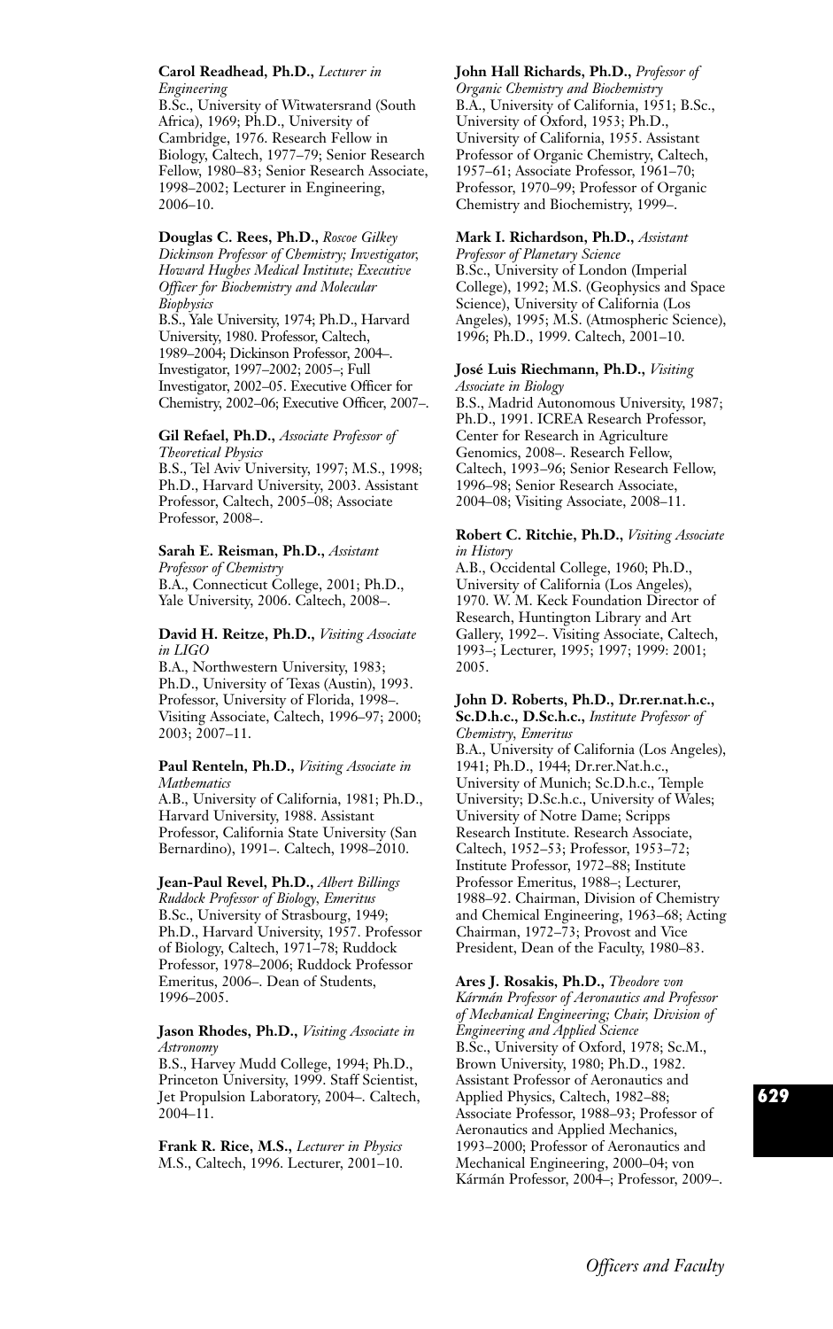**Carol Readhead, Ph.D.,** *Lecturer in Engineering*
B.Sc., University of Witwatersrand (South Africa), 1969; Ph.D., University of Cambridge, 1976. Research Fellow in Biology, Caltech, 1977–79; Senior Research Fellow, 1980–83; Senior Research Associate, 1998–2002; Lecturer in Engineering, 2006–10.

**Douglas C. Rees, Ph.D.,** *Roscoe Gilkey Dickinson Professor of Chemistry; Investigator, Howard Hughes Medical Institute; Executive Officer for Biochemistry and Molecular Biophysics*
B.S., Yale University, 1974; Ph.D., Harvard University, 1980. Professor, Caltech, 1989–2004; Dickinson Professor, 2004–. Investigator, 1997–2002; 2005–; Full Investigator, 2002–05. Executive Officer for Chemistry, 2002–06; Executive Officer, 2007–.

**Gil Refael, Ph.D.,** *Associate Professor of Theoretical Physics*
B.S., Tel Aviv University, 1997; M.S., 1998; Ph.D., Harvard University, 2003. Assistant Professor, Caltech, 2005–08; Associate Professor, 2008–.

**Sarah E. Reisman, Ph.D.,** *Assistant Professor of Chemistry*
B.A., Connecticut College, 2001; Ph.D., Yale University, 2006. Caltech, 2008–.

**David H. Reitze, Ph.D.,** *Visiting Associate in LIGO*
B.A., Northwestern University, 1983; Ph.D., University of Texas (Austin), 1993. Professor, University of Florida, 1998–. Visiting Associate, Caltech, 1996–97; 2000; 2003; 2007–11.

**Paul Renteln, Ph.D.,** *Visiting Associate in Mathematics*
A.B., University of California, 1981; Ph.D., Harvard University, 1988. Assistant Professor, California State University (San Bernardino), 1991–. Caltech, 1998–2010.

**Jean-Paul Revel, Ph.D.,** *Albert Billings Ruddock Professor of Biology, Emeritus*
B.Sc., University of Strasbourg, 1949; Ph.D., Harvard University, 1957. Professor of Biology, Caltech, 1971–78; Ruddock Professor, 1978–2006; Ruddock Professor Emeritus, 2006–. Dean of Students, 1996–2005.

**Jason Rhodes, Ph.D.,** *Visiting Associate in Astronomy*
B.S., Harvey Mudd College, 1994; Ph.D., Princeton University, 1999. Staff Scientist, Jet Propulsion Laboratory, 2004–. Caltech, 2004–11.

**Frank R. Rice, M.S.,** *Lecturer in Physics*
M.S., Caltech, 1996. Lecturer, 2001–10.

**John Hall Richards, Ph.D.,** *Professor of Organic Chemistry and Biochemistry*
B.A., University of California, 1951; B.Sc., University of Oxford, 1953; Ph.D., University of California, 1955. Assistant Professor of Organic Chemistry, Caltech, 1957–61; Associate Professor, 1961–70; Professor, 1970–99; Professor of Organic Chemistry and Biochemistry, 1999–.

**Mark I. Richardson, Ph.D.,** *Assistant Professor of Planetary Science*
B.Sc., University of London (Imperial College), 1992; M.S. (Geophysics and Space Science), University of California (Los Angeles), 1995; M.S. (Atmospheric Science), 1996; Ph.D., 1999. Caltech, 2001–10.

**José Luis Riechmann, Ph.D.,** *Visiting Associate in Biology*
B.S., Madrid Autonomous University, 1987; Ph.D., 1991. ICREA Research Professor, Center for Research in Agriculture Genomics, 2008–. Research Fellow, Caltech, 1993–96; Senior Research Fellow, 1996–98; Senior Research Associate, 2004–08; Visiting Associate, 2008–11.

**Robert C. Ritchie, Ph.D.,** *Visiting Associate in History*
A.B., Occidental College, 1960; Ph.D., University of California (Los Angeles), 1970. W. M. Keck Foundation Director of Research, Huntington Library and Art Gallery, 1992–. Visiting Associate, Caltech, 1993–; Lecturer, 1995; 1997; 1999: 2001; 2005.

**John D. Roberts, Ph.D., Dr.rer.nat.h.c., Sc.D.h.c., D.Sc.h.c.,** *Institute Professor of Chemistry, Emeritus*
B.A., University of California (Los Angeles), 1941; Ph.D., 1944; Dr.rer.Nat.h.c., University of Munich; Sc.D.h.c., Temple University; D.Sc.h.c., University of Wales; University of Notre Dame; Scripps Research Institute. Research Associate, Caltech, 1952–53; Professor, 1953–72; Institute Professor, 1972–88; Institute Professor Emeritus, 1988–; Lecturer, 1988–92. Chairman, Division of Chemistry and Chemical Engineering, 1963–68; Acting Chairman, 1972–73; Provost and Vice President, Dean of the Faculty, 1980–83.

**Ares J. Rosakis, Ph.D.,** *Theodore von Kármán Professor of Aeronautics and Professor of Mechanical Engineering; Chair, Division of Engineering and Applied Science*
B.Sc., University of Oxford, 1978; Sc.M., Brown University, 1980; Ph.D., 1982. Assistant Professor of Aeronautics and Applied Physics, Caltech, 1982–88; Associate Professor, 1988–93; Professor of Aeronautics and Applied Mechanics, 1993–2000; Professor of Aeronautics and Mechanical Engineering, 2000–04; von Kármán Professor, 2004–; Professor, 2009–.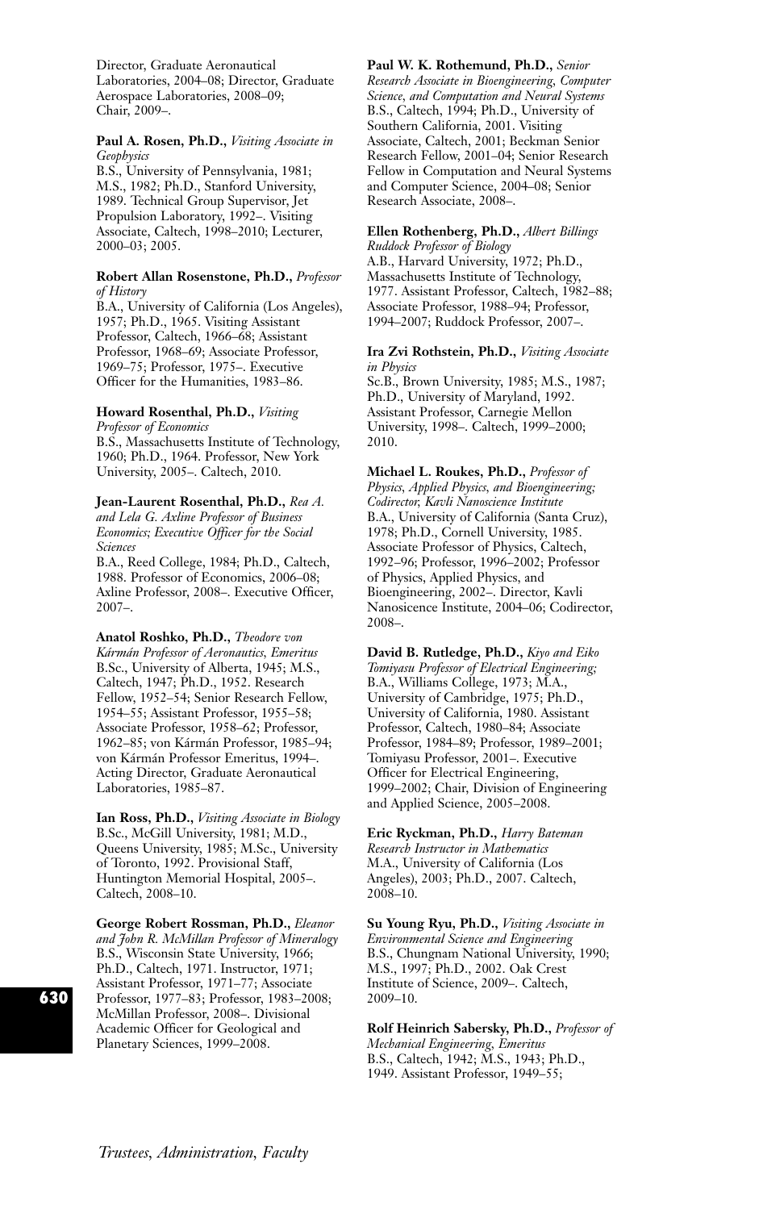Director, Graduate Aeronautical Laboratories, 2004–08; Director, Graduate Aerospace Laboratories, 2008–09; Chair, 2009–.

**Paul A. Rosen, Ph.D.,** *Visiting Associate in Geophysics*
B.S., University of Pennsylvania, 1981; M.S., 1982; Ph.D., Stanford University, 1989. Technical Group Supervisor, Jet Propulsion Laboratory, 1992–. Visiting Associate, Caltech, 1998–2010; Lecturer, 2000–03; 2005.

**Robert Allan Rosenstone, Ph.D.,** *Professor of History*
B.A., University of California (Los Angeles), 1957; Ph.D., 1965. Visiting Assistant Professor, Caltech, 1966–68; Assistant Professor, 1968–69; Associate Professor, 1969–75; Professor, 1975–. Executive Officer for the Humanities, 1983–86.

**Howard Rosenthal, Ph.D.,** *Visiting Professor of Economics*
B.S., Massachusetts Institute of Technology, 1960; Ph.D., 1964. Professor, New York University, 2005–. Caltech, 2010.

**Jean-Laurent Rosenthal, Ph.D.,** *Rea A. and Lela G. Axline Professor of Business Economics; Executive Officer for the Social Sciences*
B.A., Reed College, 1984; Ph.D., Caltech, 1988. Professor of Economics, 2006–08; Axline Professor, 2008–. Executive Officer, 2007–.

**Anatol Roshko, Ph.D.,** *Theodore von Kármán Professor of Aeronautics, Emeritus*
B.Sc., University of Alberta, 1945; M.S., Caltech, 1947; Ph.D., 1952. Research Fellow, 1952–54; Senior Research Fellow, 1954–55; Assistant Professor, 1955–58; Associate Professor, 1958–62; Professor, 1962–85; von Kármán Professor, 1985–94; von Kármán Professor Emeritus, 1994–. Acting Director, Graduate Aeronautical Laboratories, 1985–87.

**Ian Ross, Ph.D.,** *Visiting Associate in Biology*
B.Sc., McGill University, 1981; M.D., Queens University, 1985; M.Sc., University of Toronto, 1992. Provisional Staff, Huntington Memorial Hospital, 2005–. Caltech, 2008–10.

**George Robert Rossman, Ph.D.,** *Eleanor and John R. McMillan Professor of Mineralogy*
B.S., Wisconsin State University, 1966; Ph.D., Caltech, 1971. Instructor, 1971; Assistant Professor, 1971–77; Associate Professor, 1977–83; Professor, 1983–2008; McMillan Professor, 2008–. Divisional Academic Officer for Geological and Planetary Sciences, 1999–2008.

**Paul W. K. Rothemund, Ph.D.,** *Senior Research Associate in Bioengineering, Computer Science, and Computation and Neural Systems*
B.S., Caltech, 1994; Ph.D., University of Southern California, 2001. Visiting Associate, Caltech, 2001; Beckman Senior Research Fellow, 2001–04; Senior Research Fellow in Computation and Neural Systems and Computer Science, 2004–08; Senior Research Associate, 2008–.

**Ellen Rothenberg, Ph.D.,** *Albert Billings Ruddock Professor of Biology*
A.B., Harvard University, 1972; Ph.D., Massachusetts Institute of Technology, 1977. Assistant Professor, Caltech, 1982–88; Associate Professor, 1988–94; Professor, 1994–2007; Ruddock Professor, 2007–.

**Ira Zvi Rothstein, Ph.D.,** *Visiting Associate in Physics*
Sc.B., Brown University, 1985; M.S., 1987; Ph.D., University of Maryland, 1992. Assistant Professor, Carnegie Mellon University, 1998–. Caltech, 1999–2000; 2010.

**Michael L. Roukes, Ph.D.,** *Professor of Physics, Applied Physics, and Bioengineering; Codirector, Kavli Nanoscience Institute*
B.A., University of California (Santa Cruz), 1978; Ph.D., Cornell University, 1985. Associate Professor of Physics, Caltech, 1992–96; Professor, 1996–2002; Professor of Physics, Applied Physics, and Bioengineering, 2002–. Director, Kavli Nanosicence Institute, 2004–06; Codirector, 2008–.

**David B. Rutledge, Ph.D.,** *Kiyo and Eiko Tomiyasu Professor of Electrical Engineering;*
B.A., Williams College, 1973; M.A., University of Cambridge, 1975; Ph.D., University of California, 1980. Assistant Professor, Caltech, 1980–84; Associate Professor, 1984–89; Professor, 1989–2001; Tomiyasu Professor, 2001–. Executive Officer for Electrical Engineering, 1999–2002; Chair, Division of Engineering and Applied Science, 2005–2008.

**Eric Ryckman, Ph.D.,** *Harry Bateman Research Instructor in Mathematics*
M.A., University of California (Los Angeles), 2003; Ph.D., 2007. Caltech, 2008–10.

**Su Young Ryu, Ph.D.,** *Visiting Associate in Environmental Science and Engineering*
B.S., Chungnam National University, 1990; M.S., 1997; Ph.D., 2002. Oak Crest Institute of Science, 2009–. Caltech, 2009–10.

**Rolf Heinrich Sabersky, Ph.D.,** *Professor of Mechanical Engineering, Emeritus*
B.S., Caltech, 1942; M.S., 1943; Ph.D., 1949. Assistant Professor, 1949–55;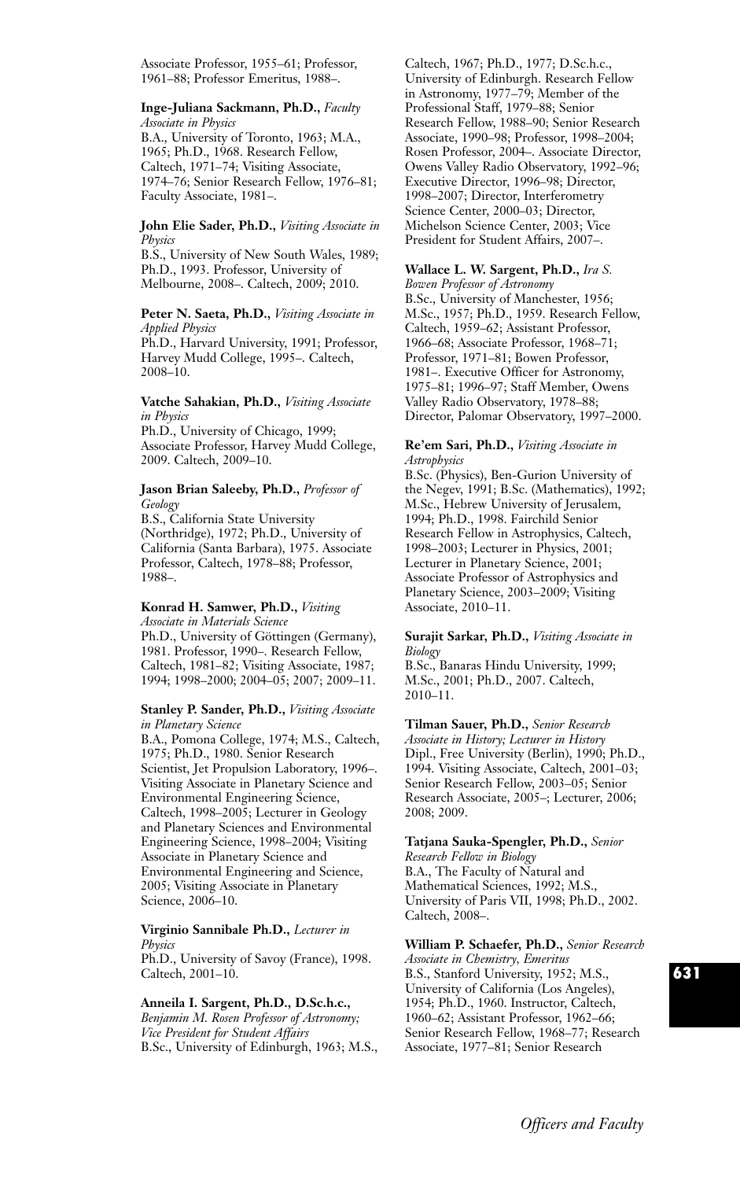Associate Professor, 1955–61; Professor, 1961–88; Professor Emeritus, 1988–.

**Inge-Juliana Sackmann, Ph.D.,** *Faculty Associate in Physics*
B.A., University of Toronto, 1963; M.A., 1965; Ph.D., 1968. Research Fellow, Caltech, 1971–74; Visiting Associate, 1974–76; Senior Research Fellow, 1976–81; Faculty Associate, 1981–.

**John Elie Sader, Ph.D.,** *Visiting Associate in Physics*
B.S., University of New South Wales, 1989; Ph.D., 1993. Professor, University of Melbourne, 2008–. Caltech, 2009; 2010.

**Peter N. Saeta, Ph.D.,** *Visiting Associate in Applied Physics*
Ph.D., Harvard University, 1991; Professor, Harvey Mudd College, 1995–. Caltech, 2008–10.

**Vatche Sahakian, Ph.D.,** *Visiting Associate in Physics*
Ph.D., University of Chicago, 1999; Associate Professor, Harvey Mudd College, 2009. Caltech, 2009–10.

**Jason Brian Saleeby, Ph.D.,** *Professor of Geology*
B.S., California State University (Northridge), 1972; Ph.D., University of California (Santa Barbara), 1975. Associate Professor, Caltech, 1978–88; Professor, 1988–.

**Konrad H. Samwer, Ph.D.,** *Visiting Associate in Materials Science*
Ph.D., University of Göttingen (Germany), 1981. Professor, 1990–. Research Fellow, Caltech, 1981–82; Visiting Associate, 1987; 1994; 1998–2000; 2004–05; 2007; 2009–11.

**Stanley P. Sander, Ph.D.,** *Visiting Associate in Planetary Science*
B.A., Pomona College, 1974; M.S., Caltech, 1975; Ph.D., 1980. Senior Research Scientist, Jet Propulsion Laboratory, 1996–. Visiting Associate in Planetary Science and Environmental Engineering Science, Caltech, 1998–2005; Lecturer in Geology and Planetary Sciences and Environmental Engineering Science, 1998–2004; Visiting Associate in Planetary Science and Environmental Engineering and Science, 2005; Visiting Associate in Planetary Science, 2006–10.

**Virginio Sannibale Ph.D.,** *Lecturer in Physics*
Ph.D., University of Savoy (France), 1998. Caltech, 2001–10.

**Anneila I. Sargent, Ph.D., D.Sc.h.c.,** *Benjamin M. Rosen Professor of Astronomy; Vice President for Student Affairs*
B.Sc., University of Edinburgh, 1963; M.S., Caltech, 1967; Ph.D., 1977; D.Sc.h.c., University of Edinburgh. Research Fellow in Astronomy, 1977–79; Member of the Professional Staff, 1979–88; Senior Research Fellow, 1988–90; Senior Research Associate, 1990–98; Professor, 1998–2004; Rosen Professor, 2004–. Associate Director, Owens Valley Radio Observatory, 1992–96; Executive Director, 1996–98; Director, 1998–2007; Director, Interferometry Science Center, 2000–03; Director, Michelson Science Center, 2003; Vice President for Student Affairs, 2007–.

**Wallace L. W. Sargent, Ph.D.,** *Ira S. Bowen Professor of Astronomy*
B.Sc., University of Manchester, 1956; M.Sc., 1957; Ph.D., 1959. Research Fellow, Caltech, 1959–62; Assistant Professor, 1966–68; Associate Professor, 1968–71; Professor, 1971–81; Bowen Professor, 1981–. Executive Officer for Astronomy, 1975–81; 1996–97; Staff Member, Owens Valley Radio Observatory, 1978–88; Director, Palomar Observatory, 1997–2000.

**Re'em Sari, Ph.D.,** *Visiting Associate in Astrophysics*
B.Sc. (Physics), Ben-Gurion University of the Negev, 1991; B.Sc. (Mathematics), 1992; M.Sc., Hebrew University of Jerusalem, 1994; Ph.D., 1998. Fairchild Senior Research Fellow in Astrophysics, Caltech, 1998–2003; Lecturer in Physics, 2001; Lecturer in Planetary Science, 2001; Associate Professor of Astrophysics and Planetary Science, 2003–2009; Visiting Associate, 2010–11.

**Surajit Sarkar, Ph.D.,** *Visiting Associate in Biology*
B.Sc., Banaras Hindu University, 1999; M.Sc., 2001; Ph.D., 2007. Caltech, 2010–11.

**Tilman Sauer, Ph.D.,** *Senior Research Associate in History; Lecturer in History*
Dipl., Free University (Berlin), 1990; Ph.D., 1994. Visiting Associate, Caltech, 2001–03; Senior Research Fellow, 2003–05; Senior Research Associate, 2005–; Lecturer, 2006; 2008; 2009.

**Tatjana Sauka-Spengler, Ph.D.,** *Senior Research Fellow in Biology*
B.A., The Faculty of Natural and Mathematical Sciences, 1992; M.S., University of Paris VII, 1998; Ph.D., 2002. Caltech, 2008–.

**William P. Schaefer, Ph.D.,** *Senior Research Associate in Chemistry, Emeritus*
B.S., Stanford University, 1952; M.S., University of California (Los Angeles), 1954; Ph.D., 1960. Instructor, Caltech, 1960–62; Assistant Professor, 1962–66; Senior Research Fellow, 1968–77; Research Associate, 1977–81; Senior Research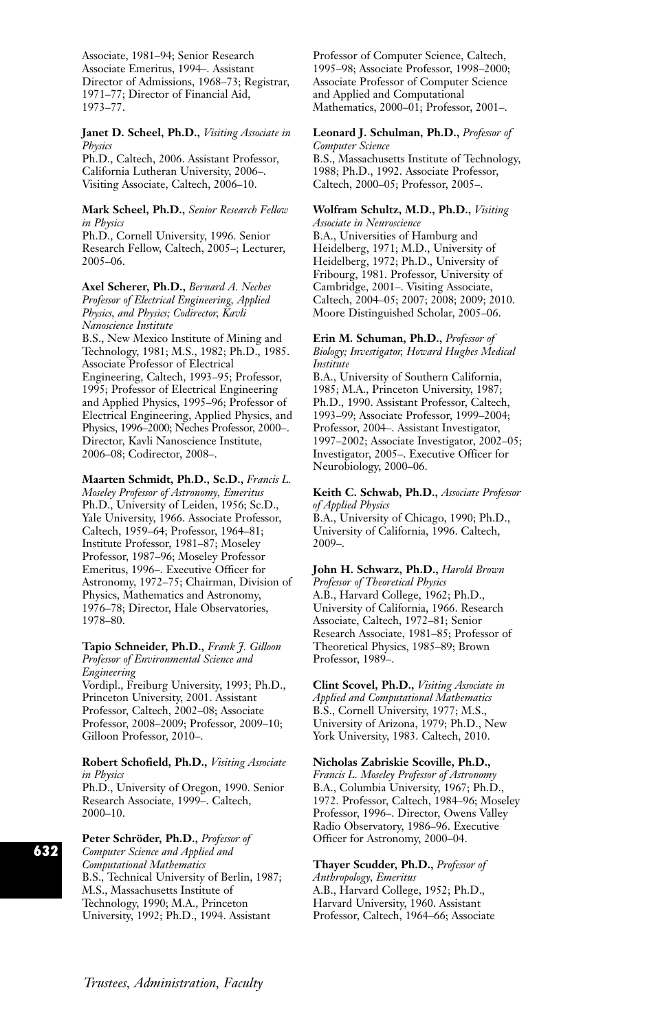Associate, 1981–94; Senior Research Associate Emeritus, 1994–. Assistant Director of Admissions, 1968–73; Registrar, 1971–77; Director of Financial Aid, 1973–77.

**Janet D. Scheel, Ph.D.,** *Visiting Associate in Physics*
Ph.D., Caltech, 2006. Assistant Professor, California Lutheran University, 2006–. Visiting Associate, Caltech, 2006–10.

**Mark Scheel, Ph.D.,** *Senior Research Fellow in Physics*
Ph.D., Cornell University, 1996. Senior Research Fellow, Caltech, 2005–; Lecturer, 2005–06.

**Axel Scherer, Ph.D.,** *Bernard A. Neches Professor of Electrical Engineering, Applied Physics, and Physics; Codirector, Kavli Nanoscience Institute*
B.S., New Mexico Institute of Mining and Technology, 1981; M.S., 1982; Ph.D., 1985. Associate Professor of Electrical Engineering, Caltech, 1993–95; Professor, 1995; Professor of Electrical Engineering and Applied Physics, 1995–96; Professor of Electrical Engineering, Applied Physics, and Physics, 1996–2000; Neches Professor, 2000–. Director, Kavli Nanoscience Institute, 2006–08; Codirector, 2008–.

**Maarten Schmidt, Ph.D., Sc.D.,** *Francis L. Moseley Professor of Astronomy, Emeritus*
Ph.D., University of Leiden, 1956; Sc.D., Yale University, 1966. Associate Professor, Caltech, 1959–64; Professor, 1964–81; Institute Professor, 1981–87; Moseley Professor, 1987–96; Moseley Professor Emeritus, 1996–. Executive Officer for Astronomy, 1972–75; Chairman, Division of Physics, Mathematics and Astronomy, 1976–78; Director, Hale Observatories, 1978–80.

**Tapio Schneider, Ph.D.,** *Frank J. Gilloon Professor of Environmental Science and Engineering*
Vordipl., Freiburg University, 1993; Ph.D., Princeton University, 2001. Assistant Professor, Caltech, 2002–08; Associate Professor, 2008–2009; Professor, 2009–10; Gilloon Professor, 2010–.

**Robert Schofield, Ph.D.,** *Visiting Associate in Physics*
Ph.D., University of Oregon, 1990. Senior Research Associate, 1999–. Caltech, 2000–10.

**Peter Schröder, Ph.D.,** *Professor of Computer Science and Applied and Computational Mathematics*
B.S., Technical University of Berlin, 1987; M.S., Massachusetts Institute of Technology, 1990; M.A., Princeton University, 1992; Ph.D., 1994. Assistant Professor of Computer Science, Caltech, 1995–98; Associate Professor, 1998–2000; Associate Professor of Computer Science and Applied and Computational Mathematics, 2000–01; Professor, 2001–.

**Leonard J. Schulman, Ph.D.,** *Professor of Computer Science*
B.S., Massachusetts Institute of Technology, 1988; Ph.D., 1992. Associate Professor, Caltech, 2000–05; Professor, 2005–.

**Wolfram Schultz, M.D., Ph.D.,** *Visiting Associate in Neuroscience*
B.A., Universities of Hamburg and Heidelberg, 1971; M.D., University of Heidelberg, 1972; Ph.D., University of Fribourg, 1981. Professor, University of Cambridge, 2001–. Visiting Associate, Caltech, 2004–05; 2007; 2008; 2009; 2010. Moore Distinguished Scholar, 2005–06.

**Erin M. Schuman, Ph.D.,** *Professor of Biology; Investigator, Howard Hughes Medical Institute*
B.A., University of Southern California, 1985; M.A., Princeton University, 1987; Ph.D., 1990. Assistant Professor, Caltech, 1993–99; Associate Professor, 1999–2004; Professor, 2004–. Assistant Investigator, 1997–2002; Associate Investigator, 2002–05; Investigator, 2005–. Executive Officer for Neurobiology, 2000–06.

**Keith C. Schwab, Ph.D.,** *Associate Professor of Applied Physics*
B.A., University of Chicago, 1990; Ph.D., University of California, 1996. Caltech, 2009–.

**John H. Schwarz, Ph.D.,** *Harold Brown Professor of Theoretical Physics*
A.B., Harvard College, 1962; Ph.D., University of California, 1966. Research Associate, Caltech, 1972–81; Senior Research Associate, 1981–85; Professor of Theoretical Physics, 1985–89; Brown Professor, 1989–.

**Clint Scovel, Ph.D.,** *Visiting Associate in Applied and Computational Mathematics*
B.S., Cornell University, 1977; M.S., University of Arizona, 1979; Ph.D., New York University, 1983. Caltech, 2010.

**Nicholas Zabriskie Scoville, Ph.D.,** *Francis L. Moseley Professor of Astronomy*
B.A., Columbia University, 1967; Ph.D., 1972. Professor, Caltech, 1984–96; Moseley Professor, 1996–. Director, Owens Valley Radio Observatory, 1986–96. Executive Officer for Astronomy, 2000–04.

**Thayer Scudder, Ph.D.,** *Professor of Anthropology, Emeritus*
A.B., Harvard College, 1952; Ph.D., Harvard University, 1960. Assistant Professor, Caltech, 1964–66; Associate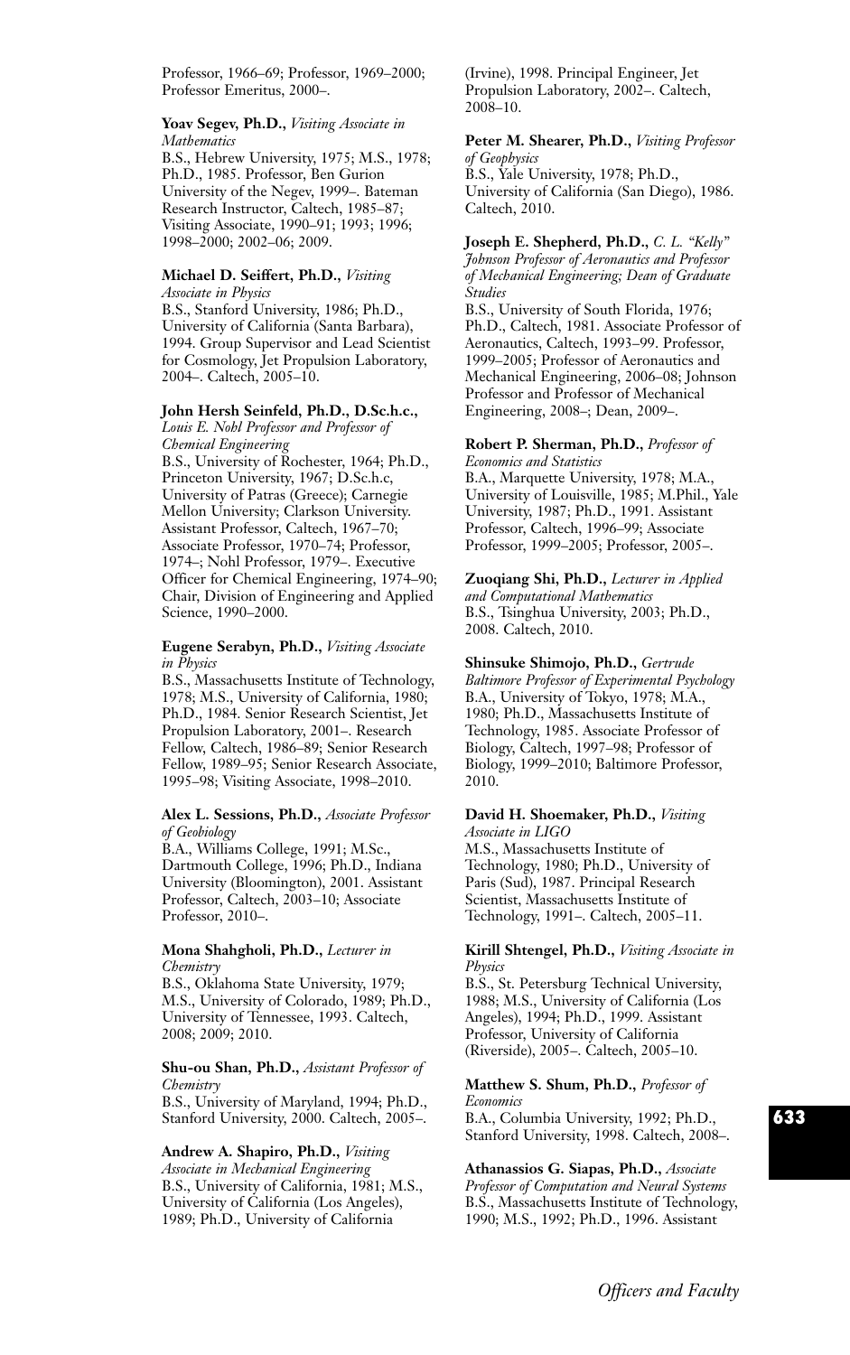Professor, 1966–69; Professor, 1969–2000; Professor Emeritus, 2000–.

**Yoav Segev, Ph.D.,** *Visiting Associate in Mathematics*
B.S., Hebrew University, 1975; M.S., 1978; Ph.D., 1985. Professor, Ben Gurion University of the Negev, 1999–. Bateman Research Instructor, Caltech, 1985–87; Visiting Associate, 1990–91; 1993; 1996; 1998–2000; 2002–06; 2009.

**Michael D. Seiffert, Ph.D.,** *Visiting Associate in Physics*
B.S., Stanford University, 1986; Ph.D., University of California (Santa Barbara), 1994. Group Supervisor and Lead Scientist for Cosmology, Jet Propulsion Laboratory, 2004–. Caltech, 2005–10.

**John Hersh Seinfeld, Ph.D., D.Sc.h.c.,** *Louis E. Nohl Professor and Professor of Chemical Engineering*
B.S., University of Rochester, 1964; Ph.D., Princeton University, 1967; D.Sc.h.c, University of Patras (Greece); Carnegie Mellon University; Clarkson University. Assistant Professor, Caltech, 1967–70; Associate Professor, 1970–74; Professor, 1974–; Nohl Professor, 1979–. Executive Officer for Chemical Engineering, 1974–90; Chair, Division of Engineering and Applied Science, 1990–2000.

**Eugene Serabyn, Ph.D.,** *Visiting Associate in Physics*
B.S., Massachusetts Institute of Technology, 1978; M.S., University of California, 1980; Ph.D., 1984. Senior Research Scientist, Jet Propulsion Laboratory, 2001–. Research Fellow, Caltech, 1986–89; Senior Research Fellow, 1989–95; Senior Research Associate, 1995–98; Visiting Associate, 1998–2010.

**Alex L. Sessions, Ph.D.,** *Associate Professor of Geobiology*
B.A., Williams College, 1991; M.Sc., Dartmouth College, 1996; Ph.D., Indiana University (Bloomington), 2001. Assistant Professor, Caltech, 2003–10; Associate Professor, 2010–.

**Mona Shahgholi, Ph.D.,** *Lecturer in Chemistry*
B.S., Oklahoma State University, 1979; M.S., University of Colorado, 1989; Ph.D., University of Tennessee, 1993. Caltech, 2008; 2009; 2010.

**Shu-ou Shan, Ph.D.,** *Assistant Professor of Chemistry*
B.S., University of Maryland, 1994; Ph.D., Stanford University, 2000. Caltech, 2005–.

**Andrew A. Shapiro, Ph.D.,** *Visiting Associate in Mechanical Engineering*
B.S., University of California, 1981; M.S., University of California (Los Angeles), 1989; Ph.D., University of California (Irvine), 1998. Principal Engineer, Jet Propulsion Laboratory, 2002–. Caltech, 2008–10.

**Peter M. Shearer, Ph.D.,** *Visiting Professor of Geophysics*
B.S., Yale University, 1978; Ph.D., University of California (San Diego), 1986. Caltech, 2010.

**Joseph E. Shepherd, Ph.D.,** *C. L. "Kelly" Johnson Professor of Aeronautics and Professor of Mechanical Engineering; Dean of Graduate Studies*
B.S., University of South Florida, 1976; Ph.D., Caltech, 1981. Associate Professor of Aeronautics, Caltech, 1993–99. Professor, 1999–2005; Professor of Aeronautics and Mechanical Engineering, 2006–08; Johnson Professor and Professor of Mechanical Engineering, 2008–; Dean, 2009–.

**Robert P. Sherman, Ph.D.,** *Professor of Economics and Statistics*
B.A., Marquette University, 1978; M.A., University of Louisville, 1985; M.Phil., Yale University, 1987; Ph.D., 1991. Assistant Professor, Caltech, 1996–99; Associate Professor, 1999–2005; Professor, 2005–.

**Zuoqiang Shi, Ph.D.,** *Lecturer in Applied and Computational Mathematics*
B.S., Tsinghua University, 2003; Ph.D., 2008. Caltech, 2010.

**Shinsuke Shimojo, Ph.D.,** *Gertrude Baltimore Professor of Experimental Psychology*
B.A., University of Tokyo, 1978; M.A., 1980; Ph.D., Massachusetts Institute of Technology, 1985. Associate Professor of Biology, Caltech, 1997–98; Professor of Biology, 1999–2010; Baltimore Professor, 2010.

**David H. Shoemaker, Ph.D.,** *Visiting Associate in LIGO*
M.S., Massachusetts Institute of Technology, 1980; Ph.D., University of Paris (Sud), 1987. Principal Research Scientist, Massachusetts Institute of Technology, 1991–. Caltech, 2005–11.

**Kirill Shtengel, Ph.D.,** *Visiting Associate in Physics*
B.S., St. Petersburg Technical University, 1988; M.S., University of California (Los Angeles), 1994; Ph.D., 1999. Assistant Professor, University of California (Riverside), 2005–. Caltech, 2005–10.

**Matthew S. Shum, Ph.D.,** *Professor of Economics*
B.A., Columbia University, 1992; Ph.D., Stanford University, 1998. Caltech, 2008–.

**Athanassios G. Siapas, Ph.D.,** *Associate Professor of Computation and Neural Systems*
B.S., Massachusetts Institute of Technology, 1990; M.S., 1992; Ph.D., 1996. Assistant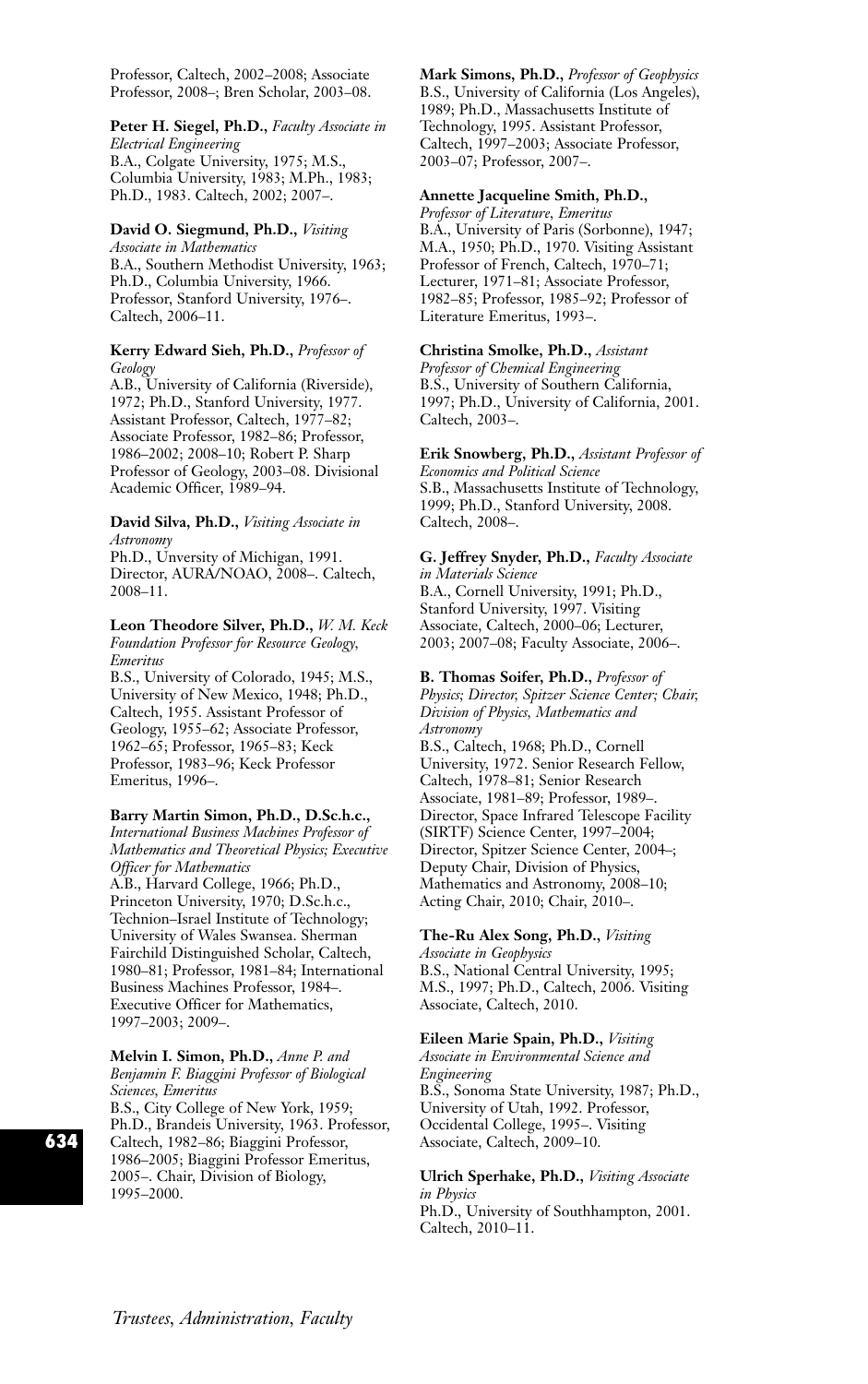Professor, Caltech, 2002–2008; Associate Professor, 2008–; Bren Scholar, 2003–08.

**Peter H. Siegel, Ph.D.,** *Faculty Associate in Electrical Engineering*
B.A., Colgate University, 1975; M.S., Columbia University, 1983; M.Ph., 1983; Ph.D., 1983. Caltech, 2002; 2007–.

**David O. Siegmund, Ph.D.,** *Visiting Associate in Mathematics*
B.A., Southern Methodist University, 1963; Ph.D., Columbia University, 1966. Professor, Stanford University, 1976–. Caltech, 2006–11.

**Kerry Edward Sieh, Ph.D.,** *Professor of Geology*
A.B., University of California (Riverside), 1972; Ph.D., Stanford University, 1977. Assistant Professor, Caltech, 1977–82; Associate Professor, 1982–86; Professor, 1986–2002; 2008–10; Robert P. Sharp Professor of Geology, 2003–08. Divisional Academic Officer, 1989–94.

**David Silva, Ph.D.,** *Visiting Associate in Astronomy*
Ph.D., Unversity of Michigan, 1991. Director, AURA/NOAO, 2008–. Caltech, 2008–11.

**Leon Theodore Silver, Ph.D.,** *W. M. Keck Foundation Professor for Resource Geology, Emeritus*
B.S., University of Colorado, 1945; M.S., University of New Mexico, 1948; Ph.D., Caltech, 1955. Assistant Professor of Geology, 1955–62; Associate Professor, 1962–65; Professor, 1965–83; Keck Professor, 1983–96; Keck Professor Emeritus, 1996–.

**Barry Martin Simon, Ph.D., D.Sc.h.c.,** *International Business Machines Professor of Mathematics and Theoretical Physics; Executive Officer for Mathematics*
A.B., Harvard College, 1966; Ph.D., Princeton University, 1970; D.Sc.h.c., Technion–Israel Institute of Technology; University of Wales Swansea. Sherman Fairchild Distinguished Scholar, Caltech, 1980–81; Professor, 1981–84; International Business Machines Professor, 1984–. Executive Officer for Mathematics, 1997–2003; 2009–.

**Melvin I. Simon, Ph.D.,** *Anne P. and Benjamin F. Biaggini Professor of Biological Sciences, Emeritus*
B.S., City College of New York, 1959; Ph.D., Brandeis University, 1963. Professor, Caltech, 1982–86; Biaggini Professor, 1986–2005; Biaggini Professor Emeritus, 2005–. Chair, Division of Biology, 1995–2000.

**Mark Simons, Ph.D.,** *Professor of Geophysics*
B.S., University of California (Los Angeles), 1989; Ph.D., Massachusetts Institute of Technology, 1995. Assistant Professor, Caltech, 1997–2003; Associate Professor, 2003–07; Professor, 2007–.

**Annette Jacqueline Smith, Ph.D.,** *Professor of Literature, Emeritus*
B.A., University of Paris (Sorbonne), 1947; M.A., 1950; Ph.D., 1970. Visiting Assistant Professor of French, Caltech, 1970–71; Lecturer, 1971–81; Associate Professor, 1982–85; Professor, 1985–92; Professor of Literature Emeritus, 1993–.

**Christina Smolke, Ph.D.,** *Assistant Professor of Chemical Engineering*
B.S., University of Southern California, 1997; Ph.D., University of California, 2001. Caltech, 2003–.

**Erik Snowberg, Ph.D.,** *Assistant Professor of Economics and Political Science*
S.B., Massachusetts Institute of Technology, 1999; Ph.D., Stanford University, 2008. Caltech, 2008–.

**G. Jeffrey Snyder, Ph.D.,** *Faculty Associate in Materials Science*
B.A., Cornell University, 1991; Ph.D., Stanford University, 1997. Visiting Associate, Caltech, 2000–06; Lecturer, 2003; 2007–08; Faculty Associate, 2006–.

**B. Thomas Soifer, Ph.D.,** *Professor of Physics; Director, Spitzer Science Center; Chair, Division of Physics, Mathematics and Astronomy*
B.S., Caltech, 1968; Ph.D., Cornell University, 1972. Senior Research Fellow, Caltech, 1978–81; Senior Research Associate, 1981–89; Professor, 1989–. Director, Space Infrared Telescope Facility (SIRTF) Science Center, 1997–2004; Director, Spitzer Science Center, 2004–; Deputy Chair, Division of Physics, Mathematics and Astronomy, 2008–10; Acting Chair, 2010; Chair, 2010–.

**The-Ru Alex Song, Ph.D.,** *Visiting Associate in Geophysics*
B.S., National Central University, 1995; M.S., 1997; Ph.D., Caltech, 2006. Visiting Associate, Caltech, 2010.

**Eileen Marie Spain, Ph.D.,** *Visiting Associate in Environmental Science and Engineering*
B.S., Sonoma State University, 1987; Ph.D., University of Utah, 1992. Professor, Occidental College, 1995–. Visiting Associate, Caltech, 2009–10.

**Ulrich Sperhake, Ph.D.,** *Visiting Associate in Physics*
Ph.D., University of Southhampton, 2001. Caltech, 2010–11.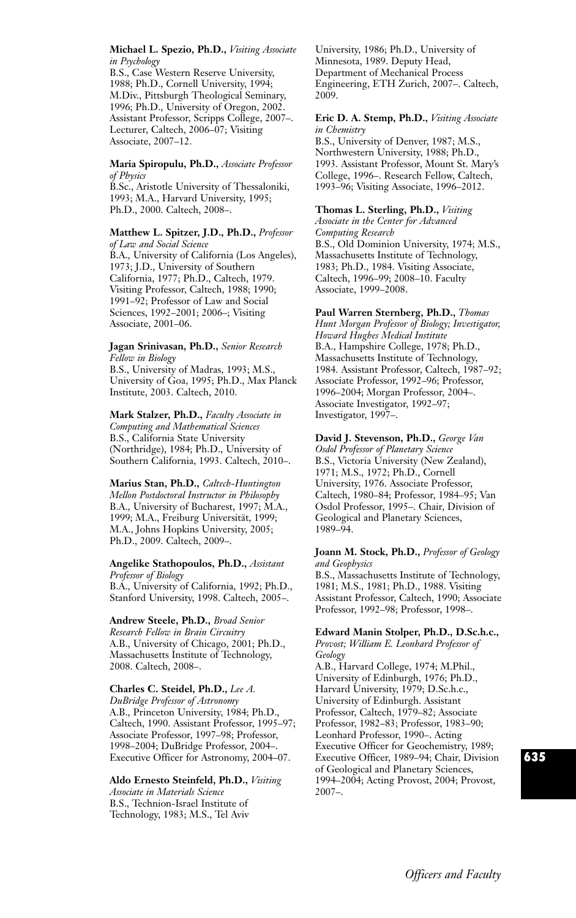**Michael L. Spezio, Ph.D.,** *Visiting Associate in Psychology*
B.S., Case Western Reserve University, 1988; Ph.D., Cornell University, 1994; M.Div., Pittsburgh Theological Seminary, 1996; Ph.D., University of Oregon, 2002. Assistant Professor, Scripps College, 2007–. Lecturer, Caltech, 2006–07; Visiting Associate, 2007–12.

**Maria Spiropulu, Ph.D.,** *Associate Professor of Physics*
B.Sc., Aristotle University of Thessaloniki, 1993; M.A., Harvard University, 1995; Ph.D., 2000. Caltech, 2008–.

**Matthew L. Spitzer, J.D., Ph.D.,** *Professor of Law and Social Science*
B.A., University of California (Los Angeles), 1973; J.D., University of Southern California, 1977; Ph.D., Caltech, 1979. Visiting Professor, Caltech, 1988; 1990; 1991–92; Professor of Law and Social Sciences, 1992–2001; 2006–; Visiting Associate, 2001–06.

**Jagan Srinivasan, Ph.D.,** *Senior Research Fellow in Biology*
B.S., University of Madras, 1993; M.S., University of Goa, 1995; Ph.D., Max Planck Institute, 2003. Caltech, 2010.

**Mark Stalzer, Ph.D.,** *Faculty Associate in Computing and Mathematical Sciences*
B.S., California State University (Northridge), 1984; Ph.D., University of Southern California, 1993. Caltech, 2010–.

**Marius Stan, Ph.D.,** *Caltech-Huntington Mellon Postdoctoral Instructor in Philosophy*
B.A., University of Bucharest, 1997; M.A., 1999; M.A., Freiburg Universität, 1999; M.A., Johns Hopkins University, 2005; Ph.D., 2009. Caltech, 2009–.

**Angelike Stathopoulos, Ph.D.,** *Assistant Professor of Biology*
B.A., University of California, 1992; Ph.D., Stanford University, 1998. Caltech, 2005–.

**Andrew Steele, Ph.D.,** *Broad Senior Research Fellow in Brain Circuitry*
A.B., University of Chicago, 2001; Ph.D., Massachusetts Institute of Technology, 2008. Caltech, 2008–.

**Charles C. Steidel, Ph.D.,** *Lee A. DuBridge Professor of Astronomy*
A.B., Princeton University, 1984; Ph.D., Caltech, 1990. Assistant Professor, 1995–97; Associate Professor, 1997–98; Professor, 1998–2004; DuBridge Professor, 2004–. Executive Officer for Astronomy, 2004–07.

**Aldo Ernesto Steinfeld, Ph.D.,** *Visiting Associate in Materials Science*
B.S., Technion-Israel Institute of Technology, 1983; M.S., Tel Aviv University, 1986; Ph.D., University of Minnesota, 1989. Deputy Head, Department of Mechanical Process Engineering, ETH Zurich, 2007–. Caltech, 2009.

**Eric D. A. Stemp, Ph.D.,** *Visiting Associate in Chemistry*
B.S., University of Denver, 1987; M.S., Northwestern University, 1988; Ph.D., 1993. Assistant Professor, Mount St. Mary's College, 1996–. Research Fellow, Caltech, 1993–96; Visiting Associate, 1996–2012.

**Thomas L. Sterling, Ph.D.,** *Visiting Associate in the Center for Advanced Computing Research*
B.S., Old Dominion University, 1974; M.S., Massachusetts Institute of Technology, 1983; Ph.D., 1984. Visiting Associate, Caltech, 1996–99; 2008–10. Faculty Associate, 1999–2008.

**Paul Warren Sternberg, Ph.D.,** *Thomas Hunt Morgan Professor of Biology; Investigator, Howard Hughes Medical Institute*
B.A., Hampshire College, 1978; Ph.D., Massachusetts Institute of Technology, 1984. Assistant Professor, Caltech, 1987–92; Associate Professor, 1992–96; Professor, 1996–2004; Morgan Professor, 2004–. Associate Investigator, 1992–97; Investigator, 1997–.

**David J. Stevenson, Ph.D.,** *George Van Osdol Professor of Planetary Science*
B.S., Victoria University (New Zealand), 1971; M.S., 1972; Ph.D., Cornell University, 1976. Associate Professor, Caltech, 1980–84; Professor, 1984–95; Van Osdol Professor, 1995–. Chair, Division of Geological and Planetary Sciences, 1989–94.

**Joann M. Stock, Ph.D.,** *Professor of Geology and Geophysics*
B.S., Massachusetts Institute of Technology, 1981; M.S., 1981; Ph.D., 1988. Visiting Assistant Professor, Caltech, 1990; Associate Professor, 1992–98; Professor, 1998–.

**Edward Manin Stolper, Ph.D., D.Sc.h.c.,** *Provost; William E. Leonhard Professor of Geology*
A.B., Harvard College, 1974; M.Phil., University of Edinburgh, 1976; Ph.D., Harvard University, 1979; D.Sc.h.c., University of Edinburgh. Assistant Professor, Caltech, 1979–82; Associate Professor, 1982–83; Professor, 1983–90; Leonhard Professor, 1990–. Acting Executive Officer for Geochemistry, 1989; Executive Officer, 1989–94; Chair, Division of Geological and Planetary Sciences, 1994–2004; Acting Provost, 2004; Provost, 2007–.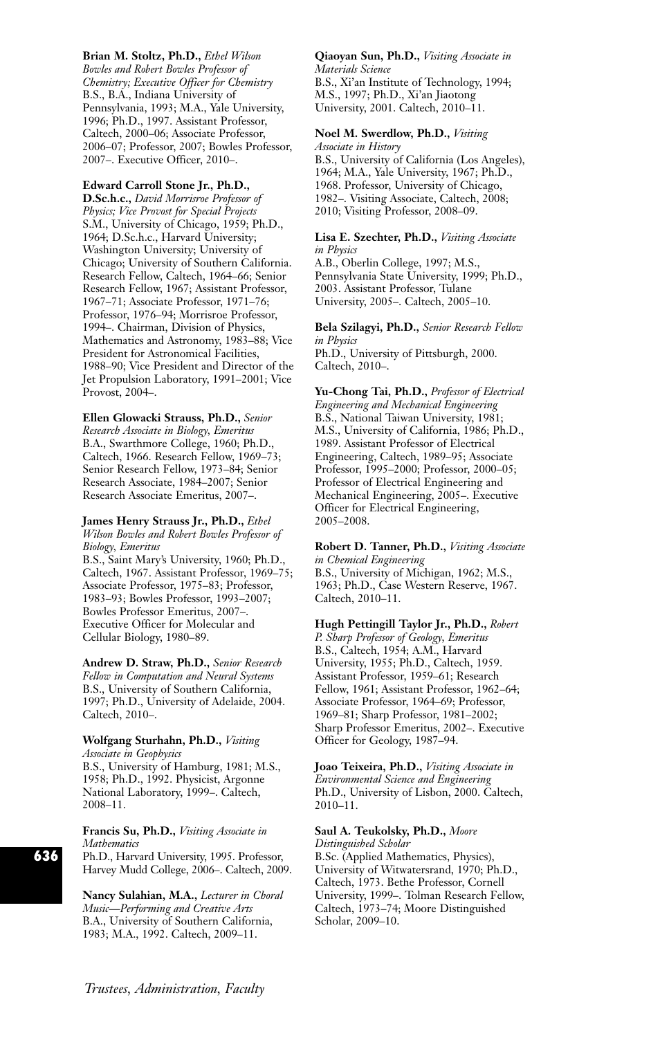**Brian M. Stoltz, Ph.D.,** *Ethel Wilson Bowles and Robert Bowles Professor of Chemistry; Executive Officer for Chemistry*
B.S., B.A., Indiana University of Pennsylvania, 1993; M.A., Yale University, 1996; Ph.D., 1997. Assistant Professor, Caltech, 2000–06; Associate Professor, 2006–07; Professor, 2007; Bowles Professor, 2007–. Executive Officer, 2010–.

**Edward Carroll Stone Jr., Ph.D., D.Sc.h.c.,** *David Morrisroe Professor of Physics; Vice Provost for Special Projects*
S.M., University of Chicago, 1959; Ph.D., 1964; D.Sc.h.c., Harvard University; Washington University; University of Chicago; University of Southern California. Research Fellow, Caltech, 1964–66; Senior Research Fellow, 1967; Assistant Professor, 1967–71; Associate Professor, 1971–76; Professor, 1976–94; Morrisroe Professor, 1994–. Chairman, Division of Physics, Mathematics and Astronomy, 1983–88; Vice President for Astronomical Facilities, 1988–90; Vice President and Director of the Jet Propulsion Laboratory, 1991–2001; Vice Provost, 2004–.

**Ellen Glowacki Strauss, Ph.D.,** *Senior Research Associate in Biology, Emeritus*
B.A., Swarthmore College, 1960; Ph.D., Caltech, 1966. Research Fellow, 1969–73; Senior Research Fellow, 1973–84; Senior Research Associate, 1984–2007; Senior Research Associate Emeritus, 2007–.

**James Henry Strauss Jr., Ph.D.,** *Ethel Wilson Bowles and Robert Bowles Professor of Biology, Emeritus*
B.S., Saint Mary's University, 1960; Ph.D., Caltech, 1967. Assistant Professor, 1969–75; Associate Professor, 1975–83; Professor, 1983–93; Bowles Professor, 1993–2007; Bowles Professor Emeritus, 2007–. Executive Officer for Molecular and Cellular Biology, 1980–89.

**Andrew D. Straw, Ph.D.,** *Senior Research Fellow in Computation and Neural Systems*
B.S., University of Southern California, 1997; Ph.D., University of Adelaide, 2004. Caltech, 2010–.

**Wolfgang Sturhahn, Ph.D.,** *Visiting Associate in Geophysics*
B.S., University of Hamburg, 1981; M.S., 1958; Ph.D., 1992. Physicist, Argonne National Laboratory, 1999–. Caltech, 2008–11.

**Francis Su, Ph.D.,** *Visiting Associate in Mathematics*
Ph.D., Harvard University, 1995. Professor, Harvey Mudd College, 2006–. Caltech, 2009.

**Nancy Sulahian, M.A.,** *Lecturer in Choral Music—Performing and Creative Arts*
B.A., University of Southern California, 1983; M.A., 1992. Caltech, 2009–11.

**Qiaoyan Sun, Ph.D.,** *Visiting Associate in Materials Science*
B.S., Xi'an Institute of Technology, 1994; M.S., 1997; Ph.D., Xi'an Jiaotong University, 2001. Caltech, 2010–11.

**Noel M. Swerdlow, Ph.D.,** *Visiting Associate in History*
B.S., University of California (Los Angeles), 1964; M.A., Yale University, 1967; Ph.D., 1968. Professor, University of Chicago, 1982–. Visiting Associate, Caltech, 2008; 2010; Visiting Professor, 2008–09.

**Lisa E. Szechter, Ph.D.,** *Visiting Associate in Physics*
A.B., Oberlin College, 1997; M.S., Pennsylvania State University, 1999; Ph.D., 2003. Assistant Professor, Tulane University, 2005–. Caltech, 2005–10.

**Bela Szilagyi, Ph.D.,** *Senior Research Fellow in Physics*
Ph.D., University of Pittsburgh, 2000. Caltech, 2010–.

**Yu-Chong Tai, Ph.D.,** *Professor of Electrical Engineering and Mechanical Engineering*
B.S., National Taiwan University, 1981; M.S., University of California, 1986; Ph.D., 1989. Assistant Professor of Electrical Engineering, Caltech, 1989–95; Associate Professor, 1995–2000; Professor, 2000–05; Professor of Electrical Engineering and Mechanical Engineering, 2005–. Executive Officer for Electrical Engineering, 2005–2008.

**Robert D. Tanner, Ph.D.,** *Visiting Associate in Chemical Engineering*
B.S., University of Michigan, 1962; M.S., 1963; Ph.D., Case Western Reserve, 1967. Caltech, 2010–11.

**Hugh Pettingill Taylor Jr., Ph.D.,** *Robert P. Sharp Professor of Geology, Emeritus*
B.S., Caltech, 1954; A.M., Harvard University, 1955; Ph.D., Caltech, 1959. Assistant Professor, 1959–61; Research Fellow, 1961; Assistant Professor, 1962–64; Associate Professor, 1964–69; Professor, 1969–81; Sharp Professor, 1981–2002; Sharp Professor Emeritus, 2002–. Executive Officer for Geology, 1987–94.

**Joao Teixeira, Ph.D.,** *Visiting Associate in Environmental Science and Engineering*
Ph.D., University of Lisbon, 2000. Caltech, 2010–11.

**Saul A. Teukolsky, Ph.D.,** *Moore Distinguished Scholar*
B.Sc. (Applied Mathematics, Physics), University of Witwatersrand, 1970; Ph.D., Caltech, 1973. Bethe Professor, Cornell University, 1999–. Tolman Research Fellow, Caltech, 1973–74; Moore Distinguished Scholar, 2009–10.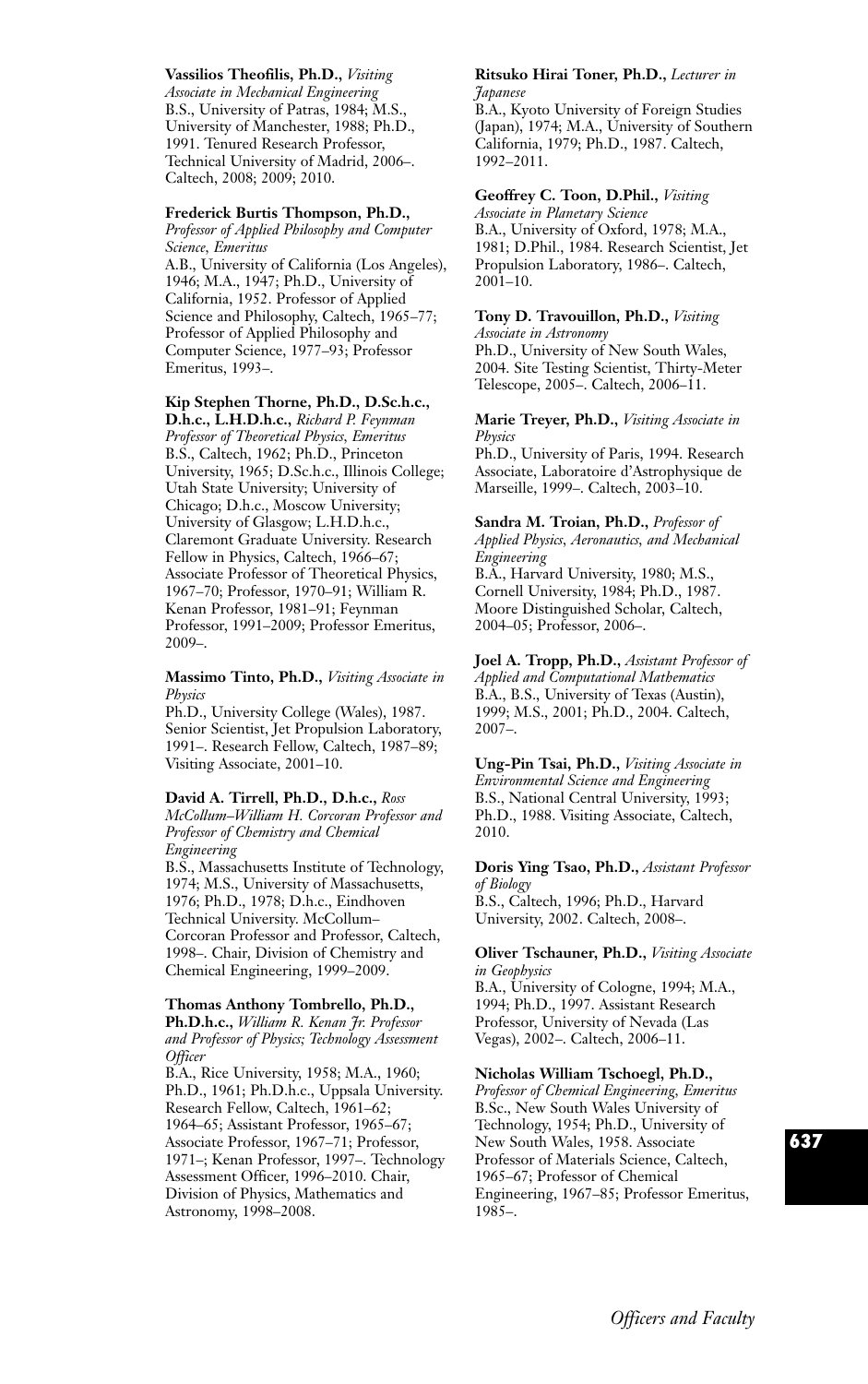**Vassilios Theofilis, Ph.D.,** *Visiting Associate in Mechanical Engineering*
B.S., University of Patras, 1984; M.S., University of Manchester, 1988; Ph.D., 1991. Tenured Research Professor, Technical University of Madrid, 2006–. Caltech, 2008; 2009; 2010.

**Frederick Burtis Thompson, Ph.D.,** *Professor of Applied Philosophy and Computer Science, Emeritus*
A.B., University of California (Los Angeles), 1946; M.A., 1947; Ph.D., University of California, 1952. Professor of Applied Science and Philosophy, Caltech, 1965–77; Professor of Applied Philosophy and Computer Science, 1977–93; Professor Emeritus, 1993–.

**Kip Stephen Thorne, Ph.D., D.Sc.h.c., D.h.c., L.H.D.h.c.,** *Richard P. Feynman Professor of Theoretical Physics, Emeritus*
B.S., Caltech, 1962; Ph.D., Princeton University, 1965; D.Sc.h.c., Illinois College; Utah State University; University of Chicago; D.h.c., Moscow University; University of Glasgow; L.H.D.h.c., Claremont Graduate University. Research Fellow in Physics, Caltech, 1966–67; Associate Professor of Theoretical Physics, 1967–70; Professor, 1970–91; William R. Kenan Professor, 1981–91; Feynman Professor, 1991–2009; Professor Emeritus, 2009–.

**Massimo Tinto, Ph.D.,** *Visiting Associate in Physics*
Ph.D., University College (Wales), 1987. Senior Scientist, Jet Propulsion Laboratory, 1991–. Research Fellow, Caltech, 1987–89; Visiting Associate, 2001–10.

**David A. Tirrell, Ph.D., D.h.c.,** *Ross McCollum–William H. Corcoran Professor and Professor of Chemistry and Chemical Engineering*
B.S., Massachusetts Institute of Technology, 1974; M.S., University of Massachusetts, 1976; Ph.D., 1978; D.h.c., Eindhoven Technical University. McCollum–Corcoran Professor and Professor, Caltech, 1998–. Chair, Division of Chemistry and Chemical Engineering, 1999–2009.

**Thomas Anthony Tombrello, Ph.D., Ph.D.h.c.,** *William R. Kenan Jr. Professor and Professor of Physics; Technology Assessment Officer*
B.A., Rice University, 1958; M.A., 1960; Ph.D., 1961; Ph.D.h.c., Uppsala University. Research Fellow, Caltech, 1961–62; 1964–65; Assistant Professor, 1965–67; Associate Professor, 1967–71; Professor, 1971–; Kenan Professor, 1997–. Technology Assessment Officer, 1996–2010. Chair, Division of Physics, Mathematics and Astronomy, 1998–2008.

**Ritsuko Hirai Toner, Ph.D.,** *Lecturer in Japanese*
B.A., Kyoto University of Foreign Studies (Japan), 1974; M.A., University of Southern California, 1979; Ph.D., 1987. Caltech, 1992–2011.

**Geoffrey C. Toon, D.Phil.,** *Visiting Associate in Planetary Science*
B.A., University of Oxford, 1978; M.A., 1981; D.Phil., 1984. Research Scientist, Jet Propulsion Laboratory, 1986–. Caltech, 2001–10.

**Tony D. Travouillon, Ph.D.,** *Visiting Associate in Astronomy*
Ph.D., University of New South Wales, 2004. Site Testing Scientist, Thirty-Meter Telescope, 2005–. Caltech, 2006–11.

**Marie Treyer, Ph.D.,** *Visiting Associate in Physics*
Ph.D., University of Paris, 1994. Research Associate, Laboratoire d'Astrophysique de Marseille, 1999–. Caltech, 2003–10.

**Sandra M. Troian, Ph.D.,** *Professor of Applied Physics, Aeronautics, and Mechanical Engineering*
B.A., Harvard University, 1980; M.S., Cornell University, 1984; Ph.D., 1987. Moore Distinguished Scholar, Caltech, 2004–05; Professor, 2006–.

**Joel A. Tropp, Ph.D.,** *Assistant Professor of Applied and Computational Mathematics*
B.A., B.S., University of Texas (Austin), 1999; M.S., 2001; Ph.D., 2004. Caltech, 2007–.

**Ung-Pin Tsai, Ph.D.,** *Visiting Associate in Environmental Science and Engineering*
B.S., National Central University, 1993; Ph.D., 1988. Visiting Associate, Caltech, 2010.

**Doris Ying Tsao, Ph.D.,** *Assistant Professor of Biology*
B.S., Caltech, 1996; Ph.D., Harvard University, 2002. Caltech, 2008–.

**Oliver Tschauner, Ph.D.,** *Visiting Associate in Geophysics*
B.A., University of Cologne, 1994; M.A., 1994; Ph.D., 1997. Assistant Research Professor, University of Nevada (Las Vegas), 2002–. Caltech, 2006–11.

**Nicholas William Tschoegl, Ph.D.,** *Professor of Chemical Engineering, Emeritus*
B.Sc., New South Wales University of Technology, 1954; Ph.D., University of New South Wales, 1958. Associate Professor of Materials Science, Caltech, 1965–67; Professor of Chemical Engineering, 1967–85; Professor Emeritus, 1985–.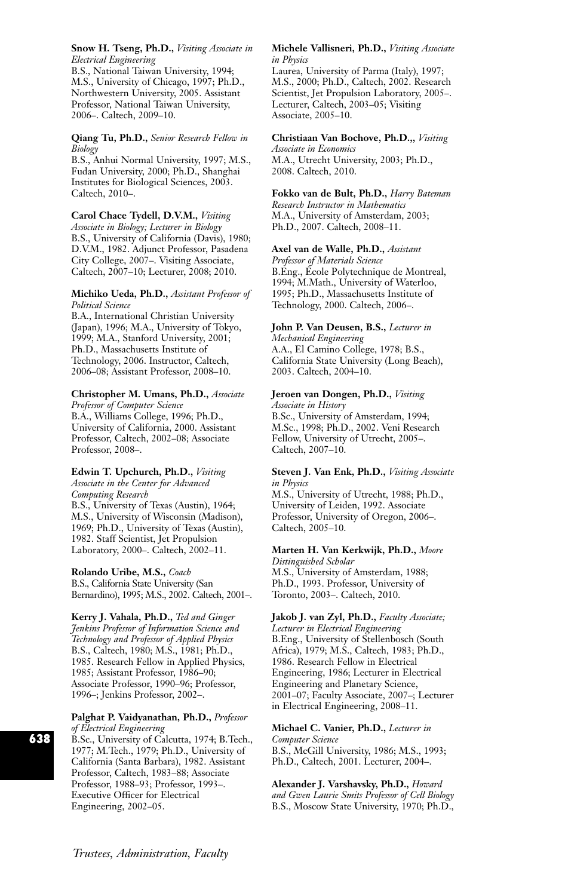**Snow H. Tseng, Ph.D.,** *Visiting Associate in Electrical Engineering*
B.S., National Taiwan University, 1994; M.S., University of Chicago, 1997; Ph.D., Northwestern University, 2005. Assistant Professor, National Taiwan University, 2006–. Caltech, 2009–10.

**Qiang Tu, Ph.D.,** *Senior Research Fellow in Biology*
B.S., Anhui Normal University, 1997; M.S., Fudan University, 2000; Ph.D., Shanghai Institutes for Biological Sciences, 2003. Caltech, 2010–.

**Carol Chace Tydell, D.V.M.,** *Visiting Associate in Biology; Lecturer in Biology*
B.S., University of California (Davis), 1980; D.V.M., 1982. Adjunct Professor, Pasadena City College, 2007–. Visiting Associate, Caltech, 2007–10; Lecturer, 2008; 2010.

**Michiko Ueda, Ph.D.,** *Assistant Professor of Political Science*
B.A., International Christian University (Japan), 1996; M.A., University of Tokyo, 1999; M.A., Stanford University, 2001; Ph.D., Massachusetts Institute of Technology, 2006. Instructor, Caltech, 2006–08; Assistant Professor, 2008–10.

**Christopher M. Umans, Ph.D.,** *Associate Professor of Computer Science*
B.A., Williams College, 1996; Ph.D., University of California, 2000. Assistant Professor, Caltech, 2002–08; Associate Professor, 2008–.

**Edwin T. Upchurch, Ph.D.,** *Visiting Associate in the Center for Advanced Computing Research*
B.S., University of Texas (Austin), 1964; M.S., University of Wisconsin (Madison), 1969; Ph.D., University of Texas (Austin), 1982. Staff Scientist, Jet Propulsion Laboratory, 2000–. Caltech, 2002–11.

**Rolando Uribe, M.S.,** *Coach*
B.S., California State University (San Bernardino), 1995; M.S., 2002. Caltech, 2001–.

**Kerry J. Vahala, Ph.D.,** *Ted and Ginger Jenkins Professor of Information Science and Technology and Professor of Applied Physics*
B.S., Caltech, 1980; M.S., 1981; Ph.D., 1985. Research Fellow in Applied Physics, 1985; Assistant Professor, 1986–90; Associate Professor, 1990–96; Professor, 1996–; Jenkins Professor, 2002–.

**Palghat P. Vaidyanathan, Ph.D.,** *Professor of Electrical Engineering*
B.Sc., University of Calcutta, 1974; B.Tech., 1977; M.Tech., 1979; Ph.D., University of California (Santa Barbara), 1982. Assistant Professor, Caltech, 1983–88; Associate Professor, 1988–93; Professor, 1993–. Executive Officer for Electrical Engineering, 2002–05.

**Michele Vallisneri, Ph.D.,** *Visiting Associate in Physics*
Laurea, University of Parma (Italy), 1997; M.S., 2000; Ph.D., Caltech, 2002. Research Scientist, Jet Propulsion Laboratory, 2005–. Lecturer, Caltech, 2003–05; Visiting Associate, 2005–10.

**Christiaan Van Bochove, Ph.D.,,** *Visiting Associate in Economics*
M.A., Utrecht University, 2003; Ph.D., 2008. Caltech, 2010.

**Fokko van de Bult, Ph.D.,** *Harry Bateman Research Instructor in Mathematics*
M.A., University of Amsterdam, 2003; Ph.D., 2007. Caltech, 2008–11.

**Axel van de Walle, Ph.D.,** *Assistant Professor of Materials Science*
B.Eng., École Polytechnique de Montreal, 1994; M.Math., University of Waterloo, 1995; Ph.D., Massachusetts Institute of Technology, 2000. Caltech, 2006–.

**John P. Van Deusen, B.S.,** *Lecturer in Mechanical Engineering*
A.A., El Camino College, 1978; B.S., California State University (Long Beach), 2003. Caltech, 2004–10.

**Jeroen van Dongen, Ph.D.,** *Visiting Associate in History*
B.Sc., University of Amsterdam, 1994; M.Sc., 1998; Ph.D., 2002. Veni Research Fellow, University of Utrecht, 2005–. Caltech, 2007–10.

**Steven J. Van Enk, Ph.D.,** *Visiting Associate in Physics*
M.S., University of Utrecht, 1988; Ph.D., University of Leiden, 1992. Associate Professor, University of Oregon, 2006–. Caltech, 2005–10.

**Marten H. Van Kerkwijk, Ph.D.,** *Moore Distinguished Scholar*
M.S., University of Amsterdam, 1988; Ph.D., 1993. Professor, University of Toronto, 2003–. Caltech, 2010.

**Jakob J. van Zyl, Ph.D.,** *Faculty Associate; Lecturer in Electrical Engineering*
B.Eng., University of Stellenbosch (South Africa), 1979; M.S., Caltech, 1983; Ph.D., 1986. Research Fellow in Electrical Engineering, 1986; Lecturer in Electrical Engineering and Planetary Science, 2001–07; Faculty Associate, 2007–; Lecturer in Electrical Engineering, 2008–11.

**Michael C. Vanier, Ph.D.,** *Lecturer in Computer Science*
B.S., McGill University, 1986; M.S., 1993; Ph.D., Caltech, 2001. Lecturer, 2004–.

**Alexander J. Varshavsky, Ph.D.,** *Howard and Gwen Laurie Smits Professor of Cell Biology*
B.S., Moscow State University, 1970; Ph.D.,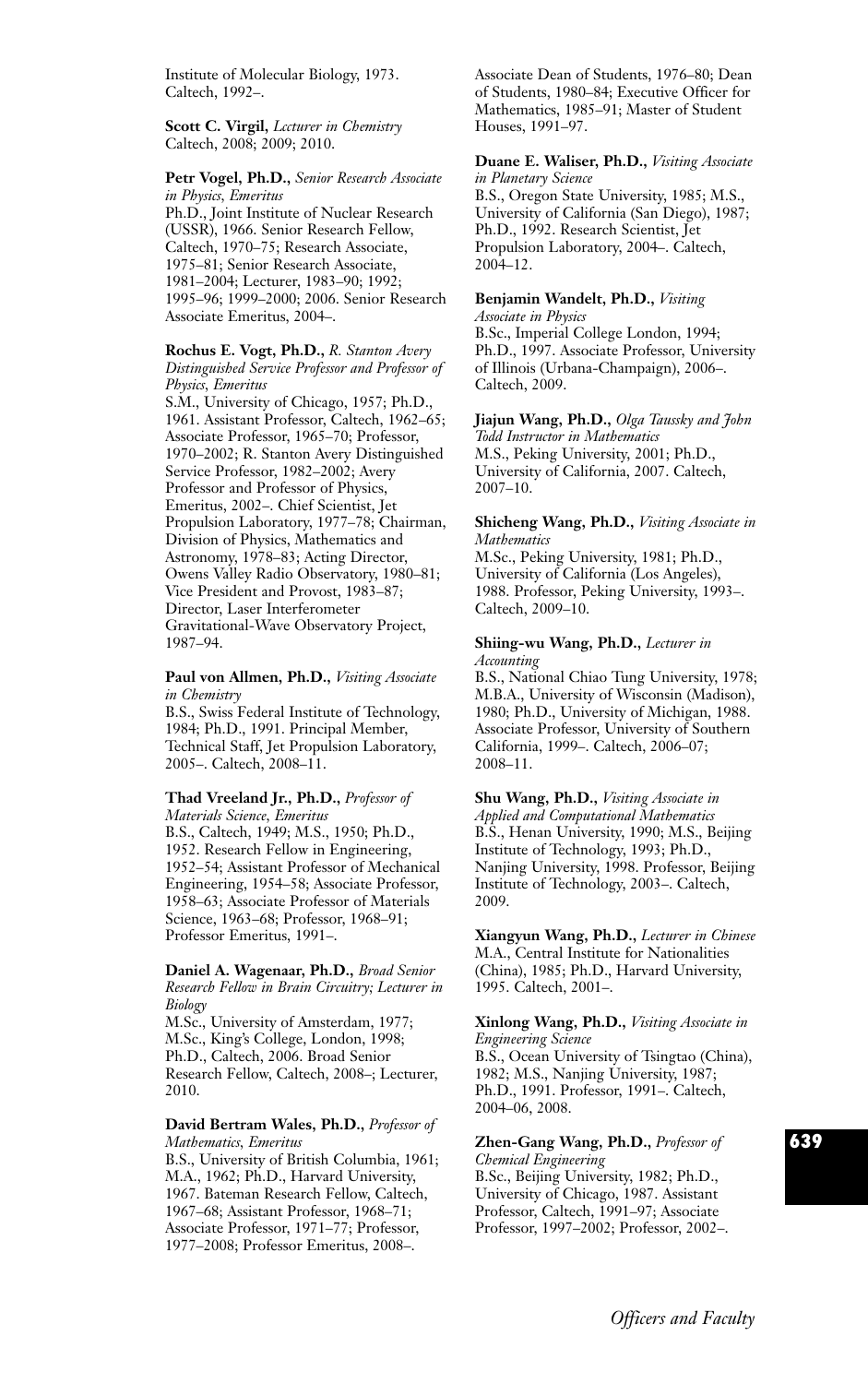Institute of Molecular Biology, 1973. Caltech, 1992–.

**Scott C. Virgil,** *Lecturer in Chemistry*
Caltech, 2008; 2009; 2010.

**Petr Vogel, Ph.D.,** *Senior Research Associate in Physics, Emeritus*
Ph.D., Joint Institute of Nuclear Research (USSR), 1966. Senior Research Fellow, Caltech, 1970–75; Research Associate, 1975–81; Senior Research Associate, 1981–2004; Lecturer, 1983–90; 1992; 1995–96; 1999–2000; 2006. Senior Research Associate Emeritus, 2004–.

**Rochus E. Vogt, Ph.D.,** *R. Stanton Avery Distinguished Service Professor and Professor of Physics, Emeritus*
S.M., University of Chicago, 1957; Ph.D., 1961. Assistant Professor, Caltech, 1962–65; Associate Professor, 1965–70; Professor, 1970–2002; R. Stanton Avery Distinguished Service Professor, 1982–2002; Avery Professor and Professor of Physics, Emeritus, 2002–. Chief Scientist, Jet Propulsion Laboratory, 1977–78; Chairman, Division of Physics, Mathematics and Astronomy, 1978–83; Acting Director, Owens Valley Radio Observatory, 1980–81; Vice President and Provost, 1983–87; Director, Laser Interferometer Gravitational-Wave Observatory Project, 1987–94.

**Paul von Allmen, Ph.D.,** *Visiting Associate in Chemistry*
B.S., Swiss Federal Institute of Technology, 1984; Ph.D., 1991. Principal Member, Technical Staff, Jet Propulsion Laboratory, 2005–. Caltech, 2008–11.

**Thad Vreeland Jr., Ph.D.,** *Professor of Materials Science, Emeritus*
B.S., Caltech, 1949; M.S., 1950; Ph.D., 1952. Research Fellow in Engineering, 1952–54; Assistant Professor of Mechanical Engineering, 1954–58; Associate Professor, 1958–63; Associate Professor of Materials Science, 1963–68; Professor, 1968–91; Professor Emeritus, 1991–.

**Daniel A. Wagenaar, Ph.D.,** *Broad Senior Research Fellow in Brain Circuitry; Lecturer in Biology*
M.Sc., University of Amsterdam, 1977; M.Sc., King's College, London, 1998; Ph.D., Caltech, 2006. Broad Senior Research Fellow, Caltech, 2008–; Lecturer, 2010.

**David Bertram Wales, Ph.D.,** *Professor of Mathematics, Emeritus*
B.S., University of British Columbia, 1961; M.A., 1962; Ph.D., Harvard University, 1967. Bateman Research Fellow, Caltech, 1967–68; Assistant Professor, 1968–71; Associate Professor, 1971–77; Professor, 1977–2008; Professor Emeritus, 2008–. Associate Dean of Students, 1976–80; Dean of Students, 1980–84; Executive Officer for Mathematics, 1985–91; Master of Student Houses, 1991–97.

**Duane E. Waliser, Ph.D.,** *Visiting Associate in Planetary Science*
B.S., Oregon State University, 1985; M.S., University of California (San Diego), 1987; Ph.D., 1992. Research Scientist, Jet Propulsion Laboratory, 2004–. Caltech, 2004–12.

**Benjamin Wandelt, Ph.D.,** *Visiting Associate in Physics*
B.Sc., Imperial College London, 1994; Ph.D., 1997. Associate Professor, University of Illinois (Urbana-Champaign), 2006–. Caltech, 2009.

**Jiajun Wang, Ph.D.,** *Olga Taussky and John Todd Instructor in Mathematics*
M.S., Peking University, 2001; Ph.D., University of California, 2007. Caltech, 2007–10.

**Shicheng Wang, Ph.D.,** *Visiting Associate in Mathematics*
M.Sc., Peking University, 1981; Ph.D., University of California (Los Angeles), 1988. Professor, Peking University, 1993–. Caltech, 2009–10.

**Shiing-wu Wang, Ph.D.,** *Lecturer in Accounting*
B.S., National Chiao Tung University, 1978; M.B.A., University of Wisconsin (Madison), 1980; Ph.D., University of Michigan, 1988. Associate Professor, University of Southern California, 1999–. Caltech, 2006–07; 2008–11.

**Shu Wang, Ph.D.,** *Visiting Associate in Applied and Computational Mathematics*
B.S., Henan University, 1990; M.S., Beijing Institute of Technology, 1993; Ph.D., Nanjing University, 1998. Professor, Beijing Institute of Technology, 2003–. Caltech, 2009.

**Xiangyun Wang, Ph.D.,** *Lecturer in Chinese*
M.A., Central Institute for Nationalities (China), 1985; Ph.D., Harvard University, 1995. Caltech, 2001–.

**Xinlong Wang, Ph.D.,** *Visiting Associate in Engineering Science*
B.S., Ocean University of Tsingtao (China), 1982; M.S., Nanjing University, 1987; Ph.D., 1991. Professor, 1991–. Caltech, 2004–06, 2008.

**Zhen-Gang Wang, Ph.D.,** *Professor of Chemical Engineering*
B.Sc., Beijing University, 1982; Ph.D., University of Chicago, 1987. Assistant Professor, Caltech, 1991–97; Associate Professor, 1997–2002; Professor, 2002–.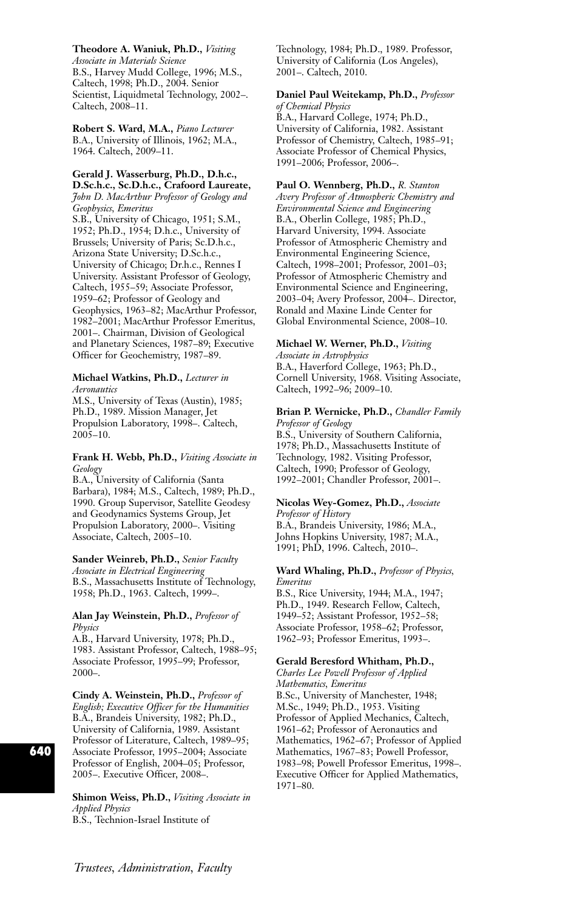**Theodore A. Waniuk, Ph.D.,** *Visiting Associate in Materials Science*
B.S., Harvey Mudd College, 1996; M.S., Caltech, 1998; Ph.D., 2004. Senior Scientist, Liquidmetal Technology, 2002–. Caltech, 2008–11.

**Robert S. Ward, M.A.,** *Piano Lecturer*
B.A., University of Illinois, 1962; M.A., 1964. Caltech, 2009–11.

**Gerald J. Wasserburg, Ph.D., D.h.c., D.Sc.h.c., Sc.D.h.c., Crafoord Laureate,** *John D. MacArthur Professor of Geology and Geophysics, Emeritus*
S.B., University of Chicago, 1951; S.M., 1952; Ph.D., 1954; D.h.c., University of Brussels; University of Paris; Sc.D.h.c., Arizona State University; D.Sc.h.c., University of Chicago; Dr.h.c., Rennes I University. Assistant Professor of Geology, Caltech, 1955–59; Associate Professor, 1959–62; Professor of Geology and Geophysics, 1963–82; MacArthur Professor, 1982–2001; MacArthur Professor Emeritus, 2001–. Chairman, Division of Geological and Planetary Sciences, 1987–89; Executive Officer for Geochemistry, 1987–89.

**Michael Watkins, Ph.D.,** *Lecturer in Aeronautics*
M.S., University of Texas (Austin), 1985; Ph.D., 1989. Mission Manager, Jet Propulsion Laboratory, 1998–. Caltech, 2005–10.

**Frank H. Webb, Ph.D.,** *Visiting Associate in Geology*
B.A., University of California (Santa Barbara), 1984; M.S., Caltech, 1989; Ph.D., 1990. Group Supervisor, Satellite Geodesy and Geodynamics Systems Group, Jet Propulsion Laboratory, 2000–. Visiting Associate, Caltech, 2005–10.

**Sander Weinreb, Ph.D.,** *Senior Faculty Associate in Electrical Engineering*
B.S., Massachusetts Institute of Technology, 1958; Ph.D., 1963. Caltech, 1999–.

**Alan Jay Weinstein, Ph.D.,** *Professor of Physics*
A.B., Harvard University, 1978; Ph.D., 1983. Assistant Professor, Caltech, 1988–95; Associate Professor, 1995–99; Professor, 2000–.

**Cindy A. Weinstein, Ph.D.,** *Professor of English; Executive Officer for the Humanities*
B.A., Brandeis University, 1982; Ph.D., University of California, 1989. Assistant Professor of Literature, Caltech, 1989–95; Associate Professor, 1995–2004; Associate Professor of English, 2004–05; Professor, 2005–. Executive Officer, 2008–.

**Shimon Weiss, Ph.D.,** *Visiting Associate in Applied Physics*
B.S., Technion-Israel Institute of Technology, 1984; Ph.D., 1989. Professor, University of California (Los Angeles), 2001–. Caltech, 2010.

**Daniel Paul Weitekamp, Ph.D.,** *Professor of Chemical Physics*
B.A., Harvard College, 1974; Ph.D., University of California, 1982. Assistant Professor of Chemistry, Caltech, 1985–91; Associate Professor of Chemical Physics, 1991–2006; Professor, 2006–.

**Paul O. Wennberg, Ph.D.,** *R. Stanton Avery Professor of Atmospheric Chemistry and Environmental Science and Engineering*
B.A., Oberlin College, 1985; Ph.D., Harvard University, 1994. Associate Professor of Atmospheric Chemistry and Environmental Engineering Science, Caltech, 1998–2001; Professor, 2001–03; Professor of Atmospheric Chemistry and Environmental Science and Engineering, 2003–04; Avery Professor, 2004–. Director, Ronald and Maxine Linde Center for Global Environmental Science, 2008–10.

**Michael W. Werner, Ph.D.,** *Visiting Associate in Astrophysics*
B.A., Haverford College, 1963; Ph.D., Cornell University, 1968. Visiting Associate, Caltech, 1992–96; 2009–10.

**Brian P. Wernicke, Ph.D.,** *Chandler Family Professor of Geology*
B.S., University of Southern California, 1978; Ph.D., Massachusetts Institute of Technology, 1982. Visiting Professor, Caltech, 1990; Professor of Geology, 1992–2001; Chandler Professor, 2001–.

**Nicolas Wey-Gomez, Ph.D.,** *Associate Professor of History*
B.A., Brandeis University, 1986; M.A., Johns Hopkins University, 1987; M.A., 1991; PhD, 1996. Caltech, 2010–.

**Ward Whaling, Ph.D.,** *Professor of Physics, Emeritus*
B.S., Rice University, 1944; M.A., 1947; Ph.D., 1949. Research Fellow, Caltech, 1949–52; Assistant Professor, 1952–58; Associate Professor, 1958–62; Professor, 1962–93; Professor Emeritus, 1993–.

**Gerald Beresford Whitham, Ph.D.,** *Charles Lee Powell Professor of Applied Mathematics, Emeritus*
B.Sc., University of Manchester, 1948; M.Sc., 1949; Ph.D., 1953. Visiting Professor of Applied Mechanics, Caltech, 1961–62; Professor of Aeronautics and Mathematics, 1962–67; Professor of Applied Mathematics, 1967–83; Powell Professor, 1983–98; Powell Professor Emeritus, 1998–. Executive Officer for Applied Mathematics, 1971–80.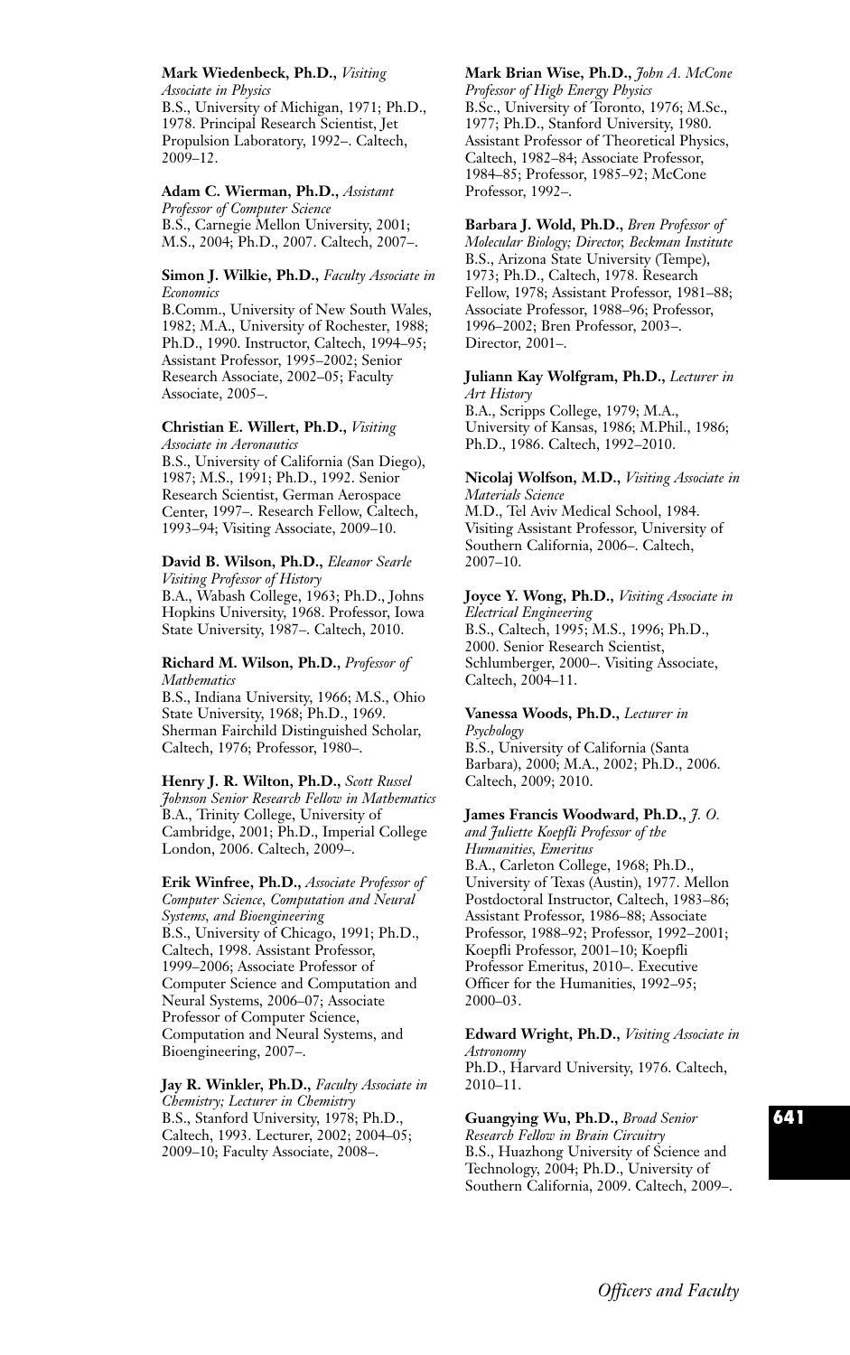**Mark Wiedenbeck, Ph.D.,** *Visiting Associate in Physics*
B.S., University of Michigan, 1971; Ph.D., 1978. Principal Research Scientist, Jet Propulsion Laboratory, 1992–. Caltech, 2009–12.

**Adam C. Wierman, Ph.D.,** *Assistant Professor of Computer Science*
B.S., Carnegie Mellon University, 2001; M.S., 2004; Ph.D., 2007. Caltech, 2007–.

**Simon J. Wilkie, Ph.D.,** *Faculty Associate in Economics*
B.Comm., University of New South Wales, 1982; M.A., University of Rochester, 1988; Ph.D., 1990. Instructor, Caltech, 1994–95; Assistant Professor, 1995–2002; Senior Research Associate, 2002–05; Faculty Associate, 2005–.

**Christian E. Willert, Ph.D.,** *Visiting Associate in Aeronautics*
B.S., University of California (San Diego), 1987; M.S., 1991; Ph.D., 1992. Senior Research Scientist, German Aerospace Center, 1997–. Research Fellow, Caltech, 1993–94; Visiting Associate, 2009–10.

**David B. Wilson, Ph.D.,** *Eleanor Searle Visiting Professor of History*
B.A., Wabash College, 1963; Ph.D., Johns Hopkins University, 1968. Professor, Iowa State University, 1987–. Caltech, 2010.

**Richard M. Wilson, Ph.D.,** *Professor of Mathematics*
B.S., Indiana University, 1966; M.S., Ohio State University, 1968; Ph.D., 1969. Sherman Fairchild Distinguished Scholar, Caltech, 1976; Professor, 1980–.

**Henry J. R. Wilton, Ph.D.,** *Scott Russel Johnson Senior Research Fellow in Mathematics*
B.A., Trinity College, University of Cambridge, 2001; Ph.D., Imperial College London, 2006. Caltech, 2009–.

**Erik Winfree, Ph.D.,** *Associate Professor of Computer Science, Computation and Neural Systems, and Bioengineering*
B.S., University of Chicago, 1991; Ph.D., Caltech, 1998. Assistant Professor, 1999–2006; Associate Professor of Computer Science and Computation and Neural Systems, 2006–07; Associate Professor of Computer Science, Computation and Neural Systems, and Bioengineering, 2007–.

**Jay R. Winkler, Ph.D.,** *Faculty Associate in Chemistry; Lecturer in Chemistry*
B.S., Stanford University, 1978; Ph.D., Caltech, 1993. Lecturer, 2002; 2004–05; 2009–10; Faculty Associate, 2008–.

**Mark Brian Wise, Ph.D.,** *John A. McCone Professor of High Energy Physics*
B.Sc., University of Toronto, 1976; M.Sc., 1977; Ph.D., Stanford University, 1980. Assistant Professor of Theoretical Physics, Caltech, 1982–84; Associate Professor, 1984–85; Professor, 1985–92; McCone Professor, 1992–.

**Barbara J. Wold, Ph.D.,** *Bren Professor of Molecular Biology; Director, Beckman Institute*
B.S., Arizona State University (Tempe), 1973; Ph.D., Caltech, 1978. Research Fellow, 1978; Assistant Professor, 1981–88; Associate Professor, 1988–96; Professor, 1996–2002; Bren Professor, 2003–. Director, 2001–.

**Juliann Kay Wolfgram, Ph.D.,** *Lecturer in Art History*
B.A., Scripps College, 1979; M.A., University of Kansas, 1986; M.Phil., 1986; Ph.D., 1986. Caltech, 1992–2010.

**Nicolaj Wolfson, M.D.,** *Visiting Associate in Materials Science*
M.D., Tel Aviv Medical School, 1984. Visiting Assistant Professor, University of Southern California, 2006–. Caltech, 2007–10.

**Joyce Y. Wong, Ph.D.,** *Visiting Associate in Electrical Engineering*
B.S., Caltech, 1995; M.S., 1996; Ph.D., 2000. Senior Research Scientist, Schlumberger, 2000–. Visiting Associate, Caltech, 2004–11.

**Vanessa Woods, Ph.D.,** *Lecturer in Psychology*
B.S., University of California (Santa Barbara), 2000; M.A., 2002; Ph.D., 2006. Caltech, 2009; 2010.

**James Francis Woodward, Ph.D.,** *J. O. and Juliette Koepfli Professor of the Humanities, Emeritus*
B.A., Carleton College, 1968; Ph.D., University of Texas (Austin), 1977. Mellon Postdoctoral Instructor, Caltech, 1983–86; Assistant Professor, 1986–88; Associate Professor, 1988–92; Professor, 1992–2001; Koepfli Professor, 2001–10; Koepfli Professor Emeritus, 2010–. Executive Officer for the Humanities, 1992–95; 2000–03.

**Edward Wright, Ph.D.,** *Visiting Associate in Astronomy*
Ph.D., Harvard University, 1976. Caltech, 2010–11.

**Guangying Wu, Ph.D.,** *Broad Senior Research Fellow in Brain Circuitry*
B.S., Huazhong University of Science and Technology, 2004; Ph.D., University of Southern California, 2009. Caltech, 2009–.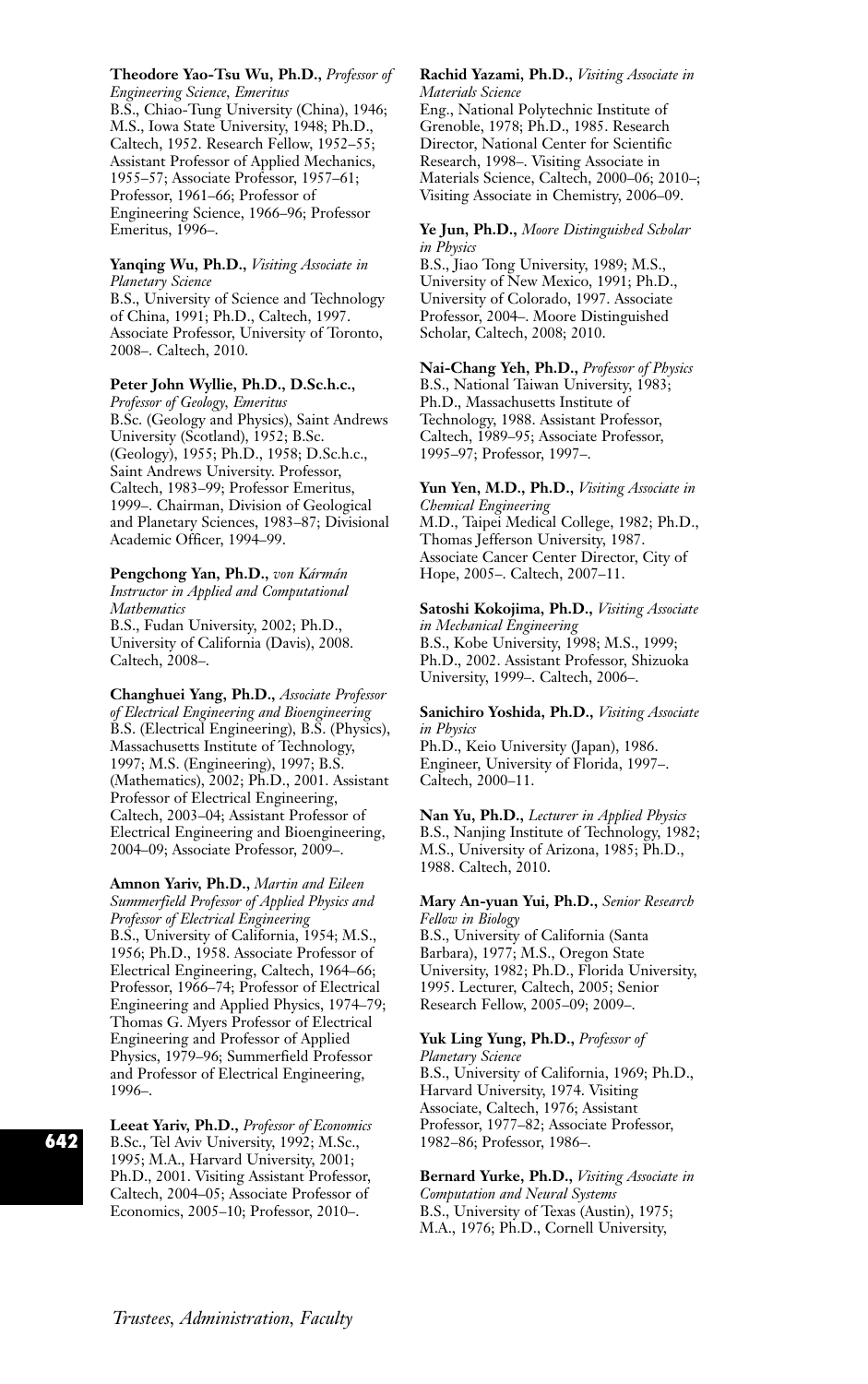**Theodore Yao-Tsu Wu, Ph.D.,** *Professor of Engineering Science, Emeritus*
B.S., Chiao-Tung University (China), 1946; M.S., Iowa State University, 1948; Ph.D., Caltech, 1952. Research Fellow, 1952–55; Assistant Professor of Applied Mechanics, 1955–57; Associate Professor, 1957–61; Professor, 1961–66; Professor of Engineering Science, 1966–96; Professor Emeritus, 1996–.

**Yanqing Wu, Ph.D.,** *Visiting Associate in Planetary Science*
B.S., University of Science and Technology of China, 1991; Ph.D., Caltech, 1997. Associate Professor, University of Toronto, 2008–. Caltech, 2010.

**Peter John Wyllie, Ph.D., D.Sc.h.c.,** *Professor of Geology, Emeritus*
B.Sc. (Geology and Physics), Saint Andrews University (Scotland), 1952; B.Sc. (Geology), 1955; Ph.D., 1958; D.Sc.h.c., Saint Andrews University. Professor, Caltech, 1983–99; Professor Emeritus, 1999–. Chairman, Division of Geological and Planetary Sciences, 1983–87; Divisional Academic Officer, 1994–99.

**Pengchong Yan, Ph.D.,** *von Kármán Instructor in Applied and Computational Mathematics*
B.S., Fudan University, 2002; Ph.D., University of California (Davis), 2008. Caltech, 2008–.

**Changhuei Yang, Ph.D.,** *Associate Professor of Electrical Engineering and Bioengineering*
B.S. (Electrical Engineering), B.S. (Physics), Massachusetts Institute of Technology, 1997; M.S. (Engineering), 1997; B.S. (Mathematics), 2002; Ph.D., 2001. Assistant Professor of Electrical Engineering, Caltech, 2003–04; Assistant Professor of Electrical Engineering and Bioengineering, 2004–09; Associate Professor, 2009–.

**Amnon Yariv, Ph.D.,** *Martin and Eileen Summerfield Professor of Applied Physics and Professor of Electrical Engineering*
B.S., University of California, 1954; M.S., 1956; Ph.D., 1958. Associate Professor of Electrical Engineering, Caltech, 1964–66; Professor, 1966–74; Professor of Electrical Engineering and Applied Physics, 1974–79; Thomas G. Myers Professor of Electrical Engineering and Professor of Applied Physics, 1979–96; Summerfield Professor and Professor of Electrical Engineering, 1996–.

**Leeat Yariv, Ph.D.,** *Professor of Economics*
B.Sc., Tel Aviv University, 1992; M.Sc., 1995; M.A., Harvard University, 2001; Ph.D., 2001. Visiting Assistant Professor, Caltech, 2004–05; Associate Professor of Economics, 2005–10; Professor, 2010–.

**Rachid Yazami, Ph.D.,** *Visiting Associate in Materials Science*
Eng., National Polytechnic Institute of Grenoble, 1978; Ph.D., 1985. Research Director, National Center for Scientific Research, 1998–. Visiting Associate in Materials Science, Caltech, 2000–06; 2010–; Visiting Associate in Chemistry, 2006–09.

**Ye Jun, Ph.D.,** *Moore Distinguished Scholar in Physics*
B.S., Jiao Tong University, 1989; M.S., University of New Mexico, 1991; Ph.D., University of Colorado, 1997. Associate Professor, 2004–. Moore Distinguished Scholar, Caltech, 2008; 2010.

**Nai-Chang Yeh, Ph.D.,** *Professor of Physics*
B.S., National Taiwan University, 1983; Ph.D., Massachusetts Institute of Technology, 1988. Assistant Professor, Caltech, 1989–95; Associate Professor, 1995–97; Professor, 1997–.

**Yun Yen, M.D., Ph.D.,** *Visiting Associate in Chemical Engineering*
M.D., Taipei Medical College, 1982; Ph.D., Thomas Jefferson University, 1987. Associate Cancer Center Director, City of Hope, 2005–. Caltech, 2007–11.

**Satoshi Kokojima, Ph.D.,** *Visiting Associate in Mechanical Engineering*
B.S., Kobe University, 1998; M.S., 1999; Ph.D., 2002. Assistant Professor, Shizuoka University, 1999–. Caltech, 2006–.

**Sanichiro Yoshida, Ph.D.,** *Visiting Associate in Physics*
Ph.D., Keio University (Japan), 1986. Engineer, University of Florida, 1997–. Caltech, 2000–11.

**Nan Yu, Ph.D.,** *Lecturer in Applied Physics*
B.S., Nanjing Institute of Technology, 1982; M.S., University of Arizona, 1985; Ph.D., 1988. Caltech, 2010.

**Mary An-yuan Yui, Ph.D.,** *Senior Research Fellow in Biology*
B.S., University of California (Santa Barbara), 1977; M.S., Oregon State University, 1982; Ph.D., Florida University, 1995. Lecturer, Caltech, 2005; Senior Research Fellow, 2005–09; 2009–.

**Yuk Ling Yung, Ph.D.,** *Professor of Planetary Science*
B.S., University of California, 1969; Ph.D., Harvard University, 1974. Visiting Associate, Caltech, 1976; Assistant Professor, 1977–82; Associate Professor, 1982–86; Professor, 1986–.

**Bernard Yurke, Ph.D.,** *Visiting Associate in Computation and Neural Systems*
B.S., University of Texas (Austin), 1975; M.A., 1976; Ph.D., Cornell University,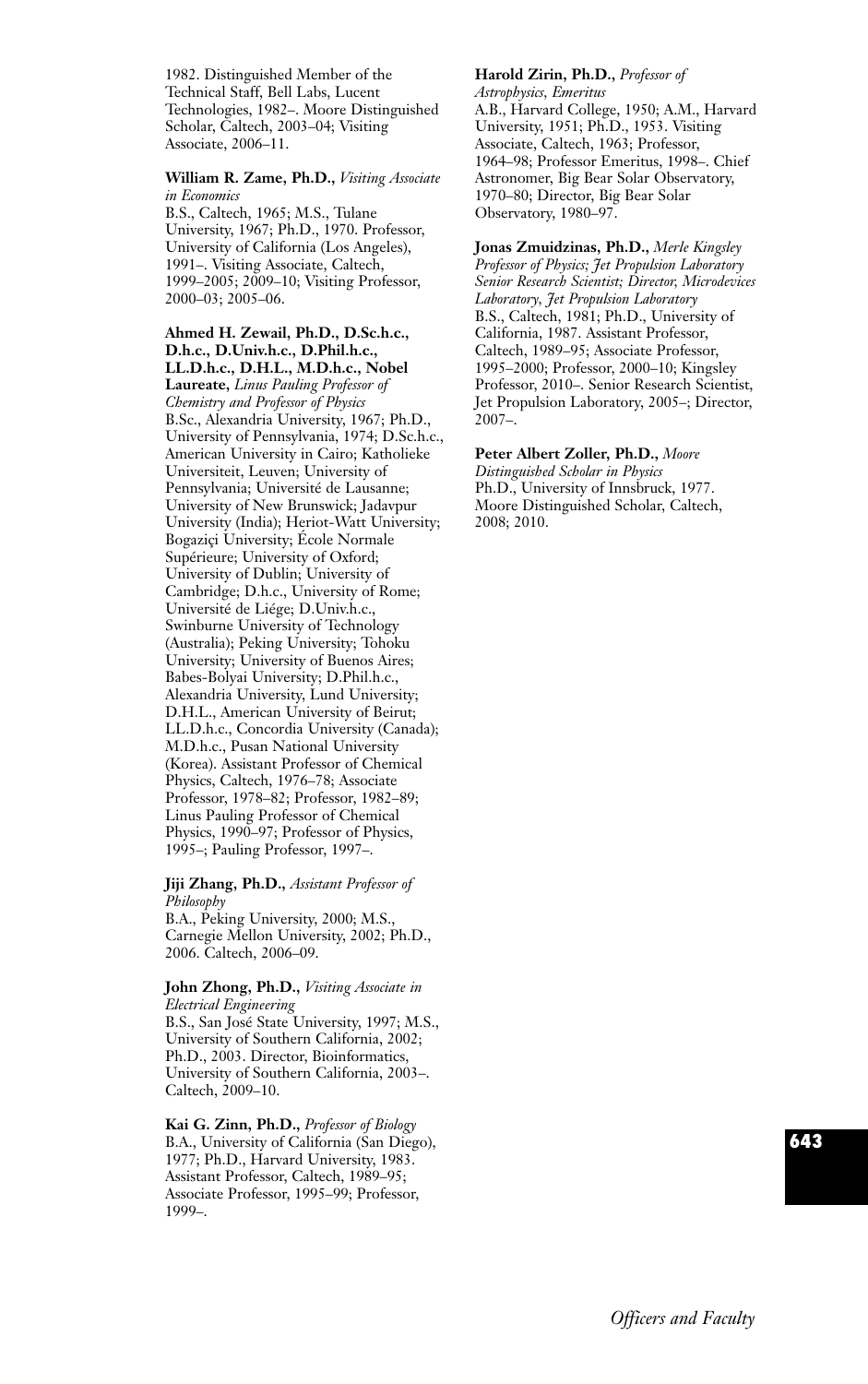1982. Distinguished Member of the Technical Staff, Bell Labs, Lucent Technologies, 1982–. Moore Distinguished Scholar, Caltech, 2003–04; Visiting Associate, 2006–11.

**William R. Zame, Ph.D.,** *Visiting Associate in Economics*
B.S., Caltech, 1965; M.S., Tulane University, 1967; Ph.D., 1970. Professor, University of California (Los Angeles), 1991–. Visiting Associate, Caltech, 1999–2005; 2009–10; Visiting Professor, 2000–03; 2005–06.

**Ahmed H. Zewail, Ph.D., D.Sc.h.c., D.h.c., D.Univ.h.c., D.Phil.h.c., LL.D.h.c., D.H.L., M.D.h.c., Nobel Laureate,** *Linus Pauling Professor of Chemistry and Professor of Physics*
B.Sc., Alexandria University, 1967; Ph.D., University of Pennsylvania, 1974; D.Sc.h.c., American University in Cairo; Katholieke Universiteit, Leuven; University of Pennsylvania; Université de Lausanne; University of New Brunswick; Jadavpur University (India); Heriot-Watt University; Bogaziçi University; École Normale Supérieure; University of Oxford; University of Dublin; University of Cambridge; D.h.c., University of Rome; Université de Liége; D.Univ.h.c., Swinburne University of Technology (Australia); Peking University; Tohoku University; University of Buenos Aires; Babes-Bolyai University; D.Phil.h.c., Alexandria University, Lund University; D.H.L., American University of Beirut; LL.D.h.c., Concordia University (Canada); M.D.h.c., Pusan National University (Korea). Assistant Professor of Chemical Physics, Caltech, 1976–78; Associate Professor, 1978–82; Professor, 1982–89; Linus Pauling Professor of Chemical Physics, 1990–97; Professor of Physics, 1995–; Pauling Professor, 1997–.

**Jiji Zhang, Ph.D.,** *Assistant Professor of Philosophy*
B.A., Peking University, 2000; M.S., Carnegie Mellon University, 2002; Ph.D., 2006. Caltech, 2006–09.

**John Zhong, Ph.D.,** *Visiting Associate in Electrical Engineering*
B.S., San José State University, 1997; M.S., University of Southern California, 2002; Ph.D., 2003. Director, Bioinformatics, University of Southern California, 2003–. Caltech, 2009–10.

**Kai G. Zinn, Ph.D.,** *Professor of Biology*
B.A., University of California (San Diego), 1977; Ph.D., Harvard University, 1983. Assistant Professor, Caltech, 1989–95; Associate Professor, 1995–99; Professor, 1999–.

**Harold Zirin, Ph.D.,** *Professor of Astrophysics, Emeritus*
A.B., Harvard College, 1950; A.M., Harvard University, 1951; Ph.D., 1953. Visiting Associate, Caltech, 1963; Professor, 1964–98; Professor Emeritus, 1998–. Chief Astronomer, Big Bear Solar Observatory, 1970–80; Director, Big Bear Solar Observatory, 1980–97.

**Jonas Zmuidzinas, Ph.D.,** *Merle Kingsley Professor of Physics; Jet Propulsion Laboratory Senior Research Scientist; Director, Microdevices Laboratory, Jet Propulsion Laboratory*
B.S., Caltech, 1981; Ph.D., University of California, 1987. Assistant Professor, Caltech, 1989–95; Associate Professor, 1995–2000; Professor, 2000–10; Kingsley Professor, 2010–. Senior Research Scientist, Jet Propulsion Laboratory, 2005–; Director, 2007–.

**Peter Albert Zoller, Ph.D.,** *Moore Distinguished Scholar in Physics*
Ph.D., University of Innsbruck, 1977. Moore Distinguished Scholar, Caltech, 2008; 2010.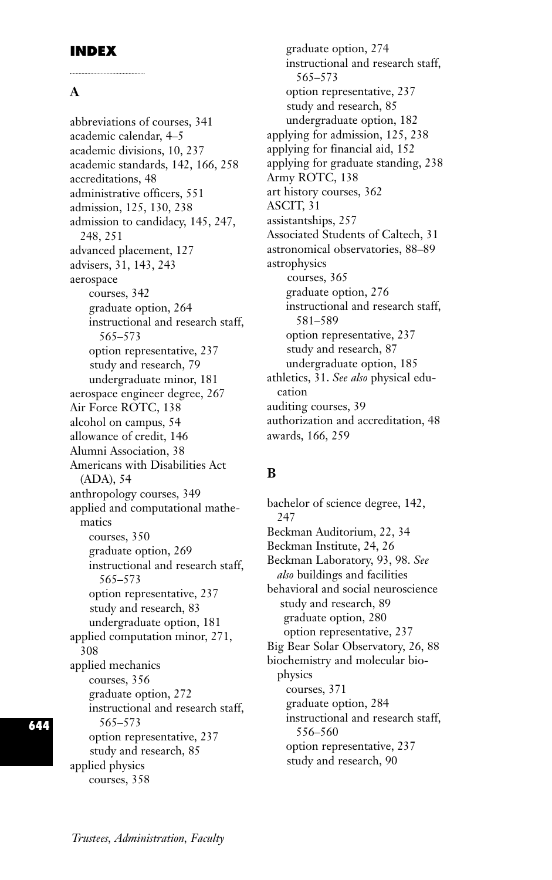# INDEX

## A

abbreviations of courses, 341
academic calendar, 4–5
academic divisions, 10, 237
academic standards, 142, 166, 258
accreditations, 48
administrative officers, 551
admission, 125, 130, 238
admission to candidacy, 145, 247, 248, 251
advanced placement, 127
advisers, 31, 143, 243
aerospace
- courses, 342
- graduate option, 264
- instructional and research staff, 565–573
- option representative, 237
- study and research, 79
- undergraduate minor, 181

aerospace engineer degree, 267
Air Force ROTC, 138
alcohol on campus, 54
allowance of credit, 146
Alumni Association, 38
Americans with Disabilities Act (ADA), 54
anthropology courses, 349
applied and computational mathematics
- courses, 350
- graduate option, 269
- instructional and research staff, 565–573
- option representative, 237
- study and research, 83
- undergraduate option, 181

applied computation minor, 271, 308
applied mechanics
- courses, 356
- graduate option, 272
- instructional and research staff, 565–573
- option representative, 237
- study and research, 85

applied physics
- courses, 358
- graduate option, 274
- instructional and research staff, 565–573
- option representative, 237
- study and research, 85
- undergraduate option, 182

applying for admission, 125, 238
applying for financial aid, 152
applying for graduate standing, 238
Army ROTC, 138
art history courses, 362
ASCIT, 31
assistantships, 257
Associated Students of Caltech, 31
astronomical observatories, 88–89
astrophysics
- courses, 365
- graduate option, 276
- instructional and research staff, 581–589
- option representative, 237
- study and research, 87
- undergraduate option, 185

athletics, 31. *See also* physical education
auditing courses, 39
authorization and accreditation, 48
awards, 166, 259

## B

bachelor of science degree, 142, 247
Beckman Auditorium, 22, 34
Beckman Institute, 24, 26
Beckman Laboratory, 93, 98. *See also* buildings and facilities
behavioral and social neuroscience
- study and research, 89
- graduate option, 280
- option representative, 237

Big Bear Solar Observatory, 26, 88
biochemistry and molecular biophysics
- courses, 371
- graduate option, 284
- instructional and research staff, 556–560
- option representative, 237
- study and research, 90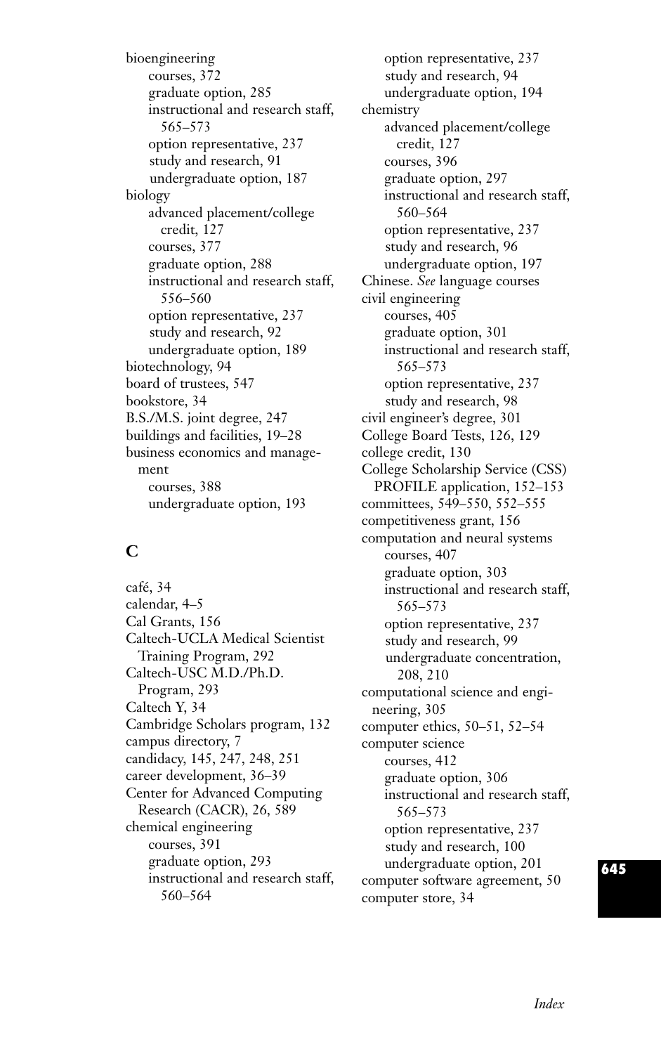bioengineering
- courses, 372
- graduate option, 285
- instructional and research staff, 565–573
- option representative, 237
- study and research, 91
- undergraduate option, 187

biology
- advanced placement/college credit, 127
- courses, 377
- graduate option, 288
- instructional and research staff, 556–560
- option representative, 237
- study and research, 92
- undergraduate option, 189

biotechnology, 94

board of trustees, 547

bookstore, 34

B.S./M.S. joint degree, 247

buildings and facilities, 19–28

business economics and management
- courses, 388
- undergraduate option, 193

## C

café, 34

calendar, 4–5

Cal Grants, 156

Caltech-UCLA Medical Scientist Training Program, 292

Caltech-USC M.D./Ph.D. Program, 293

Caltech Y, 34

Cambridge Scholars program, 132

campus directory, 7

candidacy, 145, 247, 248, 251

career development, 36–39

Center for Advanced Computing Research (CACR), 26, 589

chemical engineering
- courses, 391
- graduate option, 293
- instructional and research staff, 560–564
- option representative, 237
- study and research, 94
- undergraduate option, 194

chemistry
- advanced placement/college credit, 127
- courses, 396
- graduate option, 297
- instructional and research staff, 560–564
- option representative, 237
- study and research, 96
- undergraduate option, 197

Chinese. *See* language courses

civil engineering
- courses, 405
- graduate option, 301
- instructional and research staff, 565–573
- option representative, 237
- study and research, 98

civil engineer's degree, 301

College Board Tests, 126, 129

college credit, 130

College Scholarship Service (CSS) PROFILE application, 152–153

committees, 549–550, 552–555

competitiveness grant, 156

computation and neural systems
- courses, 407
- graduate option, 303
- instructional and research staff, 565–573
- option representative, 237
- study and research, 99
- undergraduate concentration, 208, 210

computational science and engineering, 305

computer ethics, 50–51, 52–54

computer science
- courses, 412
- graduate option, 306
- instructional and research staff, 565–573
- option representative, 237
- study and research, 100
- undergraduate option, 201

computer software agreement, 50

computer store, 34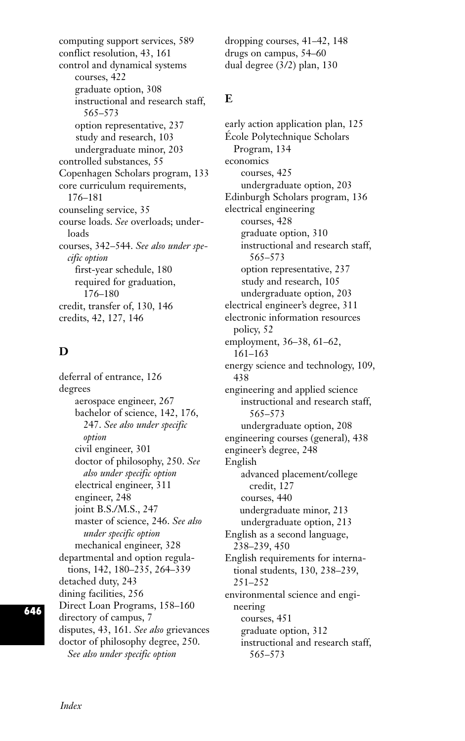computing support services, 589
conflict resolution, 43, 161
control and dynamical systems
- courses, 422
- graduate option, 308
- instructional and research staff, 565–573
- option representative, 237
- study and research, 103
- undergraduate minor, 203

controlled substances, 55
Copenhagen Scholars program, 133
core curriculum requirements, 176–181
counseling service, 35
course loads. *See* overloads; underloads
courses, 342–544. *See also under specific option*
- first-year schedule, 180
- required for graduation, 176–180

credit, transfer of, 130, 146
credits, 42, 127, 146

## D

deferral of entrance, 126
degrees
- aerospace engineer, 267
- bachelor of science, 142, 176, 247. *See also under specific option*
- civil engineer, 301
- doctor of philosophy, 250. *See also under specific option*
- electrical engineer, 311
- engineer, 248
- joint B.S./M.S., 247
- master of science, 246. *See also under specific option*
- mechanical engineer, 328

departmental and option regulations, 142, 180–235, 264–339
detached duty, 243
dining facilities, 256
Direct Loan Programs, 158–160
directory of campus, 7
disputes, 43, 161. *See also* grievances
doctor of philosophy degree, 250. *See also under specific option*
dropping courses, 41–42, 148
drugs on campus, 54–60
dual degree (3/2) plan, 130

## E

early action application plan, 125
École Polytechnique Scholars Program, 134
economics
- courses, 425
- undergraduate option, 203

Edinburgh Scholars program, 136
electrical engineering
- courses, 428
- graduate option, 310
- instructional and research staff, 565–573
- option representative, 237
- study and research, 105
- undergraduate option, 203

electrical engineer's degree, 311
electronic information resources policy, 52
employment, 36–38, 61–62, 161–163
energy science and technology, 109, 438
engineering and applied science
- instructional and research staff, 565–573
- undergraduate option, 208

engineering courses (general), 438
engineer's degree, 248
English
- advanced placement/college credit, 127
- courses, 440
- undergraduate minor, 213
- undergraduate option, 213

English as a second language, 238–239, 450
English requirements for international students, 130, 238–239, 251–252
environmental science and engineering
- courses, 451
- graduate option, 312
- instructional and research staff, 565–573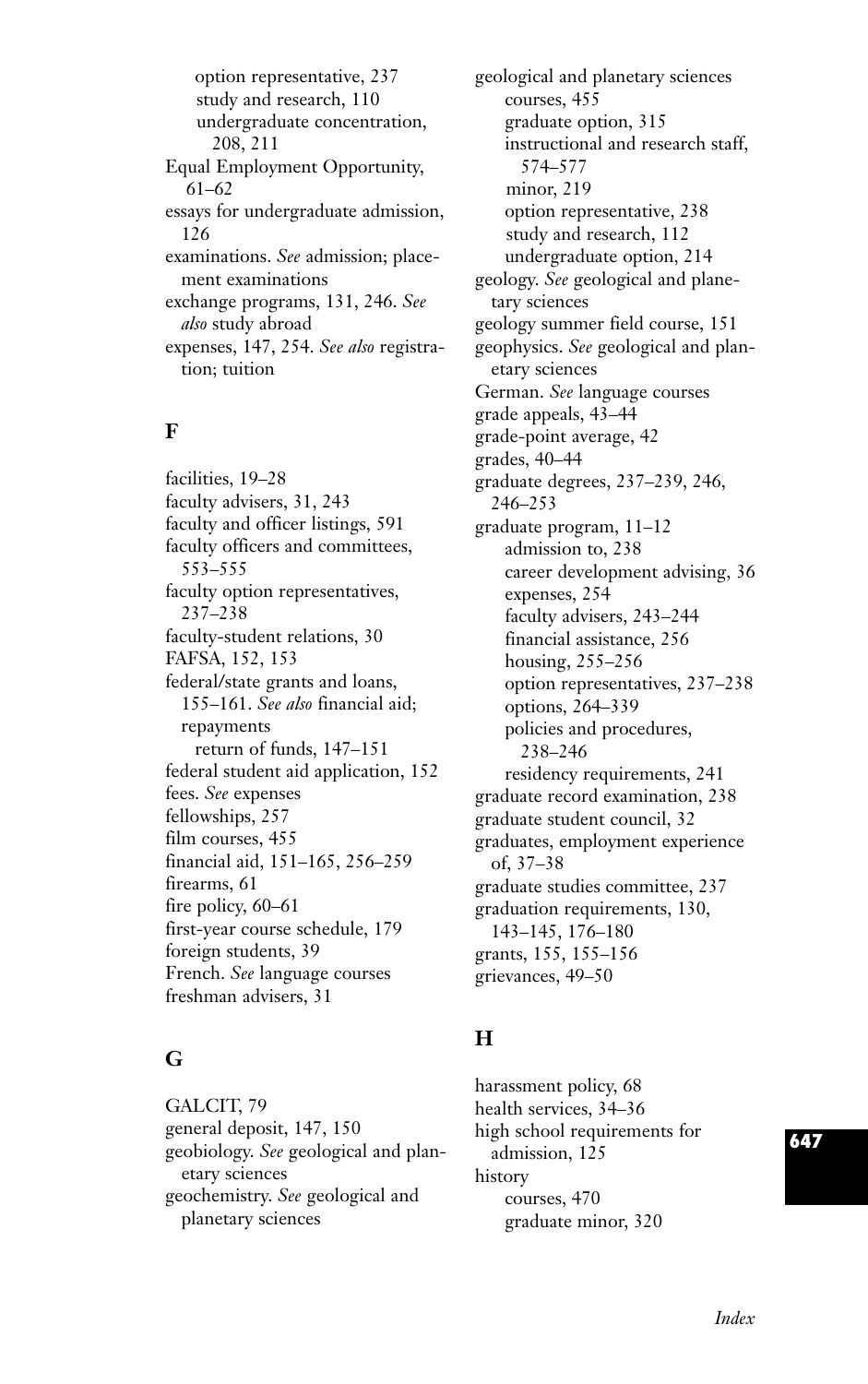option representative, 237
  study and research, 110
  undergraduate concentration, 208, 211

Equal Employment Opportunity, 61–62

essays for undergraduate admission, 126

examinations. *See* admission; placement examinations

exchange programs, 131, 246. *See also* study abroad

expenses, 147, 254. *See also* registration; tuition

## F

facilities, 19–28

faculty advisers, 31, 243

faculty and officer listings, 591

faculty officers and committees, 553–555

faculty option representatives, 237–238

faculty-student relations, 30

FAFSA, 152, 153

federal/state grants and loans, 155–161. *See also* financial aid; repayments
  return of funds, 147–151

federal student aid application, 152

fees. *See* expenses

fellowships, 257

film courses, 455

financial aid, 151–165, 256–259

firearms, 61

fire policy, 60–61

first-year course schedule, 179

foreign students, 39

French. *See* language courses

freshman advisers, 31

## G

GALCIT, 79

general deposit, 147, 150

geobiology. *See* geological and planetary sciences

geochemistry. *See* geological and planetary sciences

geological and planetary sciences
  courses, 455
  graduate option, 315
  instructional and research staff, 574–577
  minor, 219
  option representative, 238
  study and research, 112
  undergraduate option, 214

geology. *See* geological and planetary sciences

geology summer field course, 151

geophysics. *See* geological and planetary sciences

German. *See* language courses

grade appeals, 43–44

grade-point average, 42

grades, 40–44

graduate degrees, 237–239, 246, 246–253

graduate program, 11–12
  admission to, 238
  career development advising, 36
  expenses, 254
  faculty advisers, 243–244
  financial assistance, 256
  housing, 255–256
  option representatives, 237–238
  options, 264–339
  policies and procedures, 238–246
  residency requirements, 241

graduate record examination, 238

graduate student council, 32

graduates, employment experience of, 37–38

graduate studies committee, 237

graduation requirements, 130, 143–145, 176–180

grants, 155, 155–156

grievances, 49–50

## H

harassment policy, 68

health services, 34–36

high school requirements for admission, 125

history
  courses, 470
  graduate minor, 320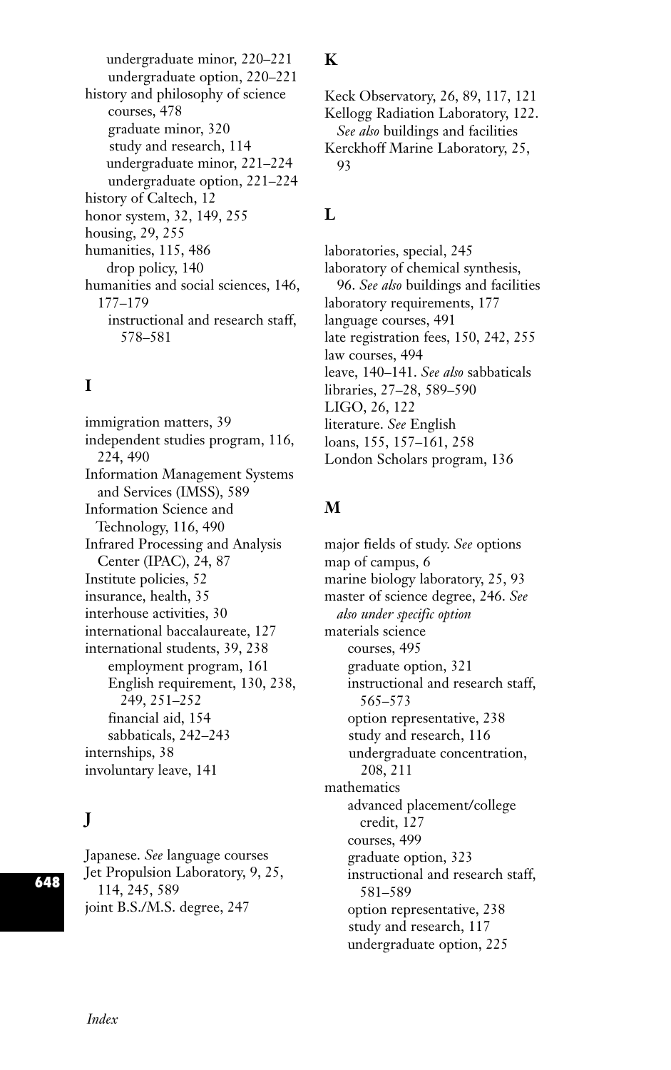undergraduate minor, 220–221
undergraduate option, 220–221

history and philosophy of science
  courses, 478
  graduate minor, 320
  study and research, 114
  undergraduate minor, 221–224
  undergraduate option, 221–224

history of Caltech, 12

honor system, 32, 149, 255

housing, 29, 255

humanities, 115, 486
  drop policy, 140

humanities and social sciences, 146, 177–179
  instructional and research staff, 578–581

## I

immigration matters, 39

independent studies program, 116, 224, 490

Information Management Systems and Services (IMSS), 589

Information Science and Technology, 116, 490

Infrared Processing and Analysis Center (IPAC), 24, 87

Institute policies, 52

insurance, health, 35

interhouse activities, 30

international baccalaureate, 127

international students, 39, 238
  employment program, 161
  English requirement, 130, 238, 249, 251–252
  financial aid, 154
  sabbaticals, 242–243

internships, 38

involuntary leave, 141

## J

Japanese. *See* language courses

Jet Propulsion Laboratory, 9, 25, 114, 245, 589

joint B.S./M.S. degree, 247

## K

Keck Observatory, 26, 89, 117, 121

Kellogg Radiation Laboratory, 122. *See also* buildings and facilities

Kerckhoff Marine Laboratory, 25, 93

## L

laboratories, special, 245

laboratory of chemical synthesis, 96. *See also* buildings and facilities

laboratory requirements, 177

language courses, 491

late registration fees, 150, 242, 255

law courses, 494

leave, 140–141. *See also* sabbaticals

libraries, 27–28, 589–590

LIGO, 26, 122

literature. *See* English

loans, 155, 157–161, 258

London Scholars program, 136

## M

major fields of study. *See* options

map of campus, 6

marine biology laboratory, 25, 93

master of science degree, 246. *See also under specific option*

materials science
  courses, 495
  graduate option, 321
  instructional and research staff, 565–573
  option representative, 238
  study and research, 116
  undergraduate concentration, 208, 211

mathematics
  advanced placement/college credit, 127
  courses, 499
  graduate option, 323
  instructional and research staff, 581–589
  option representative, 238
  study and research, 117
  undergraduate option, 225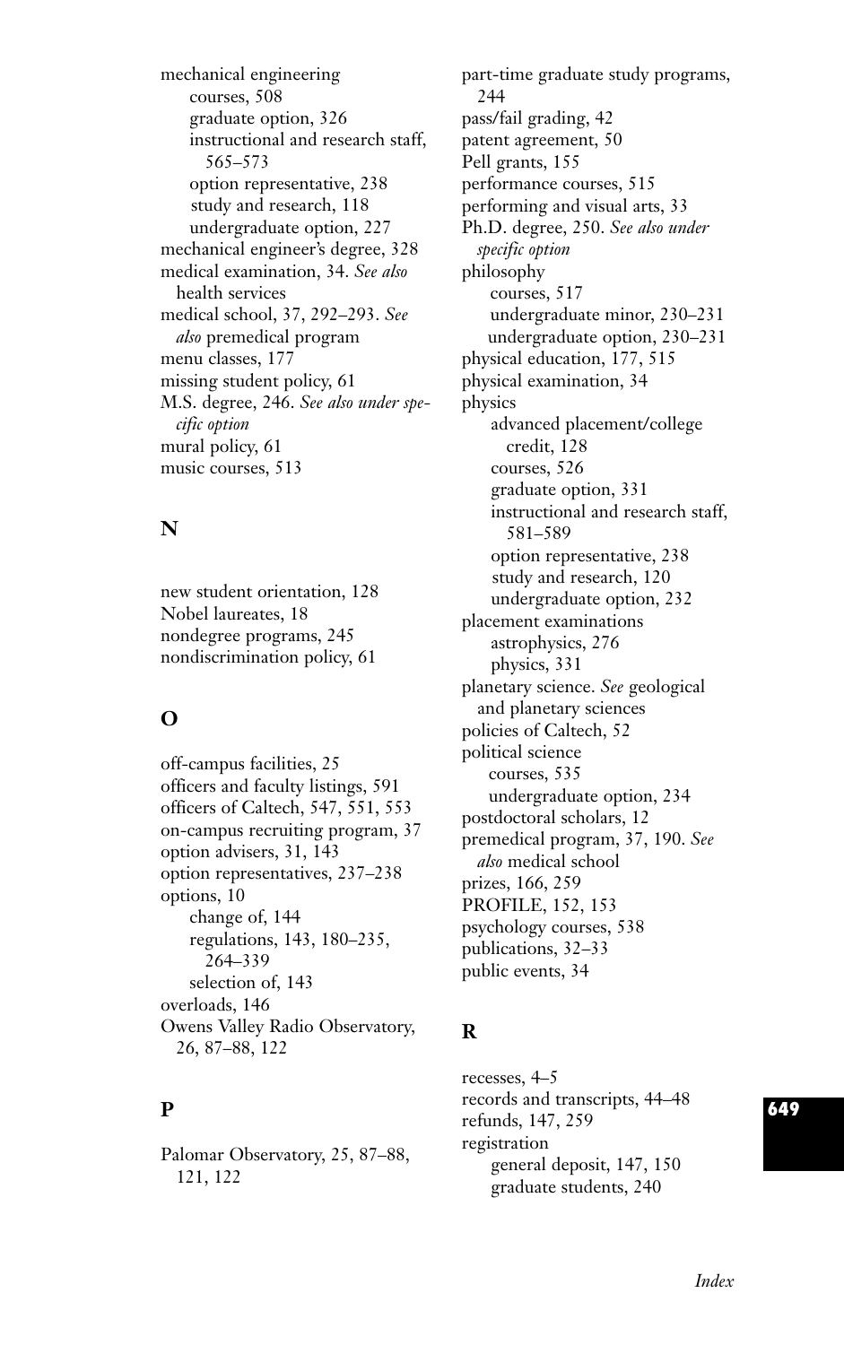mechanical engineering
- courses, 508
- graduate option, 326
- instructional and research staff, 565–573
- option representative, 238
- study and research, 118
- undergraduate option, 227

mechanical engineer's degree, 328
medical examination, 34. *See also* health services
medical school, 37, 292–293. *See also* premedical program
menu classes, 177
missing student policy, 61
M.S. degree, 246. *See also under specific option*
mural policy, 61
music courses, 513

## N

new student orientation, 128
Nobel laureates, 18
nondegree programs, 245
nondiscrimination policy, 61

## O

off-campus facilities, 25
officers and faculty listings, 591
officers of Caltech, 547, 551, 553
on-campus recruiting program, 37
option advisers, 31, 143
option representatives, 237–238
options, 10
- change of, 144
- regulations, 143, 180–235, 264–339
- selection of, 143

overloads, 146
Owens Valley Radio Observatory, 26, 87–88, 122

## P

Palomar Observatory, 25, 87–88, 121, 122
part-time graduate study programs, 244
pass/fail grading, 42
patent agreement, 50
Pell grants, 155
performance courses, 515
performing and visual arts, 33
Ph.D. degree, 250. *See also under specific option*
philosophy
- courses, 517
- undergraduate minor, 230–231
- undergraduate option, 230–231

physical education, 177, 515
physical examination, 34
physics
- advanced placement/college credit, 128
- courses, 526
- graduate option, 331
- instructional and research staff, 581–589
- option representative, 238
- study and research, 120
- undergraduate option, 232

placement examinations
- astrophysics, 276
- physics, 331

planetary science. *See* geological and planetary sciences
policies of Caltech, 52
political science
- courses, 535
- undergraduate option, 234

postdoctoral scholars, 12
premedical program, 37, 190. *See also* medical school
prizes, 166, 259
PROFILE, 152, 153
psychology courses, 538
publications, 32–33
public events, 34

## R

recesses, 4–5
records and transcripts, 44–48
refunds, 147, 259
registration
- general deposit, 147, 150
- graduate students, 240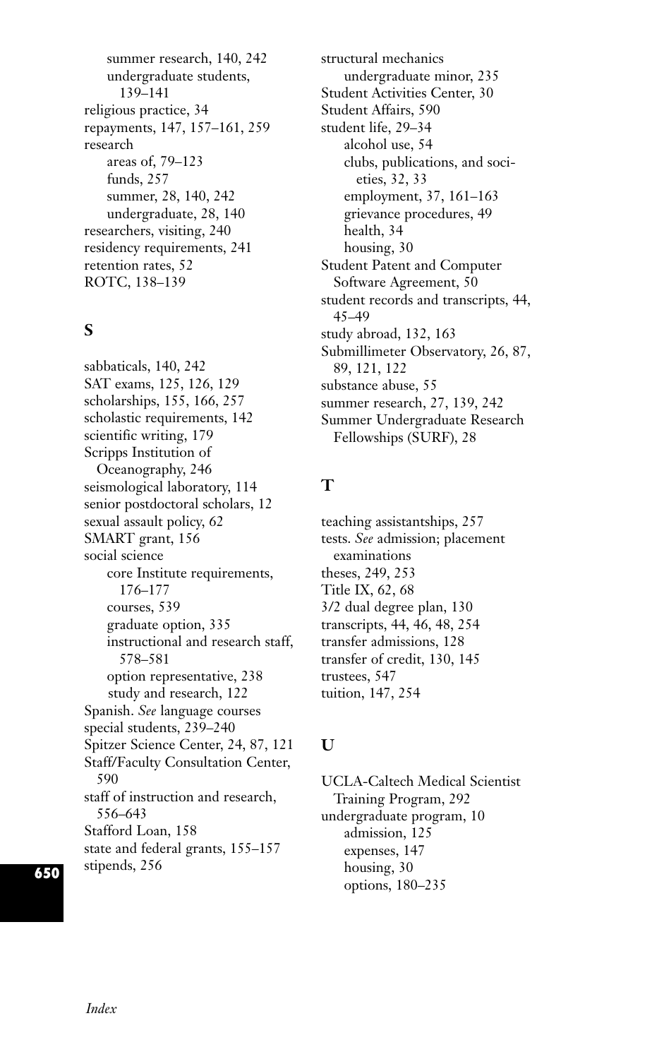- summer research, 140, 242
- undergraduate students, 139–141

religious practice, 34
repayments, 147, 157–161, 259
research
- areas of, 79–123
- funds, 257
- summer, 28, 140, 242
- undergraduate, 28, 140

researchers, visiting, 240
residency requirements, 241
retention rates, 52
ROTC, 138–139

## S

sabbaticals, 140, 242
SAT exams, 125, 126, 129
scholarships, 155, 166, 257
scholastic requirements, 142
scientific writing, 179
Scripps Institution of Oceanography, 246
seismological laboratory, 114
senior postdoctoral scholars, 12
sexual assault policy, 62
SMART grant, 156
social science
- core Institute requirements, 176–177
- courses, 539
- graduate option, 335
- instructional and research staff, 578–581
- option representative, 238
- study and research, 122

Spanish. *See* language courses
special students, 239–240
Spitzer Science Center, 24, 87, 121
Staff/Faculty Consultation Center, 590
staff of instruction and research, 556–643
Stafford Loan, 158
state and federal grants, 155–157
stipends, 256
structural mechanics
- undergraduate minor, 235

Student Activities Center, 30
Student Affairs, 590
student life, 29–34
- alcohol use, 54
- clubs, publications, and societies, 32, 33
- employment, 37, 161–163
- grievance procedures, 49
- health, 34
- housing, 30

Student Patent and Computer Software Agreement, 50
student records and transcripts, 44, 45–49
study abroad, 132, 163
Submillimeter Observatory, 26, 87, 89, 121, 122
substance abuse, 55
summer research, 27, 139, 242
Summer Undergraduate Research Fellowships (SURF), 28

## T

teaching assistantships, 257
tests. *See* admission; placement examinations
theses, 249, 253
Title IX, 62, 68
3/2 dual degree plan, 130
transcripts, 44, 46, 48, 254
transfer admissions, 128
transfer of credit, 130, 145
trustees, 547
tuition, 147, 254

## U

UCLA-Caltech Medical Scientist Training Program, 292
undergraduate program, 10
- admission, 125
- expenses, 147
- housing, 30
- options, 180–235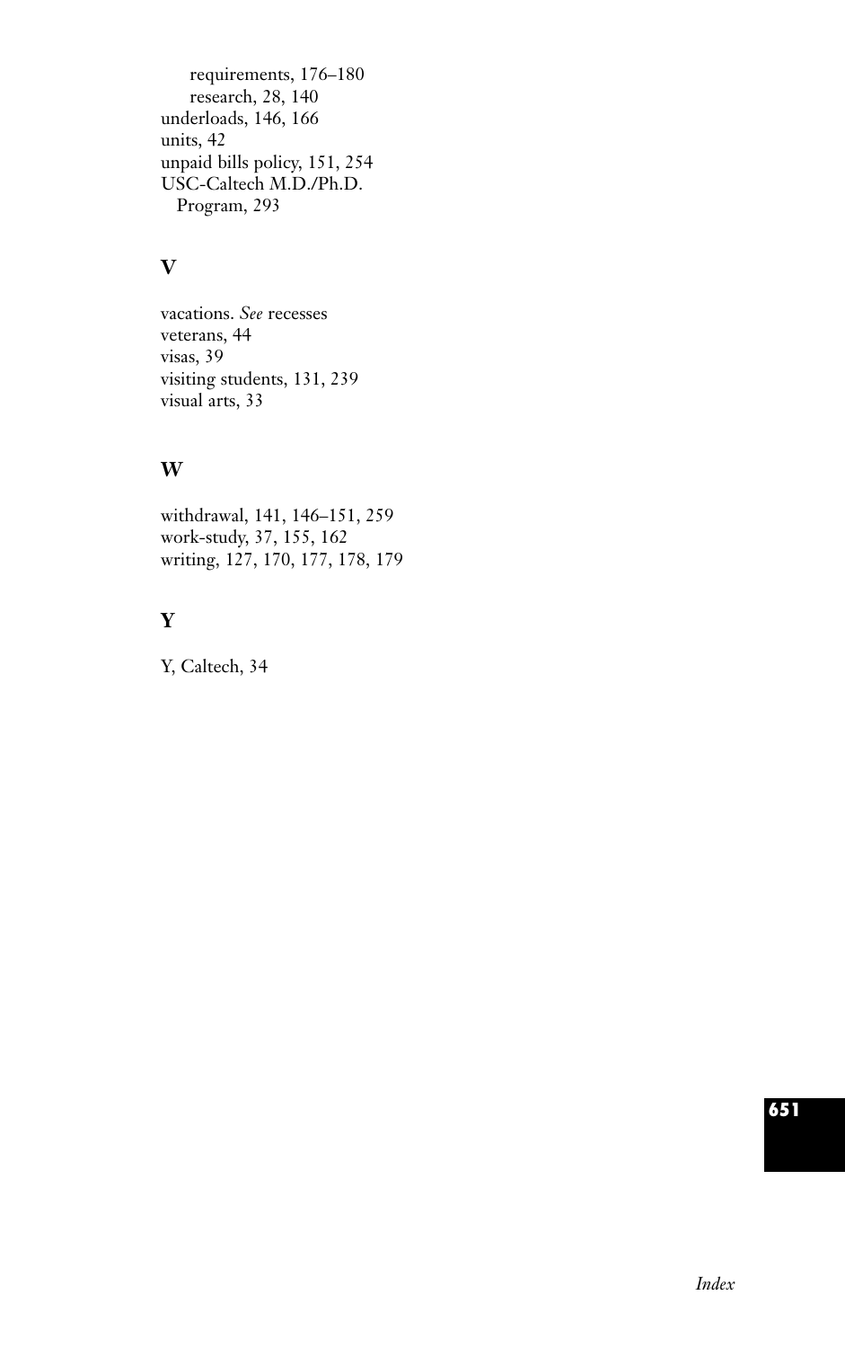requirements, 176–180
research, 28, 140
underloads, 146, 166
units, 42
unpaid bills policy, 151, 254
USC-Caltech M.D./Ph.D. Program, 293

## V

vacations. *See* recesses
veterans, 44
visas, 39
visiting students, 131, 239
visual arts, 33

## W

withdrawal, 141, 146–151, 259
work-study, 37, 155, 162
writing, 127, 170, 177, 178, 179

## Y

Y, Caltech, 34